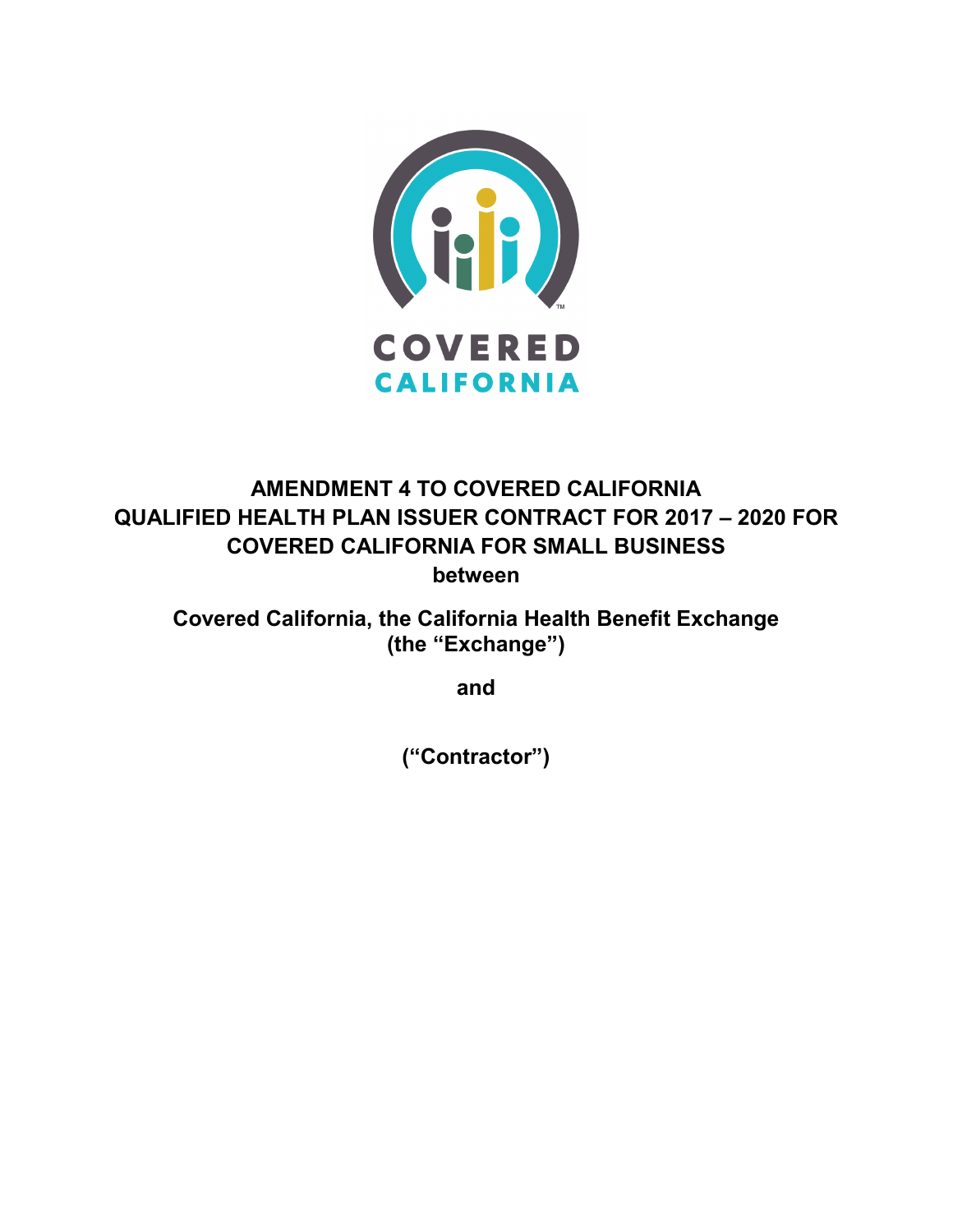COVERED CALIFORNIA

# AMENDMENT 4 TO COVERED CALIFORNIA QUALIFIED HEALTH PLAN ISSUER CONTRACT FOR 2017 – 2020 FOR COVERED CALIFORNIA FOR SMALL BUSINESS

**between**

**Covered California, the California Health Benefit Exchange (the "Exchange")**

**and**

**("Contractor")**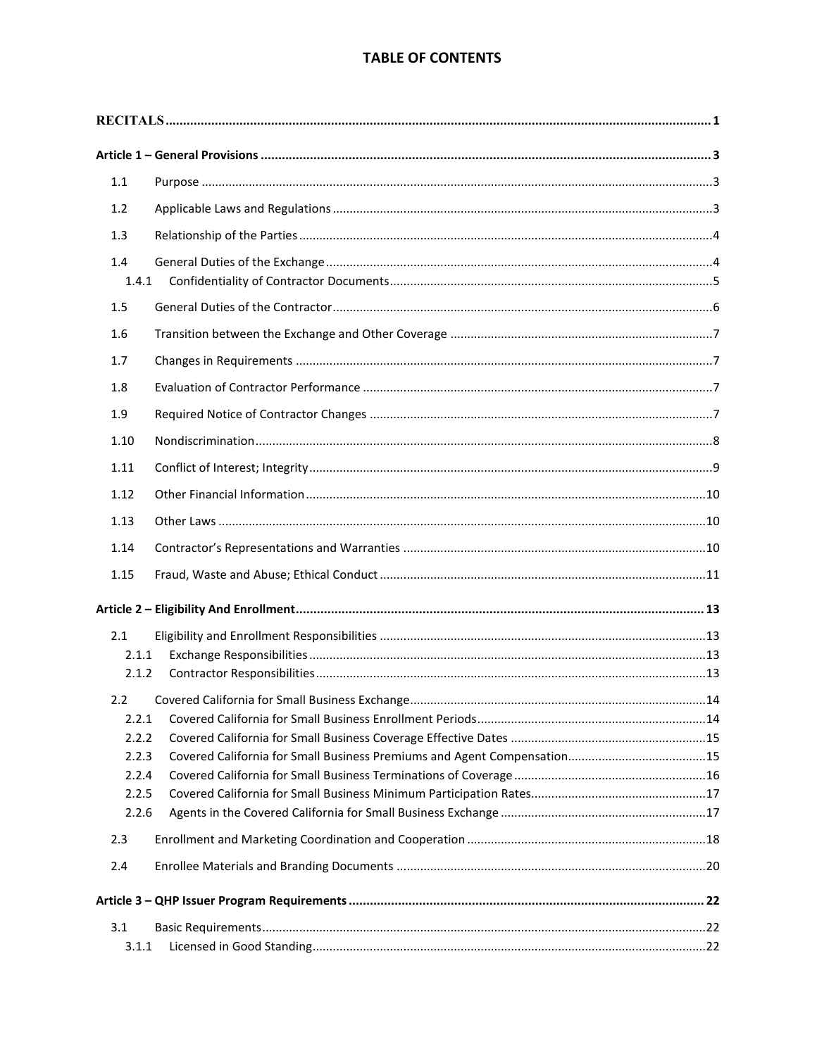# TABLE OF CONTENTS

| | | |
|---|---|---|
| **RECITALS** | | **1** |
| **Article 1 – General Provisions** | | **3** |
| 1.1 | Purpose | 3 |
| 1.2 | Applicable Laws and Regulations | 3 |
| 1.3 | Relationship of the Parties | 4 |
| 1.4 | General Duties of the Exchange | 4 |
| 1.4.1 | Confidentiality of Contractor Documents | 5 |
| 1.5 | General Duties of the Contractor | 6 |
| 1.6 | Transition between the Exchange and Other Coverage | 7 |
| 1.7 | Changes in Requirements | 7 |
| 1.8 | Evaluation of Contractor Performance | 7 |
| 1.9 | Required Notice of Contractor Changes | 7 |
| 1.10 | Nondiscrimination | 8 |
| 1.11 | Conflict of Interest; Integrity | 9 |
| 1.12 | Other Financial Information | 10 |
| 1.13 | Other Laws | 10 |
| 1.14 | Contractor's Representations and Warranties | 10 |
| 1.15 | Fraud, Waste and Abuse; Ethical Conduct | 11 |
| **Article 2 – Eligibility And Enrollment** | | **13** |
| 2.1 | Eligibility and Enrollment Responsibilities | 13 |
| 2.1.1 | Exchange Responsibilities | 13 |
| 2.1.2 | Contractor Responsibilities | 13 |
| 2.2 | Covered California for Small Business Exchange | 14 |
| 2.2.1 | Covered California for Small Business Enrollment Periods | 14 |
| 2.2.2 | Covered California for Small Business Coverage Effective Dates | 15 |
| 2.2.3 | Covered California for Small Business Premiums and Agent Compensation | 15 |
| 2.2.4 | Covered California for Small Business Terminations of Coverage | 16 |
| 2.2.5 | Covered California for Small Business Minimum Participation Rates | 17 |
| 2.2.6 | Agents in the Covered California for Small Business Exchange | 17 |
| 2.3 | Enrollment and Marketing Coordination and Cooperation | 18 |
| 2.4 | Enrollee Materials and Branding Documents | 20 |
| **Article 3 – QHP Issuer Program Requirements** | | **22** |
| 3.1 | Basic Requirements | 22 |
| 3.1.1 | Licensed in Good Standing | 22 |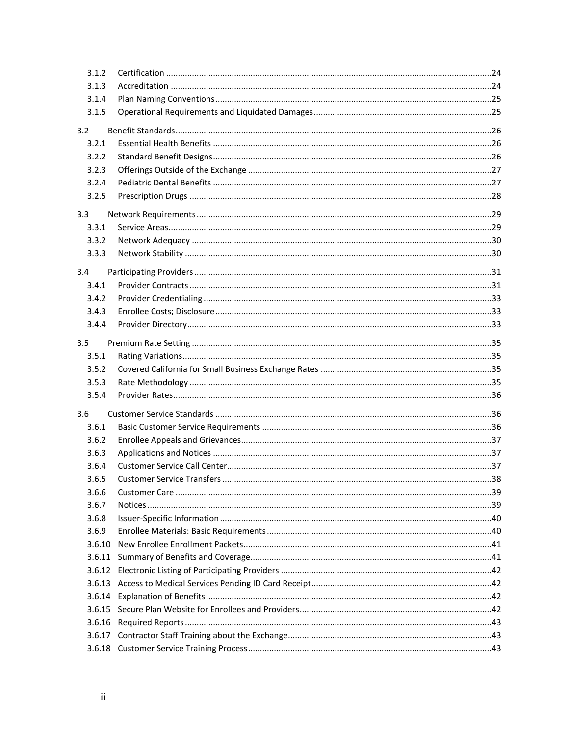- 3.1.2 Certification ....24
- 3.1.3 Accreditation ....24
- 3.1.4 Plan Naming Conventions ....25
- 3.1.5 Operational Requirements and Liquidated Damages ....25

3.2 Benefit Standards ....26
- 3.2.1 Essential Health Benefits ....26
- 3.2.2 Standard Benefit Designs ....26
- 3.2.3 Offerings Outside of the Exchange ....27
- 3.2.4 Pediatric Dental Benefits ....27
- 3.2.5 Prescription Drugs ....28

3.3 Network Requirements ....29
- 3.3.1 Service Areas ....29
- 3.3.2 Network Adequacy ....30
- 3.3.3 Network Stability ....30

3.4 Participating Providers ....31
- 3.4.1 Provider Contracts ....31
- 3.4.2 Provider Credentialing ....33
- 3.4.3 Enrollee Costs; Disclosure ....33
- 3.4.4 Provider Directory ....33

3.5 Premium Rate Setting ....35
- 3.5.1 Rating Variations ....35
- 3.5.2 Covered California for Small Business Exchange Rates ....35
- 3.5.3 Rate Methodology ....35
- 3.5.4 Provider Rates ....36

3.6 Customer Service Standards ....36
- 3.6.1 Basic Customer Service Requirements ....36
- 3.6.2 Enrollee Appeals and Grievances ....37
- 3.6.3 Applications and Notices ....37
- 3.6.4 Customer Service Call Center ....37
- 3.6.5 Customer Service Transfers ....38
- 3.6.6 Customer Care ....39
- 3.6.7 Notices ....39
- 3.6.8 Issuer-Specific Information ....40
- 3.6.9 Enrollee Materials: Basic Requirements ....40
- 3.6.10 New Enrollee Enrollment Packets ....41
- 3.6.11 Summary of Benefits and Coverage ....41
- 3.6.12 Electronic Listing of Participating Providers ....42
- 3.6.13 Access to Medical Services Pending ID Card Receipt ....42
- 3.6.14 Explanation of Benefits ....42
- 3.6.15 Secure Plan Website for Enrollees and Providers ....42
- 3.6.16 Required Reports ....43
- 3.6.17 Contractor Staff Training about the Exchange ....43
- 3.6.18 Customer Service Training Process ....43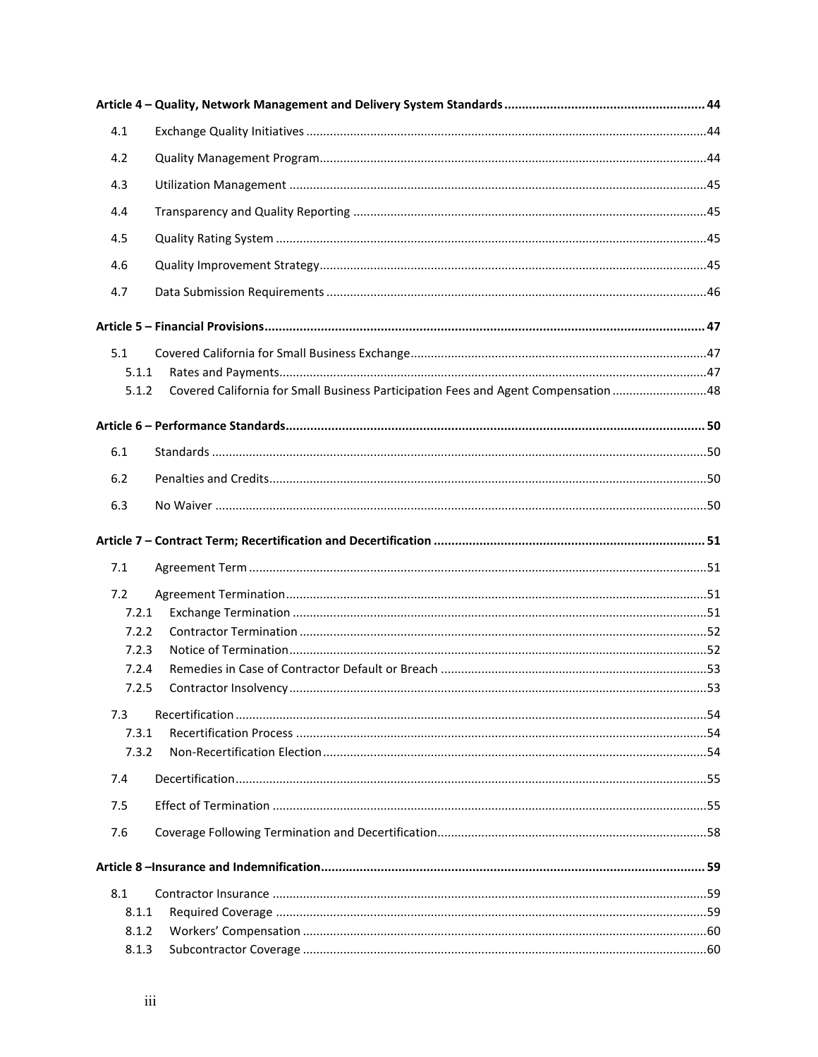**Article 4 – Quality, Network Management and Delivery System Standards** ........ 44

4.1 Exchange Quality Initiatives ........ 44

4.2 Quality Management Program ........ 44

4.3 Utilization Management ........ 45

4.4 Transparency and Quality Reporting ........ 45

4.5 Quality Rating System ........ 45

4.6 Quality Improvement Strategy ........ 45

4.7 Data Submission Requirements ........ 46

**Article 5 – Financial Provisions** ........ 47

5.1 Covered California for Small Business Exchange ........ 47

5.1.1 Rates and Payments ........ 47

5.1.2 Covered California for Small Business Participation Fees and Agent Compensation ........ 48

**Article 6 – Performance Standards** ........ 50

6.1 Standards ........ 50

6.2 Penalties and Credits ........ 50

6.3 No Waiver ........ 50

**Article 7 – Contract Term; Recertification and Decertification** ........ 51

7.1 Agreement Term ........ 51

7.2 Agreement Termination ........ 51

7.2.1 Exchange Termination ........ 51

7.2.2 Contractor Termination ........ 52

7.2.3 Notice of Termination ........ 52

7.2.4 Remedies in Case of Contractor Default or Breach ........ 53

7.2.5 Contractor Insolvency ........ 53

7.3 Recertification ........ 54

7.3.1 Recertification Process ........ 54

7.3.2 Non-Recertification Election ........ 54

7.4 Decertification ........ 55

7.5 Effect of Termination ........ 55

7.6 Coverage Following Termination and Decertification ........ 58

**Article 8 –Insurance and Indemnification** ........ 59

8.1 Contractor Insurance ........ 59

8.1.1 Required Coverage ........ 59

8.1.2 Workers' Compensation ........ 60

8.1.3 Subcontractor Coverage ........ 60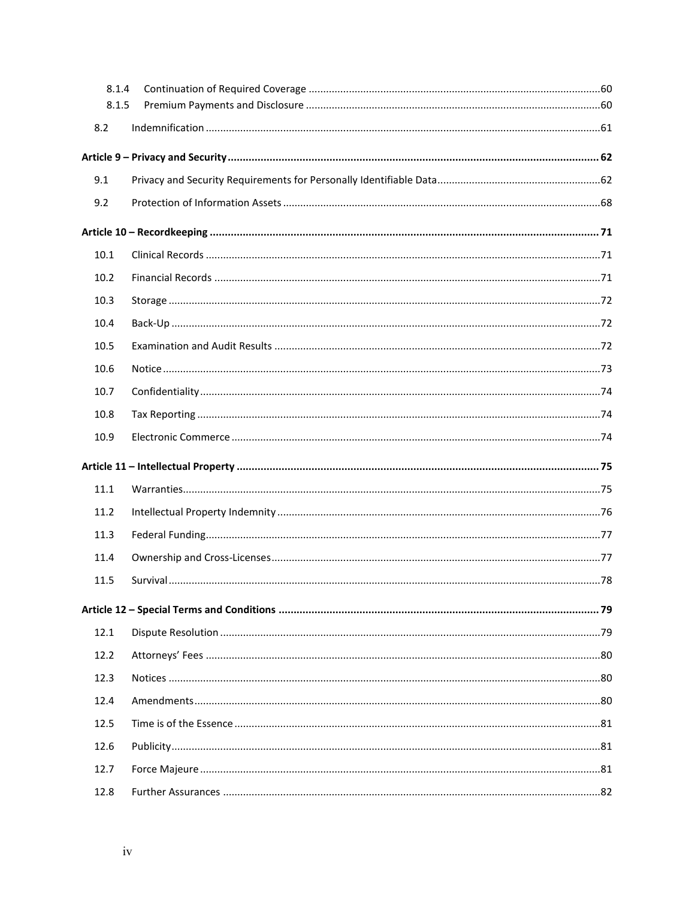8.1.4 Continuation of Required Coverage ..... 60
8.1.5 Premium Payments and Disclosure ..... 60

8.2 Indemnification ..... 61

**Article 9 – Privacy and Security ..... 62**

9.1 Privacy and Security Requirements for Personally Identifiable Data ..... 62

9.2 Protection of Information Assets ..... 68

**Article 10 – Recordkeeping ..... 71**

10.1 Clinical Records ..... 71

10.2 Financial Records ..... 71

10.3 Storage ..... 72

10.4 Back-Up ..... 72

10.5 Examination and Audit Results ..... 72

10.6 Notice ..... 73

10.7 Confidentiality ..... 74

10.8 Tax Reporting ..... 74

10.9 Electronic Commerce ..... 74

**Article 11 – Intellectual Property ..... 75**

11.1 Warranties ..... 75

11.2 Intellectual Property Indemnity ..... 76

11.3 Federal Funding ..... 77

11.4 Ownership and Cross-Licenses ..... 77

11.5 Survival ..... 78

**Article 12 – Special Terms and Conditions ..... 79**

12.1 Dispute Resolution ..... 79

12.2 Attorneys' Fees ..... 80

12.3 Notices ..... 80

12.4 Amendments ..... 80

12.5 Time is of the Essence ..... 81

12.6 Publicity ..... 81

12.7 Force Majeure ..... 81

12.8 Further Assurances ..... 82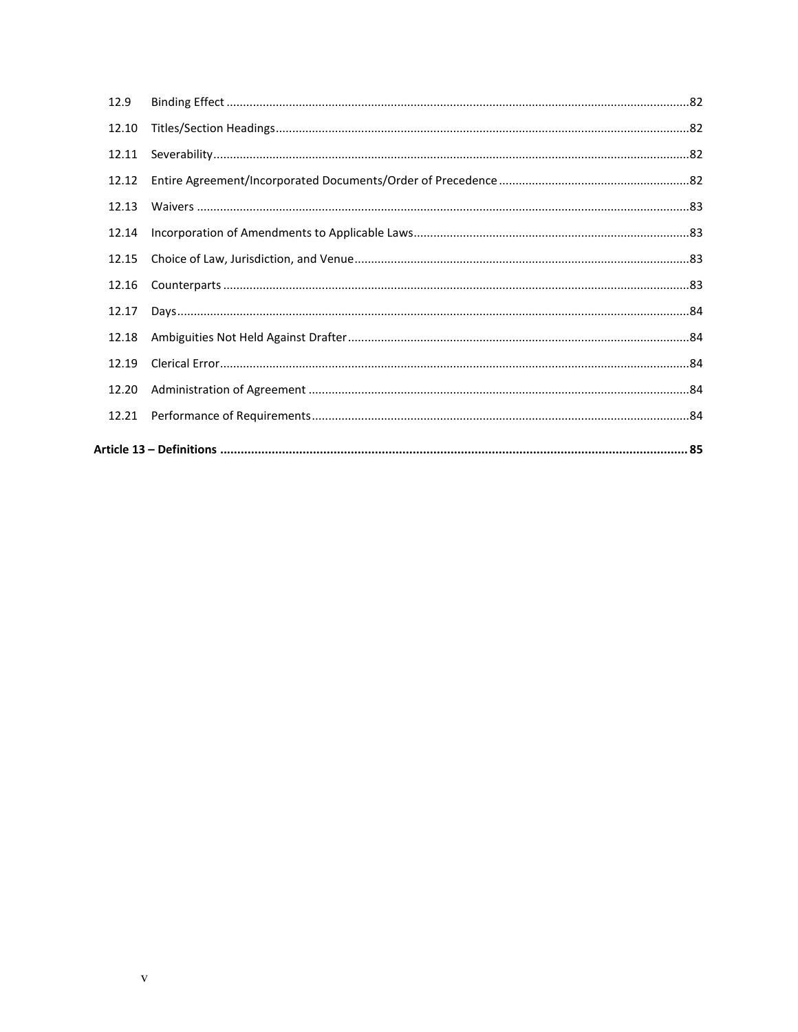| | | |
|---|---|---|
| 12.9 | Binding Effect | 82 |
| 12.10 | Titles/Section Headings | 82 |
| 12.11 | Severability | 82 |
| 12.12 | Entire Agreement/Incorporated Documents/Order of Precedence | 82 |
| 12.13 | Waivers | 83 |
| 12.14 | Incorporation of Amendments to Applicable Laws | 83 |
| 12.15 | Choice of Law, Jurisdiction, and Venue | 83 |
| 12.16 | Counterparts | 83 |
| 12.17 | Days | 84 |
| 12.18 | Ambiguities Not Held Against Drafter | 84 |
| 12.19 | Clerical Error | 84 |
| 12.20 | Administration of Agreement | 84 |
| 12.21 | Performance of Requirements | 84 |

**Article 13 – Definitions** ........ **85**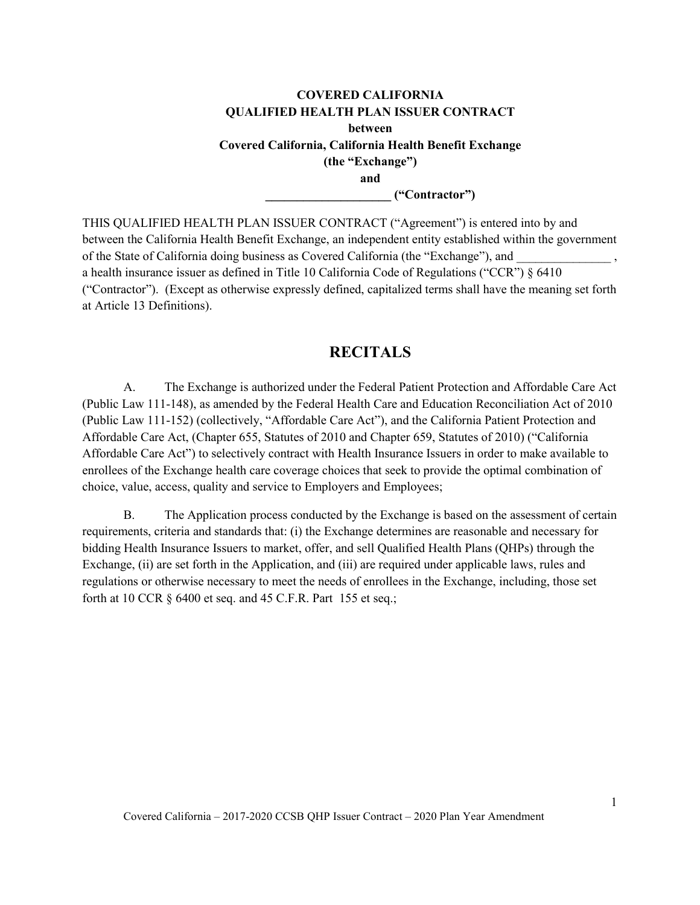**COVERED CALIFORNIA**
**QUALIFIED HEALTH PLAN ISSUER CONTRACT**
**between**
**Covered California, California Health Benefit Exchange**
**(the "Exchange")**
**and**
**____________________ ("Contractor")**

THIS QUALIFIED HEALTH PLAN ISSUER CONTRACT ("Agreement") is entered into by and between the California Health Benefit Exchange, an independent entity established within the government of the State of California doing business as Covered California (the "Exchange"), and _______________ , a health insurance issuer as defined in Title 10 California Code of Regulations ("CCR") § 6410 ("Contractor"). (Except as otherwise expressly defined, capitalized terms shall have the meaning set forth at Article 13 Definitions).

## RECITALS

A. The Exchange is authorized under the Federal Patient Protection and Affordable Care Act (Public Law 111-148), as amended by the Federal Health Care and Education Reconciliation Act of 2010 (Public Law 111-152) (collectively, "Affordable Care Act"), and the California Patient Protection and Affordable Care Act, (Chapter 655, Statutes of 2010 and Chapter 659, Statutes of 2010) ("California Affordable Care Act") to selectively contract with Health Insurance Issuers in order to make available to enrollees of the Exchange health care coverage choices that seek to provide the optimal combination of choice, value, access, quality and service to Employers and Employees;

B. The Application process conducted by the Exchange is based on the assessment of certain requirements, criteria and standards that: (i) the Exchange determines are reasonable and necessary for bidding Health Insurance Issuers to market, offer, and sell Qualified Health Plans (QHPs) through the Exchange, (ii) are set forth in the Application, and (iii) are required under applicable laws, rules and regulations or otherwise necessary to meet the needs of enrollees in the Exchange, including, those set forth at 10 CCR § 6400 et seq. and 45 C.F.R. Part 155 et seq.;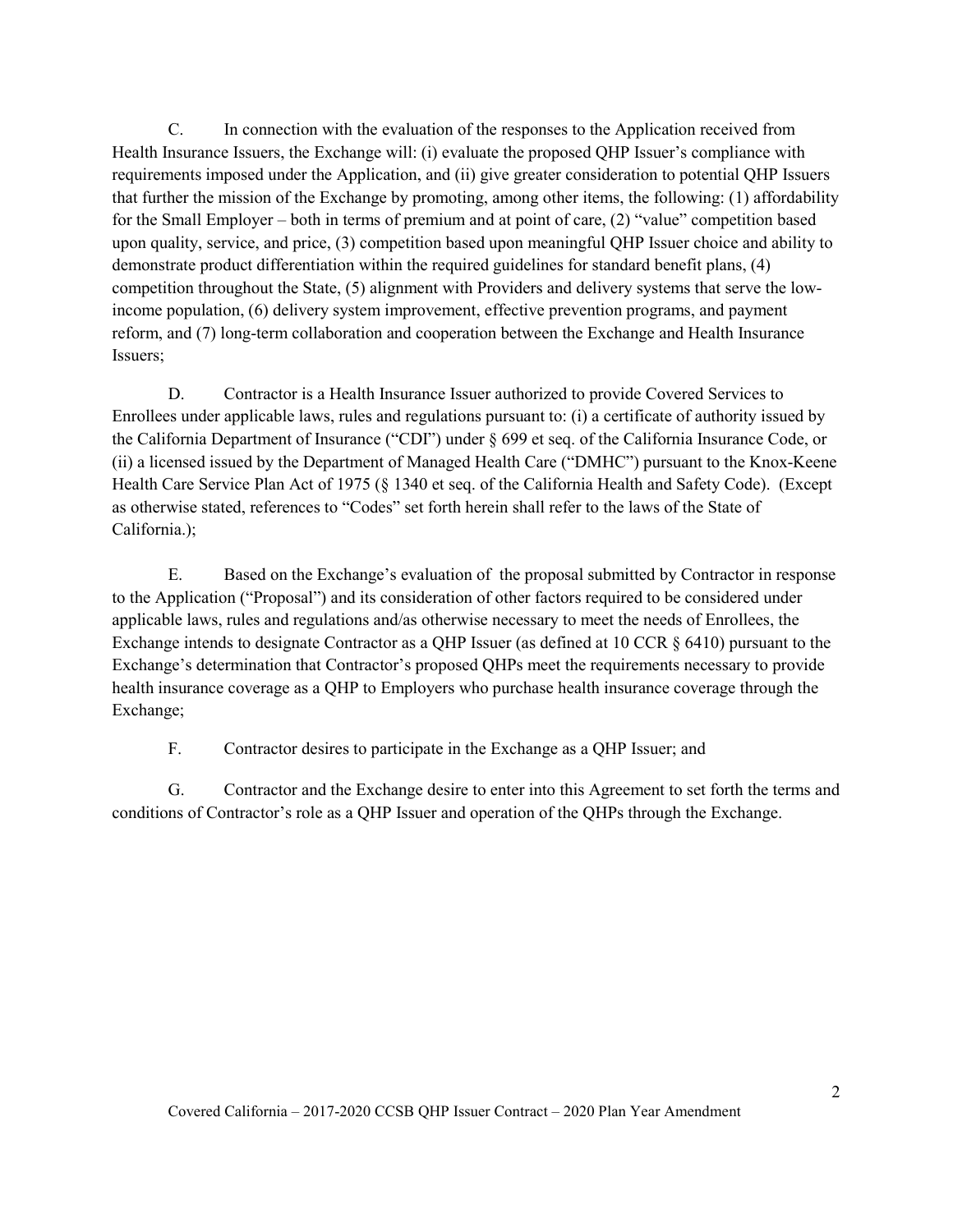C. In connection with the evaluation of the responses to the Application received from Health Insurance Issuers, the Exchange will: (i) evaluate the proposed QHP Issuer's compliance with requirements imposed under the Application, and (ii) give greater consideration to potential QHP Issuers that further the mission of the Exchange by promoting, among other items, the following: (1) affordability for the Small Employer – both in terms of premium and at point of care, (2) "value" competition based upon quality, service, and price, (3) competition based upon meaningful QHP Issuer choice and ability to demonstrate product differentiation within the required guidelines for standard benefit plans, (4) competition throughout the State, (5) alignment with Providers and delivery systems that serve the low-income population, (6) delivery system improvement, effective prevention programs, and payment reform, and (7) long-term collaboration and cooperation between the Exchange and Health Insurance Issuers;

D. Contractor is a Health Insurance Issuer authorized to provide Covered Services to Enrollees under applicable laws, rules and regulations pursuant to: (i) a certificate of authority issued by the California Department of Insurance ("CDI") under § 699 et seq. of the California Insurance Code, or (ii) a licensed issued by the Department of Managed Health Care ("DMHC") pursuant to the Knox-Keene Health Care Service Plan Act of 1975 (§ 1340 et seq. of the California Health and Safety Code). (Except as otherwise stated, references to "Codes" set forth herein shall refer to the laws of the State of California.);

E. Based on the Exchange's evaluation of the proposal submitted by Contractor in response to the Application ("Proposal") and its consideration of other factors required to be considered under applicable laws, rules and regulations and/as otherwise necessary to meet the needs of Enrollees, the Exchange intends to designate Contractor as a QHP Issuer (as defined at 10 CCR § 6410) pursuant to the Exchange's determination that Contractor's proposed QHPs meet the requirements necessary to provide health insurance coverage as a QHP to Employers who purchase health insurance coverage through the Exchange;

F. Contractor desires to participate in the Exchange as a QHP Issuer; and

G. Contractor and the Exchange desire to enter into this Agreement to set forth the terms and conditions of Contractor's role as a QHP Issuer and operation of the QHPs through the Exchange.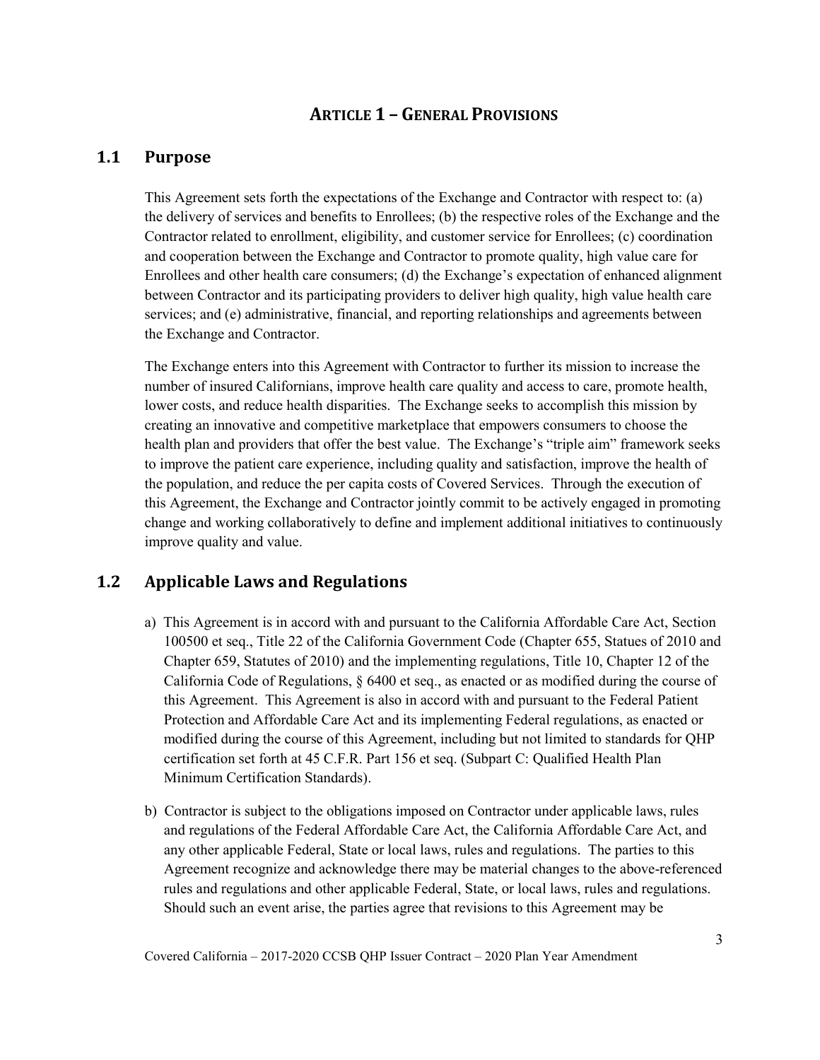# ARTICLE 1 – GENERAL PROVISIONS

## 1.1 Purpose

This Agreement sets forth the expectations of the Exchange and Contractor with respect to: (a) the delivery of services and benefits to Enrollees; (b) the respective roles of the Exchange and the Contractor related to enrollment, eligibility, and customer service for Enrollees; (c) coordination and cooperation between the Exchange and Contractor to promote quality, high value care for Enrollees and other health care consumers; (d) the Exchange's expectation of enhanced alignment between Contractor and its participating providers to deliver high quality, high value health care services; and (e) administrative, financial, and reporting relationships and agreements between the Exchange and Contractor.

The Exchange enters into this Agreement with Contractor to further its mission to increase the number of insured Californians, improve health care quality and access to care, promote health, lower costs, and reduce health disparities. The Exchange seeks to accomplish this mission by creating an innovative and competitive marketplace that empowers consumers to choose the health plan and providers that offer the best value. The Exchange's "triple aim" framework seeks to improve the patient care experience, including quality and satisfaction, improve the health of the population, and reduce the per capita costs of Covered Services. Through the execution of this Agreement, the Exchange and Contractor jointly commit to be actively engaged in promoting change and working collaboratively to define and implement additional initiatives to continuously improve quality and value.

## 1.2 Applicable Laws and Regulations

a) This Agreement is in accord with and pursuant to the California Affordable Care Act, Section 100500 et seq., Title 22 of the California Government Code (Chapter 655, Statues of 2010 and Chapter 659, Statutes of 2010) and the implementing regulations, Title 10, Chapter 12 of the California Code of Regulations, § 6400 et seq., as enacted or as modified during the course of this Agreement. This Agreement is also in accord with and pursuant to the Federal Patient Protection and Affordable Care Act and its implementing Federal regulations, as enacted or modified during the course of this Agreement, including but not limited to standards for QHP certification set forth at 45 C.F.R. Part 156 et seq. (Subpart C: Qualified Health Plan Minimum Certification Standards).

b) Contractor is subject to the obligations imposed on Contractor under applicable laws, rules and regulations of the Federal Affordable Care Act, the California Affordable Care Act, and any other applicable Federal, State or local laws, rules and regulations. The parties to this Agreement recognize and acknowledge there may be material changes to the above-referenced rules and regulations and other applicable Federal, State, or local laws, rules and regulations. Should such an event arise, the parties agree that revisions to this Agreement may be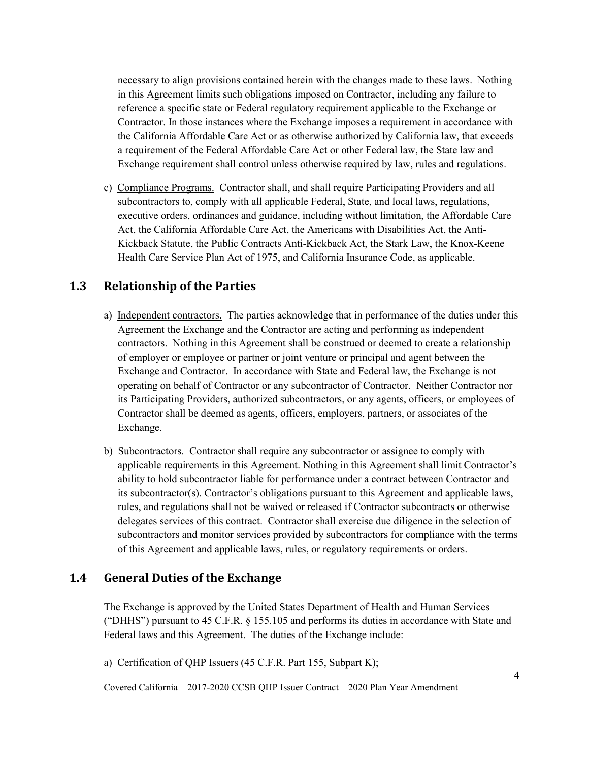necessary to align provisions contained herein with the changes made to these laws. Nothing in this Agreement limits such obligations imposed on Contractor, including any failure to reference a specific state or Federal regulatory requirement applicable to the Exchange or Contractor. In those instances where the Exchange imposes a requirement in accordance with the California Affordable Care Act or as otherwise authorized by California law, that exceeds a requirement of the Federal Affordable Care Act or other Federal law, the State law and Exchange requirement shall control unless otherwise required by law, rules and regulations.

c) Compliance Programs. Contractor shall, and shall require Participating Providers and all subcontractors to, comply with all applicable Federal, State, and local laws, regulations, executive orders, ordinances and guidance, including without limitation, the Affordable Care Act, the California Affordable Care Act, the Americans with Disabilities Act, the Anti-Kickback Statute, the Public Contracts Anti-Kickback Act, the Stark Law, the Knox-Keene Health Care Service Plan Act of 1975, and California Insurance Code, as applicable.

## 1.3 Relationship of the Parties

a) Independent contractors. The parties acknowledge that in performance of the duties under this Agreement the Exchange and the Contractor are acting and performing as independent contractors. Nothing in this Agreement shall be construed or deemed to create a relationship of employer or employee or partner or joint venture or principal and agent between the Exchange and Contractor. In accordance with State and Federal law, the Exchange is not operating on behalf of Contractor or any subcontractor of Contractor. Neither Contractor nor its Participating Providers, authorized subcontractors, or any agents, officers, or employees of Contractor shall be deemed as agents, officers, employers, partners, or associates of the Exchange.

b) Subcontractors. Contractor shall require any subcontractor or assignee to comply with applicable requirements in this Agreement. Nothing in this Agreement shall limit Contractor's ability to hold subcontractor liable for performance under a contract between Contractor and its subcontractor(s). Contractor's obligations pursuant to this Agreement and applicable laws, rules, and regulations shall not be waived or released if Contractor subcontracts or otherwise delegates services of this contract. Contractor shall exercise due diligence in the selection of subcontractors and monitor services provided by subcontractors for compliance with the terms of this Agreement and applicable laws, rules, or regulatory requirements or orders.

## 1.4 General Duties of the Exchange

The Exchange is approved by the United States Department of Health and Human Services ("DHHS") pursuant to 45 C.F.R. § 155.105 and performs its duties in accordance with State and Federal laws and this Agreement. The duties of the Exchange include:

a) Certification of QHP Issuers (45 C.F.R. Part 155, Subpart K);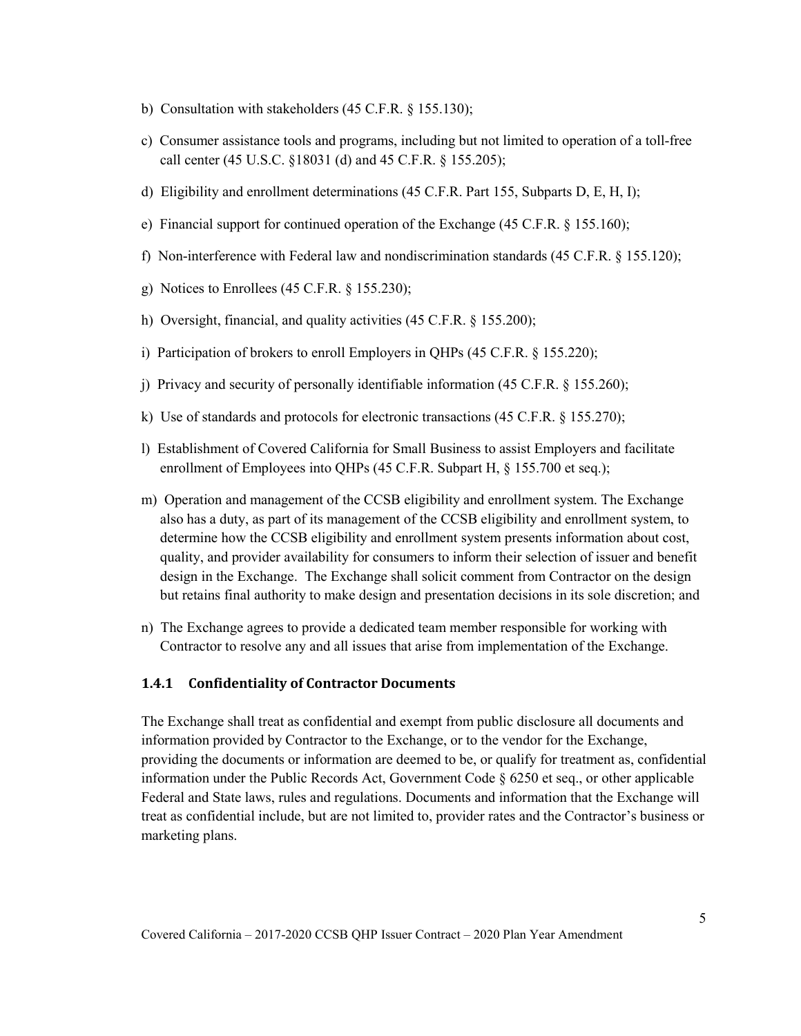b) Consultation with stakeholders (45 C.F.R. § 155.130);

c) Consumer assistance tools and programs, including but not limited to operation of a toll-free call center (45 U.S.C. §18031 (d) and 45 C.F.R. § 155.205);

d) Eligibility and enrollment determinations (45 C.F.R. Part 155, Subparts D, E, H, I);

e) Financial support for continued operation of the Exchange (45 C.F.R. § 155.160);

f) Non-interference with Federal law and nondiscrimination standards (45 C.F.R. § 155.120);

g) Notices to Enrollees (45 C.F.R. § 155.230);

h) Oversight, financial, and quality activities (45 C.F.R. § 155.200);

i) Participation of brokers to enroll Employers in QHPs (45 C.F.R. § 155.220);

j) Privacy and security of personally identifiable information (45 C.F.R. § 155.260);

k) Use of standards and protocols for electronic transactions (45 C.F.R. § 155.270);

l) Establishment of Covered California for Small Business to assist Employers and facilitate enrollment of Employees into QHPs (45 C.F.R. Subpart H, § 155.700 et seq.);

m) Operation and management of the CCSB eligibility and enrollment system. The Exchange also has a duty, as part of its management of the CCSB eligibility and enrollment system, to determine how the CCSB eligibility and enrollment system presents information about cost, quality, and provider availability for consumers to inform their selection of issuer and benefit design in the Exchange. The Exchange shall solicit comment from Contractor on the design but retains final authority to make design and presentation decisions in its sole discretion; and

n) The Exchange agrees to provide a dedicated team member responsible for working with Contractor to resolve any and all issues that arise from implementation of the Exchange.

### 1.4.1 Confidentiality of Contractor Documents

The Exchange shall treat as confidential and exempt from public disclosure all documents and information provided by Contractor to the Exchange, or to the vendor for the Exchange, providing the documents or information are deemed to be, or qualify for treatment as, confidential information under the Public Records Act, Government Code § 6250 et seq., or other applicable Federal and State laws, rules and regulations. Documents and information that the Exchange will treat as confidential include, but are not limited to, provider rates and the Contractor's business or marketing plans.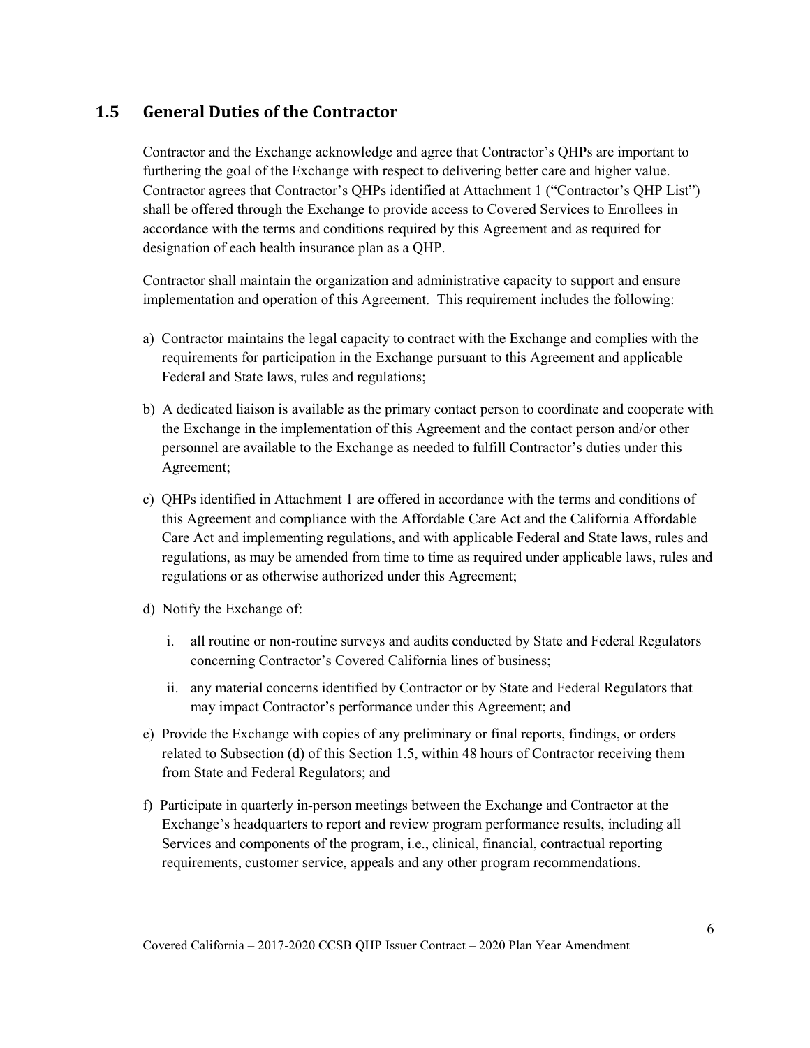## 1.5 General Duties of the Contractor

Contractor and the Exchange acknowledge and agree that Contractor's QHPs are important to furthering the goal of the Exchange with respect to delivering better care and higher value. Contractor agrees that Contractor's QHPs identified at Attachment 1 ("Contractor's QHP List") shall be offered through the Exchange to provide access to Covered Services to Enrollees in accordance with the terms and conditions required by this Agreement and as required for designation of each health insurance plan as a QHP.

Contractor shall maintain the organization and administrative capacity to support and ensure implementation and operation of this Agreement. This requirement includes the following:

a) Contractor maintains the legal capacity to contract with the Exchange and complies with the requirements for participation in the Exchange pursuant to this Agreement and applicable Federal and State laws, rules and regulations;

b) A dedicated liaison is available as the primary contact person to coordinate and cooperate with the Exchange in the implementation of this Agreement and the contact person and/or other personnel are available to the Exchange as needed to fulfill Contractor's duties under this Agreement;

c) QHPs identified in Attachment 1 are offered in accordance with the terms and conditions of this Agreement and compliance with the Affordable Care Act and the California Affordable Care Act and implementing regulations, and with applicable Federal and State laws, rules and regulations, as may be amended from time to time as required under applicable laws, rules and regulations or as otherwise authorized under this Agreement;

d) Notify the Exchange of:

   i. all routine or non-routine surveys and audits conducted by State and Federal Regulators concerning Contractor's Covered California lines of business;

   ii. any material concerns identified by Contractor or by State and Federal Regulators that may impact Contractor's performance under this Agreement; and

e) Provide the Exchange with copies of any preliminary or final reports, findings, or orders related to Subsection (d) of this Section 1.5, within 48 hours of Contractor receiving them from State and Federal Regulators; and

f) Participate in quarterly in-person meetings between the Exchange and Contractor at the Exchange's headquarters to report and review program performance results, including all Services and components of the program, i.e., clinical, financial, contractual reporting requirements, customer service, appeals and any other program recommendations.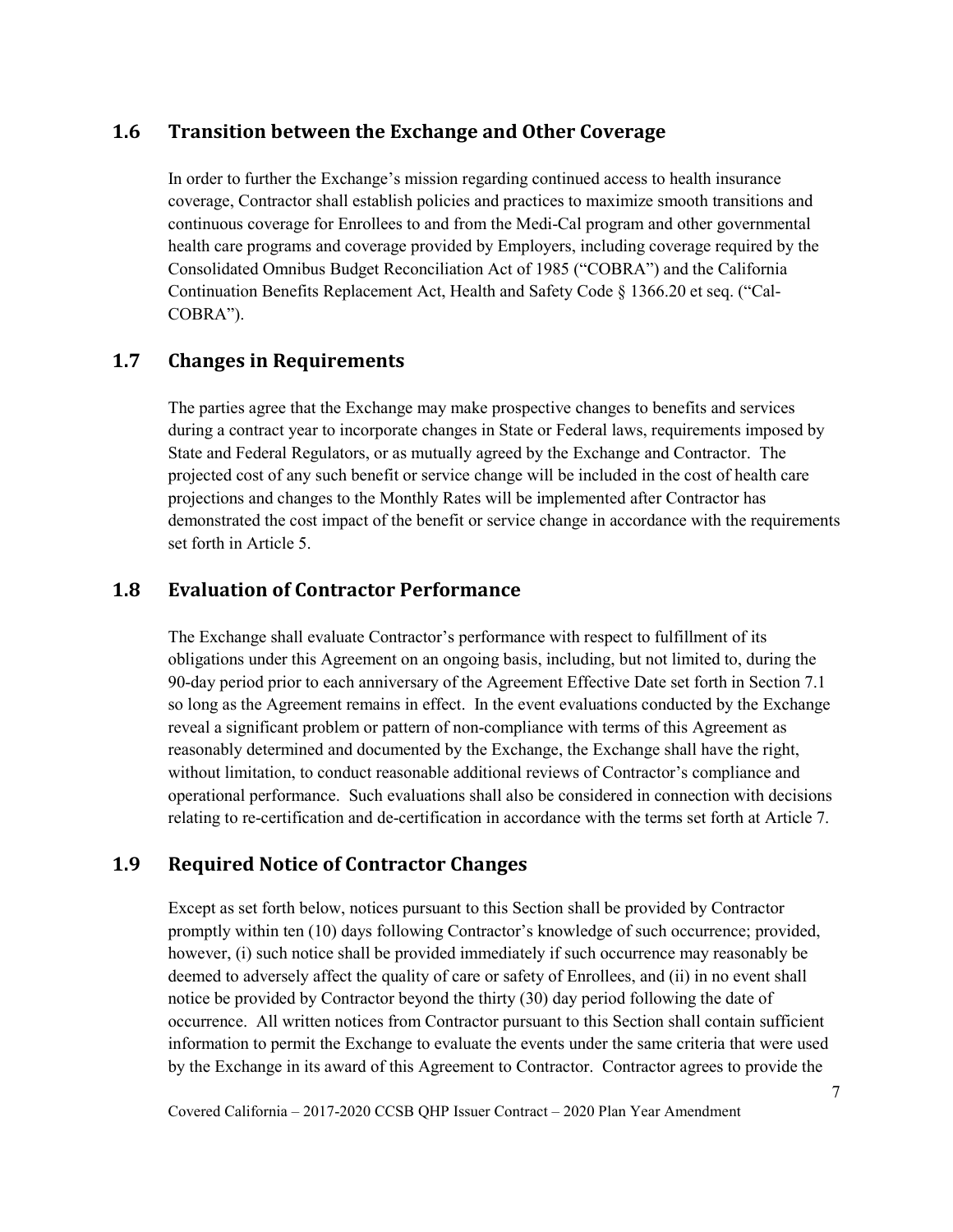## 1.6 Transition between the Exchange and Other Coverage

In order to further the Exchange's mission regarding continued access to health insurance coverage, Contractor shall establish policies and practices to maximize smooth transitions and continuous coverage for Enrollees to and from the Medi-Cal program and other governmental health care programs and coverage provided by Employers, including coverage required by the Consolidated Omnibus Budget Reconciliation Act of 1985 ("COBRA") and the California Continuation Benefits Replacement Act, Health and Safety Code § 1366.20 et seq. ("Cal-COBRA").

## 1.7 Changes in Requirements

The parties agree that the Exchange may make prospective changes to benefits and services during a contract year to incorporate changes in State or Federal laws, requirements imposed by State and Federal Regulators, or as mutually agreed by the Exchange and Contractor. The projected cost of any such benefit or service change will be included in the cost of health care projections and changes to the Monthly Rates will be implemented after Contractor has demonstrated the cost impact of the benefit or service change in accordance with the requirements set forth in Article 5.

## 1.8 Evaluation of Contractor Performance

The Exchange shall evaluate Contractor's performance with respect to fulfillment of its obligations under this Agreement on an ongoing basis, including, but not limited to, during the 90-day period prior to each anniversary of the Agreement Effective Date set forth in Section 7.1 so long as the Agreement remains in effect. In the event evaluations conducted by the Exchange reveal a significant problem or pattern of non-compliance with terms of this Agreement as reasonably determined and documented by the Exchange, the Exchange shall have the right, without limitation, to conduct reasonable additional reviews of Contractor's compliance and operational performance. Such evaluations shall also be considered in connection with decisions relating to re-certification and de-certification in accordance with the terms set forth at Article 7.

## 1.9 Required Notice of Contractor Changes

Except as set forth below, notices pursuant to this Section shall be provided by Contractor promptly within ten (10) days following Contractor's knowledge of such occurrence; provided, however, (i) such notice shall be provided immediately if such occurrence may reasonably be deemed to adversely affect the quality of care or safety of Enrollees, and (ii) in no event shall notice be provided by Contractor beyond the thirty (30) day period following the date of occurrence. All written notices from Contractor pursuant to this Section shall contain sufficient information to permit the Exchange to evaluate the events under the same criteria that were used by the Exchange in its award of this Agreement to Contractor. Contractor agrees to provide the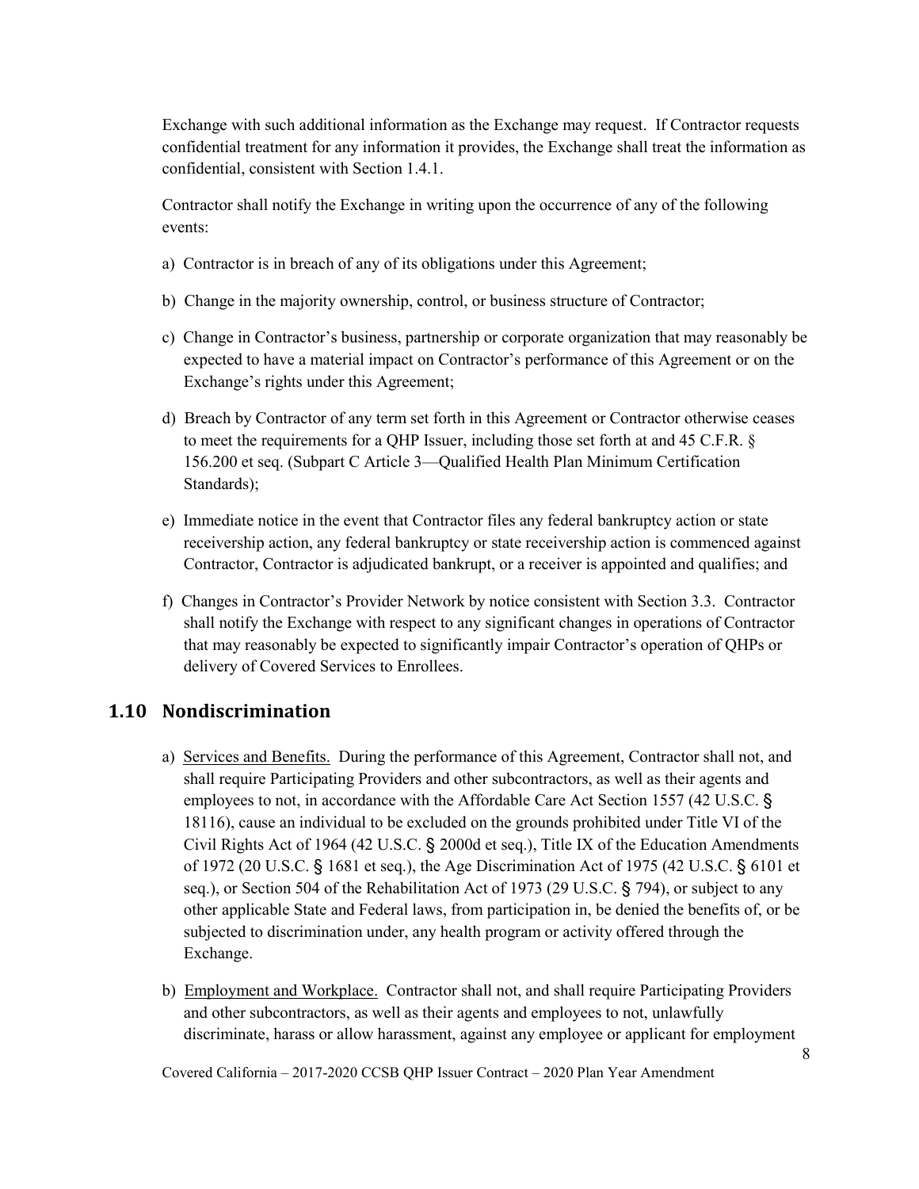Exchange with such additional information as the Exchange may request. If Contractor requests confidential treatment for any information it provides, the Exchange shall treat the information as confidential, consistent with Section 1.4.1.

Contractor shall notify the Exchange in writing upon the occurrence of any of the following events:

a) Contractor is in breach of any of its obligations under this Agreement;

b) Change in the majority ownership, control, or business structure of Contractor;

c) Change in Contractor's business, partnership or corporate organization that may reasonably be expected to have a material impact on Contractor's performance of this Agreement or on the Exchange's rights under this Agreement;

d) Breach by Contractor of any term set forth in this Agreement or Contractor otherwise ceases to meet the requirements for a QHP Issuer, including those set forth at and 45 C.F.R. § 156.200 et seq. (Subpart C Article 3—Qualified Health Plan Minimum Certification Standards);

e) Immediate notice in the event that Contractor files any federal bankruptcy action or state receivership action, any federal bankruptcy or state receivership action is commenced against Contractor, Contractor is adjudicated bankrupt, or a receiver is appointed and qualifies; and

f) Changes in Contractor's Provider Network by notice consistent with Section 3.3. Contractor shall notify the Exchange with respect to any significant changes in operations of Contractor that may reasonably be expected to significantly impair Contractor's operation of QHPs or delivery of Covered Services to Enrollees.

## 1.10 Nondiscrimination

a) Services and Benefits. During the performance of this Agreement, Contractor shall not, and shall require Participating Providers and other subcontractors, as well as their agents and employees to not, in accordance with the Affordable Care Act Section 1557 (42 U.S.C. § 18116), cause an individual to be excluded on the grounds prohibited under Title VI of the Civil Rights Act of 1964 (42 U.S.C. § 2000d et seq.), Title IX of the Education Amendments of 1972 (20 U.S.C. § 1681 et seq.), the Age Discrimination Act of 1975 (42 U.S.C. § 6101 et seq.), or Section 504 of the Rehabilitation Act of 1973 (29 U.S.C. § 794), or subject to any other applicable State and Federal laws, from participation in, be denied the benefits of, or be subjected to discrimination under, any health program or activity offered through the Exchange.

b) Employment and Workplace. Contractor shall not, and shall require Participating Providers and other subcontractors, as well as their agents and employees to not, unlawfully discriminate, harass or allow harassment, against any employee or applicant for employment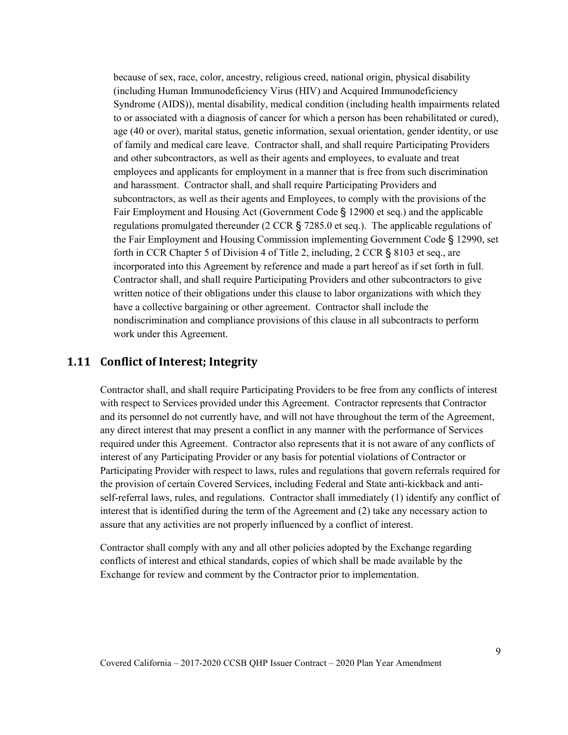because of sex, race, color, ancestry, religious creed, national origin, physical disability (including Human Immunodeficiency Virus (HIV) and Acquired Immunodeficiency Syndrome (AIDS)), mental disability, medical condition (including health impairments related to or associated with a diagnosis of cancer for which a person has been rehabilitated or cured), age (40 or over), marital status, genetic information, sexual orientation, gender identity, or use of family and medical care leave. Contractor shall, and shall require Participating Providers and other subcontractors, as well as their agents and employees, to evaluate and treat employees and applicants for employment in a manner that is free from such discrimination and harassment. Contractor shall, and shall require Participating Providers and subcontractors, as well as their agents and Employees, to comply with the provisions of the Fair Employment and Housing Act (Government Code § 12900 et seq.) and the applicable regulations promulgated thereunder (2 CCR § 7285.0 et seq.). The applicable regulations of the Fair Employment and Housing Commission implementing Government Code § 12990, set forth in CCR Chapter 5 of Division 4 of Title 2, including, 2 CCR § 8103 et seq., are incorporated into this Agreement by reference and made a part hereof as if set forth in full. Contractor shall, and shall require Participating Providers and other subcontractors to give written notice of their obligations under this clause to labor organizations with which they have a collective bargaining or other agreement. Contractor shall include the nondiscrimination and compliance provisions of this clause in all subcontracts to perform work under this Agreement.

## 1.11 Conflict of Interest; Integrity

Contractor shall, and shall require Participating Providers to be free from any conflicts of interest with respect to Services provided under this Agreement. Contractor represents that Contractor and its personnel do not currently have, and will not have throughout the term of the Agreement, any direct interest that may present a conflict in any manner with the performance of Services required under this Agreement. Contractor also represents that it is not aware of any conflicts of interest of any Participating Provider or any basis for potential violations of Contractor or Participating Provider with respect to laws, rules and regulations that govern referrals required for the provision of certain Covered Services, including Federal and State anti-kickback and anti-self-referral laws, rules, and regulations. Contractor shall immediately (1) identify any conflict of interest that is identified during the term of the Agreement and (2) take any necessary action to assure that any activities are not properly influenced by a conflict of interest.

Contractor shall comply with any and all other policies adopted by the Exchange regarding conflicts of interest and ethical standards, copies of which shall be made available by the Exchange for review and comment by the Contractor prior to implementation.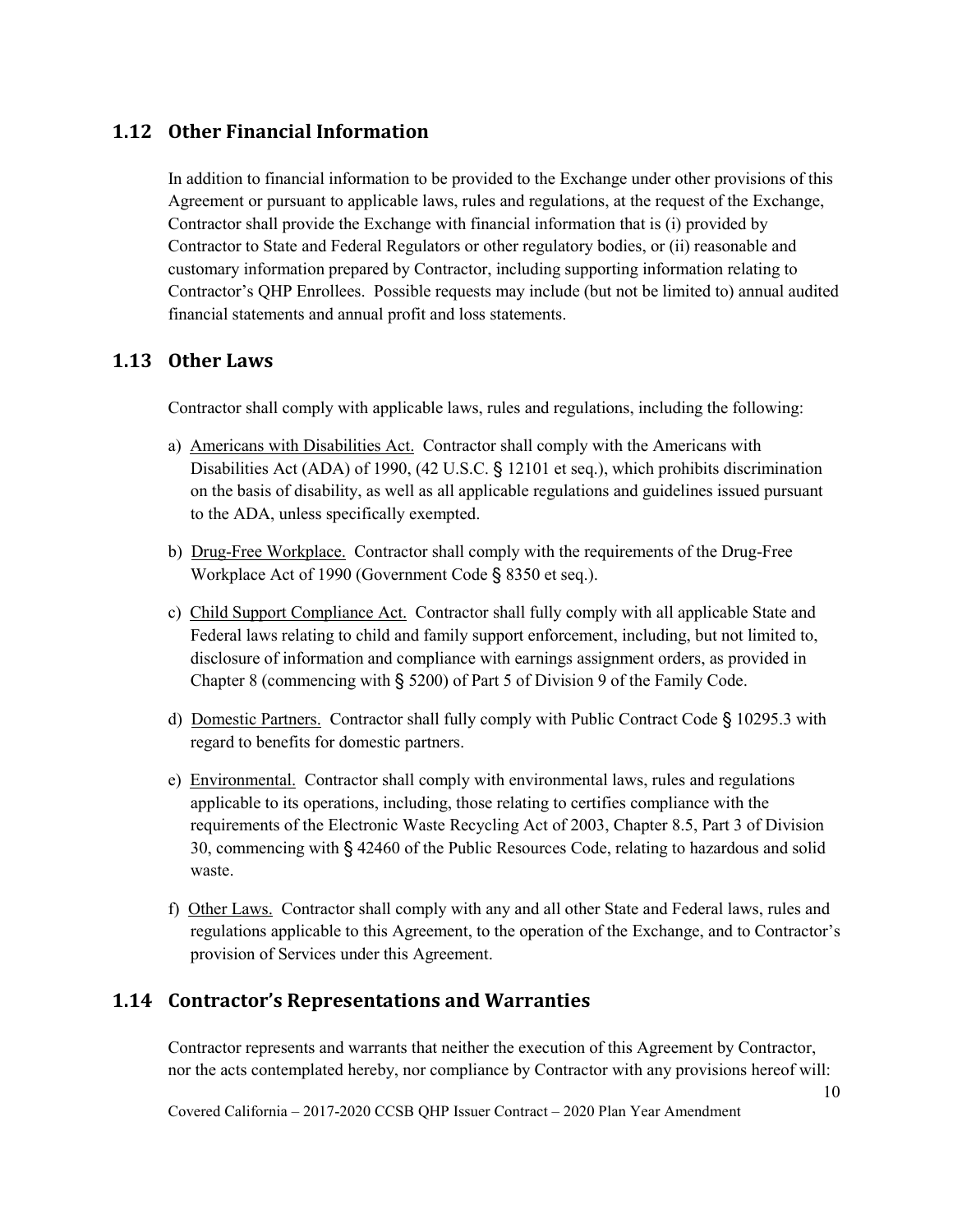## 1.12 Other Financial Information

In addition to financial information to be provided to the Exchange under other provisions of this Agreement or pursuant to applicable laws, rules and regulations, at the request of the Exchange, Contractor shall provide the Exchange with financial information that is (i) provided by Contractor to State and Federal Regulators or other regulatory bodies, or (ii) reasonable and customary information prepared by Contractor, including supporting information relating to Contractor's QHP Enrollees. Possible requests may include (but not be limited to) annual audited financial statements and annual profit and loss statements.

## 1.13 Other Laws

Contractor shall comply with applicable laws, rules and regulations, including the following:

a) <u>Americans with Disabilities Act.</u> Contractor shall comply with the Americans with Disabilities Act (ADA) of 1990, (42 U.S.C. § 12101 et seq.), which prohibits discrimination on the basis of disability, as well as all applicable regulations and guidelines issued pursuant to the ADA, unless specifically exempted.

b) <u>Drug-Free Workplace.</u> Contractor shall comply with the requirements of the Drug-Free Workplace Act of 1990 (Government Code § 8350 et seq.).

c) <u>Child Support Compliance Act.</u> Contractor shall fully comply with all applicable State and Federal laws relating to child and family support enforcement, including, but not limited to, disclosure of information and compliance with earnings assignment orders, as provided in Chapter 8 (commencing with § 5200) of Part 5 of Division 9 of the Family Code.

d) <u>Domestic Partners.</u> Contractor shall fully comply with Public Contract Code § 10295.3 with regard to benefits for domestic partners.

e) <u>Environmental.</u> Contractor shall comply with environmental laws, rules and regulations applicable to its operations, including, those relating to certifies compliance with the requirements of the Electronic Waste Recycling Act of 2003, Chapter 8.5, Part 3 of Division 30, commencing with § 42460 of the Public Resources Code, relating to hazardous and solid waste.

f) <u>Other Laws.</u> Contractor shall comply with any and all other State and Federal laws, rules and regulations applicable to this Agreement, to the operation of the Exchange, and to Contractor's provision of Services under this Agreement.

## 1.14 Contractor's Representations and Warranties

Contractor represents and warrants that neither the execution of this Agreement by Contractor, nor the acts contemplated hereby, nor compliance by Contractor with any provisions hereof will: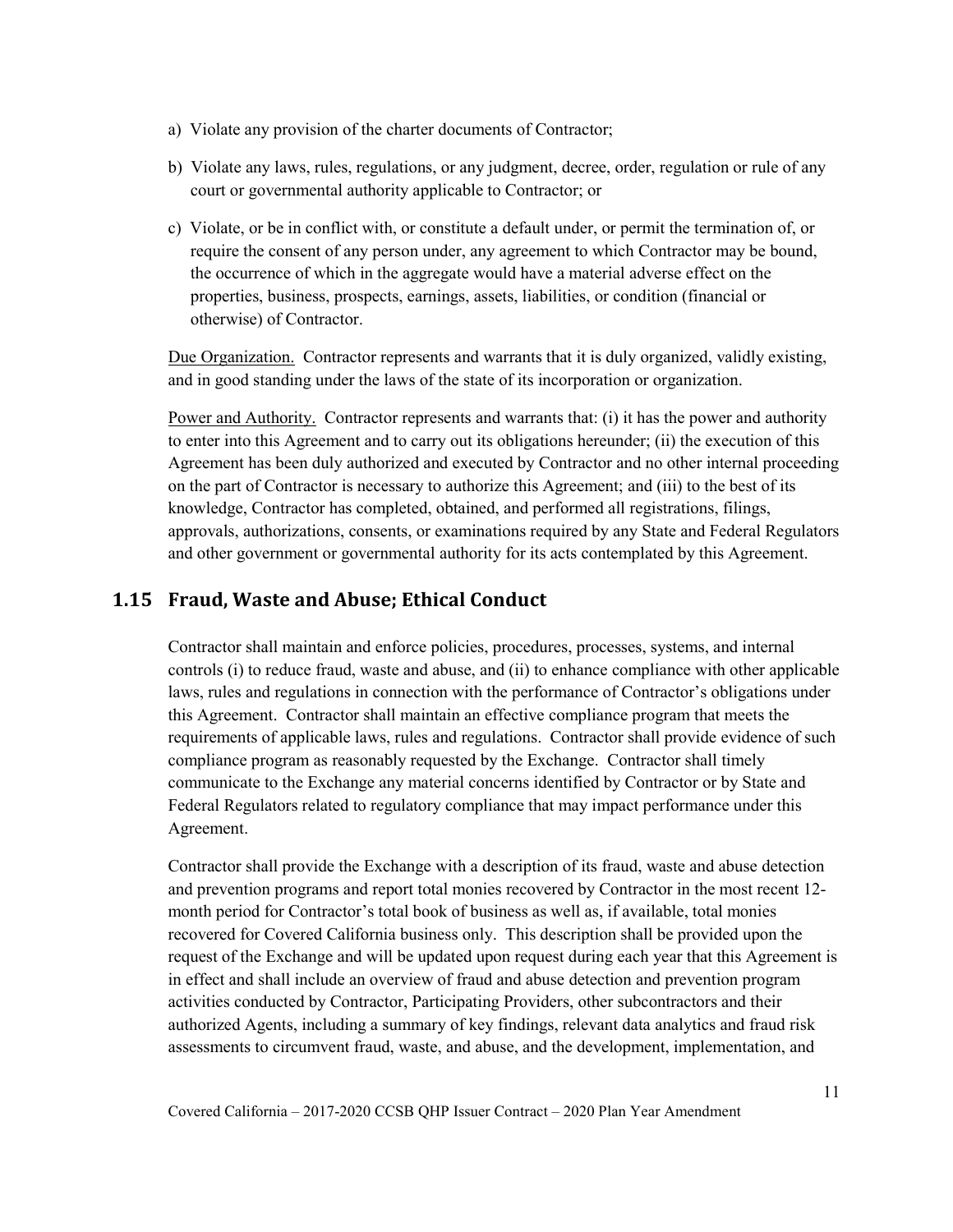a) Violate any provision of the charter documents of Contractor;

b) Violate any laws, rules, regulations, or any judgment, decree, order, regulation or rule of any court or governmental authority applicable to Contractor; or

c) Violate, or be in conflict with, or constitute a default under, or permit the termination of, or require the consent of any person under, any agreement to which Contractor may be bound, the occurrence of which in the aggregate would have a material adverse effect on the properties, business, prospects, earnings, assets, liabilities, or condition (financial or otherwise) of Contractor.

Due Organization. Contractor represents and warrants that it is duly organized, validly existing, and in good standing under the laws of the state of its incorporation or organization.

Power and Authority. Contractor represents and warrants that: (i) it has the power and authority to enter into this Agreement and to carry out its obligations hereunder; (ii) the execution of this Agreement has been duly authorized and executed by Contractor and no other internal proceeding on the part of Contractor is necessary to authorize this Agreement; and (iii) to the best of its knowledge, Contractor has completed, obtained, and performed all registrations, filings, approvals, authorizations, consents, or examinations required by any State and Federal Regulators and other government or governmental authority for its acts contemplated by this Agreement.

## 1.15 Fraud, Waste and Abuse; Ethical Conduct

Contractor shall maintain and enforce policies, procedures, processes, systems, and internal controls (i) to reduce fraud, waste and abuse, and (ii) to enhance compliance with other applicable laws, rules and regulations in connection with the performance of Contractor's obligations under this Agreement. Contractor shall maintain an effective compliance program that meets the requirements of applicable laws, rules and regulations. Contractor shall provide evidence of such compliance program as reasonably requested by the Exchange. Contractor shall timely communicate to the Exchange any material concerns identified by Contractor or by State and Federal Regulators related to regulatory compliance that may impact performance under this Agreement.

Contractor shall provide the Exchange with a description of its fraud, waste and abuse detection and prevention programs and report total monies recovered by Contractor in the most recent 12-month period for Contractor's total book of business as well as, if available, total monies recovered for Covered California business only. This description shall be provided upon the request of the Exchange and will be updated upon request during each year that this Agreement is in effect and shall include an overview of fraud and abuse detection and prevention program activities conducted by Contractor, Participating Providers, other subcontractors and their authorized Agents, including a summary of key findings, relevant data analytics and fraud risk assessments to circumvent fraud, waste, and abuse, and the development, implementation, and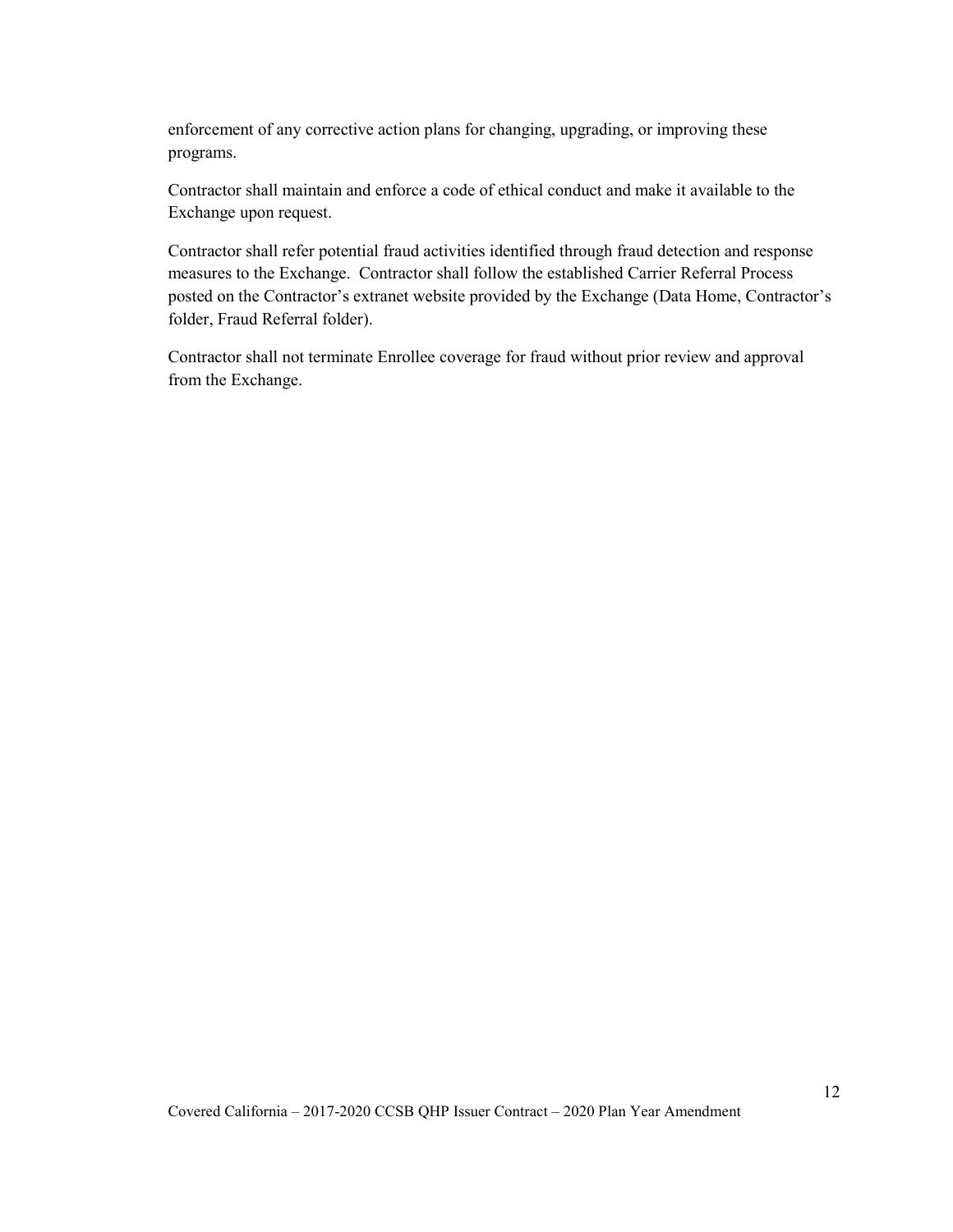enforcement of any corrective action plans for changing, upgrading, or improving these programs.

Contractor shall maintain and enforce a code of ethical conduct and make it available to the Exchange upon request.

Contractor shall refer potential fraud activities identified through fraud detection and response measures to the Exchange. Contractor shall follow the established Carrier Referral Process posted on the Contractor's extranet website provided by the Exchange (Data Home, Contractor's folder, Fraud Referral folder).

Contractor shall not terminate Enrollee coverage for fraud without prior review and approval from the Exchange.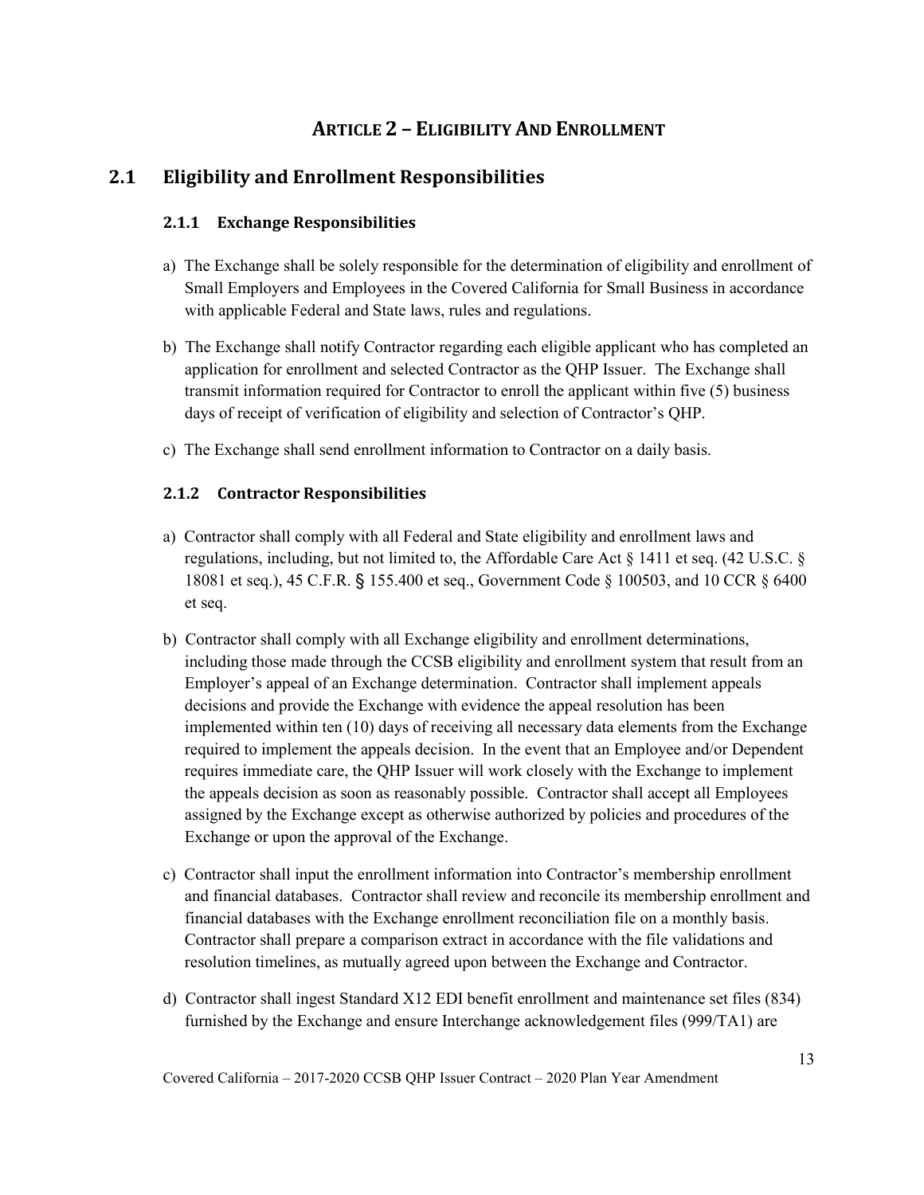# ARTICLE 2 – ELIGIBILITY AND ENROLLMENT

## 2.1 Eligibility and Enrollment Responsibilities

### 2.1.1 Exchange Responsibilities

a) The Exchange shall be solely responsible for the determination of eligibility and enrollment of Small Employers and Employees in the Covered California for Small Business in accordance with applicable Federal and State laws, rules and regulations.

b) The Exchange shall notify Contractor regarding each eligible applicant who has completed an application for enrollment and selected Contractor as the QHP Issuer. The Exchange shall transmit information required for Contractor to enroll the applicant within five (5) business days of receipt of verification of eligibility and selection of Contractor's QHP.

c) The Exchange shall send enrollment information to Contractor on a daily basis.

### 2.1.2 Contractor Responsibilities

a) Contractor shall comply with all Federal and State eligibility and enrollment laws and regulations, including, but not limited to, the Affordable Care Act § 1411 et seq. (42 U.S.C. § 18081 et seq.), 45 C.F.R. § 155.400 et seq., Government Code § 100503, and 10 CCR § 6400 et seq.

b) Contractor shall comply with all Exchange eligibility and enrollment determinations, including those made through the CCSB eligibility and enrollment system that result from an Employer's appeal of an Exchange determination. Contractor shall implement appeals decisions and provide the Exchange with evidence the appeal resolution has been implemented within ten (10) days of receiving all necessary data elements from the Exchange required to implement the appeals decision. In the event that an Employee and/or Dependent requires immediate care, the QHP Issuer will work closely with the Exchange to implement the appeals decision as soon as reasonably possible. Contractor shall accept all Employees assigned by the Exchange except as otherwise authorized by policies and procedures of the Exchange or upon the approval of the Exchange.

c) Contractor shall input the enrollment information into Contractor's membership enrollment and financial databases. Contractor shall review and reconcile its membership enrollment and financial databases with the Exchange enrollment reconciliation file on a monthly basis. Contractor shall prepare a comparison extract in accordance with the file validations and resolution timelines, as mutually agreed upon between the Exchange and Contractor.

d) Contractor shall ingest Standard X12 EDI benefit enrollment and maintenance set files (834) furnished by the Exchange and ensure Interchange acknowledgement files (999/TA1) are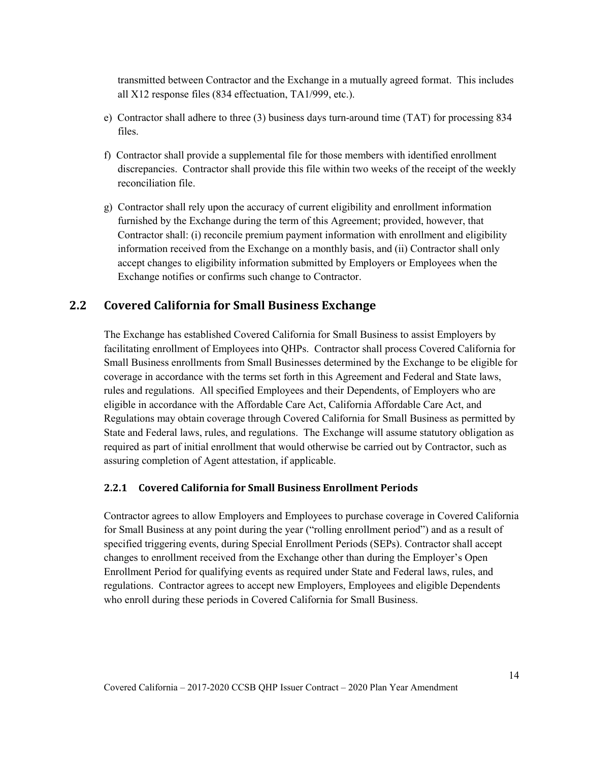transmitted between Contractor and the Exchange in a mutually agreed format. This includes all X12 response files (834 effectuation, TA1/999, etc.).

e) Contractor shall adhere to three (3) business days turn-around time (TAT) for processing 834 files.

f) Contractor shall provide a supplemental file for those members with identified enrollment discrepancies. Contractor shall provide this file within two weeks of the receipt of the weekly reconciliation file.

g) Contractor shall rely upon the accuracy of current eligibility and enrollment information furnished by the Exchange during the term of this Agreement; provided, however, that Contractor shall: (i) reconcile premium payment information with enrollment and eligibility information received from the Exchange on a monthly basis, and (ii) Contractor shall only accept changes to eligibility information submitted by Employers or Employees when the Exchange notifies or confirms such change to Contractor.

## 2.2 Covered California for Small Business Exchange

The Exchange has established Covered California for Small Business to assist Employers by facilitating enrollment of Employees into QHPs. Contractor shall process Covered California for Small Business enrollments from Small Businesses determined by the Exchange to be eligible for coverage in accordance with the terms set forth in this Agreement and Federal and State laws, rules and regulations. All specified Employees and their Dependents, of Employers who are eligible in accordance with the Affordable Care Act, California Affordable Care Act, and Regulations may obtain coverage through Covered California for Small Business as permitted by State and Federal laws, rules, and regulations. The Exchange will assume statutory obligation as required as part of initial enrollment that would otherwise be carried out by Contractor, such as assuring completion of Agent attestation, if applicable.

### 2.2.1 Covered California for Small Business Enrollment Periods

Contractor agrees to allow Employers and Employees to purchase coverage in Covered California for Small Business at any point during the year ("rolling enrollment period") and as a result of specified triggering events, during Special Enrollment Periods (SEPs). Contractor shall accept changes to enrollment received from the Exchange other than during the Employer's Open Enrollment Period for qualifying events as required under State and Federal laws, rules, and regulations. Contractor agrees to accept new Employers, Employees and eligible Dependents who enroll during these periods in Covered California for Small Business.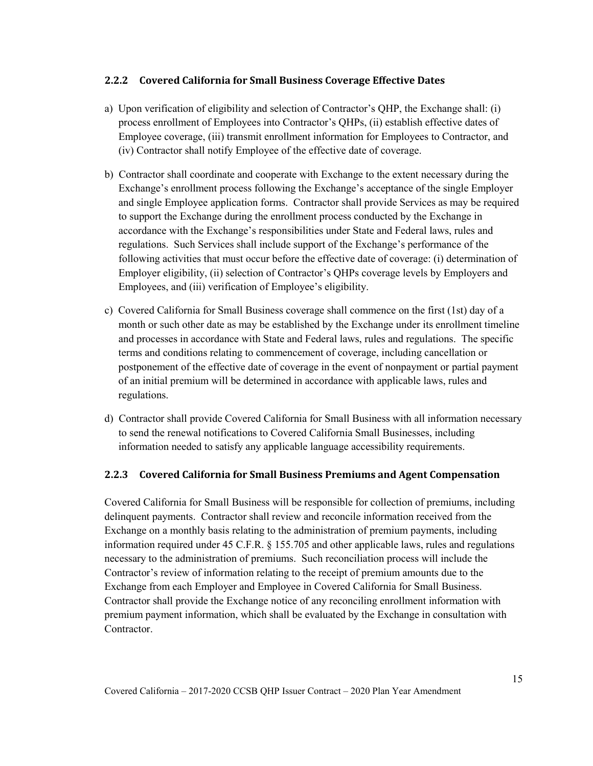### 2.2.2 Covered California for Small Business Coverage Effective Dates

a) Upon verification of eligibility and selection of Contractor's QHP, the Exchange shall: (i) process enrollment of Employees into Contractor's QHPs, (ii) establish effective dates of Employee coverage, (iii) transmit enrollment information for Employees to Contractor, and (iv) Contractor shall notify Employee of the effective date of coverage.

b) Contractor shall coordinate and cooperate with Exchange to the extent necessary during the Exchange's enrollment process following the Exchange's acceptance of the single Employer and single Employee application forms. Contractor shall provide Services as may be required to support the Exchange during the enrollment process conducted by the Exchange in accordance with the Exchange's responsibilities under State and Federal laws, rules and regulations. Such Services shall include support of the Exchange's performance of the following activities that must occur before the effective date of coverage: (i) determination of Employer eligibility, (ii) selection of Contractor's QHPs coverage levels by Employers and Employees, and (iii) verification of Employee's eligibility.

c) Covered California for Small Business coverage shall commence on the first (1st) day of a month or such other date as may be established by the Exchange under its enrollment timeline and processes in accordance with State and Federal laws, rules and regulations. The specific terms and conditions relating to commencement of coverage, including cancellation or postponement of the effective date of coverage in the event of nonpayment or partial payment of an initial premium will be determined in accordance with applicable laws, rules and regulations.

d) Contractor shall provide Covered California for Small Business with all information necessary to send the renewal notifications to Covered California Small Businesses, including information needed to satisfy any applicable language accessibility requirements.

### 2.2.3 Covered California for Small Business Premiums and Agent Compensation

Covered California for Small Business will be responsible for collection of premiums, including delinquent payments. Contractor shall review and reconcile information received from the Exchange on a monthly basis relating to the administration of premium payments, including information required under 45 C.F.R. § 155.705 and other applicable laws, rules and regulations necessary to the administration of premiums. Such reconciliation process will include the Contractor's review of information relating to the receipt of premium amounts due to the Exchange from each Employer and Employee in Covered California for Small Business. Contractor shall provide the Exchange notice of any reconciling enrollment information with premium payment information, which shall be evaluated by the Exchange in consultation with Contractor.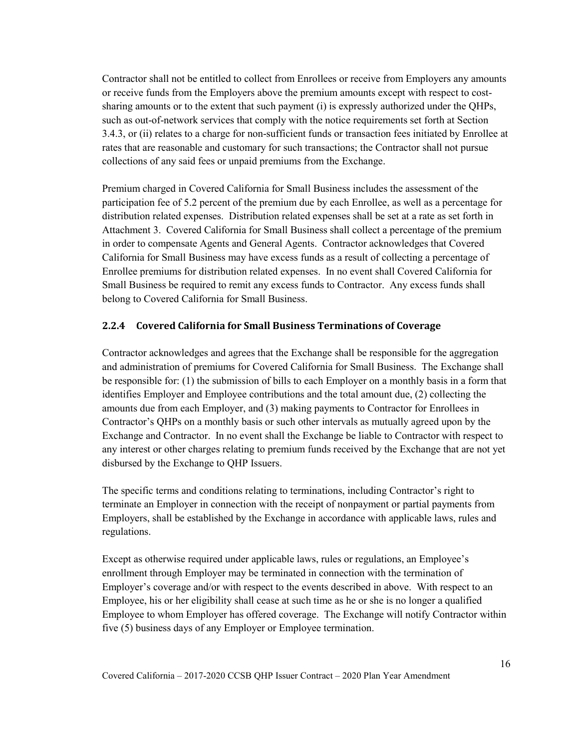Contractor shall not be entitled to collect from Enrollees or receive from Employers any amounts or receive funds from the Employers above the premium amounts except with respect to cost-sharing amounts or to the extent that such payment (i) is expressly authorized under the QHPs, such as out-of-network services that comply with the notice requirements set forth at Section 3.4.3, or (ii) relates to a charge for non-sufficient funds or transaction fees initiated by Enrollee at rates that are reasonable and customary for such transactions; the Contractor shall not pursue collections of any said fees or unpaid premiums from the Exchange.

Premium charged in Covered California for Small Business includes the assessment of the participation fee of 5.2 percent of the premium due by each Enrollee, as well as a percentage for distribution related expenses. Distribution related expenses shall be set at a rate as set forth in Attachment 3. Covered California for Small Business shall collect a percentage of the premium in order to compensate Agents and General Agents. Contractor acknowledges that Covered California for Small Business may have excess funds as a result of collecting a percentage of Enrollee premiums for distribution related expenses. In no event shall Covered California for Small Business be required to remit any excess funds to Contractor. Any excess funds shall belong to Covered California for Small Business.

### 2.2.4 Covered California for Small Business Terminations of Coverage

Contractor acknowledges and agrees that the Exchange shall be responsible for the aggregation and administration of premiums for Covered California for Small Business. The Exchange shall be responsible for: (1) the submission of bills to each Employer on a monthly basis in a form that identifies Employer and Employee contributions and the total amount due, (2) collecting the amounts due from each Employer, and (3) making payments to Contractor for Enrollees in Contractor's QHPs on a monthly basis or such other intervals as mutually agreed upon by the Exchange and Contractor. In no event shall the Exchange be liable to Contractor with respect to any interest or other charges relating to premium funds received by the Exchange that are not yet disbursed by the Exchange to QHP Issuers.

The specific terms and conditions relating to terminations, including Contractor's right to terminate an Employer in connection with the receipt of nonpayment or partial payments from Employers, shall be established by the Exchange in accordance with applicable laws, rules and regulations.

Except as otherwise required under applicable laws, rules or regulations, an Employee's enrollment through Employer may be terminated in connection with the termination of Employer's coverage and/or with respect to the events described in above. With respect to an Employee, his or her eligibility shall cease at such time as he or she is no longer a qualified Employee to whom Employer has offered coverage. The Exchange will notify Contractor within five (5) business days of any Employer or Employee termination.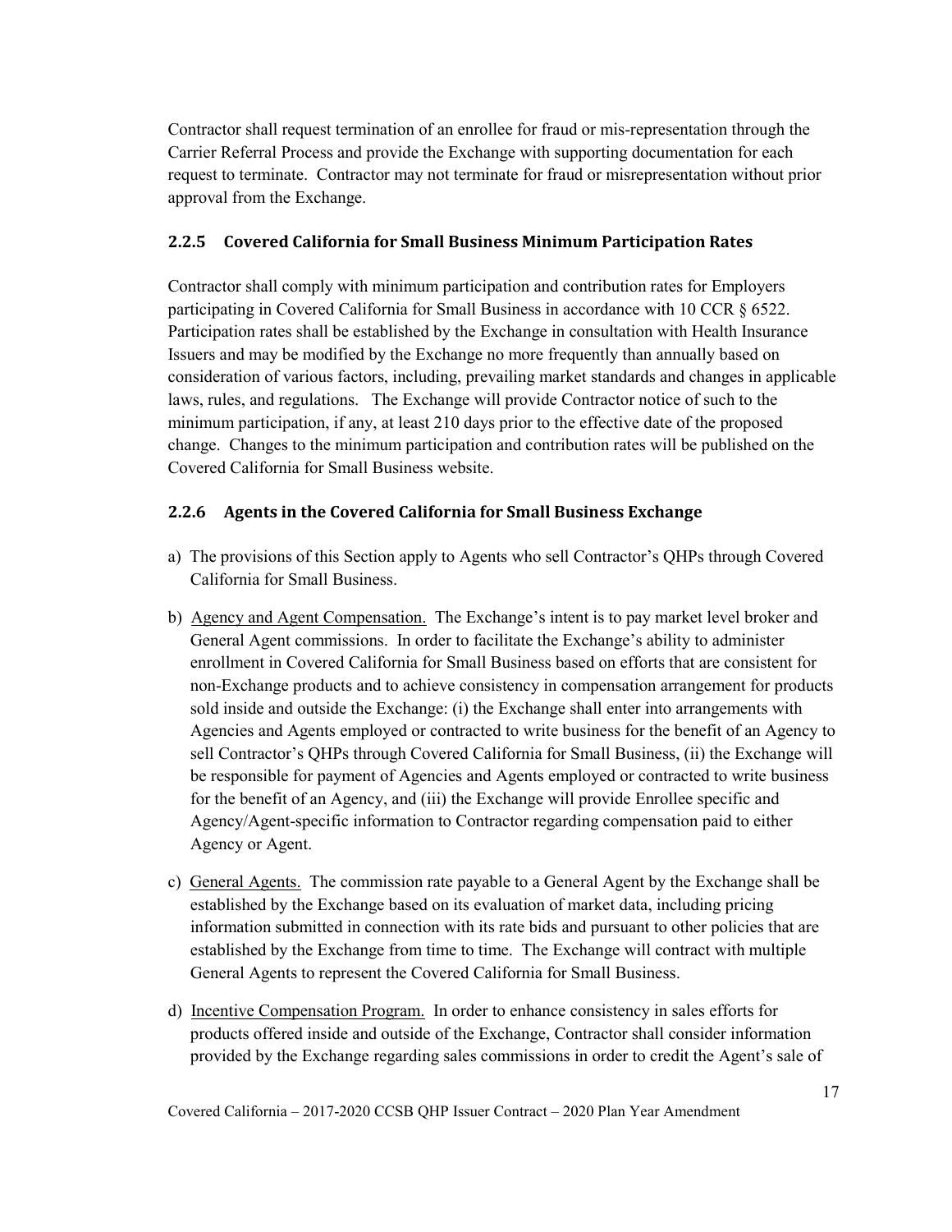Contractor shall request termination of an enrollee for fraud or mis-representation through the Carrier Referral Process and provide the Exchange with supporting documentation for each request to terminate. Contractor may not terminate for fraud or misrepresentation without prior approval from the Exchange.

### 2.2.5 Covered California for Small Business Minimum Participation Rates

Contractor shall comply with minimum participation and contribution rates for Employers participating in Covered California for Small Business in accordance with 10 CCR § 6522. Participation rates shall be established by the Exchange in consultation with Health Insurance Issuers and may be modified by the Exchange no more frequently than annually based on consideration of various factors, including, prevailing market standards and changes in applicable laws, rules, and regulations. The Exchange will provide Contractor notice of such to the minimum participation, if any, at least 210 days prior to the effective date of the proposed change. Changes to the minimum participation and contribution rates will be published on the Covered California for Small Business website.

### 2.2.6 Agents in the Covered California for Small Business Exchange

a) The provisions of this Section apply to Agents who sell Contractor's QHPs through Covered California for Small Business.

b) Agency and Agent Compensation. The Exchange's intent is to pay market level broker and General Agent commissions. In order to facilitate the Exchange's ability to administer enrollment in Covered California for Small Business based on efforts that are consistent for non-Exchange products and to achieve consistency in compensation arrangement for products sold inside and outside the Exchange: (i) the Exchange shall enter into arrangements with Agencies and Agents employed or contracted to write business for the benefit of an Agency to sell Contractor's QHPs through Covered California for Small Business, (ii) the Exchange will be responsible for payment of Agencies and Agents employed or contracted to write business for the benefit of an Agency, and (iii) the Exchange will provide Enrollee specific and Agency/Agent-specific information to Contractor regarding compensation paid to either Agency or Agent.

c) General Agents. The commission rate payable to a General Agent by the Exchange shall be established by the Exchange based on its evaluation of market data, including pricing information submitted in connection with its rate bids and pursuant to other policies that are established by the Exchange from time to time. The Exchange will contract with multiple General Agents to represent the Covered California for Small Business.

d) Incentive Compensation Program. In order to enhance consistency in sales efforts for products offered inside and outside of the Exchange, Contractor shall consider information provided by the Exchange regarding sales commissions in order to credit the Agent's sale of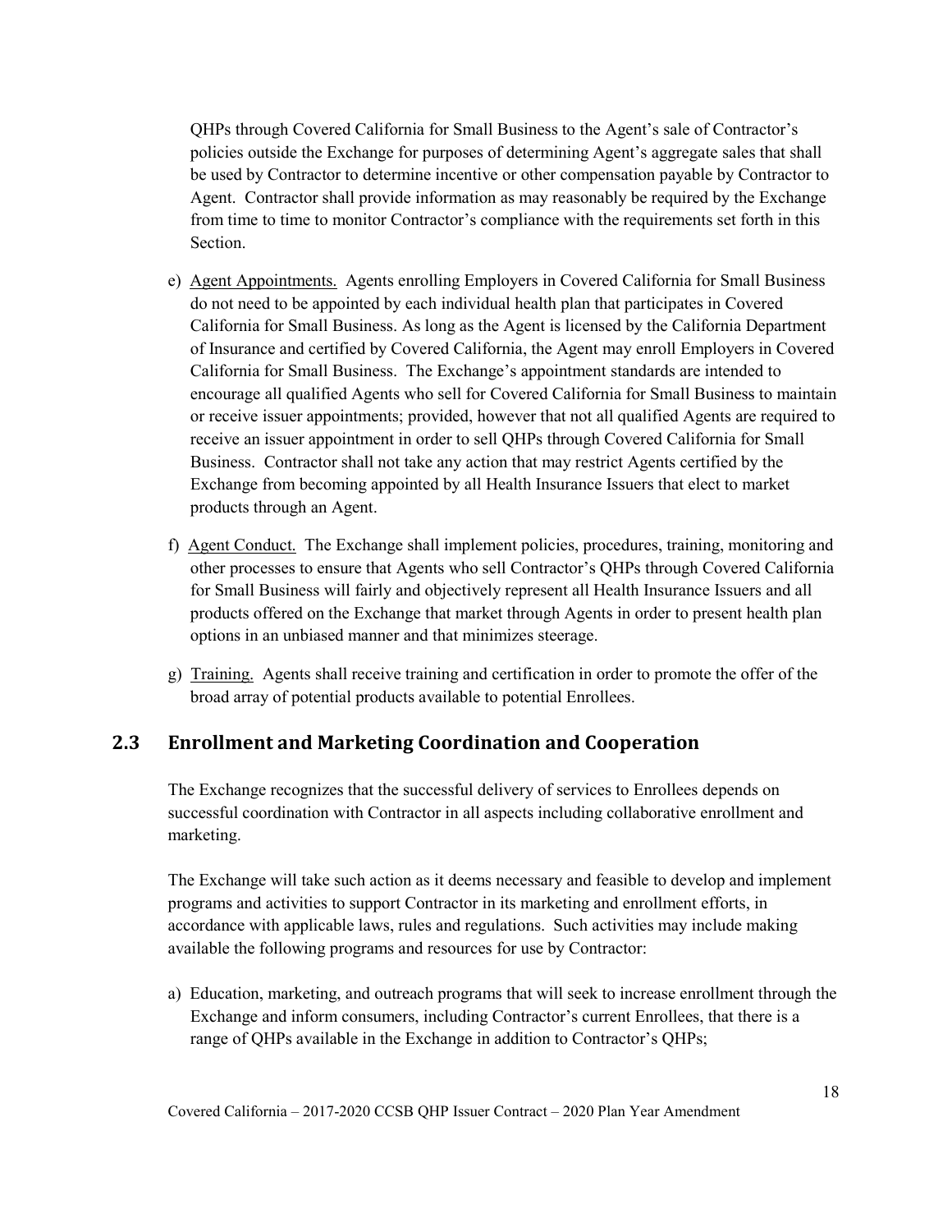QHPs through Covered California for Small Business to the Agent's sale of Contractor's policies outside the Exchange for purposes of determining Agent's aggregate sales that shall be used by Contractor to determine incentive or other compensation payable by Contractor to Agent. Contractor shall provide information as may reasonably be required by the Exchange from time to time to monitor Contractor's compliance with the requirements set forth in this Section.

e) Agent Appointments. Agents enrolling Employers in Covered California for Small Business do not need to be appointed by each individual health plan that participates in Covered California for Small Business. As long as the Agent is licensed by the California Department of Insurance and certified by Covered California, the Agent may enroll Employers in Covered California for Small Business. The Exchange's appointment standards are intended to encourage all qualified Agents who sell for Covered California for Small Business to maintain or receive issuer appointments; provided, however that not all qualified Agents are required to receive an issuer appointment in order to sell QHPs through Covered California for Small Business. Contractor shall not take any action that may restrict Agents certified by the Exchange from becoming appointed by all Health Insurance Issuers that elect to market products through an Agent.

f) Agent Conduct. The Exchange shall implement policies, procedures, training, monitoring and other processes to ensure that Agents who sell Contractor's QHPs through Covered California for Small Business will fairly and objectively represent all Health Insurance Issuers and all products offered on the Exchange that market through Agents in order to present health plan options in an unbiased manner and that minimizes steerage.

g) Training. Agents shall receive training and certification in order to promote the offer of the broad array of potential products available to potential Enrollees.

## 2.3 Enrollment and Marketing Coordination and Cooperation

The Exchange recognizes that the successful delivery of services to Enrollees depends on successful coordination with Contractor in all aspects including collaborative enrollment and marketing.

The Exchange will take such action as it deems necessary and feasible to develop and implement programs and activities to support Contractor in its marketing and enrollment efforts, in accordance with applicable laws, rules and regulations. Such activities may include making available the following programs and resources for use by Contractor:

a) Education, marketing, and outreach programs that will seek to increase enrollment through the Exchange and inform consumers, including Contractor's current Enrollees, that there is a range of QHPs available in the Exchange in addition to Contractor's QHPs;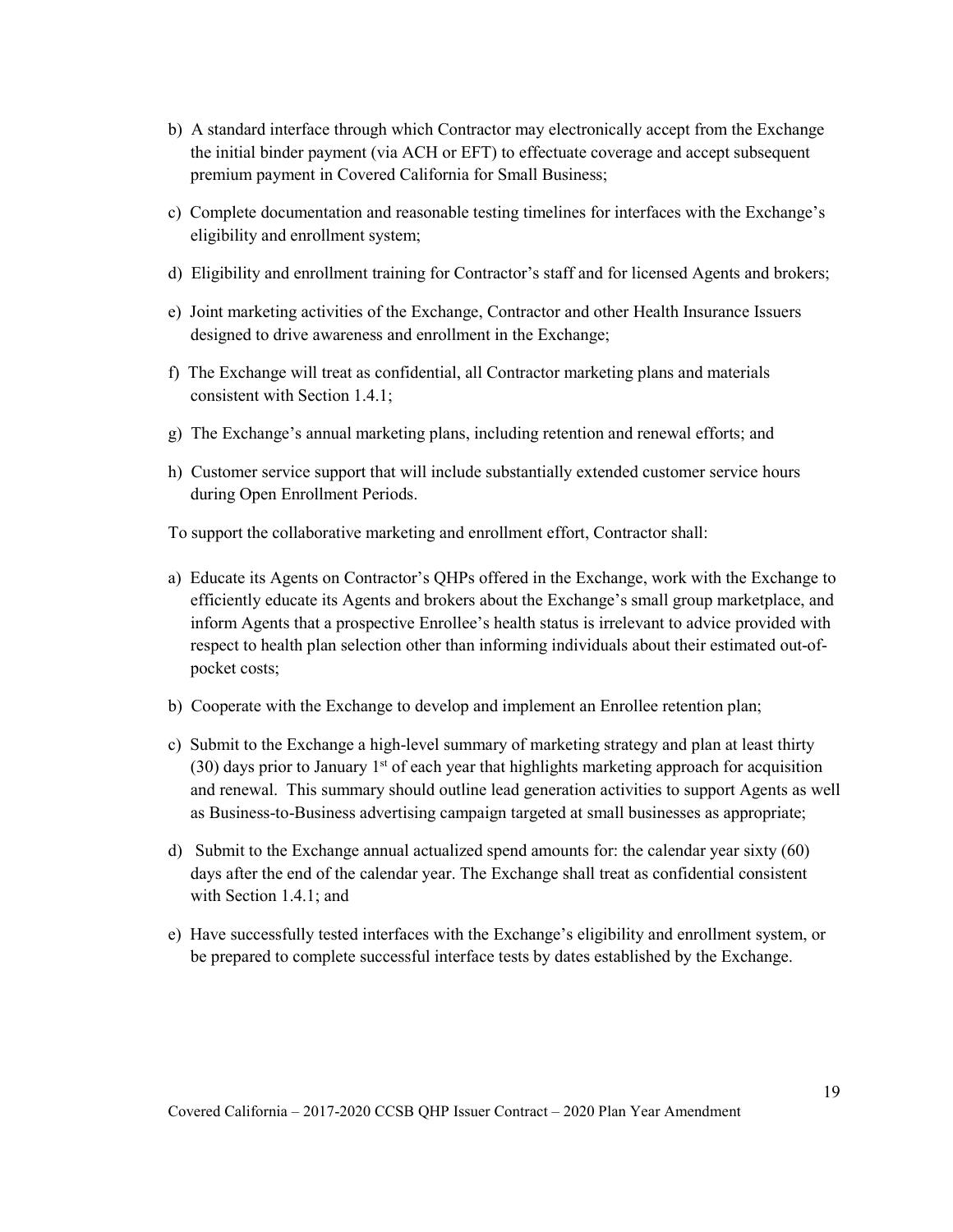b) A standard interface through which Contractor may electronically accept from the Exchange the initial binder payment (via ACH or EFT) to effectuate coverage and accept subsequent premium payment in Covered California for Small Business;

c) Complete documentation and reasonable testing timelines for interfaces with the Exchange's eligibility and enrollment system;

d) Eligibility and enrollment training for Contractor's staff and for licensed Agents and brokers;

e) Joint marketing activities of the Exchange, Contractor and other Health Insurance Issuers designed to drive awareness and enrollment in the Exchange;

f) The Exchange will treat as confidential, all Contractor marketing plans and materials consistent with Section 1.4.1;

g) The Exchange's annual marketing plans, including retention and renewal efforts; and

h) Customer service support that will include substantially extended customer service hours during Open Enrollment Periods.

To support the collaborative marketing and enrollment effort, Contractor shall:

a) Educate its Agents on Contractor's QHPs offered in the Exchange, work with the Exchange to efficiently educate its Agents and brokers about the Exchange's small group marketplace, and inform Agents that a prospective Enrollee's health status is irrelevant to advice provided with respect to health plan selection other than informing individuals about their estimated out-of-pocket costs;

b) Cooperate with the Exchange to develop and implement an Enrollee retention plan;

c) Submit to the Exchange a high-level summary of marketing strategy and plan at least thirty (30) days prior to January 1st of each year that highlights marketing approach for acquisition and renewal. This summary should outline lead generation activities to support Agents as well as Business-to-Business advertising campaign targeted at small businesses as appropriate;

d) Submit to the Exchange annual actualized spend amounts for: the calendar year sixty (60) days after the end of the calendar year. The Exchange shall treat as confidential consistent with Section 1.4.1; and

e) Have successfully tested interfaces with the Exchange's eligibility and enrollment system, or be prepared to complete successful interface tests by dates established by the Exchange.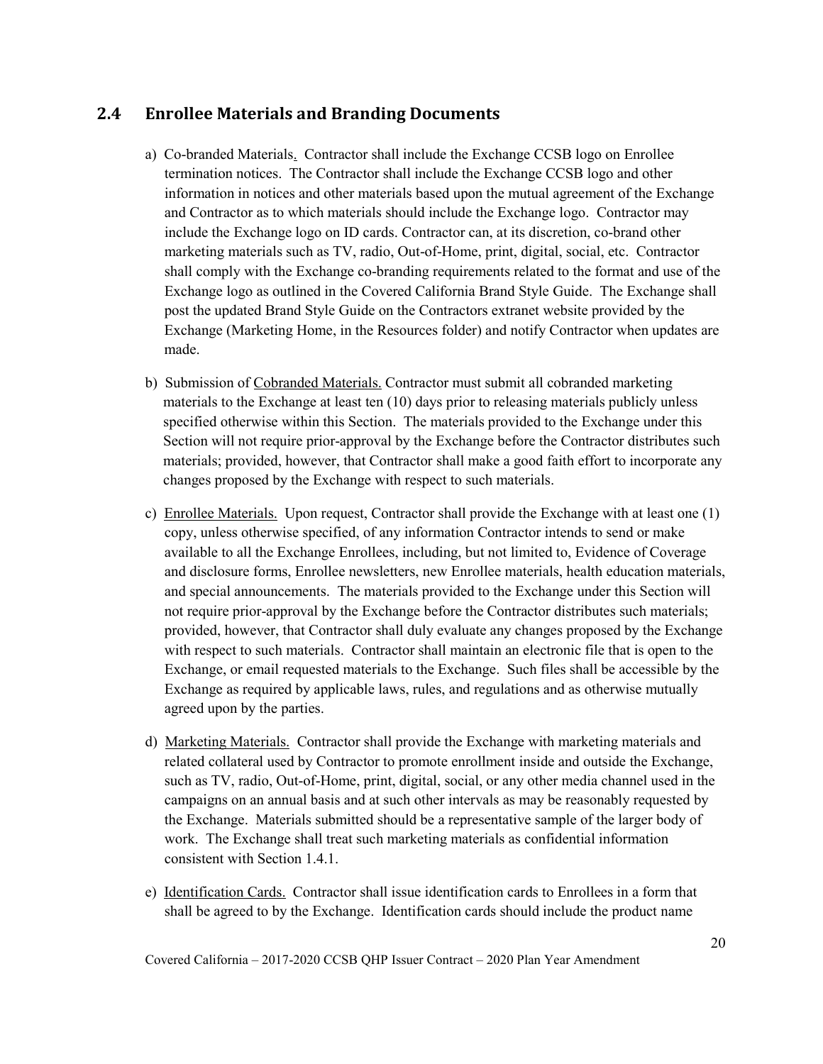## 2.4 Enrollee Materials and Branding Documents

a) Co-branded Materials. Contractor shall include the Exchange CCSB logo on Enrollee termination notices. The Contractor shall include the Exchange CCSB logo and other information in notices and other materials based upon the mutual agreement of the Exchange and Contractor as to which materials should include the Exchange logo. Contractor may include the Exchange logo on ID cards. Contractor can, at its discretion, co-brand other marketing materials such as TV, radio, Out-of-Home, print, digital, social, etc. Contractor shall comply with the Exchange co-branding requirements related to the format and use of the Exchange logo as outlined in the Covered California Brand Style Guide. The Exchange shall post the updated Brand Style Guide on the Contractors extranet website provided by the Exchange (Marketing Home, in the Resources folder) and notify Contractor when updates are made.

b) Submission of Cobranded Materials. Contractor must submit all cobranded marketing materials to the Exchange at least ten (10) days prior to releasing materials publicly unless specified otherwise within this Section. The materials provided to the Exchange under this Section will not require prior-approval by the Exchange before the Contractor distributes such materials; provided, however, that Contractor shall make a good faith effort to incorporate any changes proposed by the Exchange with respect to such materials.

c) Enrollee Materials. Upon request, Contractor shall provide the Exchange with at least one (1) copy, unless otherwise specified, of any information Contractor intends to send or make available to all the Exchange Enrollees, including, but not limited to, Evidence of Coverage and disclosure forms, Enrollee newsletters, new Enrollee materials, health education materials, and special announcements. The materials provided to the Exchange under this Section will not require prior-approval by the Exchange before the Contractor distributes such materials; provided, however, that Contractor shall duly evaluate any changes proposed by the Exchange with respect to such materials. Contractor shall maintain an electronic file that is open to the Exchange, or email requested materials to the Exchange. Such files shall be accessible by the Exchange as required by applicable laws, rules, and regulations and as otherwise mutually agreed upon by the parties.

d) Marketing Materials. Contractor shall provide the Exchange with marketing materials and related collateral used by Contractor to promote enrollment inside and outside the Exchange, such as TV, radio, Out-of-Home, print, digital, social, or any other media channel used in the campaigns on an annual basis and at such other intervals as may be reasonably requested by the Exchange. Materials submitted should be a representative sample of the larger body of work. The Exchange shall treat such marketing materials as confidential information consistent with Section 1.4.1.

e) Identification Cards. Contractor shall issue identification cards to Enrollees in a form that shall be agreed to by the Exchange. Identification cards should include the product name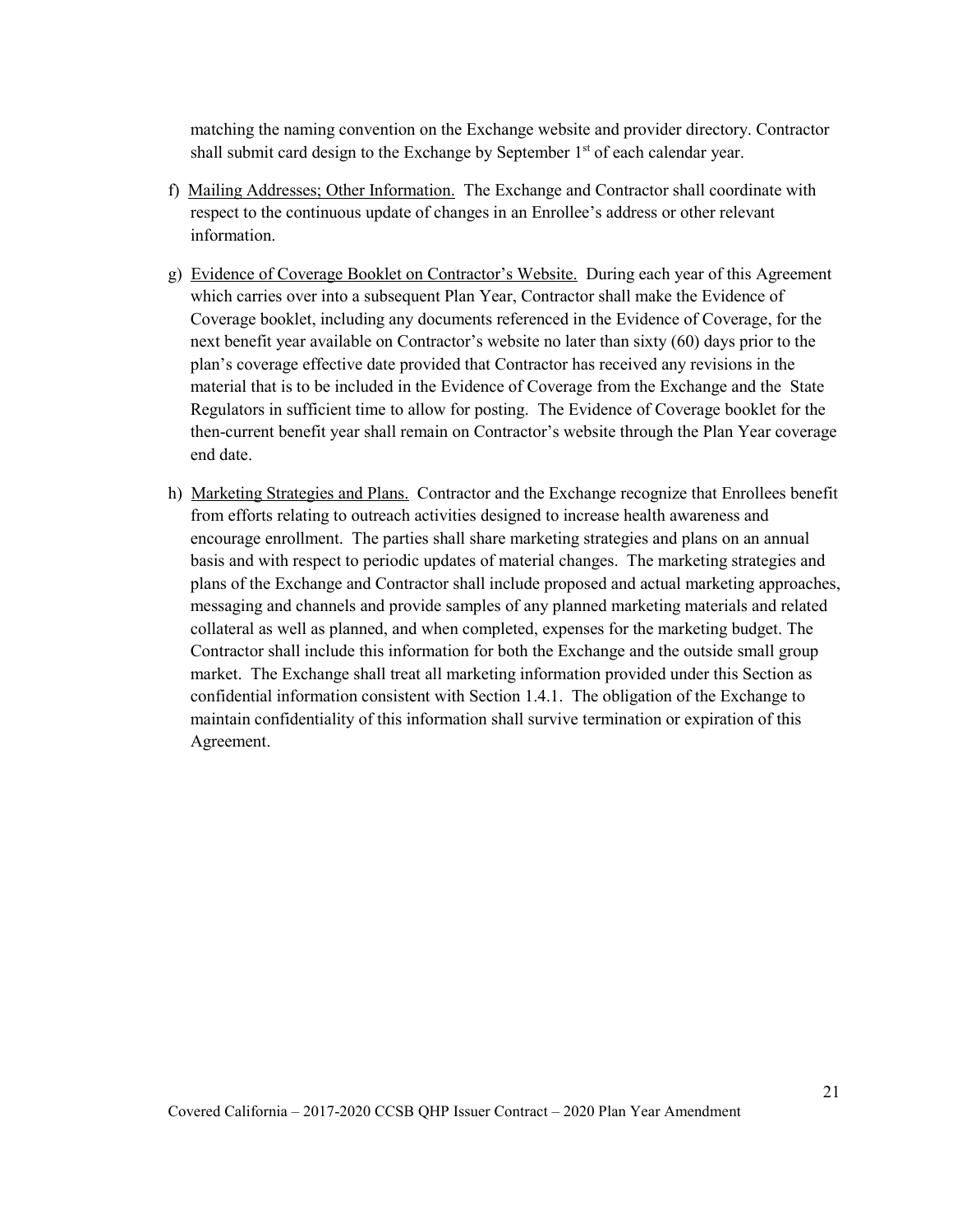matching the naming convention on the Exchange website and provider directory. Contractor shall submit card design to the Exchange by September 1st of each calendar year.

f) Mailing Addresses; Other Information. The Exchange and Contractor shall coordinate with respect to the continuous update of changes in an Enrollee's address or other relevant information.

g) Evidence of Coverage Booklet on Contractor's Website. During each year of this Agreement which carries over into a subsequent Plan Year, Contractor shall make the Evidence of Coverage booklet, including any documents referenced in the Evidence of Coverage, for the next benefit year available on Contractor's website no later than sixty (60) days prior to the plan's coverage effective date provided that Contractor has received any revisions in the material that is to be included in the Evidence of Coverage from the Exchange and the State Regulators in sufficient time to allow for posting. The Evidence of Coverage booklet for the then-current benefit year shall remain on Contractor's website through the Plan Year coverage end date.

h) Marketing Strategies and Plans. Contractor and the Exchange recognize that Enrollees benefit from efforts relating to outreach activities designed to increase health awareness and encourage enrollment. The parties shall share marketing strategies and plans on an annual basis and with respect to periodic updates of material changes. The marketing strategies and plans of the Exchange and Contractor shall include proposed and actual marketing approaches, messaging and channels and provide samples of any planned marketing materials and related collateral as well as planned, and when completed, expenses for the marketing budget. The Contractor shall include this information for both the Exchange and the outside small group market. The Exchange shall treat all marketing information provided under this Section as confidential information consistent with Section 1.4.1. The obligation of the Exchange to maintain confidentiality of this information shall survive termination or expiration of this Agreement.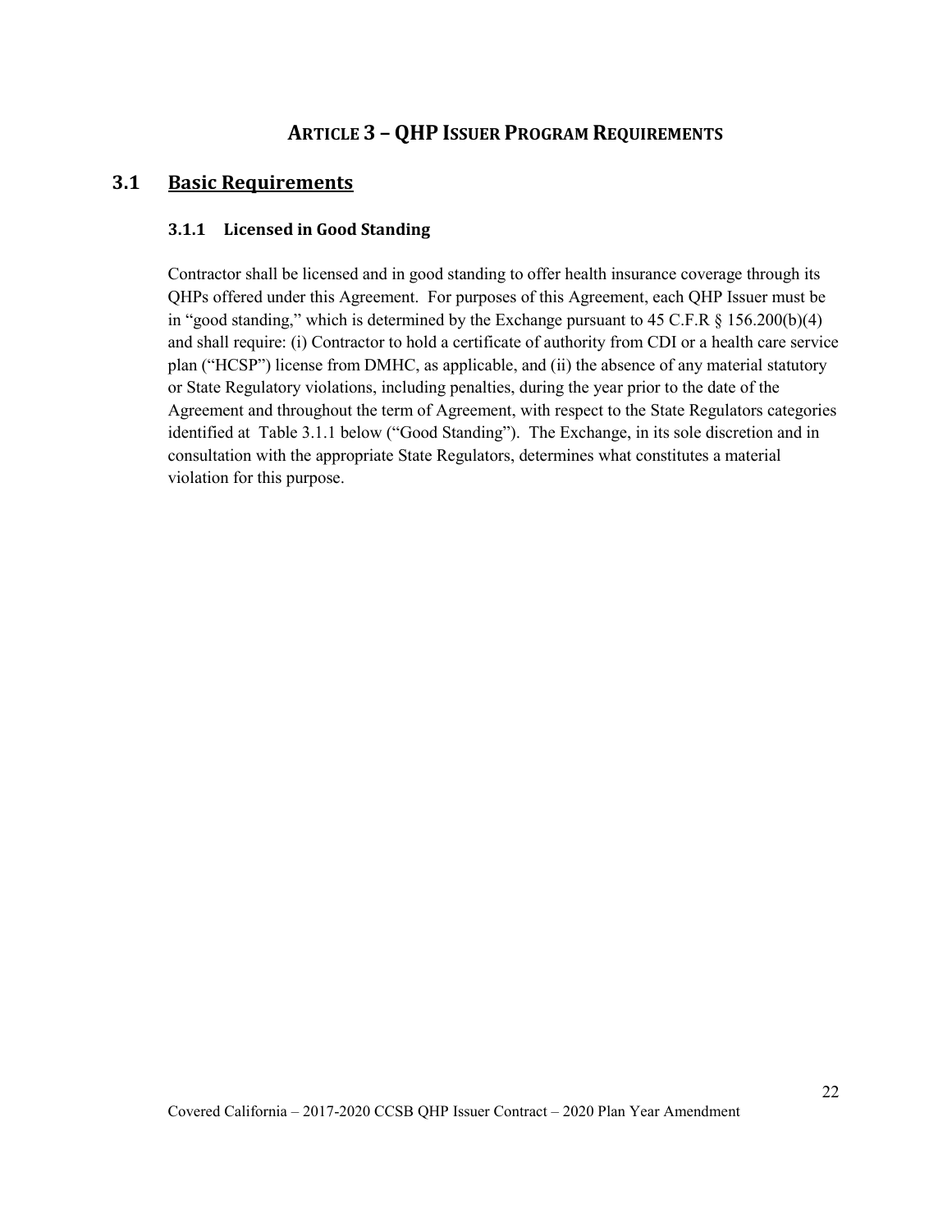# ARTICLE 3 – QHP ISSUER PROGRAM REQUIREMENTS

## 3.1 Basic Requirements

### 3.1.1 Licensed in Good Standing

Contractor shall be licensed and in good standing to offer health insurance coverage through its QHPs offered under this Agreement. For purposes of this Agreement, each QHP Issuer must be in "good standing," which is determined by the Exchange pursuant to 45 C.F.R § 156.200(b)(4) and shall require: (i) Contractor to hold a certificate of authority from CDI or a health care service plan ("HCSP") license from DMHC, as applicable, and (ii) the absence of any material statutory or State Regulatory violations, including penalties, during the year prior to the date of the Agreement and throughout the term of Agreement, with respect to the State Regulators categories identified at Table 3.1.1 below ("Good Standing"). The Exchange, in its sole discretion and in consultation with the appropriate State Regulators, determines what constitutes a material violation for this purpose.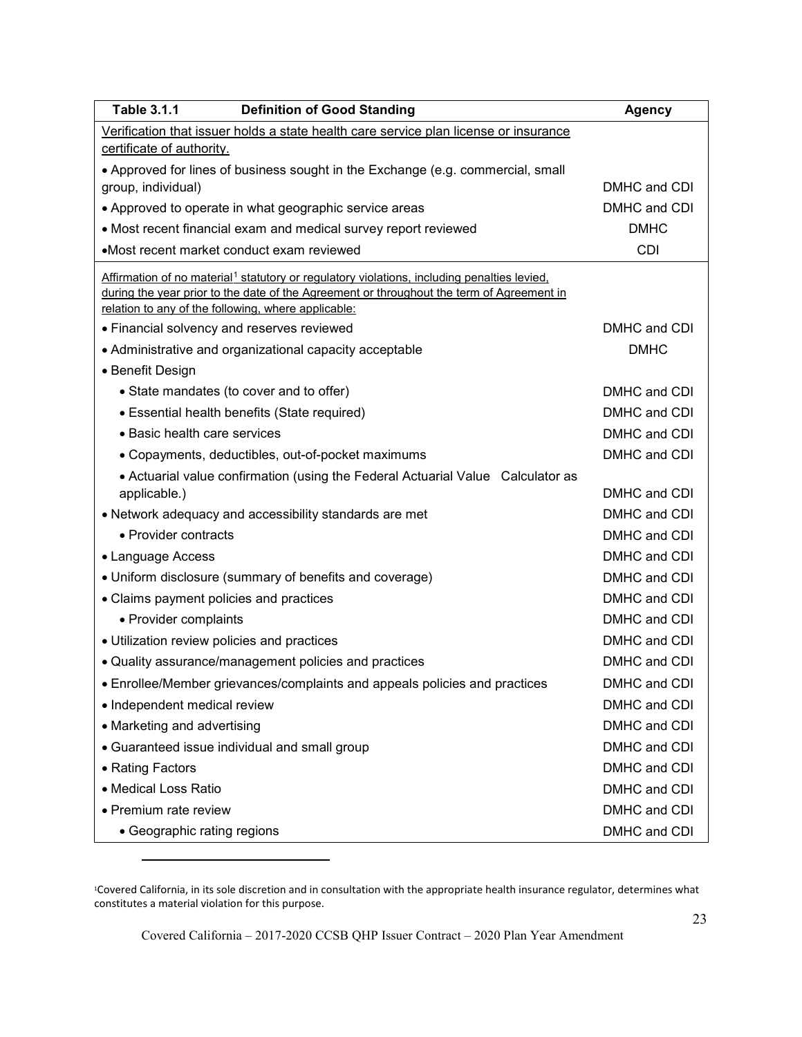| Table 3.1.1 Definition of Good Standing | Agency |
|---|---|
| <u>Verification that issuer holds a state health care service plan license or insurance certificate of authority.</u> | |
| • Approved for lines of business sought in the Exchange (e.g. commercial, small group, individual) | DMHC and CDI |
| • Approved to operate in what geographic service areas | DMHC and CDI |
| • Most recent financial exam and medical survey report reviewed | DMHC |
| •Most recent market conduct exam reviewed | CDI |
| <u>Affirmation of no material[1] statutory or regulatory violations, including penalties levied, during the year prior to the date of the Agreement or throughout the term of Agreement in relation to any of the following, where applicable:</u> | |
| • Financial solvency and reserves reviewed | DMHC and CDI |
| • Administrative and organizational capacity acceptable | DMHC |
| • Benefit Design | |
| • State mandates (to cover and to offer) | DMHC and CDI |
| • Essential health benefits (State required) | DMHC and CDI |
| • Basic health care services | DMHC and CDI |
| • Copayments, deductibles, out-of-pocket maximums | DMHC and CDI |
| • Actuarial value confirmation (using the Federal Actuarial Value Calculator as applicable.) | DMHC and CDI |
| • Network adequacy and accessibility standards are met | DMHC and CDI |
| • Provider contracts | DMHC and CDI |
| • Language Access | DMHC and CDI |
| • Uniform disclosure (summary of benefits and coverage) | DMHC and CDI |
| • Claims payment policies and practices | DMHC and CDI |
| • Provider complaints | DMHC and CDI |
| • Utilization review policies and practices | DMHC and CDI |
| • Quality assurance/management policies and practices | DMHC and CDI |
| • Enrollee/Member grievances/complaints and appeals policies and practices | DMHC and CDI |
| • Independent medical review | DMHC and CDI |
| • Marketing and advertising | DMHC and CDI |
| • Guaranteed issue individual and small group | DMHC and CDI |
| • Rating Factors | DMHC and CDI |
| • Medical Loss Ratio | DMHC and CDI |
| • Premium rate review | DMHC and CDI |
| • Geographic rating regions | DMHC and CDI |

[1] Covered California, in its sole discretion and in consultation with the appropriate health insurance regulator, determines what constitutes a material violation for this purpose.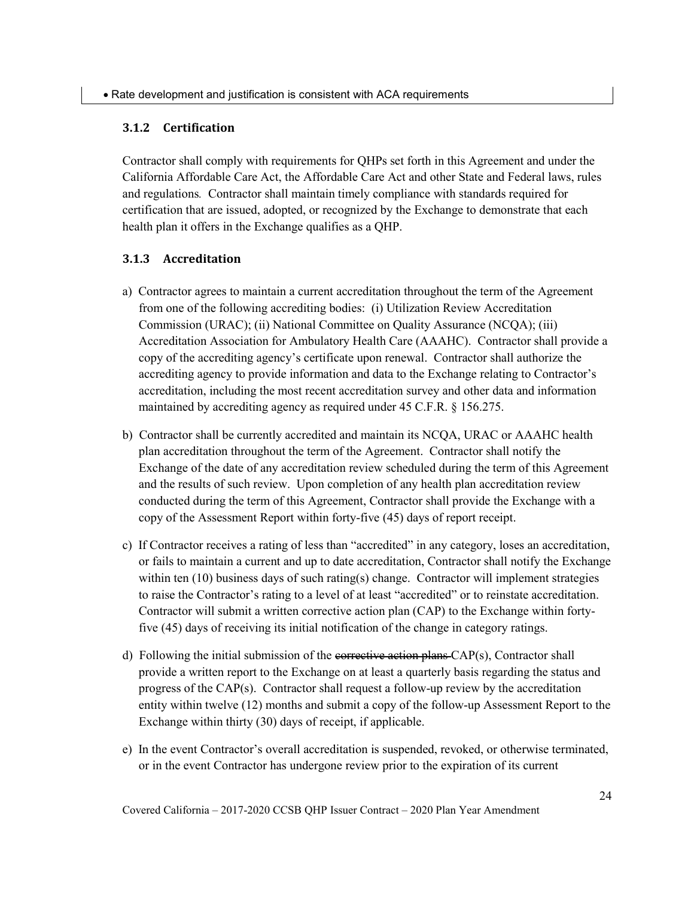- Rate development and justification is consistent with ACA requirements

### 3.1.2 Certification

Contractor shall comply with requirements for QHPs set forth in this Agreement and under the California Affordable Care Act, the Affordable Care Act and other State and Federal laws, rules and regulations. Contractor shall maintain timely compliance with standards required for certification that are issued, adopted, or recognized by the Exchange to demonstrate that each health plan it offers in the Exchange qualifies as a QHP.

### 3.1.3 Accreditation

a) Contractor agrees to maintain a current accreditation throughout the term of the Agreement from one of the following accrediting bodies: (i) Utilization Review Accreditation Commission (URAC); (ii) National Committee on Quality Assurance (NCQA); (iii) Accreditation Association for Ambulatory Health Care (AAAHC). Contractor shall provide a copy of the accrediting agency's certificate upon renewal. Contractor shall authorize the accrediting agency to provide information and data to the Exchange relating to Contractor's accreditation, including the most recent accreditation survey and other data and information maintained by accrediting agency as required under 45 C.F.R. § 156.275.

b) Contractor shall be currently accredited and maintain its NCQA, URAC or AAAHC health plan accreditation throughout the term of the Agreement. Contractor shall notify the Exchange of the date of any accreditation review scheduled during the term of this Agreement and the results of such review. Upon completion of any health plan accreditation review conducted during the term of this Agreement, Contractor shall provide the Exchange with a copy of the Assessment Report within forty-five (45) days of report receipt.

c) If Contractor receives a rating of less than "accredited" in any category, loses an accreditation, or fails to maintain a current and up to date accreditation, Contractor shall notify the Exchange within ten (10) business days of such rating(s) change. Contractor will implement strategies to raise the Contractor's rating to a level of at least "accredited" or to reinstate accreditation. Contractor will submit a written corrective action plan (CAP) to the Exchange within forty-five (45) days of receiving its initial notification of the change in category ratings.

d) Following the initial submission of the ~~corrective action plans~~ CAP(s), Contractor shall provide a written report to the Exchange on at least a quarterly basis regarding the status and progress of the CAP(s). Contractor shall request a follow-up review by the accreditation entity within twelve (12) months and submit a copy of the follow-up Assessment Report to the Exchange within thirty (30) days of receipt, if applicable.

e) In the event Contractor's overall accreditation is suspended, revoked, or otherwise terminated, or in the event Contractor has undergone review prior to the expiration of its current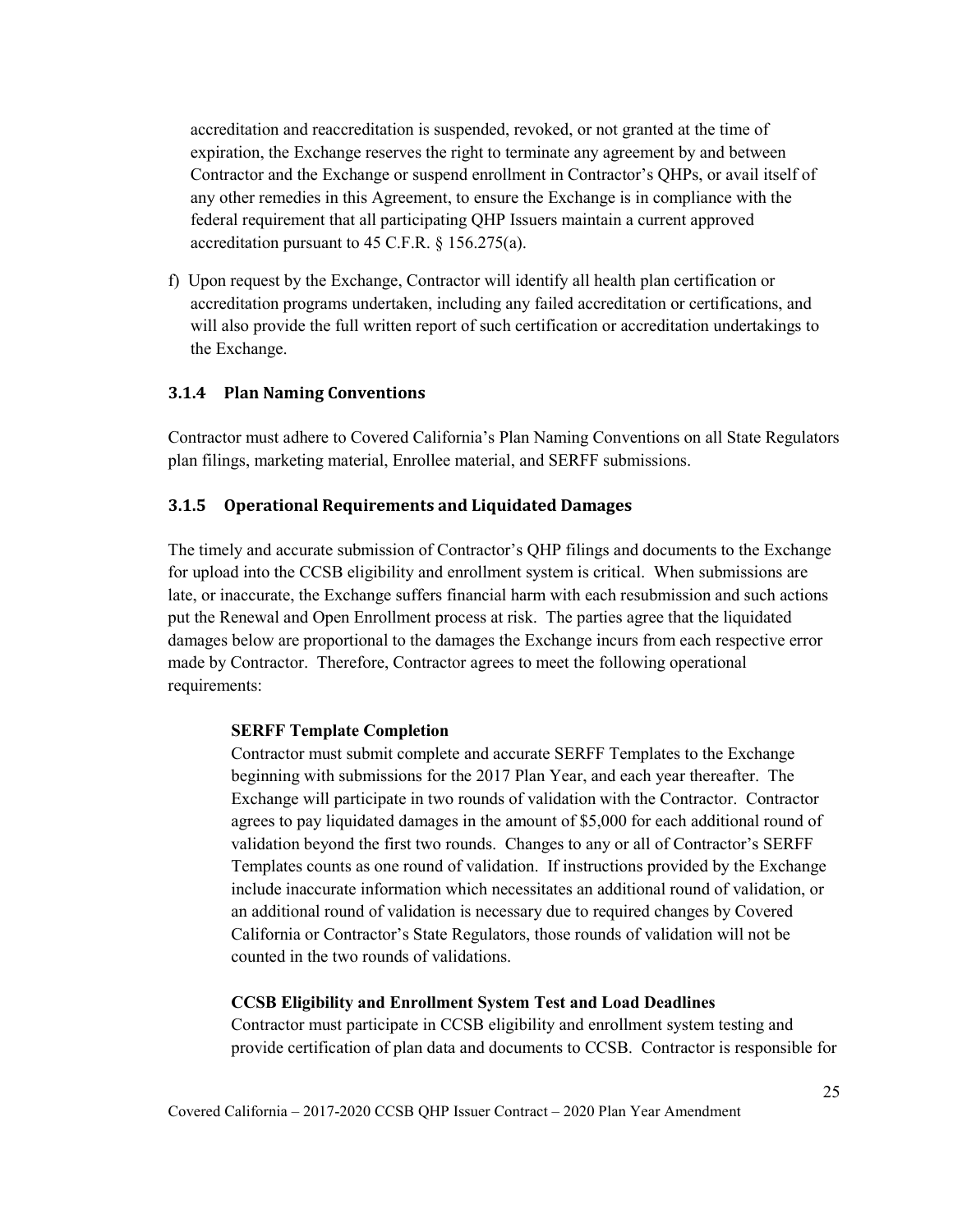accreditation and reaccreditation is suspended, revoked, or not granted at the time of expiration, the Exchange reserves the right to terminate any agreement by and between Contractor and the Exchange or suspend enrollment in Contractor's QHPs, or avail itself of any other remedies in this Agreement, to ensure the Exchange is in compliance with the federal requirement that all participating QHP Issuers maintain a current approved accreditation pursuant to 45 C.F.R. § 156.275(a).

f) Upon request by the Exchange, Contractor will identify all health plan certification or accreditation programs undertaken, including any failed accreditation or certifications, and will also provide the full written report of such certification or accreditation undertakings to the Exchange.

### 3.1.4 Plan Naming Conventions

Contractor must adhere to Covered California's Plan Naming Conventions on all State Regulators plan filings, marketing material, Enrollee material, and SERFF submissions.

### 3.1.5 Operational Requirements and Liquidated Damages

The timely and accurate submission of Contractor's QHP filings and documents to the Exchange for upload into the CCSB eligibility and enrollment system is critical. When submissions are late, or inaccurate, the Exchange suffers financial harm with each resubmission and such actions put the Renewal and Open Enrollment process at risk. The parties agree that the liquidated damages below are proportional to the damages the Exchange incurs from each respective error made by Contractor. Therefore, Contractor agrees to meet the following operational requirements:

**SERFF Template Completion**

Contractor must submit complete and accurate SERFF Templates to the Exchange beginning with submissions for the 2017 Plan Year, and each year thereafter. The Exchange will participate in two rounds of validation with the Contractor. Contractor agrees to pay liquidated damages in the amount of $5,000 for each additional round of validation beyond the first two rounds. Changes to any or all of Contractor's SERFF Templates counts as one round of validation. If instructions provided by the Exchange include inaccurate information which necessitates an additional round of validation, or an additional round of validation is necessary due to required changes by Covered California or Contractor's State Regulators, those rounds of validation will not be counted in the two rounds of validations.

**CCSB Eligibility and Enrollment System Test and Load Deadlines**

Contractor must participate in CCSB eligibility and enrollment system testing and provide certification of plan data and documents to CCSB. Contractor is responsible for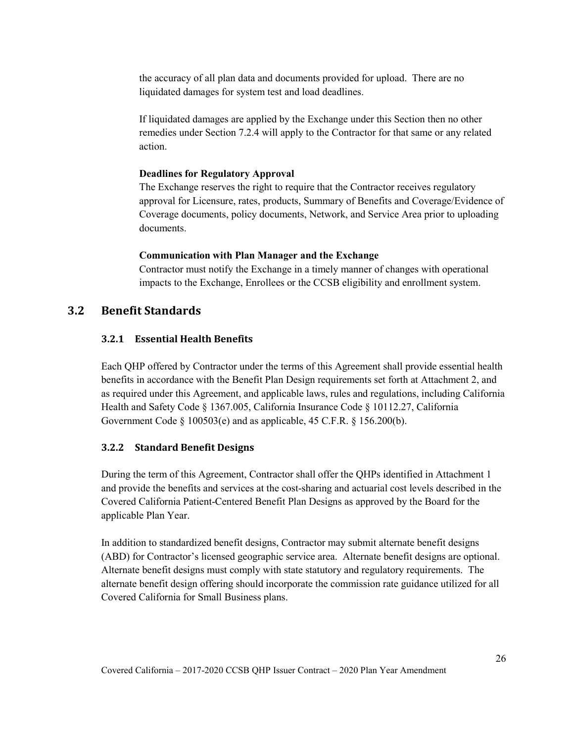the accuracy of all plan data and documents provided for upload. There are no liquidated damages for system test and load deadlines.

If liquidated damages are applied by the Exchange under this Section then no other remedies under Section 7.2.4 will apply to the Contractor for that same or any related action.

**Deadlines for Regulatory Approval**

The Exchange reserves the right to require that the Contractor receives regulatory approval for Licensure, rates, products, Summary of Benefits and Coverage/Evidence of Coverage documents, policy documents, Network, and Service Area prior to uploading documents.

**Communication with Plan Manager and the Exchange**

Contractor must notify the Exchange in a timely manner of changes with operational impacts to the Exchange, Enrollees or the CCSB eligibility and enrollment system.

## 3.2 Benefit Standards

### 3.2.1 Essential Health Benefits

Each QHP offered by Contractor under the terms of this Agreement shall provide essential health benefits in accordance with the Benefit Plan Design requirements set forth at Attachment 2, and as required under this Agreement, and applicable laws, rules and regulations, including California Health and Safety Code § 1367.005, California Insurance Code § 10112.27, California Government Code § 100503(e) and as applicable, 45 C.F.R. § 156.200(b).

### 3.2.2 Standard Benefit Designs

During the term of this Agreement, Contractor shall offer the QHPs identified in Attachment 1 and provide the benefits and services at the cost-sharing and actuarial cost levels described in the Covered California Patient-Centered Benefit Plan Designs as approved by the Board for the applicable Plan Year.

In addition to standardized benefit designs, Contractor may submit alternate benefit designs (ABD) for Contractor's licensed geographic service area. Alternate benefit designs are optional. Alternate benefit designs must comply with state statutory and regulatory requirements. The alternate benefit design offering should incorporate the commission rate guidance utilized for all Covered California for Small Business plans.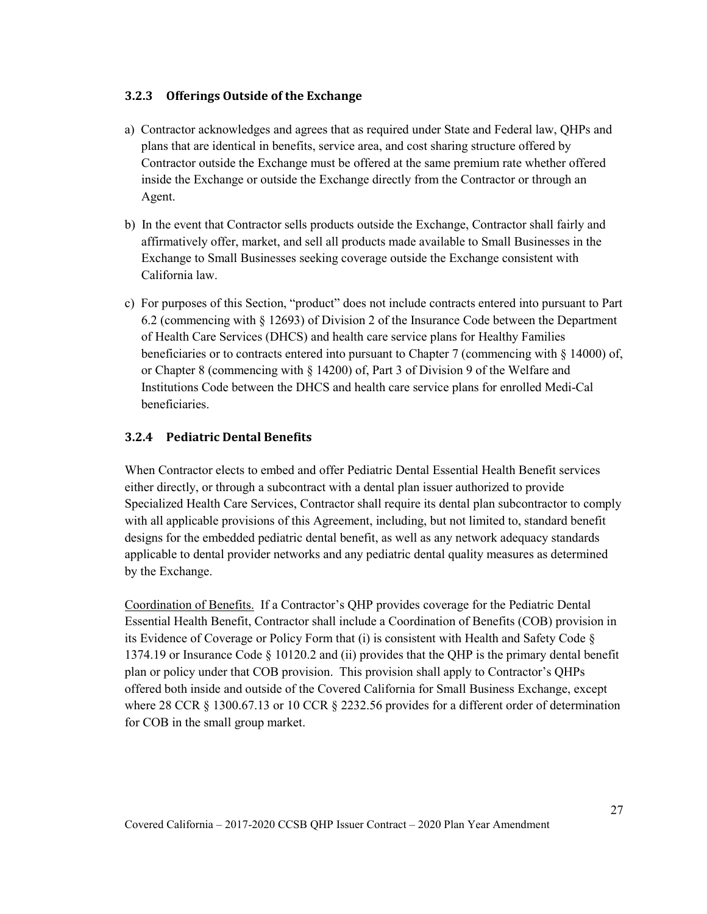### 3.2.3 Offerings Outside of the Exchange

a) Contractor acknowledges and agrees that as required under State and Federal law, QHPs and plans that are identical in benefits, service area, and cost sharing structure offered by Contractor outside the Exchange must be offered at the same premium rate whether offered inside the Exchange or outside the Exchange directly from the Contractor or through an Agent.

b) In the event that Contractor sells products outside the Exchange, Contractor shall fairly and affirmatively offer, market, and sell all products made available to Small Businesses in the Exchange to Small Businesses seeking coverage outside the Exchange consistent with California law.

c) For purposes of this Section, "product" does not include contracts entered into pursuant to Part 6.2 (commencing with § 12693) of Division 2 of the Insurance Code between the Department of Health Care Services (DHCS) and health care service plans for Healthy Families beneficiaries or to contracts entered into pursuant to Chapter 7 (commencing with § 14000) of, or Chapter 8 (commencing with § 14200) of, Part 3 of Division 9 of the Welfare and Institutions Code between the DHCS and health care service plans for enrolled Medi-Cal beneficiaries.

### 3.2.4 Pediatric Dental Benefits

When Contractor elects to embed and offer Pediatric Dental Essential Health Benefit services either directly, or through a subcontract with a dental plan issuer authorized to provide Specialized Health Care Services, Contractor shall require its dental plan subcontractor to comply with all applicable provisions of this Agreement, including, but not limited to, standard benefit designs for the embedded pediatric dental benefit, as well as any network adequacy standards applicable to dental provider networks and any pediatric dental quality measures as determined by the Exchange.

Coordination of Benefits. If a Contractor's QHP provides coverage for the Pediatric Dental Essential Health Benefit, Contractor shall include a Coordination of Benefits (COB) provision in its Evidence of Coverage or Policy Form that (i) is consistent with Health and Safety Code § 1374.19 or Insurance Code § 10120.2 and (ii) provides that the QHP is the primary dental benefit plan or policy under that COB provision. This provision shall apply to Contractor's QHPs offered both inside and outside of the Covered California for Small Business Exchange, except where 28 CCR § 1300.67.13 or 10 CCR § 2232.56 provides for a different order of determination for COB in the small group market.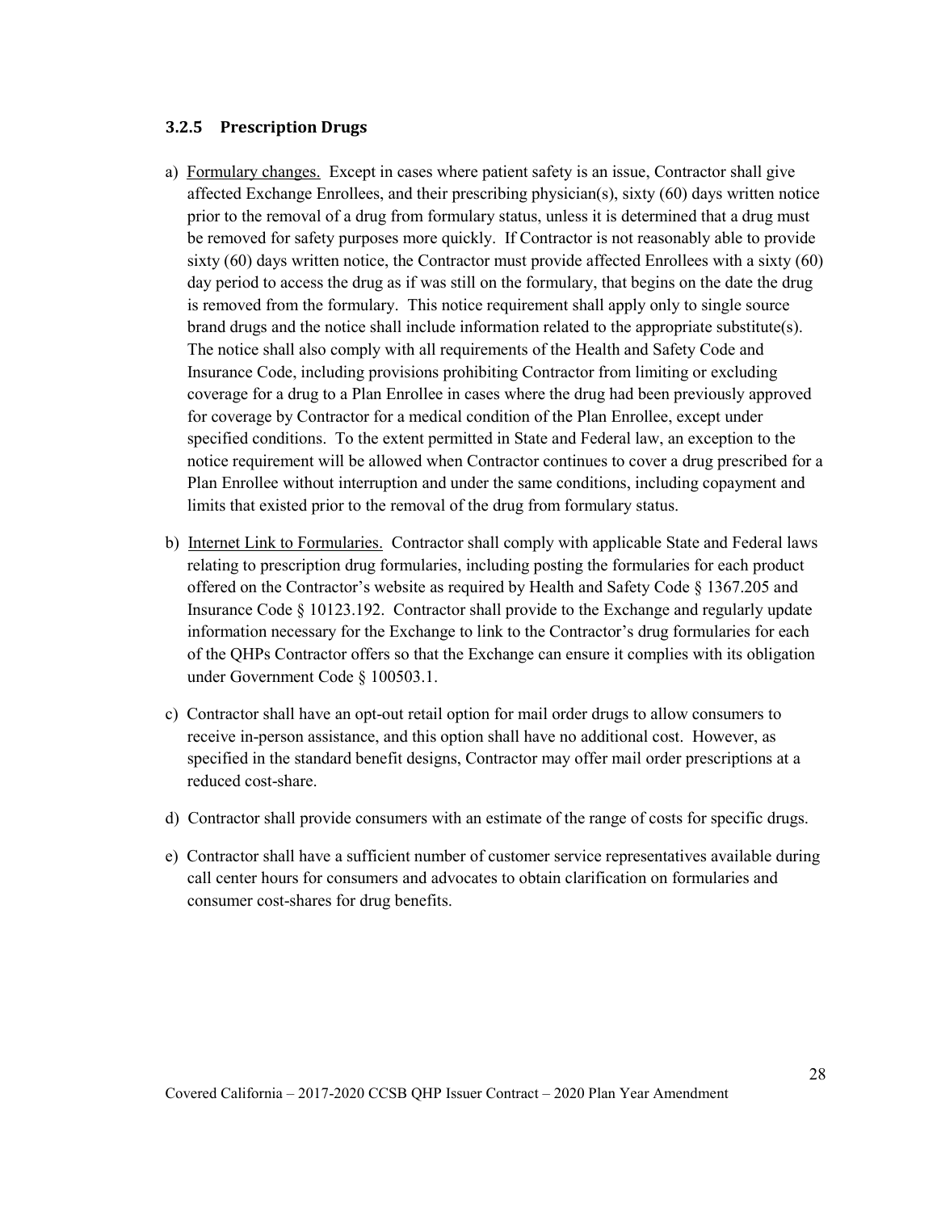### 3.2.5 Prescription Drugs

a) Formulary changes. Except in cases where patient safety is an issue, Contractor shall give affected Exchange Enrollees, and their prescribing physician(s), sixty (60) days written notice prior to the removal of a drug from formulary status, unless it is determined that a drug must be removed for safety purposes more quickly. If Contractor is not reasonably able to provide sixty (60) days written notice, the Contractor must provide affected Enrollees with a sixty (60) day period to access the drug as if was still on the formulary, that begins on the date the drug is removed from the formulary. This notice requirement shall apply only to single source brand drugs and the notice shall include information related to the appropriate substitute(s). The notice shall also comply with all requirements of the Health and Safety Code and Insurance Code, including provisions prohibiting Contractor from limiting or excluding coverage for a drug to a Plan Enrollee in cases where the drug had been previously approved for coverage by Contractor for a medical condition of the Plan Enrollee, except under specified conditions. To the extent permitted in State and Federal law, an exception to the notice requirement will be allowed when Contractor continues to cover a drug prescribed for a Plan Enrollee without interruption and under the same conditions, including copayment and limits that existed prior to the removal of the drug from formulary status.

b) Internet Link to Formularies. Contractor shall comply with applicable State and Federal laws relating to prescription drug formularies, including posting the formularies for each product offered on the Contractor's website as required by Health and Safety Code § 1367.205 and Insurance Code § 10123.192. Contractor shall provide to the Exchange and regularly update information necessary for the Exchange to link to the Contractor's drug formularies for each of the QHPs Contractor offers so that the Exchange can ensure it complies with its obligation under Government Code § 100503.1.

c) Contractor shall have an opt-out retail option for mail order drugs to allow consumers to receive in-person assistance, and this option shall have no additional cost. However, as specified in the standard benefit designs, Contractor may offer mail order prescriptions at a reduced cost-share.

d) Contractor shall provide consumers with an estimate of the range of costs for specific drugs.

e) Contractor shall have a sufficient number of customer service representatives available during call center hours for consumers and advocates to obtain clarification on formularies and consumer cost-shares for drug benefits.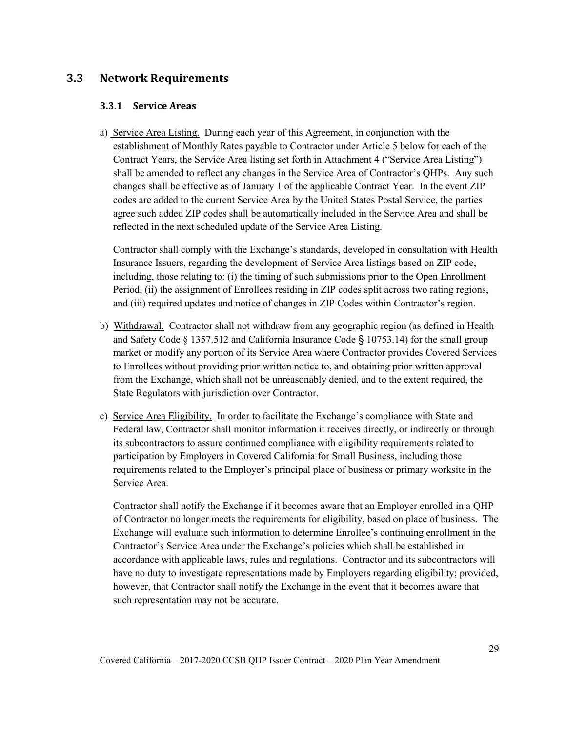## 3.3 Network Requirements

### 3.3.1 Service Areas

a) Service Area Listing. During each year of this Agreement, in conjunction with the establishment of Monthly Rates payable to Contractor under Article 5 below for each of the Contract Years, the Service Area listing set forth in Attachment 4 ("Service Area Listing") shall be amended to reflect any changes in the Service Area of Contractor's QHPs. Any such changes shall be effective as of January 1 of the applicable Contract Year. In the event ZIP codes are added to the current Service Area by the United States Postal Service, the parties agree such added ZIP codes shall be automatically included in the Service Area and shall be reflected in the next scheduled update of the Service Area Listing.

   Contractor shall comply with the Exchange's standards, developed in consultation with Health Insurance Issuers, regarding the development of Service Area listings based on ZIP code, including, those relating to: (i) the timing of such submissions prior to the Open Enrollment Period, (ii) the assignment of Enrollees residing in ZIP codes split across two rating regions, and (iii) required updates and notice of changes in ZIP Codes within Contractor's region.

b) Withdrawal. Contractor shall not withdraw from any geographic region (as defined in Health and Safety Code § 1357.512 and California Insurance Code § 10753.14) for the small group market or modify any portion of its Service Area where Contractor provides Covered Services to Enrollees without providing prior written notice to, and obtaining prior written approval from the Exchange, which shall not be unreasonably denied, and to the extent required, the State Regulators with jurisdiction over Contractor.

c) Service Area Eligibility. In order to facilitate the Exchange's compliance with State and Federal law, Contractor shall monitor information it receives directly, or indirectly or through its subcontractors to assure continued compliance with eligibility requirements related to participation by Employers in Covered California for Small Business, including those requirements related to the Employer's principal place of business or primary worksite in the Service Area.

   Contractor shall notify the Exchange if it becomes aware that an Employer enrolled in a QHP of Contractor no longer meets the requirements for eligibility, based on place of business. The Exchange will evaluate such information to determine Enrollee's continuing enrollment in the Contractor's Service Area under the Exchange's policies which shall be established in accordance with applicable laws, rules and regulations. Contractor and its subcontractors will have no duty to investigate representations made by Employers regarding eligibility; provided, however, that Contractor shall notify the Exchange in the event that it becomes aware that such representation may not be accurate.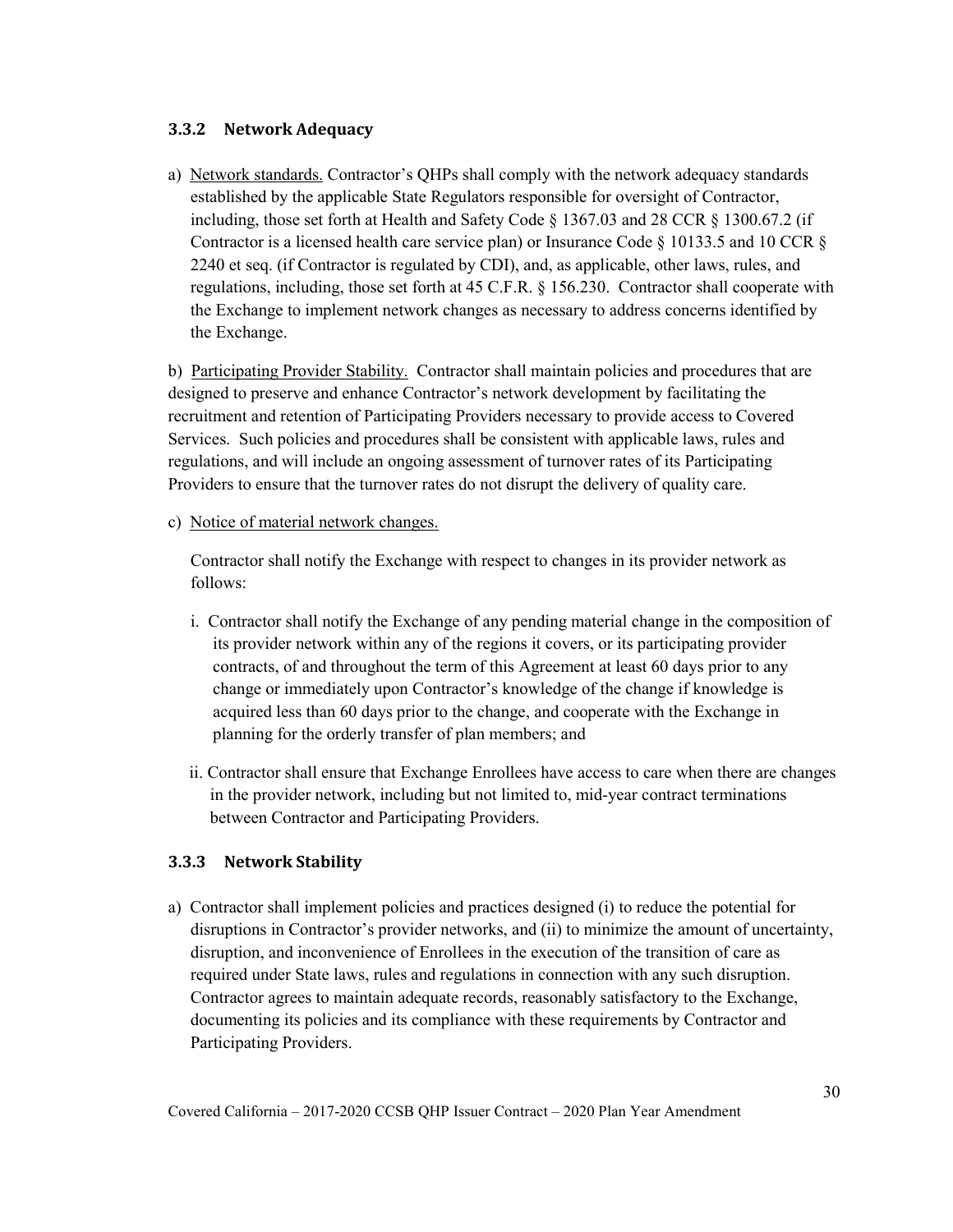### 3.3.2 Network Adequacy

a) Network standards. Contractor's QHPs shall comply with the network adequacy standards established by the applicable State Regulators responsible for oversight of Contractor, including, those set forth at Health and Safety Code § 1367.03 and 28 CCR § 1300.67.2 (if Contractor is a licensed health care service plan) or Insurance Code § 10133.5 and 10 CCR § 2240 et seq. (if Contractor is regulated by CDI), and, as applicable, other laws, rules, and regulations, including, those set forth at 45 C.F.R. § 156.230. Contractor shall cooperate with the Exchange to implement network changes as necessary to address concerns identified by the Exchange.

b) Participating Provider Stability. Contractor shall maintain policies and procedures that are designed to preserve and enhance Contractor's network development by facilitating the recruitment and retention of Participating Providers necessary to provide access to Covered Services. Such policies and procedures shall be consistent with applicable laws, rules and regulations, and will include an ongoing assessment of turnover rates of its Participating Providers to ensure that the turnover rates do not disrupt the delivery of quality care.

c) Notice of material network changes.

Contractor shall notify the Exchange with respect to changes in its provider network as follows:

i. Contractor shall notify the Exchange of any pending material change in the composition of its provider network within any of the regions it covers, or its participating provider contracts, of and throughout the term of this Agreement at least 60 days prior to any change or immediately upon Contractor's knowledge of the change if knowledge is acquired less than 60 days prior to the change, and cooperate with the Exchange in planning for the orderly transfer of plan members; and

ii. Contractor shall ensure that Exchange Enrollees have access to care when there are changes in the provider network, including but not limited to, mid-year contract terminations between Contractor and Participating Providers.

### 3.3.3 Network Stability

a) Contractor shall implement policies and practices designed (i) to reduce the potential for disruptions in Contractor's provider networks, and (ii) to minimize the amount of uncertainty, disruption, and inconvenience of Enrollees in the execution of the transition of care as required under State laws, rules and regulations in connection with any such disruption. Contractor agrees to maintain adequate records, reasonably satisfactory to the Exchange, documenting its policies and its compliance with these requirements by Contractor and Participating Providers.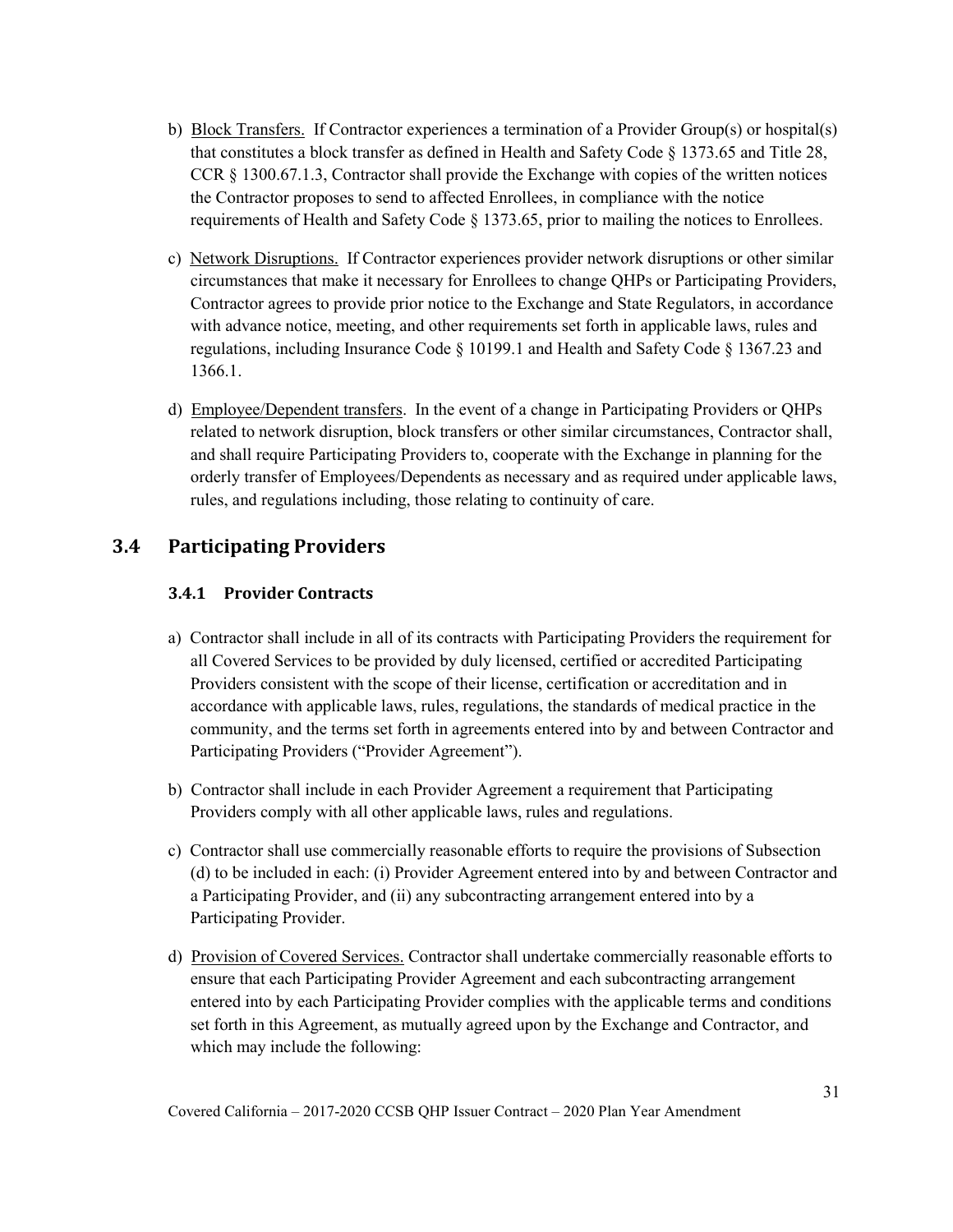b) Block Transfers. If Contractor experiences a termination of a Provider Group(s) or hospital(s) that constitutes a block transfer as defined in Health and Safety Code § 1373.65 and Title 28, CCR § 1300.67.1.3, Contractor shall provide the Exchange with copies of the written notices the Contractor proposes to send to affected Enrollees, in compliance with the notice requirements of Health and Safety Code § 1373.65, prior to mailing the notices to Enrollees.

c) Network Disruptions. If Contractor experiences provider network disruptions or other similar circumstances that make it necessary for Enrollees to change QHPs or Participating Providers, Contractor agrees to provide prior notice to the Exchange and State Regulators, in accordance with advance notice, meeting, and other requirements set forth in applicable laws, rules and regulations, including Insurance Code § 10199.1 and Health and Safety Code § 1367.23 and 1366.1.

d) Employee/Dependent transfers. In the event of a change in Participating Providers or QHPs related to network disruption, block transfers or other similar circumstances, Contractor shall, and shall require Participating Providers to, cooperate with the Exchange in planning for the orderly transfer of Employees/Dependents as necessary and as required under applicable laws, rules, and regulations including, those relating to continuity of care.

## 3.4 Participating Providers

### 3.4.1 Provider Contracts

a) Contractor shall include in all of its contracts with Participating Providers the requirement for all Covered Services to be provided by duly licensed, certified or accredited Participating Providers consistent with the scope of their license, certification or accreditation and in accordance with applicable laws, rules, regulations, the standards of medical practice in the community, and the terms set forth in agreements entered into by and between Contractor and Participating Providers ("Provider Agreement").

b) Contractor shall include in each Provider Agreement a requirement that Participating Providers comply with all other applicable laws, rules and regulations.

c) Contractor shall use commercially reasonable efforts to require the provisions of Subsection (d) to be included in each: (i) Provider Agreement entered into by and between Contractor and a Participating Provider, and (ii) any subcontracting arrangement entered into by a Participating Provider.

d) Provision of Covered Services. Contractor shall undertake commercially reasonable efforts to ensure that each Participating Provider Agreement and each subcontracting arrangement entered into by each Participating Provider complies with the applicable terms and conditions set forth in this Agreement, as mutually agreed upon by the Exchange and Contractor, and which may include the following: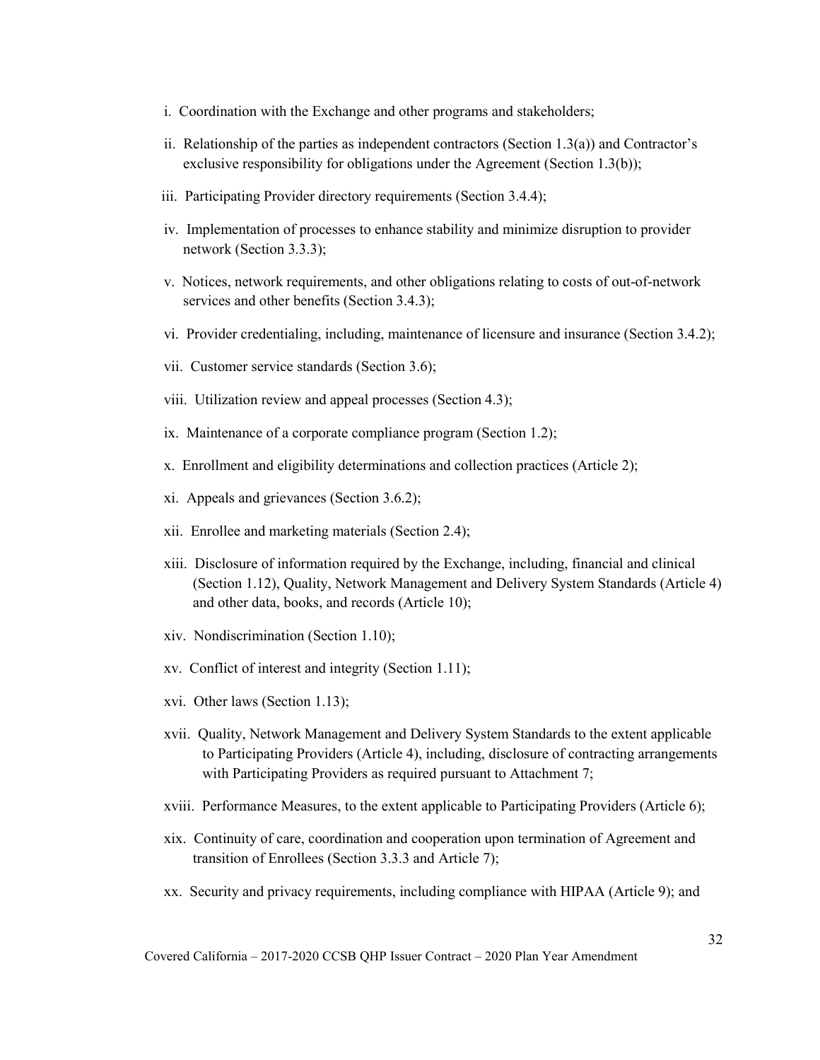i. Coordination with the Exchange and other programs and stakeholders;

ii. Relationship of the parties as independent contractors (Section 1.3(a)) and Contractor's exclusive responsibility for obligations under the Agreement (Section 1.3(b));

iii. Participating Provider directory requirements (Section 3.4.4);

iv. Implementation of processes to enhance stability and minimize disruption to provider network (Section 3.3.3);

v. Notices, network requirements, and other obligations relating to costs of out-of-network services and other benefits (Section 3.4.3);

vi. Provider credentialing, including, maintenance of licensure and insurance (Section 3.4.2);

vii. Customer service standards (Section 3.6);

viii. Utilization review and appeal processes (Section 4.3);

ix. Maintenance of a corporate compliance program (Section 1.2);

x. Enrollment and eligibility determinations and collection practices (Article 2);

xi. Appeals and grievances (Section 3.6.2);

xii. Enrollee and marketing materials (Section 2.4);

xiii. Disclosure of information required by the Exchange, including, financial and clinical (Section 1.12), Quality, Network Management and Delivery System Standards (Article 4) and other data, books, and records (Article 10);

xiv. Nondiscrimination (Section 1.10);

xv. Conflict of interest and integrity (Section 1.11);

xvi. Other laws (Section 1.13);

xvii. Quality, Network Management and Delivery System Standards to the extent applicable to Participating Providers (Article 4), including, disclosure of contracting arrangements with Participating Providers as required pursuant to Attachment 7;

xviii. Performance Measures, to the extent applicable to Participating Providers (Article 6);

xix. Continuity of care, coordination and cooperation upon termination of Agreement and transition of Enrollees (Section 3.3.3 and Article 7);

xx. Security and privacy requirements, including compliance with HIPAA (Article 9); and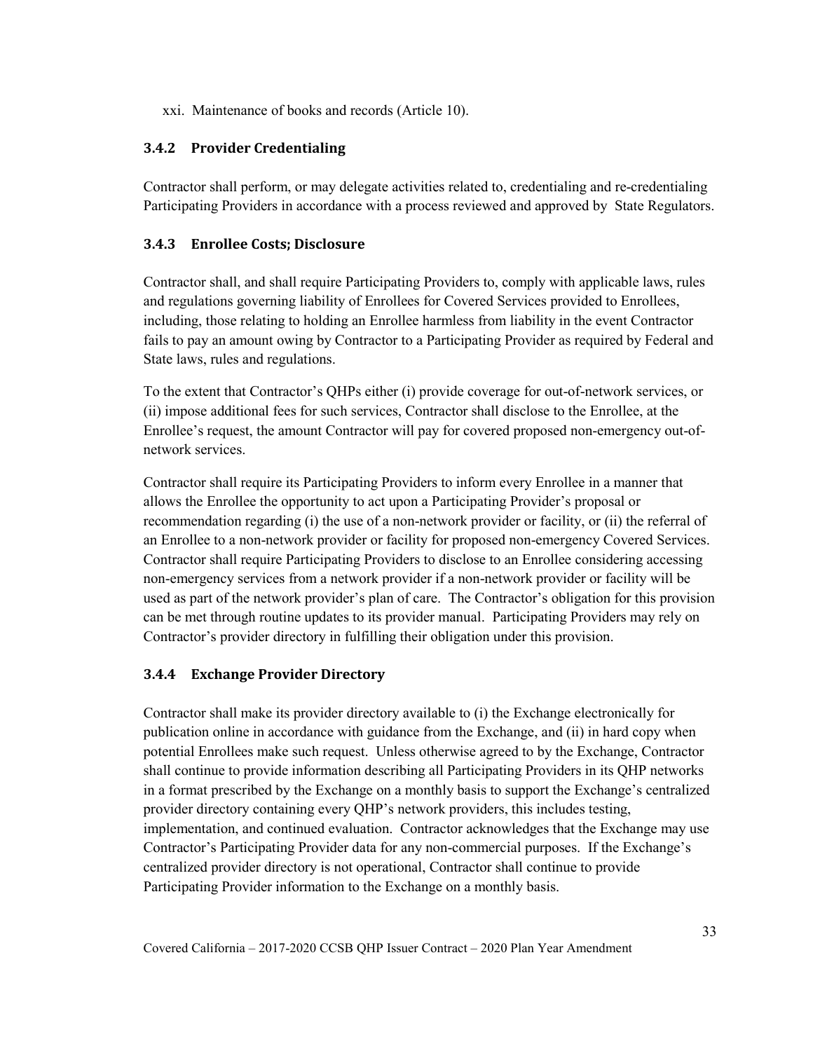xxi. Maintenance of books and records (Article 10).

### 3.4.2 Provider Credentialing

Contractor shall perform, or may delegate activities related to, credentialing and re-credentialing Participating Providers in accordance with a process reviewed and approved by State Regulators.

### 3.4.3 Enrollee Costs; Disclosure

Contractor shall, and shall require Participating Providers to, comply with applicable laws, rules and regulations governing liability of Enrollees for Covered Services provided to Enrollees, including, those relating to holding an Enrollee harmless from liability in the event Contractor fails to pay an amount owing by Contractor to a Participating Provider as required by Federal and State laws, rules and regulations.

To the extent that Contractor's QHPs either (i) provide coverage for out-of-network services, or (ii) impose additional fees for such services, Contractor shall disclose to the Enrollee, at the Enrollee's request, the amount Contractor will pay for covered proposed non-emergency out-of-network services.

Contractor shall require its Participating Providers to inform every Enrollee in a manner that allows the Enrollee the opportunity to act upon a Participating Provider's proposal or recommendation regarding (i) the use of a non-network provider or facility, or (ii) the referral of an Enrollee to a non-network provider or facility for proposed non-emergency Covered Services. Contractor shall require Participating Providers to disclose to an Enrollee considering accessing non-emergency services from a network provider if a non-network provider or facility will be used as part of the network provider's plan of care. The Contractor's obligation for this provision can be met through routine updates to its provider manual. Participating Providers may rely on Contractor's provider directory in fulfilling their obligation under this provision.

### 3.4.4 Exchange Provider Directory

Contractor shall make its provider directory available to (i) the Exchange electronically for publication online in accordance with guidance from the Exchange, and (ii) in hard copy when potential Enrollees make such request. Unless otherwise agreed to by the Exchange, Contractor shall continue to provide information describing all Participating Providers in its QHP networks in a format prescribed by the Exchange on a monthly basis to support the Exchange's centralized provider directory containing every QHP's network providers, this includes testing, implementation, and continued evaluation. Contractor acknowledges that the Exchange may use Contractor's Participating Provider data for any non-commercial purposes. If the Exchange's centralized provider directory is not operational, Contractor shall continue to provide Participating Provider information to the Exchange on a monthly basis.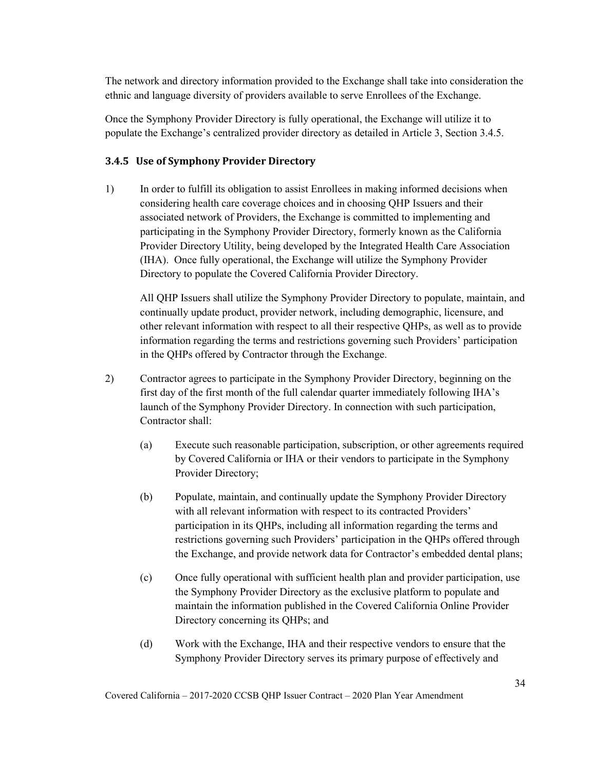The network and directory information provided to the Exchange shall take into consideration the ethnic and language diversity of providers available to serve Enrollees of the Exchange.

Once the Symphony Provider Directory is fully operational, the Exchange will utilize it to populate the Exchange's centralized provider directory as detailed in Article 3, Section 3.4.5.

### 3.4.5 Use of Symphony Provider Directory

1) In order to fulfill its obligation to assist Enrollees in making informed decisions when considering health care coverage choices and in choosing QHP Issuers and their associated network of Providers, the Exchange is committed to implementing and participating in the Symphony Provider Directory, formerly known as the California Provider Directory Utility, being developed by the Integrated Health Care Association (IHA). Once fully operational, the Exchange will utilize the Symphony Provider Directory to populate the Covered California Provider Directory.

   All QHP Issuers shall utilize the Symphony Provider Directory to populate, maintain, and continually update product, provider network, including demographic, licensure, and other relevant information with respect to all their respective QHPs, as well as to provide information regarding the terms and restrictions governing such Providers' participation in the QHPs offered by Contractor through the Exchange.

2) Contractor agrees to participate in the Symphony Provider Directory, beginning on the first day of the first month of the full calendar quarter immediately following IHA's launch of the Symphony Provider Directory. In connection with such participation, Contractor shall:

   (a) Execute such reasonable participation, subscription, or other agreements required by Covered California or IHA or their vendors to participate in the Symphony Provider Directory;

   (b) Populate, maintain, and continually update the Symphony Provider Directory with all relevant information with respect to its contracted Providers' participation in its QHPs, including all information regarding the terms and restrictions governing such Providers' participation in the QHPs offered through the Exchange, and provide network data for Contractor's embedded dental plans;

   (c) Once fully operational with sufficient health plan and provider participation, use the Symphony Provider Directory as the exclusive platform to populate and maintain the information published in the Covered California Online Provider Directory concerning its QHPs; and

   (d) Work with the Exchange, IHA and their respective vendors to ensure that the Symphony Provider Directory serves its primary purpose of effectively and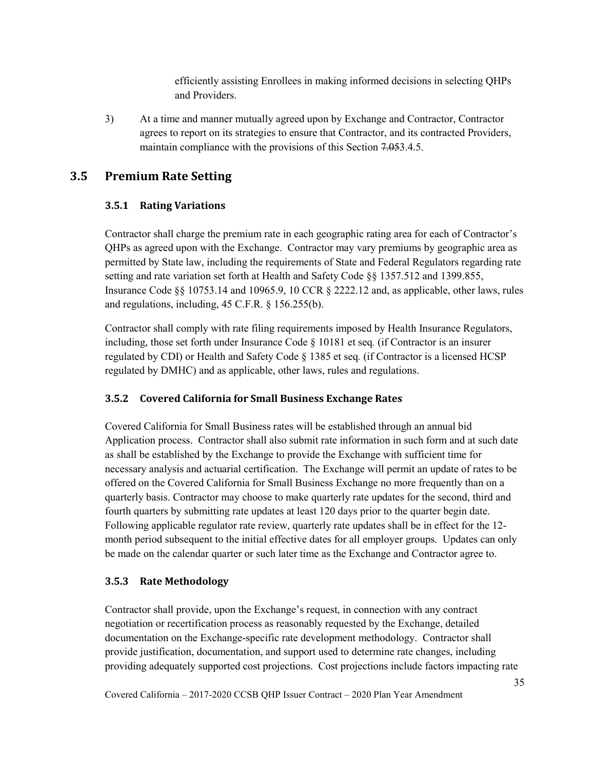efficiently assisting Enrollees in making informed decisions in selecting QHPs and Providers.

3) At a time and manner mutually agreed upon by Exchange and Contractor, Contractor agrees to report on its strategies to ensure that Contractor, and its contracted Providers, maintain compliance with the provisions of this Section ~~7.05~~3.4.5.

## 3.5 Premium Rate Setting

### 3.5.1 Rating Variations

Contractor shall charge the premium rate in each geographic rating area for each of Contractor's QHPs as agreed upon with the Exchange. Contractor may vary premiums by geographic area as permitted by State law, including the requirements of State and Federal Regulators regarding rate setting and rate variation set forth at Health and Safety Code §§ 1357.512 and 1399.855, Insurance Code §§ 10753.14 and 10965.9, 10 CCR § 2222.12 and, as applicable, other laws, rules and regulations, including, 45 C.F.R. § 156.255(b).

Contractor shall comply with rate filing requirements imposed by Health Insurance Regulators, including, those set forth under Insurance Code § 10181 et seq*.* (if Contractor is an insurer regulated by CDI) or Health and Safety Code § 1385 et seq*.* (if Contractor is a licensed HCSP regulated by DMHC) and as applicable, other laws, rules and regulations.

### 3.5.2 Covered California for Small Business Exchange Rates

Covered California for Small Business rates will be established through an annual bid Application process. Contractor shall also submit rate information in such form and at such date as shall be established by the Exchange to provide the Exchange with sufficient time for necessary analysis and actuarial certification. The Exchange will permit an update of rates to be offered on the Covered California for Small Business Exchange no more frequently than on a quarterly basis. Contractor may choose to make quarterly rate updates for the second, third and fourth quarters by submitting rate updates at least 120 days prior to the quarter begin date. Following applicable regulator rate review, quarterly rate updates shall be in effect for the 12-month period subsequent to the initial effective dates for all employer groups. Updates can only be made on the calendar quarter or such later time as the Exchange and Contractor agree to.

### 3.5.3 Rate Methodology

Contractor shall provide, upon the Exchange's request, in connection with any contract negotiation or recertification process as reasonably requested by the Exchange, detailed documentation on the Exchange-specific rate development methodology. Contractor shall provide justification, documentation, and support used to determine rate changes, including providing adequately supported cost projections. Cost projections include factors impacting rate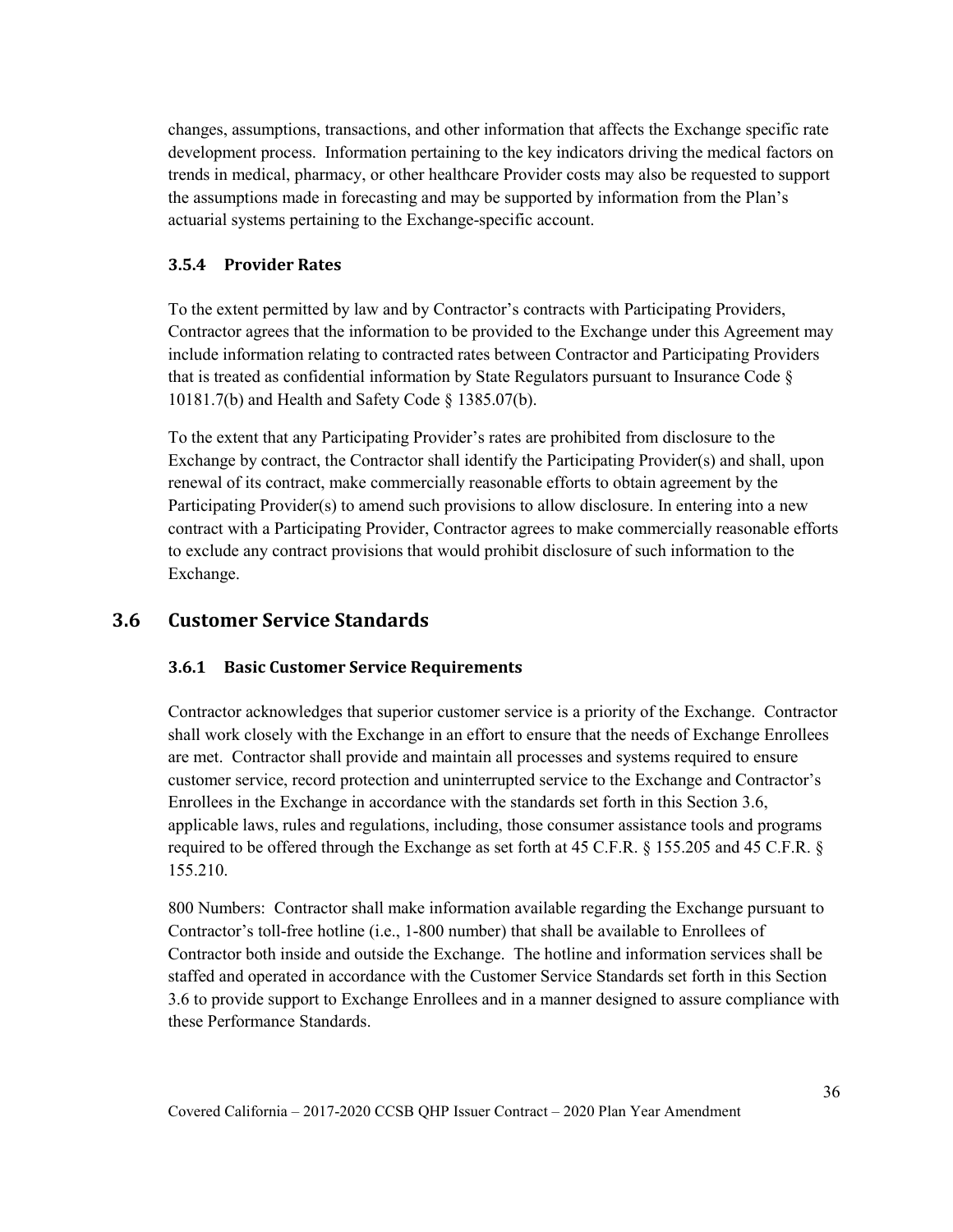changes, assumptions, transactions, and other information that affects the Exchange specific rate development process. Information pertaining to the key indicators driving the medical factors on trends in medical, pharmacy, or other healthcare Provider costs may also be requested to support the assumptions made in forecasting and may be supported by information from the Plan's actuarial systems pertaining to the Exchange-specific account.

### 3.5.4 Provider Rates

To the extent permitted by law and by Contractor's contracts with Participating Providers, Contractor agrees that the information to be provided to the Exchange under this Agreement may include information relating to contracted rates between Contractor and Participating Providers that is treated as confidential information by State Regulators pursuant to Insurance Code § 10181.7(b) and Health and Safety Code § 1385.07(b).

To the extent that any Participating Provider's rates are prohibited from disclosure to the Exchange by contract, the Contractor shall identify the Participating Provider(s) and shall, upon renewal of its contract, make commercially reasonable efforts to obtain agreement by the Participating Provider(s) to amend such provisions to allow disclosure. In entering into a new contract with a Participating Provider, Contractor agrees to make commercially reasonable efforts to exclude any contract provisions that would prohibit disclosure of such information to the Exchange.

## 3.6 Customer Service Standards

### 3.6.1 Basic Customer Service Requirements

Contractor acknowledges that superior customer service is a priority of the Exchange. Contractor shall work closely with the Exchange in an effort to ensure that the needs of Exchange Enrollees are met. Contractor shall provide and maintain all processes and systems required to ensure customer service, record protection and uninterrupted service to the Exchange and Contractor's Enrollees in the Exchange in accordance with the standards set forth in this Section 3.6, applicable laws, rules and regulations, including, those consumer assistance tools and programs required to be offered through the Exchange as set forth at 45 C.F.R. § 155.205 and 45 C.F.R. § 155.210.

800 Numbers: Contractor shall make information available regarding the Exchange pursuant to Contractor's toll-free hotline (i.e., 1-800 number) that shall be available to Enrollees of Contractor both inside and outside the Exchange. The hotline and information services shall be staffed and operated in accordance with the Customer Service Standards set forth in this Section 3.6 to provide support to Exchange Enrollees and in a manner designed to assure compliance with these Performance Standards.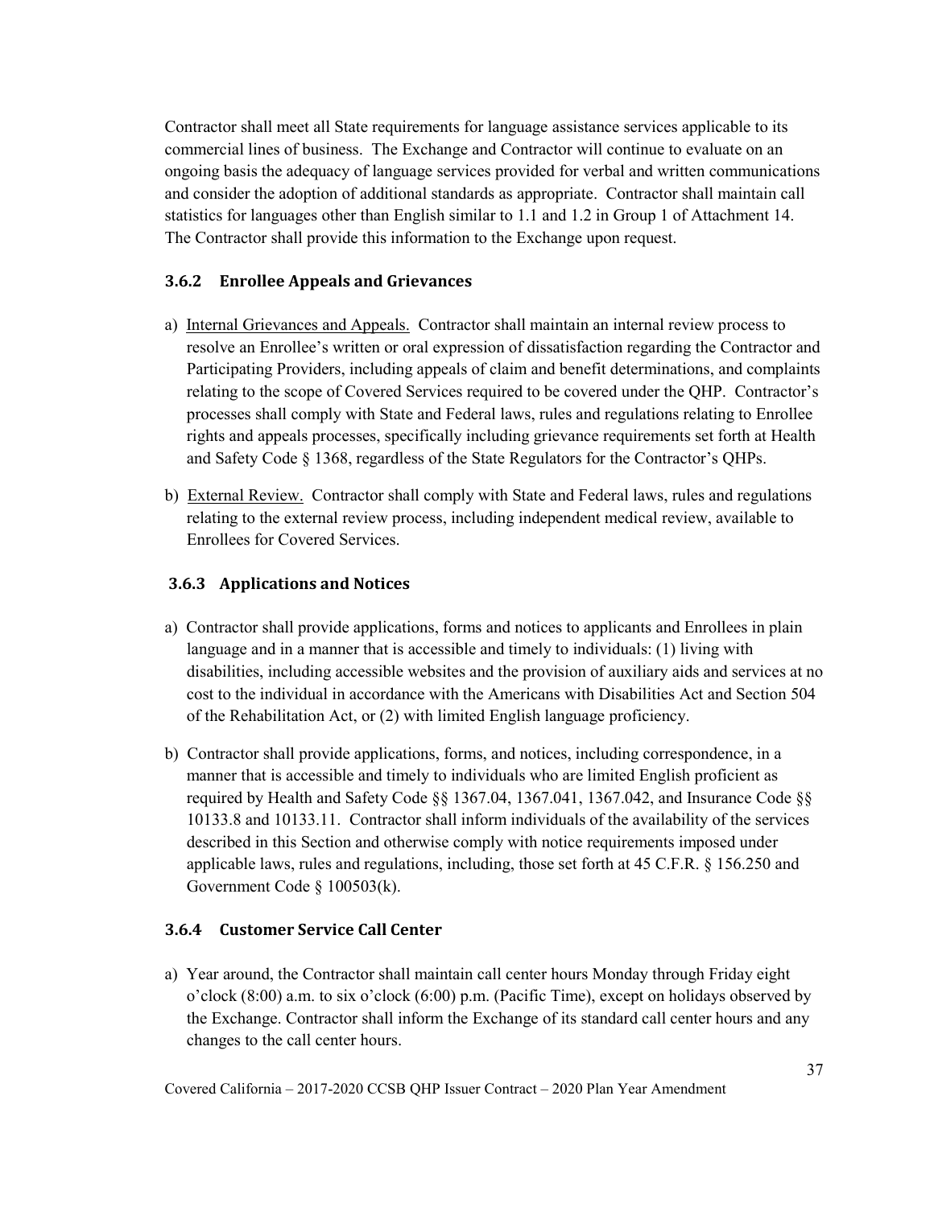Contractor shall meet all State requirements for language assistance services applicable to its commercial lines of business. The Exchange and Contractor will continue to evaluate on an ongoing basis the adequacy of language services provided for verbal and written communications and consider the adoption of additional standards as appropriate. Contractor shall maintain call statistics for languages other than English similar to 1.1 and 1.2 in Group 1 of Attachment 14. The Contractor shall provide this information to the Exchange upon request.

### 3.6.2 Enrollee Appeals and Grievances

a) Internal Grievances and Appeals. Contractor shall maintain an internal review process to resolve an Enrollee's written or oral expression of dissatisfaction regarding the Contractor and Participating Providers, including appeals of claim and benefit determinations, and complaints relating to the scope of Covered Services required to be covered under the QHP. Contractor's processes shall comply with State and Federal laws, rules and regulations relating to Enrollee rights and appeals processes, specifically including grievance requirements set forth at Health and Safety Code § 1368, regardless of the State Regulators for the Contractor's QHPs.

b) External Review. Contractor shall comply with State and Federal laws, rules and regulations relating to the external review process, including independent medical review, available to Enrollees for Covered Services.

### 3.6.3 Applications and Notices

a) Contractor shall provide applications, forms and notices to applicants and Enrollees in plain language and in a manner that is accessible and timely to individuals: (1) living with disabilities, including accessible websites and the provision of auxiliary aids and services at no cost to the individual in accordance with the Americans with Disabilities Act and Section 504 of the Rehabilitation Act, or (2) with limited English language proficiency.

b) Contractor shall provide applications, forms, and notices, including correspondence, in a manner that is accessible and timely to individuals who are limited English proficient as required by Health and Safety Code §§ 1367.04, 1367.041, 1367.042, and Insurance Code §§ 10133.8 and 10133.11. Contractor shall inform individuals of the availability of the services described in this Section and otherwise comply with notice requirements imposed under applicable laws, rules and regulations, including, those set forth at 45 C.F.R. § 156.250 and Government Code § 100503(k).

### 3.6.4 Customer Service Call Center

a) Year around, the Contractor shall maintain call center hours Monday through Friday eight o'clock (8:00) a.m. to six o'clock (6:00) p.m. (Pacific Time), except on holidays observed by the Exchange. Contractor shall inform the Exchange of its standard call center hours and any changes to the call center hours.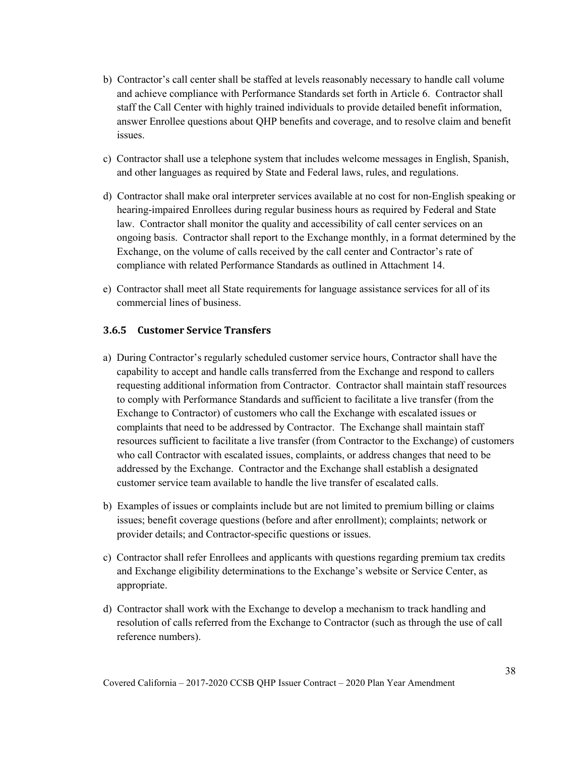b) Contractor's call center shall be staffed at levels reasonably necessary to handle call volume and achieve compliance with Performance Standards set forth in Article 6. Contractor shall staff the Call Center with highly trained individuals to provide detailed benefit information, answer Enrollee questions about QHP benefits and coverage, and to resolve claim and benefit issues.

c) Contractor shall use a telephone system that includes welcome messages in English, Spanish, and other languages as required by State and Federal laws, rules, and regulations.

d) Contractor shall make oral interpreter services available at no cost for non-English speaking or hearing-impaired Enrollees during regular business hours as required by Federal and State law. Contractor shall monitor the quality and accessibility of call center services on an ongoing basis. Contractor shall report to the Exchange monthly, in a format determined by the Exchange, on the volume of calls received by the call center and Contractor's rate of compliance with related Performance Standards as outlined in Attachment 14.

e) Contractor shall meet all State requirements for language assistance services for all of its commercial lines of business.

### 3.6.5 Customer Service Transfers

a) During Contractor's regularly scheduled customer service hours, Contractor shall have the capability to accept and handle calls transferred from the Exchange and respond to callers requesting additional information from Contractor. Contractor shall maintain staff resources to comply with Performance Standards and sufficient to facilitate a live transfer (from the Exchange to Contractor) of customers who call the Exchange with escalated issues or complaints that need to be addressed by Contractor. The Exchange shall maintain staff resources sufficient to facilitate a live transfer (from Contractor to the Exchange) of customers who call Contractor with escalated issues, complaints, or address changes that need to be addressed by the Exchange. Contractor and the Exchange shall establish a designated customer service team available to handle the live transfer of escalated calls.

b) Examples of issues or complaints include but are not limited to premium billing or claims issues; benefit coverage questions (before and after enrollment); complaints; network or provider details; and Contractor-specific questions or issues.

c) Contractor shall refer Enrollees and applicants with questions regarding premium tax credits and Exchange eligibility determinations to the Exchange's website or Service Center, as appropriate.

d) Contractor shall work with the Exchange to develop a mechanism to track handling and resolution of calls referred from the Exchange to Contractor (such as through the use of call reference numbers).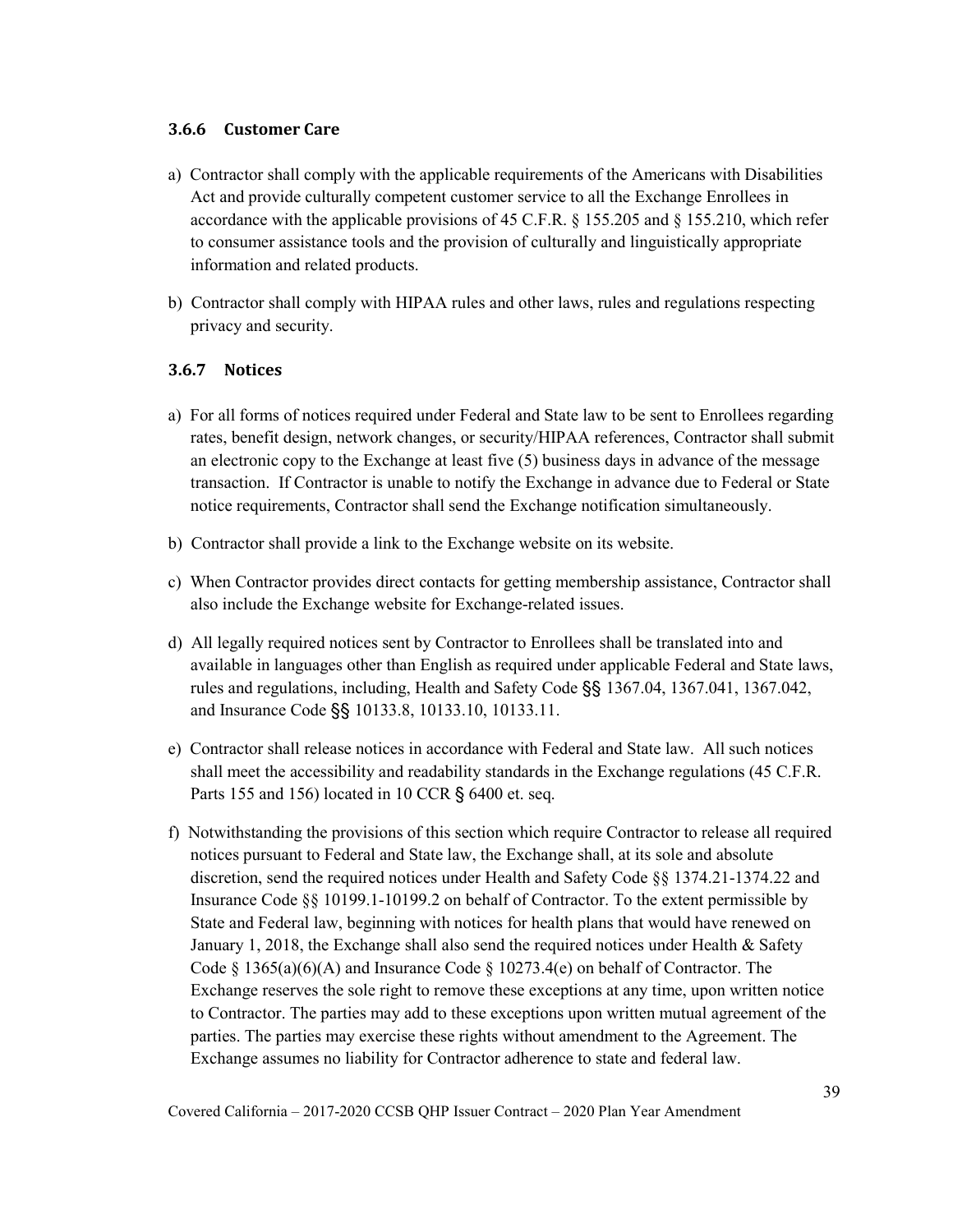### 3.6.6 Customer Care

a) Contractor shall comply with the applicable requirements of the Americans with Disabilities Act and provide culturally competent customer service to all the Exchange Enrollees in accordance with the applicable provisions of 45 C.F.R. § 155.205 and § 155.210, which refer to consumer assistance tools and the provision of culturally and linguistically appropriate information and related products.

b) Contractor shall comply with HIPAA rules and other laws, rules and regulations respecting privacy and security.

### 3.6.7 Notices

a) For all forms of notices required under Federal and State law to be sent to Enrollees regarding rates, benefit design, network changes, or security/HIPAA references, Contractor shall submit an electronic copy to the Exchange at least five (5) business days in advance of the message transaction. If Contractor is unable to notify the Exchange in advance due to Federal or State notice requirements, Contractor shall send the Exchange notification simultaneously.

b) Contractor shall provide a link to the Exchange website on its website.

c) When Contractor provides direct contacts for getting membership assistance, Contractor shall also include the Exchange website for Exchange-related issues.

d) All legally required notices sent by Contractor to Enrollees shall be translated into and available in languages other than English as required under applicable Federal and State laws, rules and regulations, including, Health and Safety Code §§ 1367.04, 1367.041, 1367.042, and Insurance Code §§ 10133.8, 10133.10, 10133.11.

e) Contractor shall release notices in accordance with Federal and State law. All such notices shall meet the accessibility and readability standards in the Exchange regulations (45 C.F.R. Parts 155 and 156) located in 10 CCR § 6400 et. seq.

f) Notwithstanding the provisions of this section which require Contractor to release all required notices pursuant to Federal and State law, the Exchange shall, at its sole and absolute discretion, send the required notices under Health and Safety Code §§ 1374.21-1374.22 and Insurance Code §§ 10199.1-10199.2 on behalf of Contractor. To the extent permissible by State and Federal law, beginning with notices for health plans that would have renewed on January 1, 2018, the Exchange shall also send the required notices under Health & Safety Code § 1365(a)(6)(A) and Insurance Code § 10273.4(e) on behalf of Contractor. The Exchange reserves the sole right to remove these exceptions at any time, upon written notice to Contractor. The parties may add to these exceptions upon written mutual agreement of the parties. The parties may exercise these rights without amendment to the Agreement. The Exchange assumes no liability for Contractor adherence to state and federal law.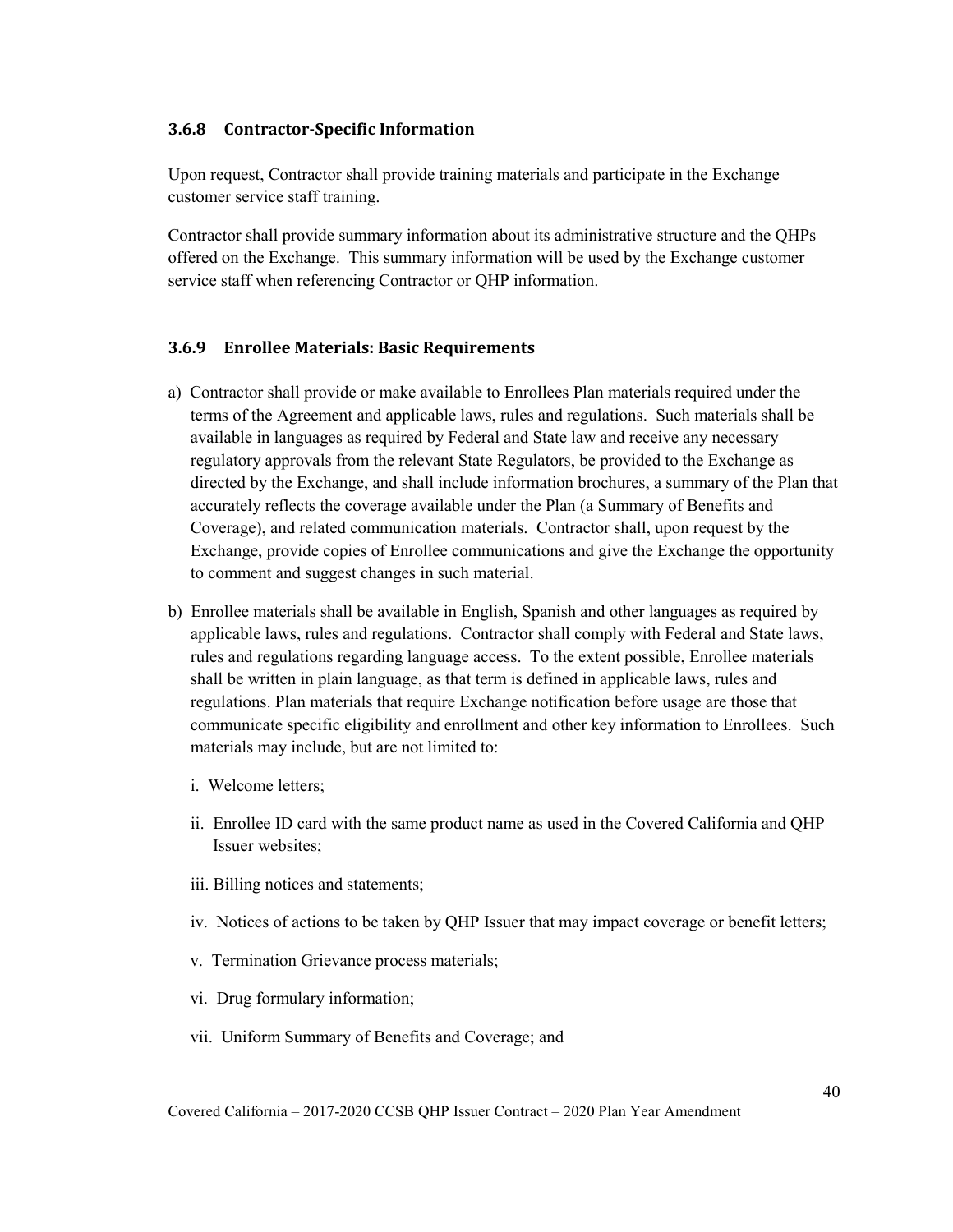### 3.6.8 Contractor-Specific Information

Upon request, Contractor shall provide training materials and participate in the Exchange customer service staff training.

Contractor shall provide summary information about its administrative structure and the QHPs offered on the Exchange. This summary information will be used by the Exchange customer service staff when referencing Contractor or QHP information.

### 3.6.9 Enrollee Materials: Basic Requirements

a) Contractor shall provide or make available to Enrollees Plan materials required under the terms of the Agreement and applicable laws, rules and regulations. Such materials shall be available in languages as required by Federal and State law and receive any necessary regulatory approvals from the relevant State Regulators, be provided to the Exchange as directed by the Exchange, and shall include information brochures, a summary of the Plan that accurately reflects the coverage available under the Plan (a Summary of Benefits and Coverage), and related communication materials. Contractor shall, upon request by the Exchange, provide copies of Enrollee communications and give the Exchange the opportunity to comment and suggest changes in such material.

b) Enrollee materials shall be available in English, Spanish and other languages as required by applicable laws, rules and regulations. Contractor shall comply with Federal and State laws, rules and regulations regarding language access. To the extent possible, Enrollee materials shall be written in plain language, as that term is defined in applicable laws, rules and regulations. Plan materials that require Exchange notification before usage are those that communicate specific eligibility and enrollment and other key information to Enrollees. Such materials may include, but are not limited to:

   i. Welcome letters;

   ii. Enrollee ID card with the same product name as used in the Covered California and QHP Issuer websites;

   iii. Billing notices and statements;

   iv. Notices of actions to be taken by QHP Issuer that may impact coverage or benefit letters;

   v. Termination Grievance process materials;

   vi. Drug formulary information;

   vii. Uniform Summary of Benefits and Coverage; and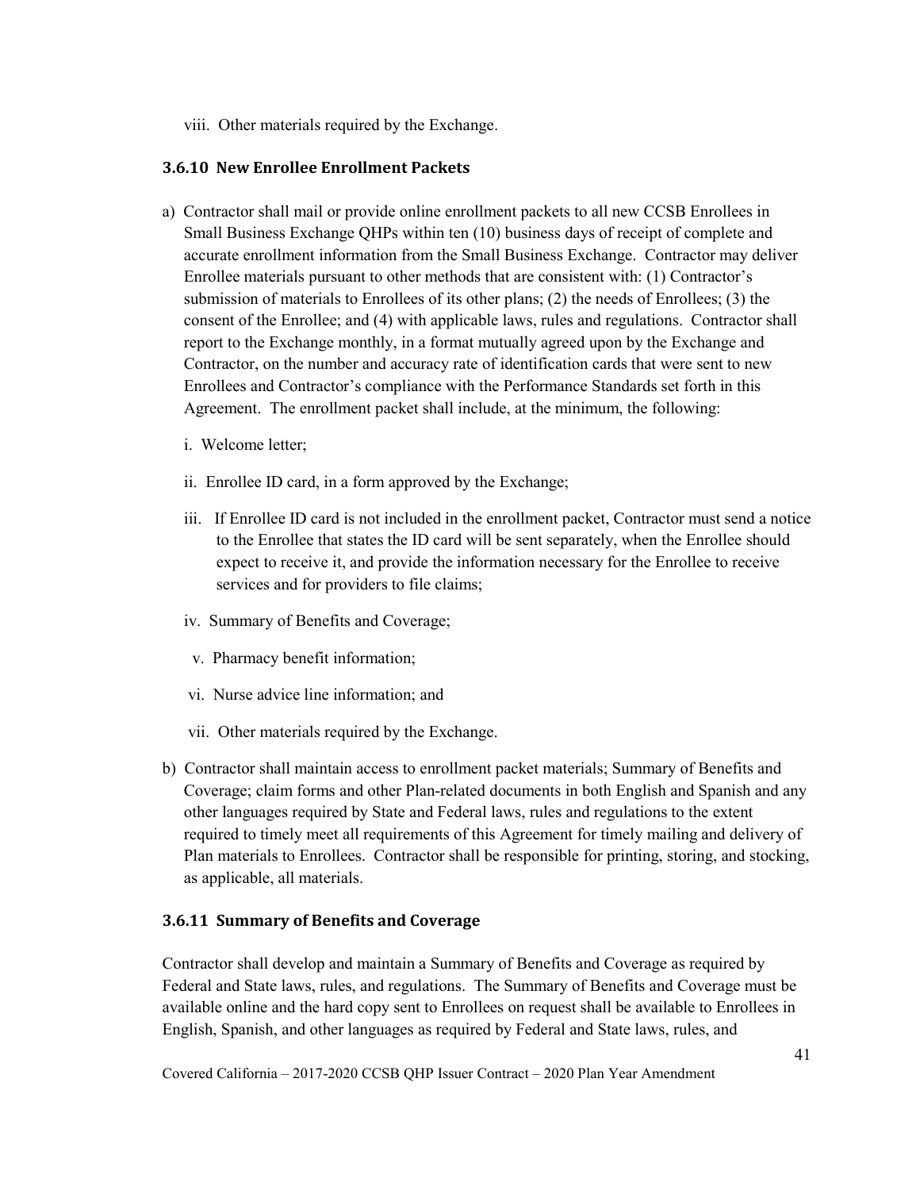viii. Other materials required by the Exchange.

### 3.6.10 New Enrollee Enrollment Packets

a) Contractor shall mail or provide online enrollment packets to all new CCSB Enrollees in Small Business Exchange QHPs within ten (10) business days of receipt of complete and accurate enrollment information from the Small Business Exchange. Contractor may deliver Enrollee materials pursuant to other methods that are consistent with: (1) Contractor's submission of materials to Enrollees of its other plans; (2) the needs of Enrollees; (3) the consent of the Enrollee; and (4) with applicable laws, rules and regulations. Contractor shall report to the Exchange monthly, in a format mutually agreed upon by the Exchange and Contractor, on the number and accuracy rate of identification cards that were sent to new Enrollees and Contractor's compliance with the Performance Standards set forth in this Agreement. The enrollment packet shall include, at the minimum, the following:

   i. Welcome letter;

   ii. Enrollee ID card, in a form approved by the Exchange;

   iii. If Enrollee ID card is not included in the enrollment packet, Contractor must send a notice to the Enrollee that states the ID card will be sent separately, when the Enrollee should expect to receive it, and provide the information necessary for the Enrollee to receive services and for providers to file claims;

   iv. Summary of Benefits and Coverage;

   v. Pharmacy benefit information;

   vi. Nurse advice line information; and

   vii. Other materials required by the Exchange.

b) Contractor shall maintain access to enrollment packet materials; Summary of Benefits and Coverage; claim forms and other Plan-related documents in both English and Spanish and any other languages required by State and Federal laws, rules and regulations to the extent required to timely meet all requirements of this Agreement for timely mailing and delivery of Plan materials to Enrollees. Contractor shall be responsible for printing, storing, and stocking, as applicable, all materials.

### 3.6.11 Summary of Benefits and Coverage

Contractor shall develop and maintain a Summary of Benefits and Coverage as required by Federal and State laws, rules, and regulations. The Summary of Benefits and Coverage must be available online and the hard copy sent to Enrollees on request shall be available to Enrollees in English, Spanish, and other languages as required by Federal and State laws, rules, and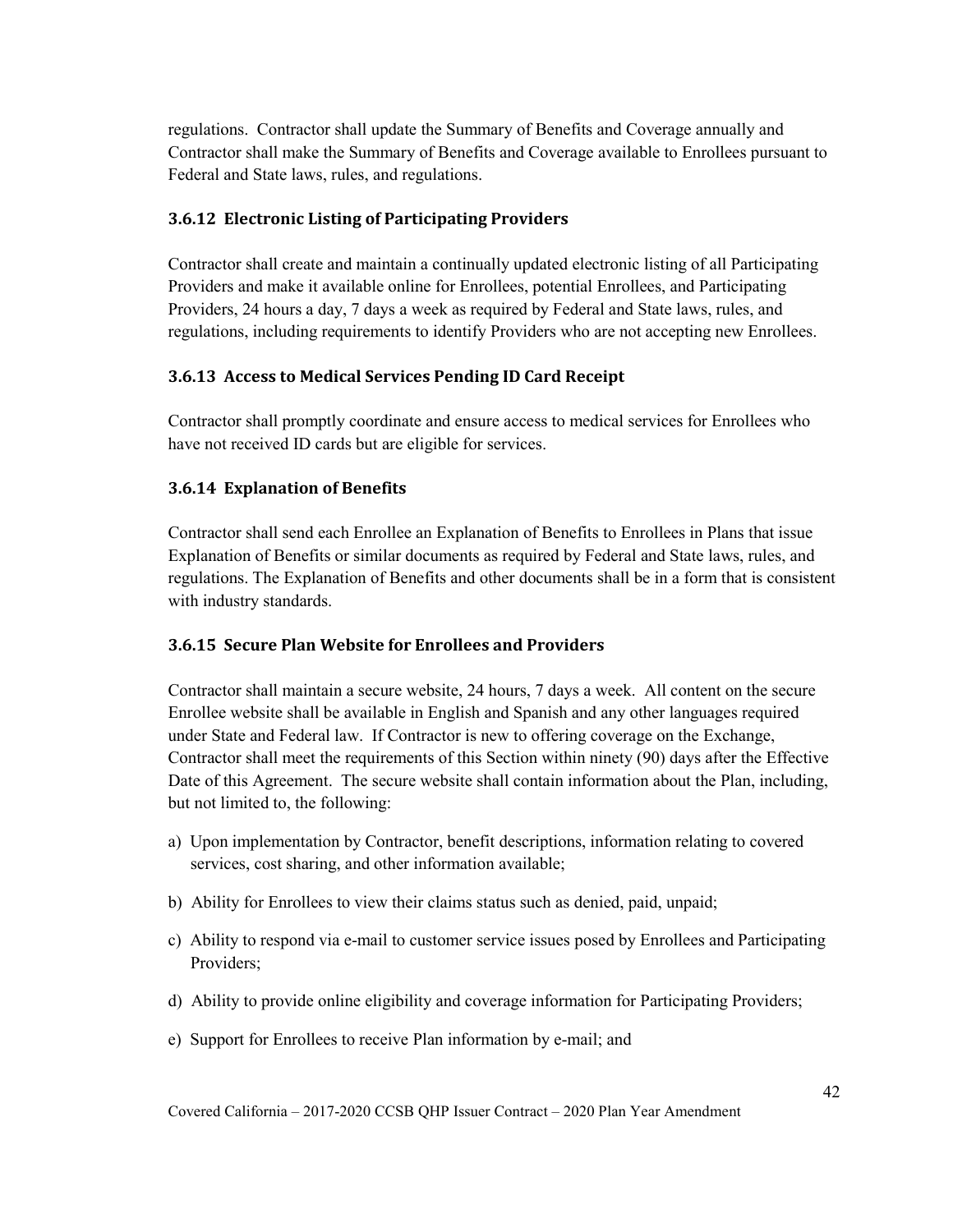regulations. Contractor shall update the Summary of Benefits and Coverage annually and Contractor shall make the Summary of Benefits and Coverage available to Enrollees pursuant to Federal and State laws, rules, and regulations.

### 3.6.12 Electronic Listing of Participating Providers

Contractor shall create and maintain a continually updated electronic listing of all Participating Providers and make it available online for Enrollees, potential Enrollees, and Participating Providers, 24 hours a day, 7 days a week as required by Federal and State laws, rules, and regulations, including requirements to identify Providers who are not accepting new Enrollees.

### 3.6.13 Access to Medical Services Pending ID Card Receipt

Contractor shall promptly coordinate and ensure access to medical services for Enrollees who have not received ID cards but are eligible for services.

### 3.6.14 Explanation of Benefits

Contractor shall send each Enrollee an Explanation of Benefits to Enrollees in Plans that issue Explanation of Benefits or similar documents as required by Federal and State laws, rules, and regulations. The Explanation of Benefits and other documents shall be in a form that is consistent with industry standards.

### 3.6.15 Secure Plan Website for Enrollees and Providers

Contractor shall maintain a secure website, 24 hours, 7 days a week. All content on the secure Enrollee website shall be available in English and Spanish and any other languages required under State and Federal law. If Contractor is new to offering coverage on the Exchange, Contractor shall meet the requirements of this Section within ninety (90) days after the Effective Date of this Agreement. The secure website shall contain information about the Plan, including, but not limited to, the following:

a) Upon implementation by Contractor, benefit descriptions, information relating to covered services, cost sharing, and other information available;

b) Ability for Enrollees to view their claims status such as denied, paid, unpaid;

c) Ability to respond via e-mail to customer service issues posed by Enrollees and Participating Providers;

d) Ability to provide online eligibility and coverage information for Participating Providers;

e) Support for Enrollees to receive Plan information by e-mail; and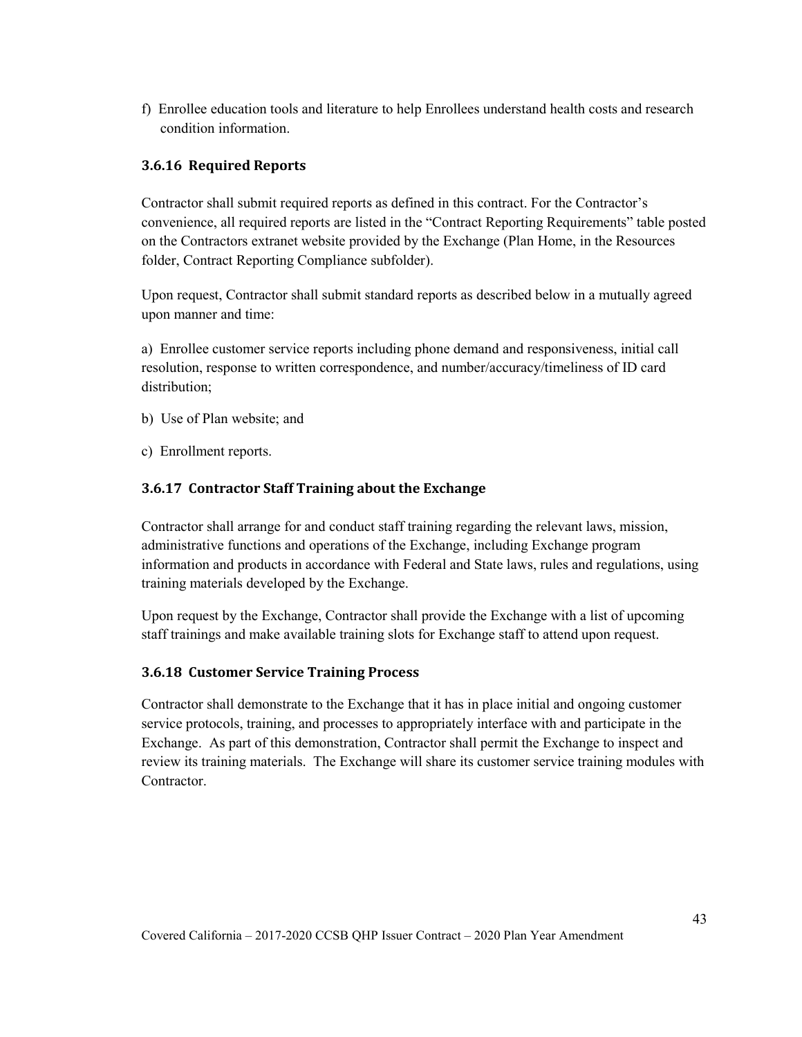f) Enrollee education tools and literature to help Enrollees understand health costs and research condition information.

### 3.6.16 Required Reports

Contractor shall submit required reports as defined in this contract. For the Contractor's convenience, all required reports are listed in the "Contract Reporting Requirements" table posted on the Contractors extranet website provided by the Exchange (Plan Home, in the Resources folder, Contract Reporting Compliance subfolder).

Upon request, Contractor shall submit standard reports as described below in a mutually agreed upon manner and time:

a) Enrollee customer service reports including phone demand and responsiveness, initial call resolution, response to written correspondence, and number/accuracy/timeliness of ID card distribution;

b) Use of Plan website; and

c) Enrollment reports.

### 3.6.17 Contractor Staff Training about the Exchange

Contractor shall arrange for and conduct staff training regarding the relevant laws, mission, administrative functions and operations of the Exchange, including Exchange program information and products in accordance with Federal and State laws, rules and regulations, using training materials developed by the Exchange.

Upon request by the Exchange, Contractor shall provide the Exchange with a list of upcoming staff trainings and make available training slots for Exchange staff to attend upon request.

### 3.6.18 Customer Service Training Process

Contractor shall demonstrate to the Exchange that it has in place initial and ongoing customer service protocols, training, and processes to appropriately interface with and participate in the Exchange. As part of this demonstration, Contractor shall permit the Exchange to inspect and review its training materials. The Exchange will share its customer service training modules with Contractor.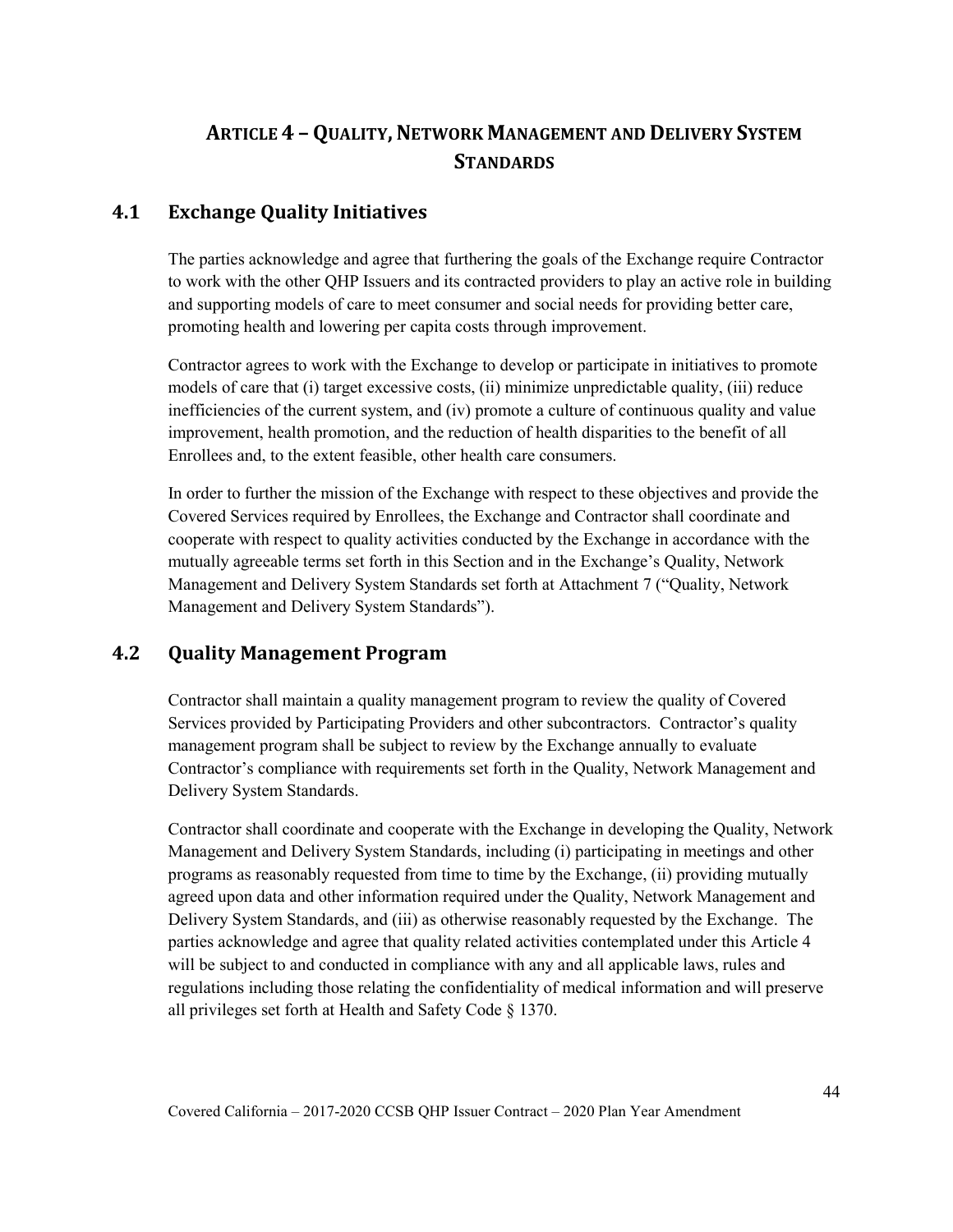# Article 4 – Quality, Network Management and Delivery System Standards

## 4.1 Exchange Quality Initiatives

The parties acknowledge and agree that furthering the goals of the Exchange require Contractor to work with the other QHP Issuers and its contracted providers to play an active role in building and supporting models of care to meet consumer and social needs for providing better care, promoting health and lowering per capita costs through improvement.

Contractor agrees to work with the Exchange to develop or participate in initiatives to promote models of care that (i) target excessive costs, (ii) minimize unpredictable quality, (iii) reduce inefficiencies of the current system, and (iv) promote a culture of continuous quality and value improvement, health promotion, and the reduction of health disparities to the benefit of all Enrollees and, to the extent feasible, other health care consumers.

In order to further the mission of the Exchange with respect to these objectives and provide the Covered Services required by Enrollees, the Exchange and Contractor shall coordinate and cooperate with respect to quality activities conducted by the Exchange in accordance with the mutually agreeable terms set forth in this Section and in the Exchange's Quality, Network Management and Delivery System Standards set forth at Attachment 7 ("Quality, Network Management and Delivery System Standards").

## 4.2 Quality Management Program

Contractor shall maintain a quality management program to review the quality of Covered Services provided by Participating Providers and other subcontractors. Contractor's quality management program shall be subject to review by the Exchange annually to evaluate Contractor's compliance with requirements set forth in the Quality, Network Management and Delivery System Standards.

Contractor shall coordinate and cooperate with the Exchange in developing the Quality, Network Management and Delivery System Standards, including (i) participating in meetings and other programs as reasonably requested from time to time by the Exchange, (ii) providing mutually agreed upon data and other information required under the Quality, Network Management and Delivery System Standards, and (iii) as otherwise reasonably requested by the Exchange. The parties acknowledge and agree that quality related activities contemplated under this Article 4 will be subject to and conducted in compliance with any and all applicable laws, rules and regulations including those relating the confidentiality of medical information and will preserve all privileges set forth at Health and Safety Code § 1370.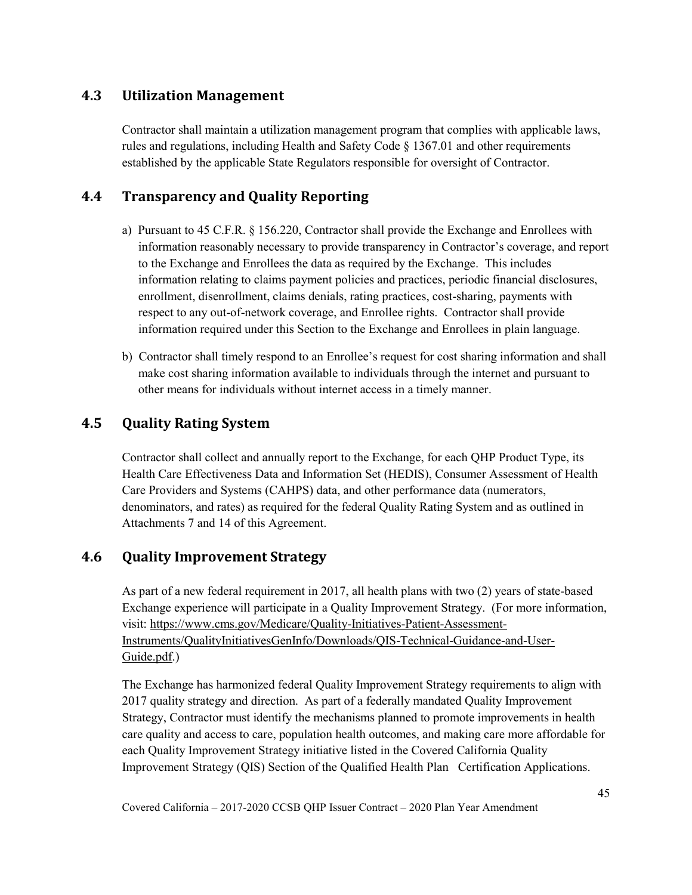## 4.3 Utilization Management

Contractor shall maintain a utilization management program that complies with applicable laws, rules and regulations, including Health and Safety Code § 1367.01 and other requirements established by the applicable State Regulators responsible for oversight of Contractor.

## 4.4 Transparency and Quality Reporting

a) Pursuant to 45 C.F.R. § 156.220, Contractor shall provide the Exchange and Enrollees with information reasonably necessary to provide transparency in Contractor's coverage, and report to the Exchange and Enrollees the data as required by the Exchange. This includes information relating to claims payment policies and practices, periodic financial disclosures, enrollment, disenrollment, claims denials, rating practices, cost-sharing, payments with respect to any out-of-network coverage, and Enrollee rights. Contractor shall provide information required under this Section to the Exchange and Enrollees in plain language.

b) Contractor shall timely respond to an Enrollee's request for cost sharing information and shall make cost sharing information available to individuals through the internet and pursuant to other means for individuals without internet access in a timely manner.

## 4.5 Quality Rating System

Contractor shall collect and annually report to the Exchange, for each QHP Product Type, its Health Care Effectiveness Data and Information Set (HEDIS), Consumer Assessment of Health Care Providers and Systems (CAHPS) data, and other performance data (numerators, denominators, and rates) as required for the federal Quality Rating System and as outlined in Attachments 7 and 14 of this Agreement.

## 4.6 Quality Improvement Strategy

As part of a new federal requirement in 2017, all health plans with two (2) years of state-based Exchange experience will participate in a Quality Improvement Strategy. (For more information, visit: https://www.cms.gov/Medicare/Quality-Initiatives-Patient-Assessment-Instruments/QualityInitiativesGenInfo/Downloads/QIS-Technical-Guidance-and-User-Guide.pdf.)

The Exchange has harmonized federal Quality Improvement Strategy requirements to align with 2017 quality strategy and direction. As part of a federally mandated Quality Improvement Strategy, Contractor must identify the mechanisms planned to promote improvements in health care quality and access to care, population health outcomes, and making care more affordable for each Quality Improvement Strategy initiative listed in the Covered California Quality Improvement Strategy (QIS) Section of the Qualified Health Plan Certification Applications.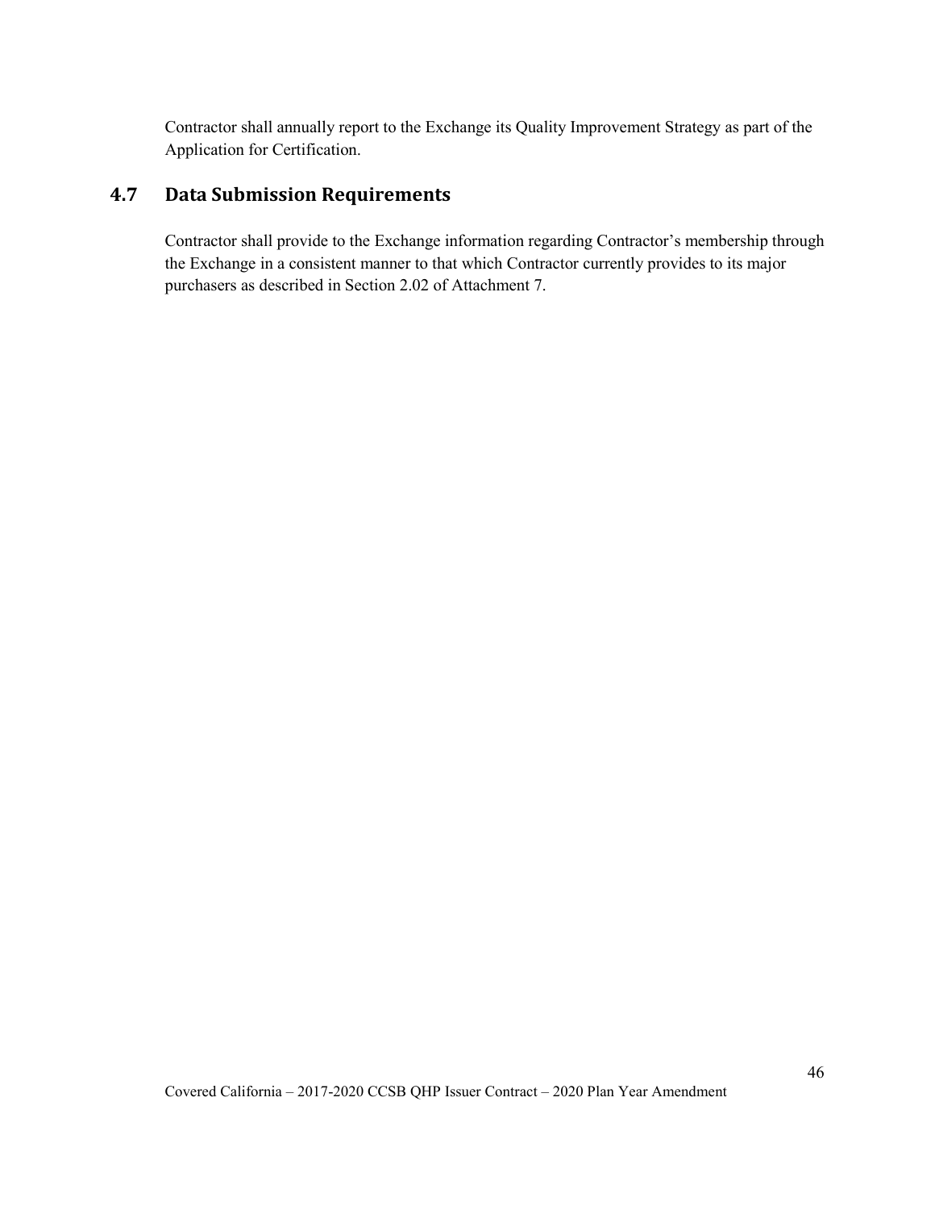Contractor shall annually report to the Exchange its Quality Improvement Strategy as part of the Application for Certification.

## 4.7 Data Submission Requirements

Contractor shall provide to the Exchange information regarding Contractor's membership through the Exchange in a consistent manner to that which Contractor currently provides to its major purchasers as described in Section 2.02 of Attachment 7.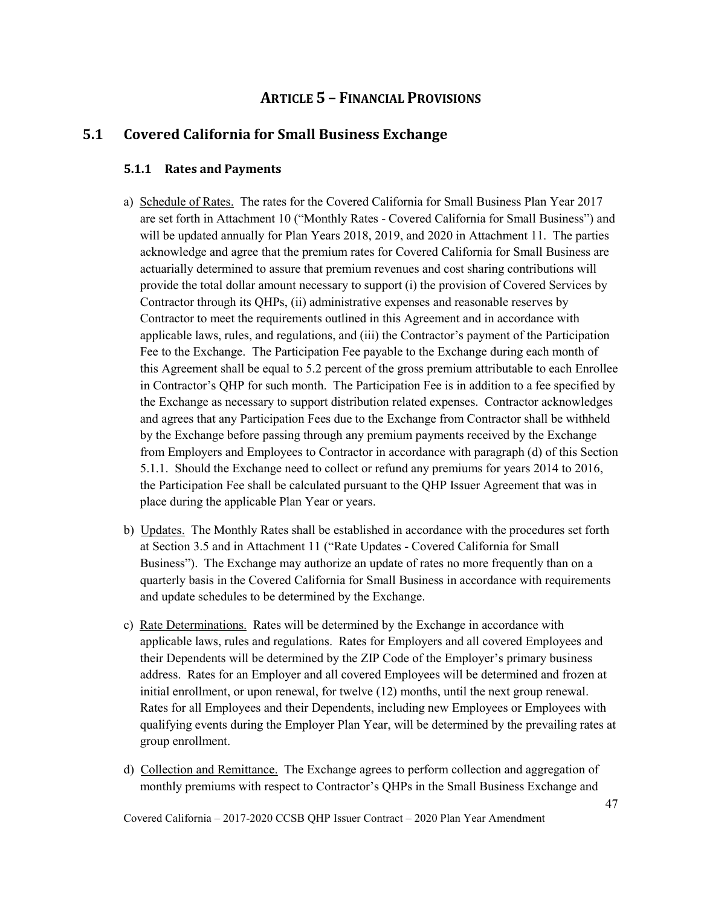# Article 5 – Financial Provisions

## 5.1 Covered California for Small Business Exchange

### 5.1.1 Rates and Payments

a) Schedule of Rates. The rates for the Covered California for Small Business Plan Year 2017 are set forth in Attachment 10 ("Monthly Rates - Covered California for Small Business") and will be updated annually for Plan Years 2018, 2019, and 2020 in Attachment 11. The parties acknowledge and agree that the premium rates for Covered California for Small Business are actuarially determined to assure that premium revenues and cost sharing contributions will provide the total dollar amount necessary to support (i) the provision of Covered Services by Contractor through its QHPs, (ii) administrative expenses and reasonable reserves by Contractor to meet the requirements outlined in this Agreement and in accordance with applicable laws, rules, and regulations, and (iii) the Contractor's payment of the Participation Fee to the Exchange. The Participation Fee payable to the Exchange during each month of this Agreement shall be equal to 5.2 percent of the gross premium attributable to each Enrollee in Contractor's QHP for such month. The Participation Fee is in addition to a fee specified by the Exchange as necessary to support distribution related expenses. Contractor acknowledges and agrees that any Participation Fees due to the Exchange from Contractor shall be withheld by the Exchange before passing through any premium payments received by the Exchange from Employers and Employees to Contractor in accordance with paragraph (d) of this Section 5.1.1. Should the Exchange need to collect or refund any premiums for years 2014 to 2016, the Participation Fee shall be calculated pursuant to the QHP Issuer Agreement that was in place during the applicable Plan Year or years.

b) Updates. The Monthly Rates shall be established in accordance with the procedures set forth at Section 3.5 and in Attachment 11 ("Rate Updates - Covered California for Small Business"). The Exchange may authorize an update of rates no more frequently than on a quarterly basis in the Covered California for Small Business in accordance with requirements and update schedules to be determined by the Exchange.

c) Rate Determinations. Rates will be determined by the Exchange in accordance with applicable laws, rules and regulations. Rates for Employers and all covered Employees and their Dependents will be determined by the ZIP Code of the Employer's primary business address. Rates for an Employer and all covered Employees will be determined and frozen at initial enrollment, or upon renewal, for twelve (12) months, until the next group renewal. Rates for all Employees and their Dependents, including new Employees or Employees with qualifying events during the Employer Plan Year, will be determined by the prevailing rates at group enrollment.

d) Collection and Remittance. The Exchange agrees to perform collection and aggregation of monthly premiums with respect to Contractor's QHPs in the Small Business Exchange and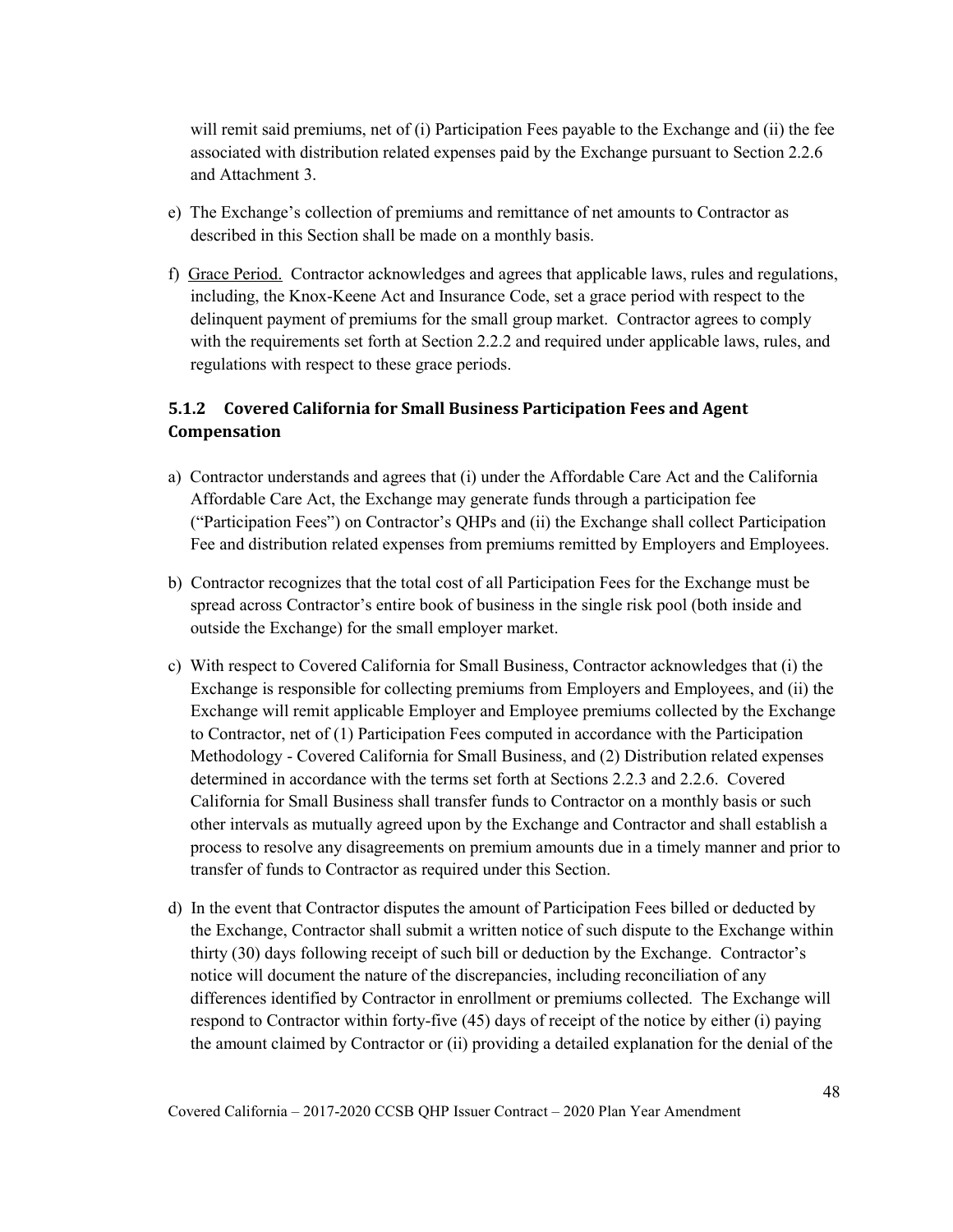will remit said premiums, net of (i) Participation Fees payable to the Exchange and (ii) the fee associated with distribution related expenses paid by the Exchange pursuant to Section 2.2.6 and Attachment 3.

e) The Exchange's collection of premiums and remittance of net amounts to Contractor as described in this Section shall be made on a monthly basis.

f) Grace Period. Contractor acknowledges and agrees that applicable laws, rules and regulations, including, the Knox-Keene Act and Insurance Code, set a grace period with respect to the delinquent payment of premiums for the small group market. Contractor agrees to comply with the requirements set forth at Section 2.2.2 and required under applicable laws, rules, and regulations with respect to these grace periods.

### 5.1.2 Covered California for Small Business Participation Fees and Agent Compensation

a) Contractor understands and agrees that (i) under the Affordable Care Act and the California Affordable Care Act, the Exchange may generate funds through a participation fee ("Participation Fees") on Contractor's QHPs and (ii) the Exchange shall collect Participation Fee and distribution related expenses from premiums remitted by Employers and Employees.

b) Contractor recognizes that the total cost of all Participation Fees for the Exchange must be spread across Contractor's entire book of business in the single risk pool (both inside and outside the Exchange) for the small employer market.

c) With respect to Covered California for Small Business, Contractor acknowledges that (i) the Exchange is responsible for collecting premiums from Employers and Employees, and (ii) the Exchange will remit applicable Employer and Employee premiums collected by the Exchange to Contractor, net of (1) Participation Fees computed in accordance with the Participation Methodology - Covered California for Small Business, and (2) Distribution related expenses determined in accordance with the terms set forth at Sections 2.2.3 and 2.2.6. Covered California for Small Business shall transfer funds to Contractor on a monthly basis or such other intervals as mutually agreed upon by the Exchange and Contractor and shall establish a process to resolve any disagreements on premium amounts due in a timely manner and prior to transfer of funds to Contractor as required under this Section.

d) In the event that Contractor disputes the amount of Participation Fees billed or deducted by the Exchange, Contractor shall submit a written notice of such dispute to the Exchange within thirty (30) days following receipt of such bill or deduction by the Exchange. Contractor's notice will document the nature of the discrepancies, including reconciliation of any differences identified by Contractor in enrollment or premiums collected. The Exchange will respond to Contractor within forty-five (45) days of receipt of the notice by either (i) paying the amount claimed by Contractor or (ii) providing a detailed explanation for the denial of the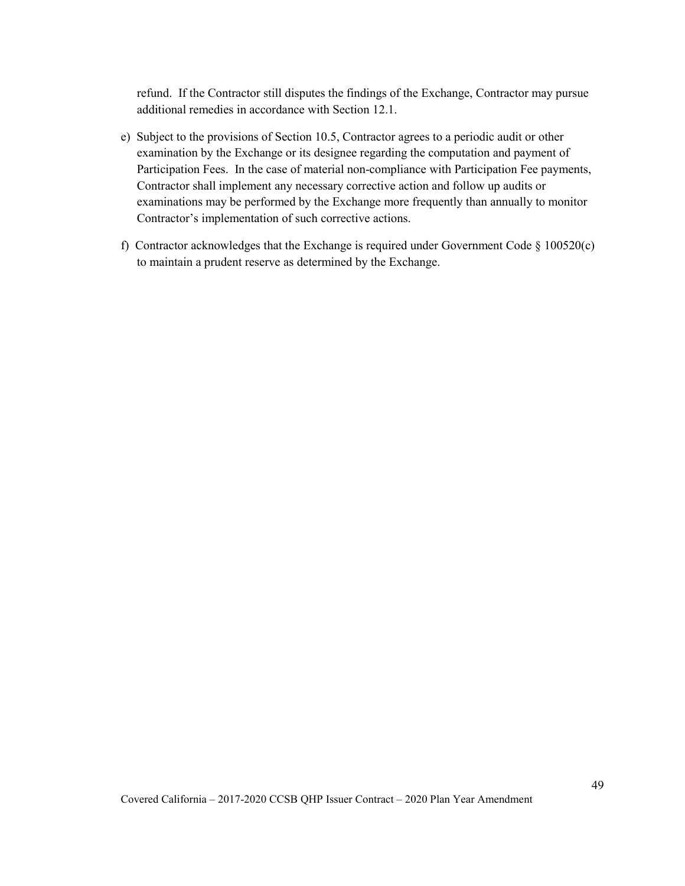refund. If the Contractor still disputes the findings of the Exchange, Contractor may pursue additional remedies in accordance with Section 12.1.

e) Subject to the provisions of Section 10.5, Contractor agrees to a periodic audit or other examination by the Exchange or its designee regarding the computation and payment of Participation Fees. In the case of material non-compliance with Participation Fee payments, Contractor shall implement any necessary corrective action and follow up audits or examinations may be performed by the Exchange more frequently than annually to monitor Contractor's implementation of such corrective actions.

f) Contractor acknowledges that the Exchange is required under Government Code § 100520(c) to maintain a prudent reserve as determined by the Exchange.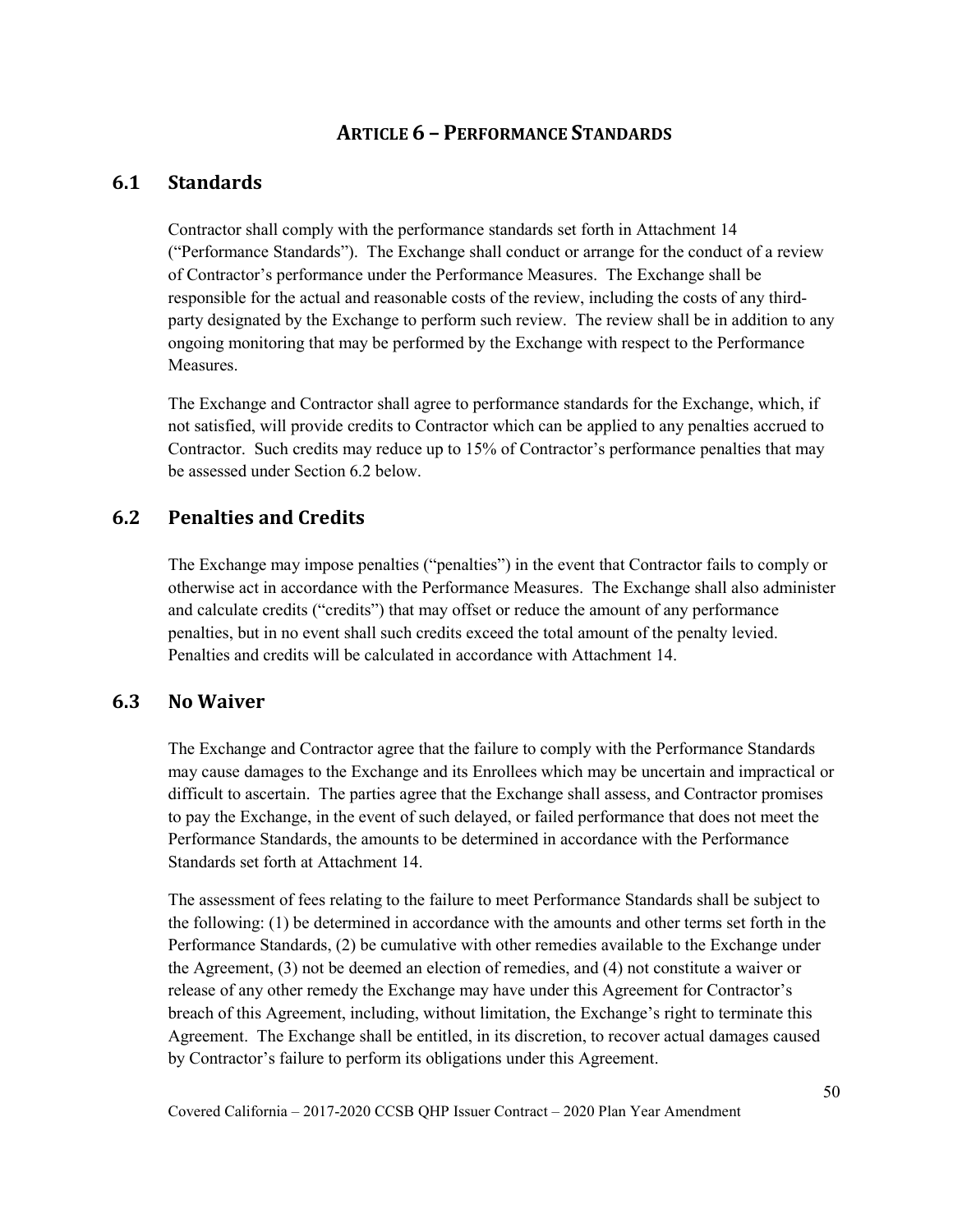# ARTICLE 6 – PERFORMANCE STANDARDS

## 6.1 Standards

Contractor shall comply with the performance standards set forth in Attachment 14 ("Performance Standards"). The Exchange shall conduct or arrange for the conduct of a review of Contractor's performance under the Performance Measures. The Exchange shall be responsible for the actual and reasonable costs of the review, including the costs of any third-party designated by the Exchange to perform such review. The review shall be in addition to any ongoing monitoring that may be performed by the Exchange with respect to the Performance Measures.

The Exchange and Contractor shall agree to performance standards for the Exchange, which, if not satisfied, will provide credits to Contractor which can be applied to any penalties accrued to Contractor. Such credits may reduce up to 15% of Contractor's performance penalties that may be assessed under Section 6.2 below.

## 6.2 Penalties and Credits

The Exchange may impose penalties ("penalties") in the event that Contractor fails to comply or otherwise act in accordance with the Performance Measures. The Exchange shall also administer and calculate credits ("credits") that may offset or reduce the amount of any performance penalties, but in no event shall such credits exceed the total amount of the penalty levied. Penalties and credits will be calculated in accordance with Attachment 14.

## 6.3 No Waiver

The Exchange and Contractor agree that the failure to comply with the Performance Standards may cause damages to the Exchange and its Enrollees which may be uncertain and impractical or difficult to ascertain. The parties agree that the Exchange shall assess, and Contractor promises to pay the Exchange, in the event of such delayed, or failed performance that does not meet the Performance Standards, the amounts to be determined in accordance with the Performance Standards set forth at Attachment 14.

The assessment of fees relating to the failure to meet Performance Standards shall be subject to the following: (1) be determined in accordance with the amounts and other terms set forth in the Performance Standards, (2) be cumulative with other remedies available to the Exchange under the Agreement, (3) not be deemed an election of remedies, and (4) not constitute a waiver or release of any other remedy the Exchange may have under this Agreement for Contractor's breach of this Agreement, including, without limitation, the Exchange's right to terminate this Agreement. The Exchange shall be entitled, in its discretion, to recover actual damages caused by Contractor's failure to perform its obligations under this Agreement.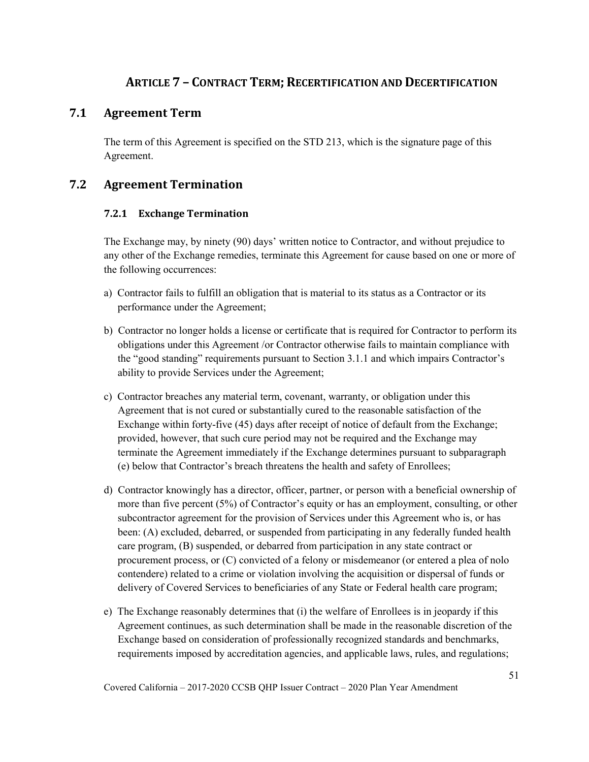# ARTICLE 7 – CONTRACT TERM; RECERTIFICATION AND DECERTIFICATION

## 7.1 Agreement Term

The term of this Agreement is specified on the STD 213, which is the signature page of this Agreement.

## 7.2 Agreement Termination

### 7.2.1 Exchange Termination

The Exchange may, by ninety (90) days' written notice to Contractor, and without prejudice to any other of the Exchange remedies, terminate this Agreement for cause based on one or more of the following occurrences:

a) Contractor fails to fulfill an obligation that is material to its status as a Contractor or its performance under the Agreement;

b) Contractor no longer holds a license or certificate that is required for Contractor to perform its obligations under this Agreement /or Contractor otherwise fails to maintain compliance with the "good standing" requirements pursuant to Section 3.1.1 and which impairs Contractor's ability to provide Services under the Agreement;

c) Contractor breaches any material term, covenant, warranty, or obligation under this Agreement that is not cured or substantially cured to the reasonable satisfaction of the Exchange within forty-five (45) days after receipt of notice of default from the Exchange; provided, however, that such cure period may not be required and the Exchange may terminate the Agreement immediately if the Exchange determines pursuant to subparagraph (e) below that Contractor's breach threatens the health and safety of Enrollees;

d) Contractor knowingly has a director, officer, partner, or person with a beneficial ownership of more than five percent (5%) of Contractor's equity or has an employment, consulting, or other subcontractor agreement for the provision of Services under this Agreement who is, or has been: (A) excluded, debarred, or suspended from participating in any federally funded health care program, (B) suspended, or debarred from participation in any state contract or procurement process, or (C) convicted of a felony or misdemeanor (or entered a plea of nolo contendere) related to a crime or violation involving the acquisition or dispersal of funds or delivery of Covered Services to beneficiaries of any State or Federal health care program;

e) The Exchange reasonably determines that (i) the welfare of Enrollees is in jeopardy if this Agreement continues, as such determination shall be made in the reasonable discretion of the Exchange based on consideration of professionally recognized standards and benchmarks, requirements imposed by accreditation agencies, and applicable laws, rules, and regulations;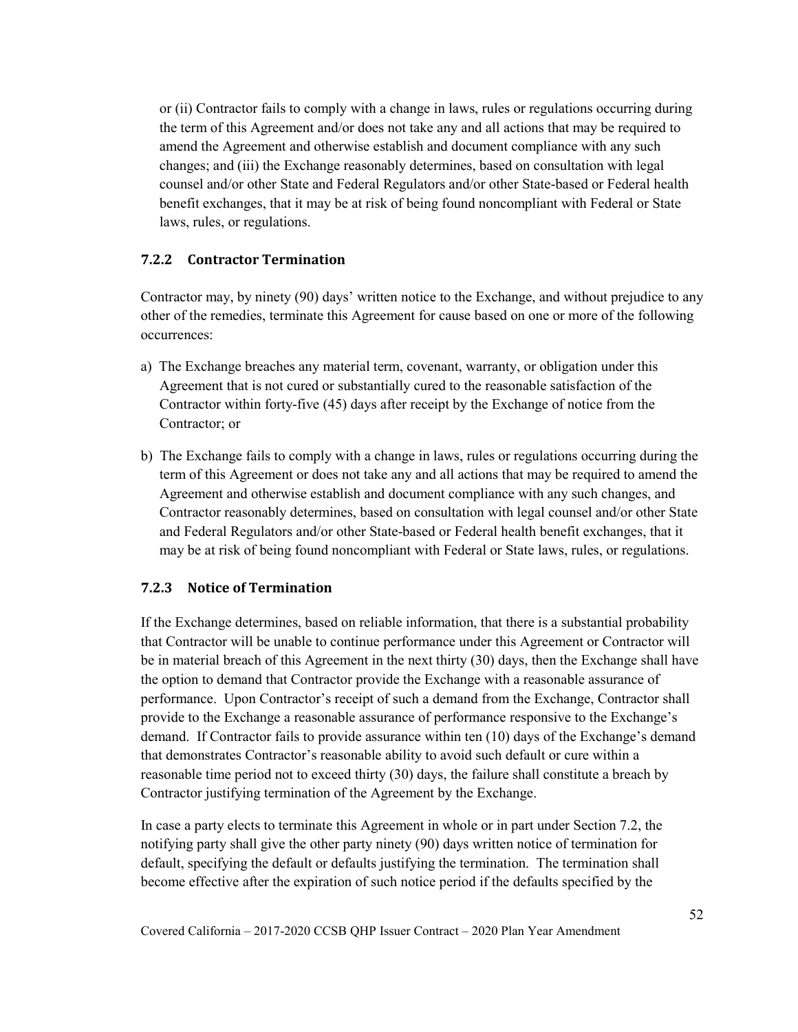or (ii) Contractor fails to comply with a change in laws, rules or regulations occurring during the term of this Agreement and/or does not take any and all actions that may be required to amend the Agreement and otherwise establish and document compliance with any such changes; and (iii) the Exchange reasonably determines, based on consultation with legal counsel and/or other State and Federal Regulators and/or other State-based or Federal health benefit exchanges, that it may be at risk of being found noncompliant with Federal or State laws, rules, or regulations.

### 7.2.2 Contractor Termination

Contractor may, by ninety (90) days' written notice to the Exchange, and without prejudice to any other of the remedies, terminate this Agreement for cause based on one or more of the following occurrences:

a) The Exchange breaches any material term, covenant, warranty, or obligation under this Agreement that is not cured or substantially cured to the reasonable satisfaction of the Contractor within forty-five (45) days after receipt by the Exchange of notice from the Contractor; or

b) The Exchange fails to comply with a change in laws, rules or regulations occurring during the term of this Agreement or does not take any and all actions that may be required to amend the Agreement and otherwise establish and document compliance with any such changes, and Contractor reasonably determines, based on consultation with legal counsel and/or other State and Federal Regulators and/or other State-based or Federal health benefit exchanges, that it may be at risk of being found noncompliant with Federal or State laws, rules, or regulations.

### 7.2.3 Notice of Termination

If the Exchange determines, based on reliable information, that there is a substantial probability that Contractor will be unable to continue performance under this Agreement or Contractor will be in material breach of this Agreement in the next thirty (30) days, then the Exchange shall have the option to demand that Contractor provide the Exchange with a reasonable assurance of performance. Upon Contractor's receipt of such a demand from the Exchange, Contractor shall provide to the Exchange a reasonable assurance of performance responsive to the Exchange's demand. If Contractor fails to provide assurance within ten (10) days of the Exchange's demand that demonstrates Contractor's reasonable ability to avoid such default or cure within a reasonable time period not to exceed thirty (30) days, the failure shall constitute a breach by Contractor justifying termination of the Agreement by the Exchange.

In case a party elects to terminate this Agreement in whole or in part under Section 7.2, the notifying party shall give the other party ninety (90) days written notice of termination for default, specifying the default or defaults justifying the termination. The termination shall become effective after the expiration of such notice period if the defaults specified by the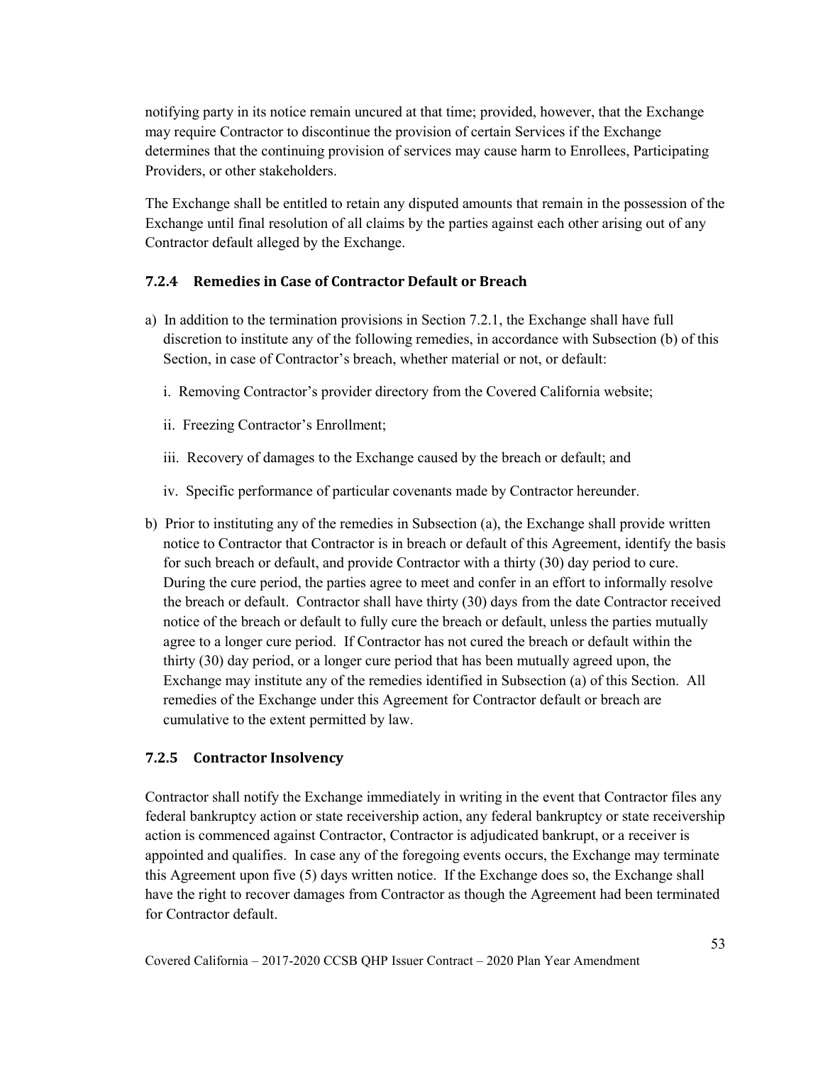notifying party in its notice remain uncured at that time; provided, however, that the Exchange may require Contractor to discontinue the provision of certain Services if the Exchange determines that the continuing provision of services may cause harm to Enrollees, Participating Providers, or other stakeholders.

The Exchange shall be entitled to retain any disputed amounts that remain in the possession of the Exchange until final resolution of all claims by the parties against each other arising out of any Contractor default alleged by the Exchange.

### 7.2.4 Remedies in Case of Contractor Default or Breach

a) In addition to the termination provisions in Section 7.2.1, the Exchange shall have full discretion to institute any of the following remedies, in accordance with Subsection (b) of this Section, in case of Contractor's breach, whether material or not, or default:

   i. Removing Contractor's provider directory from the Covered California website;

   ii. Freezing Contractor's Enrollment;

   iii. Recovery of damages to the Exchange caused by the breach or default; and

   iv. Specific performance of particular covenants made by Contractor hereunder.

b) Prior to instituting any of the remedies in Subsection (a), the Exchange shall provide written notice to Contractor that Contractor is in breach or default of this Agreement, identify the basis for such breach or default, and provide Contractor with a thirty (30) day period to cure. During the cure period, the parties agree to meet and confer in an effort to informally resolve the breach or default. Contractor shall have thirty (30) days from the date Contractor received notice of the breach or default to fully cure the breach or default, unless the parties mutually agree to a longer cure period. If Contractor has not cured the breach or default within the thirty (30) day period, or a longer cure period that has been mutually agreed upon, the Exchange may institute any of the remedies identified in Subsection (a) of this Section. All remedies of the Exchange under this Agreement for Contractor default or breach are cumulative to the extent permitted by law.

### 7.2.5 Contractor Insolvency

Contractor shall notify the Exchange immediately in writing in the event that Contractor files any federal bankruptcy action or state receivership action, any federal bankruptcy or state receivership action is commenced against Contractor, Contractor is adjudicated bankrupt, or a receiver is appointed and qualifies. In case any of the foregoing events occurs, the Exchange may terminate this Agreement upon five (5) days written notice. If the Exchange does so, the Exchange shall have the right to recover damages from Contractor as though the Agreement had been terminated for Contractor default.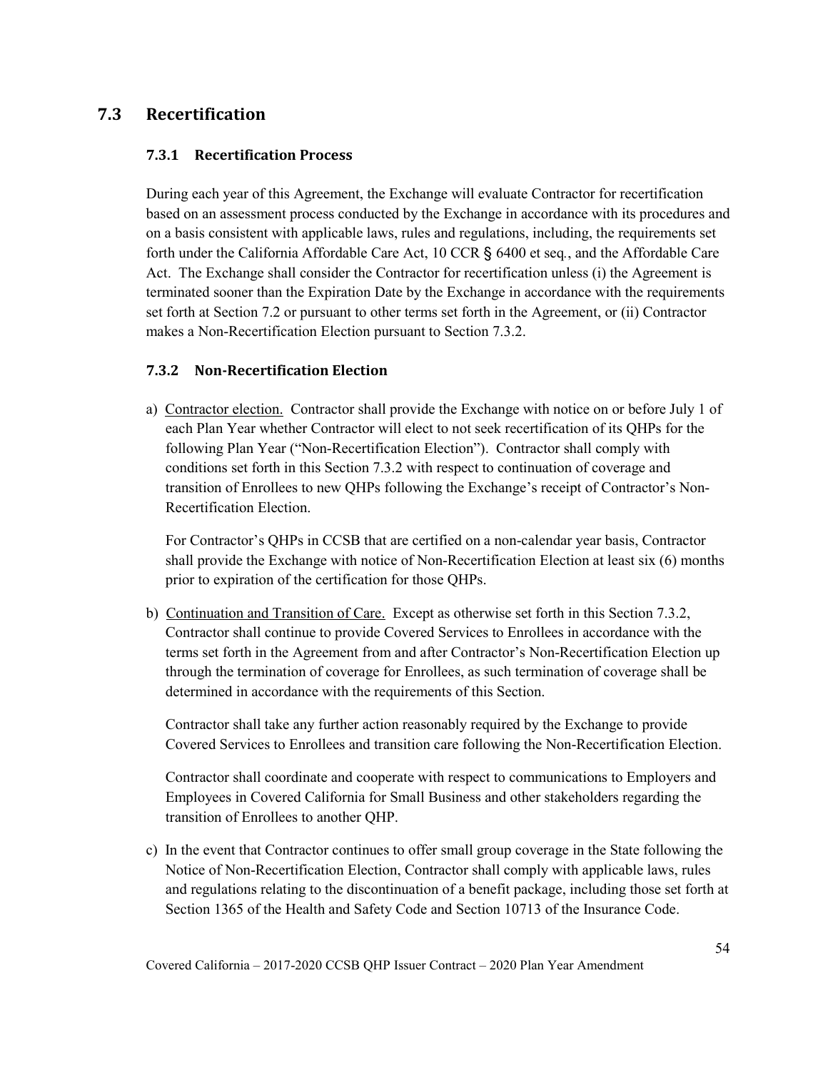## 7.3 Recertification

### 7.3.1 Recertification Process

During each year of this Agreement, the Exchange will evaluate Contractor for recertification based on an assessment process conducted by the Exchange in accordance with its procedures and on a basis consistent with applicable laws, rules and regulations, including, the requirements set forth under the California Affordable Care Act, 10 CCR § 6400 et seq., and the Affordable Care Act. The Exchange shall consider the Contractor for recertification unless (i) the Agreement is terminated sooner than the Expiration Date by the Exchange in accordance with the requirements set forth at Section 7.2 or pursuant to other terms set forth in the Agreement, or (ii) Contractor makes a Non-Recertification Election pursuant to Section 7.3.2.

### 7.3.2 Non-Recertification Election

a) Contractor election. Contractor shall provide the Exchange with notice on or before July 1 of each Plan Year whether Contractor will elect to not seek recertification of its QHPs for the following Plan Year ("Non-Recertification Election"). Contractor shall comply with conditions set forth in this Section 7.3.2 with respect to continuation of coverage and transition of Enrollees to new QHPs following the Exchange's receipt of Contractor's Non-Recertification Election.

   For Contractor's QHPs in CCSB that are certified on a non-calendar year basis, Contractor shall provide the Exchange with notice of Non-Recertification Election at least six (6) months prior to expiration of the certification for those QHPs.

b) Continuation and Transition of Care. Except as otherwise set forth in this Section 7.3.2, Contractor shall continue to provide Covered Services to Enrollees in accordance with the terms set forth in the Agreement from and after Contractor's Non-Recertification Election up through the termination of coverage for Enrollees, as such termination of coverage shall be determined in accordance with the requirements of this Section.

   Contractor shall take any further action reasonably required by the Exchange to provide Covered Services to Enrollees and transition care following the Non-Recertification Election.

   Contractor shall coordinate and cooperate with respect to communications to Employers and Employees in Covered California for Small Business and other stakeholders regarding the transition of Enrollees to another QHP.

c) In the event that Contractor continues to offer small group coverage in the State following the Notice of Non-Recertification Election, Contractor shall comply with applicable laws, rules and regulations relating to the discontinuation of a benefit package, including those set forth at Section 1365 of the Health and Safety Code and Section 10713 of the Insurance Code.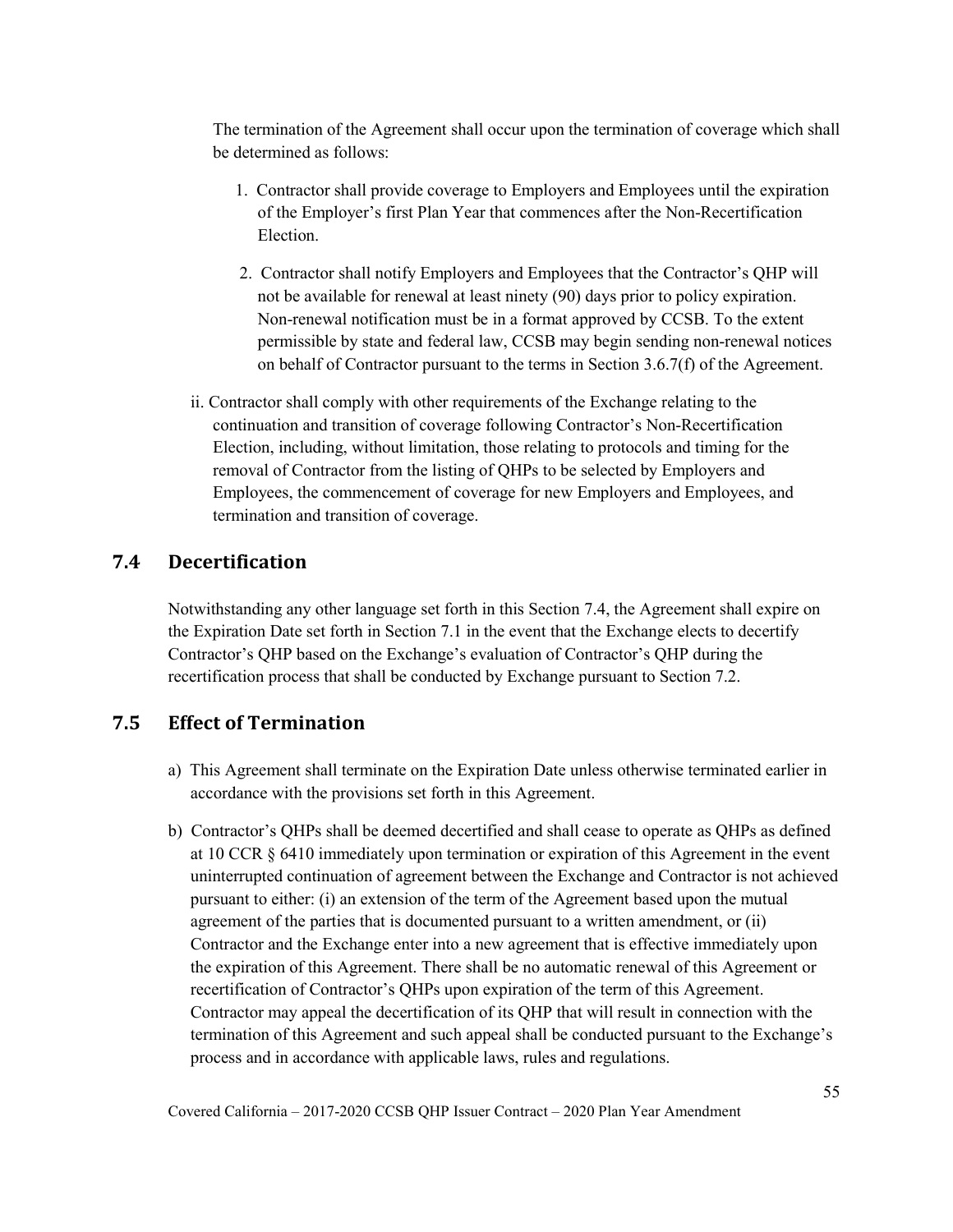The termination of the Agreement shall occur upon the termination of coverage which shall be determined as follows:

1. Contractor shall provide coverage to Employers and Employees until the expiration of the Employer's first Plan Year that commences after the Non-Recertification Election.

2. Contractor shall notify Employers and Employees that the Contractor's QHP will not be available for renewal at least ninety (90) days prior to policy expiration. Non-renewal notification must be in a format approved by CCSB. To the extent permissible by state and federal law, CCSB may begin sending non-renewal notices on behalf of Contractor pursuant to the terms in Section 3.6.7(f) of the Agreement.

ii. Contractor shall comply with other requirements of the Exchange relating to the continuation and transition of coverage following Contractor's Non-Recertification Election, including, without limitation, those relating to protocols and timing for the removal of Contractor from the listing of QHPs to be selected by Employers and Employees, the commencement of coverage for new Employers and Employees, and termination and transition of coverage.

## 7.4 Decertification

Notwithstanding any other language set forth in this Section 7.4, the Agreement shall expire on the Expiration Date set forth in Section 7.1 in the event that the Exchange elects to decertify Contractor's QHP based on the Exchange's evaluation of Contractor's QHP during the recertification process that shall be conducted by Exchange pursuant to Section 7.2.

## 7.5 Effect of Termination

a) This Agreement shall terminate on the Expiration Date unless otherwise terminated earlier in accordance with the provisions set forth in this Agreement.

b) Contractor's QHPs shall be deemed decertified and shall cease to operate as QHPs as defined at 10 CCR § 6410 immediately upon termination or expiration of this Agreement in the event uninterrupted continuation of agreement between the Exchange and Contractor is not achieved pursuant to either: (i) an extension of the term of the Agreement based upon the mutual agreement of the parties that is documented pursuant to a written amendment, or (ii) Contractor and the Exchange enter into a new agreement that is effective immediately upon the expiration of this Agreement. There shall be no automatic renewal of this Agreement or recertification of Contractor's QHPs upon expiration of the term of this Agreement. Contractor may appeal the decertification of its QHP that will result in connection with the termination of this Agreement and such appeal shall be conducted pursuant to the Exchange's process and in accordance with applicable laws, rules and regulations.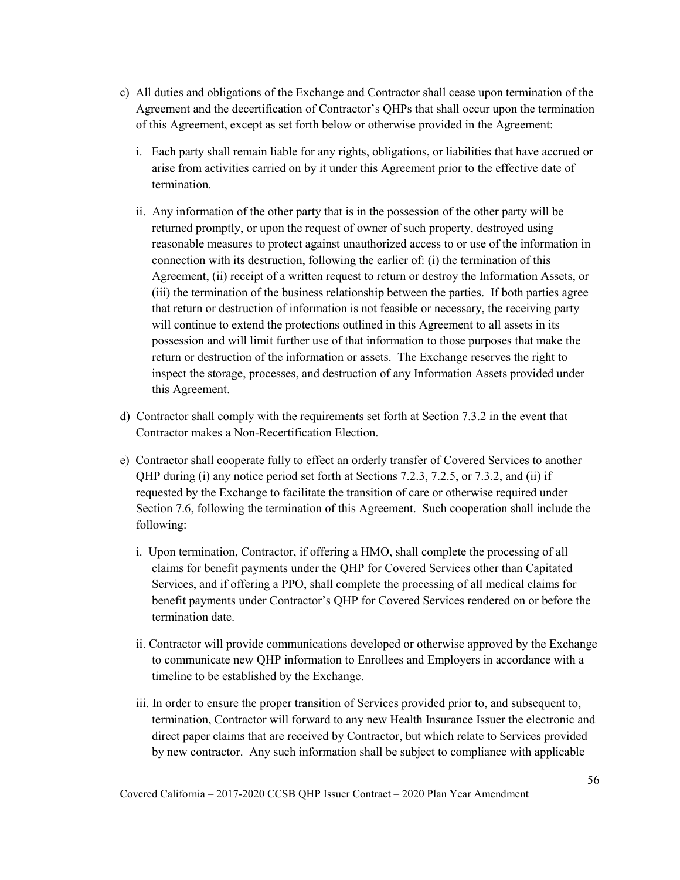c) All duties and obligations of the Exchange and Contractor shall cease upon termination of the Agreement and the decertification of Contractor's QHPs that shall occur upon the termination of this Agreement, except as set forth below or otherwise provided in the Agreement:

   i. Each party shall remain liable for any rights, obligations, or liabilities that have accrued or arise from activities carried on by it under this Agreement prior to the effective date of termination.

   ii. Any information of the other party that is in the possession of the other party will be returned promptly, or upon the request of owner of such property, destroyed using reasonable measures to protect against unauthorized access to or use of the information in connection with its destruction, following the earlier of: (i) the termination of this Agreement, (ii) receipt of a written request to return or destroy the Information Assets, or (iii) the termination of the business relationship between the parties. If both parties agree that return or destruction of information is not feasible or necessary, the receiving party will continue to extend the protections outlined in this Agreement to all assets in its possession and will limit further use of that information to those purposes that make the return or destruction of the information or assets. The Exchange reserves the right to inspect the storage, processes, and destruction of any Information Assets provided under this Agreement.

d) Contractor shall comply with the requirements set forth at Section 7.3.2 in the event that Contractor makes a Non-Recertification Election.

e) Contractor shall cooperate fully to effect an orderly transfer of Covered Services to another QHP during (i) any notice period set forth at Sections 7.2.3, 7.2.5, or 7.3.2, and (ii) if requested by the Exchange to facilitate the transition of care or otherwise required under Section 7.6, following the termination of this Agreement. Such cooperation shall include the following:

   i. Upon termination, Contractor, if offering a HMO, shall complete the processing of all claims for benefit payments under the QHP for Covered Services other than Capitated Services, and if offering a PPO, shall complete the processing of all medical claims for benefit payments under Contractor's QHP for Covered Services rendered on or before the termination date.

   ii. Contractor will provide communications developed or otherwise approved by the Exchange to communicate new QHP information to Enrollees and Employers in accordance with a timeline to be established by the Exchange.

   iii. In order to ensure the proper transition of Services provided prior to, and subsequent to, termination, Contractor will forward to any new Health Insurance Issuer the electronic and direct paper claims that are received by Contractor, but which relate to Services provided by new contractor. Any such information shall be subject to compliance with applicable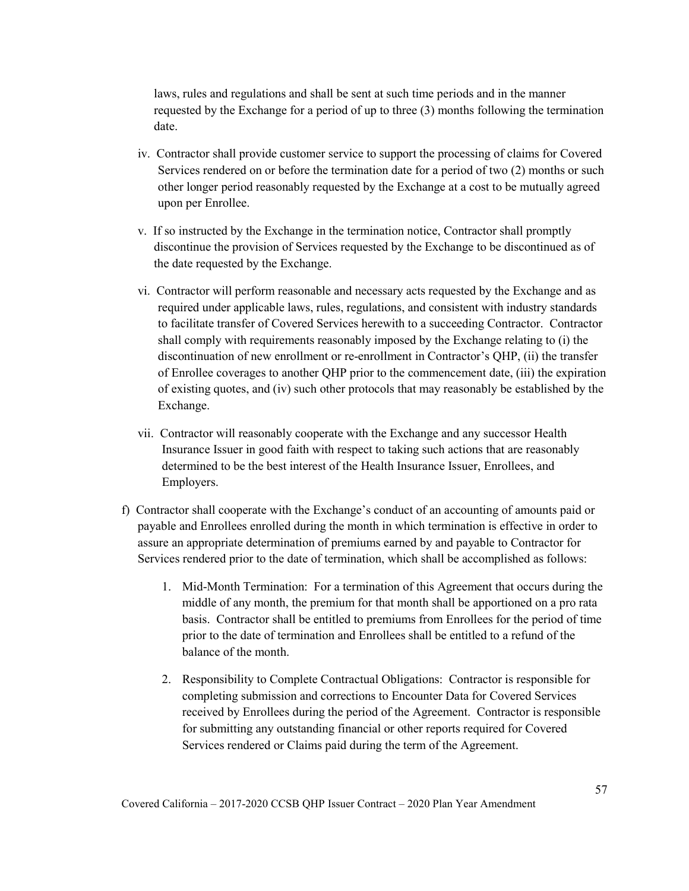laws, rules and regulations and shall be sent at such time periods and in the manner requested by the Exchange for a period of up to three (3) months following the termination date.

iv. Contractor shall provide customer service to support the processing of claims for Covered Services rendered on or before the termination date for a period of two (2) months or such other longer period reasonably requested by the Exchange at a cost to be mutually agreed upon per Enrollee.

v. If so instructed by the Exchange in the termination notice, Contractor shall promptly discontinue the provision of Services requested by the Exchange to be discontinued as of the date requested by the Exchange.

vi. Contractor will perform reasonable and necessary acts requested by the Exchange and as required under applicable laws, rules, regulations, and consistent with industry standards to facilitate transfer of Covered Services herewith to a succeeding Contractor. Contractor shall comply with requirements reasonably imposed by the Exchange relating to (i) the discontinuation of new enrollment or re-enrollment in Contractor's QHP, (ii) the transfer of Enrollee coverages to another QHP prior to the commencement date, (iii) the expiration of existing quotes, and (iv) such other protocols that may reasonably be established by the Exchange.

vii. Contractor will reasonably cooperate with the Exchange and any successor Health Insurance Issuer in good faith with respect to taking such actions that are reasonably determined to be the best interest of the Health Insurance Issuer, Enrollees, and Employers.

f) Contractor shall cooperate with the Exchange's conduct of an accounting of amounts paid or payable and Enrollees enrolled during the month in which termination is effective in order to assure an appropriate determination of premiums earned by and payable to Contractor for Services rendered prior to the date of termination, which shall be accomplished as follows:

1. Mid-Month Termination: For a termination of this Agreement that occurs during the middle of any month, the premium for that month shall be apportioned on a pro rata basis. Contractor shall be entitled to premiums from Enrollees for the period of time prior to the date of termination and Enrollees shall be entitled to a refund of the balance of the month.

2. Responsibility to Complete Contractual Obligations: Contractor is responsible for completing submission and corrections to Encounter Data for Covered Services received by Enrollees during the period of the Agreement. Contractor is responsible for submitting any outstanding financial or other reports required for Covered Services rendered or Claims paid during the term of the Agreement.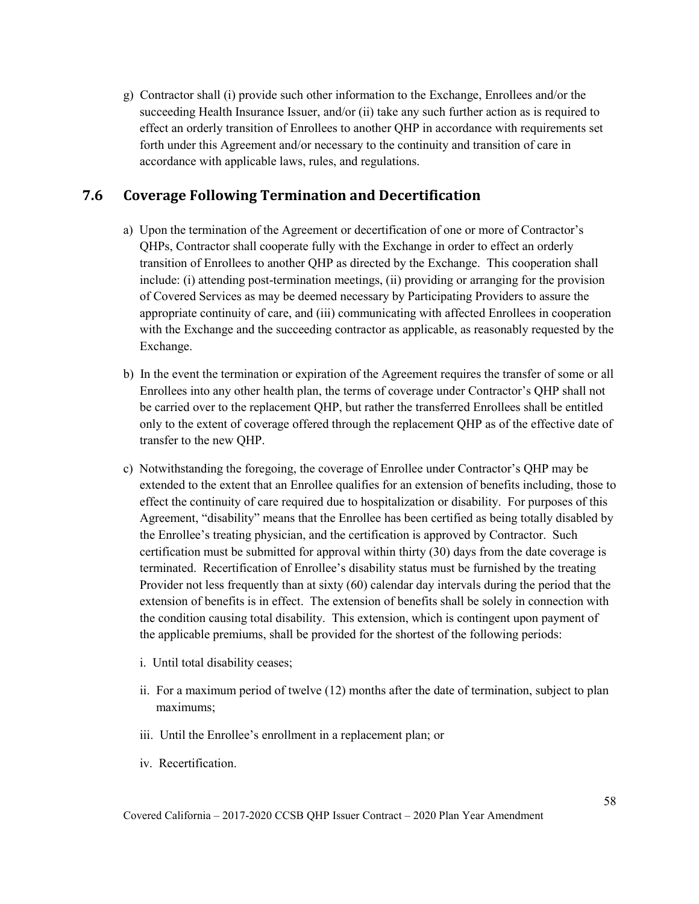g) Contractor shall (i) provide such other information to the Exchange, Enrollees and/or the succeeding Health Insurance Issuer, and/or (ii) take any such further action as is required to effect an orderly transition of Enrollees to another QHP in accordance with requirements set forth under this Agreement and/or necessary to the continuity and transition of care in accordance with applicable laws, rules, and regulations.

## 7.6 Coverage Following Termination and Decertification

a) Upon the termination of the Agreement or decertification of one or more of Contractor's QHPs, Contractor shall cooperate fully with the Exchange in order to effect an orderly transition of Enrollees to another QHP as directed by the Exchange. This cooperation shall include: (i) attending post-termination meetings, (ii) providing or arranging for the provision of Covered Services as may be deemed necessary by Participating Providers to assure the appropriate continuity of care, and (iii) communicating with affected Enrollees in cooperation with the Exchange and the succeeding contractor as applicable, as reasonably requested by the Exchange.

b) In the event the termination or expiration of the Agreement requires the transfer of some or all Enrollees into any other health plan, the terms of coverage under Contractor's QHP shall not be carried over to the replacement QHP, but rather the transferred Enrollees shall be entitled only to the extent of coverage offered through the replacement QHP as of the effective date of transfer to the new QHP.

c) Notwithstanding the foregoing, the coverage of Enrollee under Contractor's QHP may be extended to the extent that an Enrollee qualifies for an extension of benefits including, those to effect the continuity of care required due to hospitalization or disability. For purposes of this Agreement, "disability" means that the Enrollee has been certified as being totally disabled by the Enrollee's treating physician, and the certification is approved by Contractor. Such certification must be submitted for approval within thirty (30) days from the date coverage is terminated. Recertification of Enrollee's disability status must be furnished by the treating Provider not less frequently than at sixty (60) calendar day intervals during the period that the extension of benefits is in effect. The extension of benefits shall be solely in connection with the condition causing total disability. This extension, which is contingent upon payment of the applicable premiums, shall be provided for the shortest of the following periods:

   i. Until total disability ceases;

   ii. For a maximum period of twelve (12) months after the date of termination, subject to plan maximums;

   iii. Until the Enrollee's enrollment in a replacement plan; or

   iv. Recertification.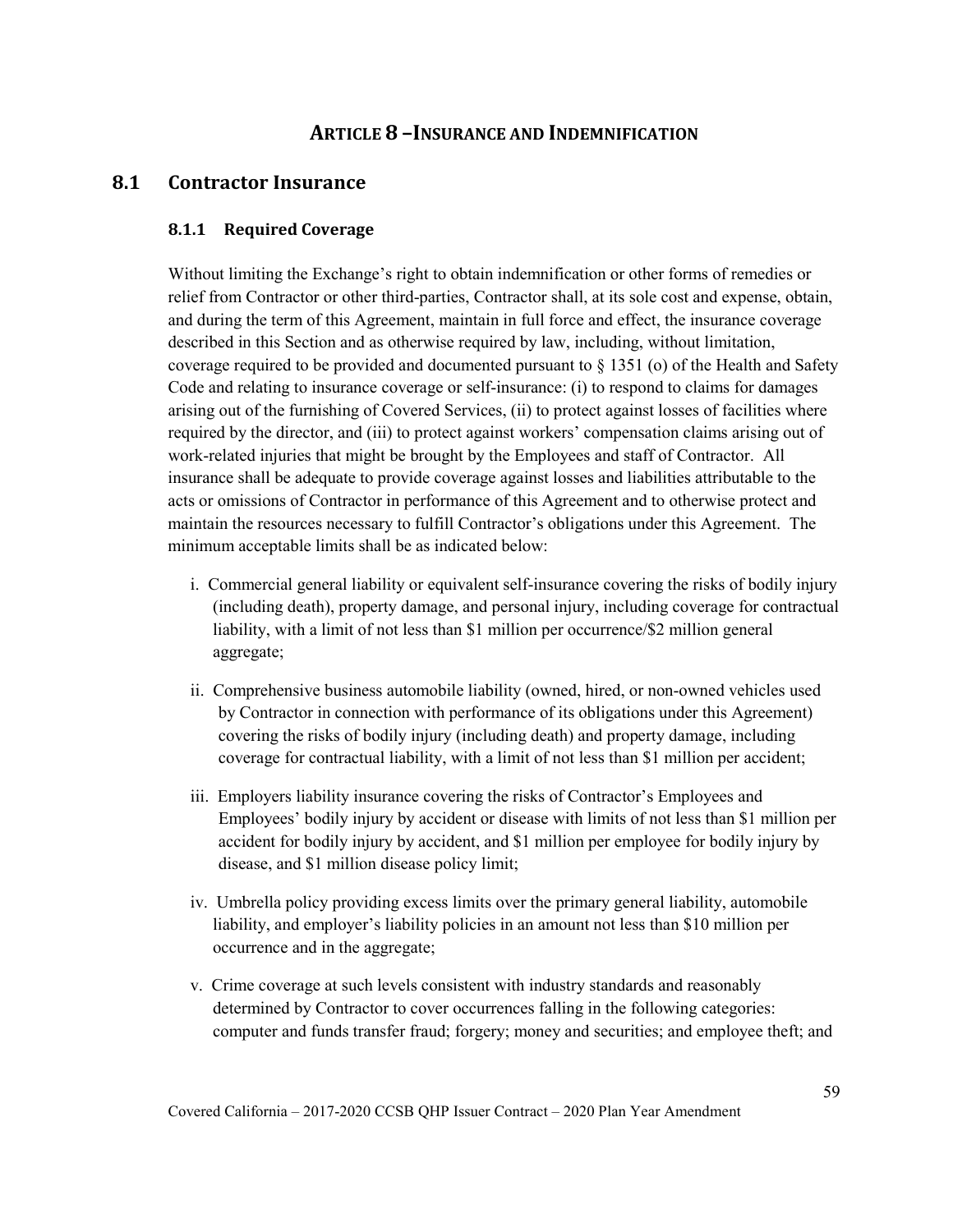# ARTICLE 8 – INSURANCE AND INDEMNIFICATION

## 8.1 Contractor Insurance

### 8.1.1 Required Coverage

Without limiting the Exchange's right to obtain indemnification or other forms of remedies or relief from Contractor or other third-parties, Contractor shall, at its sole cost and expense, obtain, and during the term of this Agreement, maintain in full force and effect, the insurance coverage described in this Section and as otherwise required by law, including, without limitation, coverage required to be provided and documented pursuant to § 1351 (o) of the Health and Safety Code and relating to insurance coverage or self-insurance: (i) to respond to claims for damages arising out of the furnishing of Covered Services, (ii) to protect against losses of facilities where required by the director, and (iii) to protect against workers' compensation claims arising out of work-related injuries that might be brought by the Employees and staff of Contractor. All insurance shall be adequate to provide coverage against losses and liabilities attributable to the acts or omissions of Contractor in performance of this Agreement and to otherwise protect and maintain the resources necessary to fulfill Contractor's obligations under this Agreement. The minimum acceptable limits shall be as indicated below:

i. Commercial general liability or equivalent self-insurance covering the risks of bodily injury (including death), property damage, and personal injury, including coverage for contractual liability, with a limit of not less than \$1 million per occurrence/\$2 million general aggregate;

ii. Comprehensive business automobile liability (owned, hired, or non-owned vehicles used by Contractor in connection with performance of its obligations under this Agreement) covering the risks of bodily injury (including death) and property damage, including coverage for contractual liability, with a limit of not less than \$1 million per accident;

iii. Employers liability insurance covering the risks of Contractor's Employees and Employees' bodily injury by accident or disease with limits of not less than \$1 million per accident for bodily injury by accident, and \$1 million per employee for bodily injury by disease, and \$1 million disease policy limit;

iv. Umbrella policy providing excess limits over the primary general liability, automobile liability, and employer's liability policies in an amount not less than \$10 million per occurrence and in the aggregate;

v. Crime coverage at such levels consistent with industry standards and reasonably determined by Contractor to cover occurrences falling in the following categories: computer and funds transfer fraud; forgery; money and securities; and employee theft; and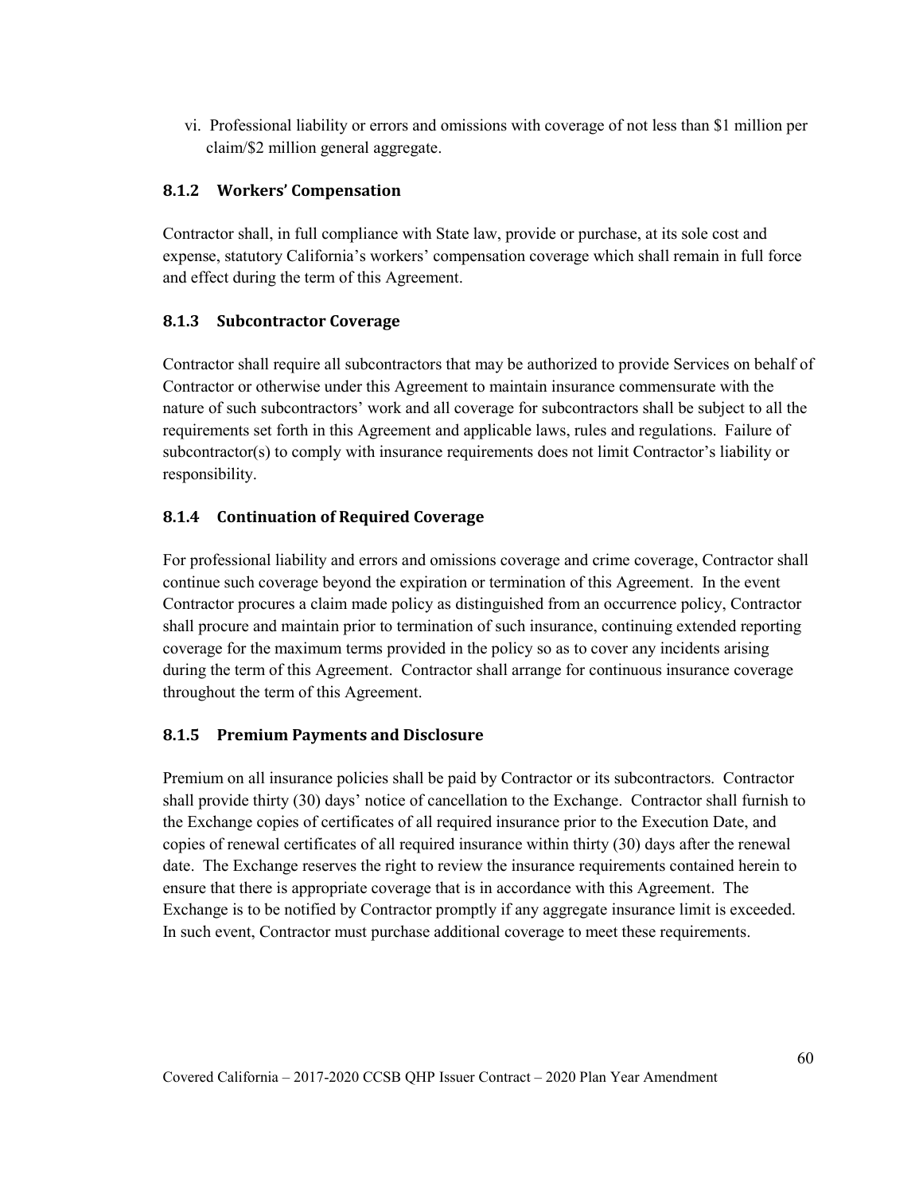vi. Professional liability or errors and omissions with coverage of not less than $1 million per claim/$2 million general aggregate.

### 8.1.2 Workers' Compensation

Contractor shall, in full compliance with State law, provide or purchase, at its sole cost and expense, statutory California's workers' compensation coverage which shall remain in full force and effect during the term of this Agreement.

### 8.1.3 Subcontractor Coverage

Contractor shall require all subcontractors that may be authorized to provide Services on behalf of Contractor or otherwise under this Agreement to maintain insurance commensurate with the nature of such subcontractors' work and all coverage for subcontractors shall be subject to all the requirements set forth in this Agreement and applicable laws, rules and regulations. Failure of subcontractor(s) to comply with insurance requirements does not limit Contractor's liability or responsibility.

### 8.1.4 Continuation of Required Coverage

For professional liability and errors and omissions coverage and crime coverage, Contractor shall continue such coverage beyond the expiration or termination of this Agreement. In the event Contractor procures a claim made policy as distinguished from an occurrence policy, Contractor shall procure and maintain prior to termination of such insurance, continuing extended reporting coverage for the maximum terms provided in the policy so as to cover any incidents arising during the term of this Agreement. Contractor shall arrange for continuous insurance coverage throughout the term of this Agreement.

### 8.1.5 Premium Payments and Disclosure

Premium on all insurance policies shall be paid by Contractor or its subcontractors. Contractor shall provide thirty (30) days' notice of cancellation to the Exchange. Contractor shall furnish to the Exchange copies of certificates of all required insurance prior to the Execution Date, and copies of renewal certificates of all required insurance within thirty (30) days after the renewal date. The Exchange reserves the right to review the insurance requirements contained herein to ensure that there is appropriate coverage that is in accordance with this Agreement. The Exchange is to be notified by Contractor promptly if any aggregate insurance limit is exceeded. In such event, Contractor must purchase additional coverage to meet these requirements.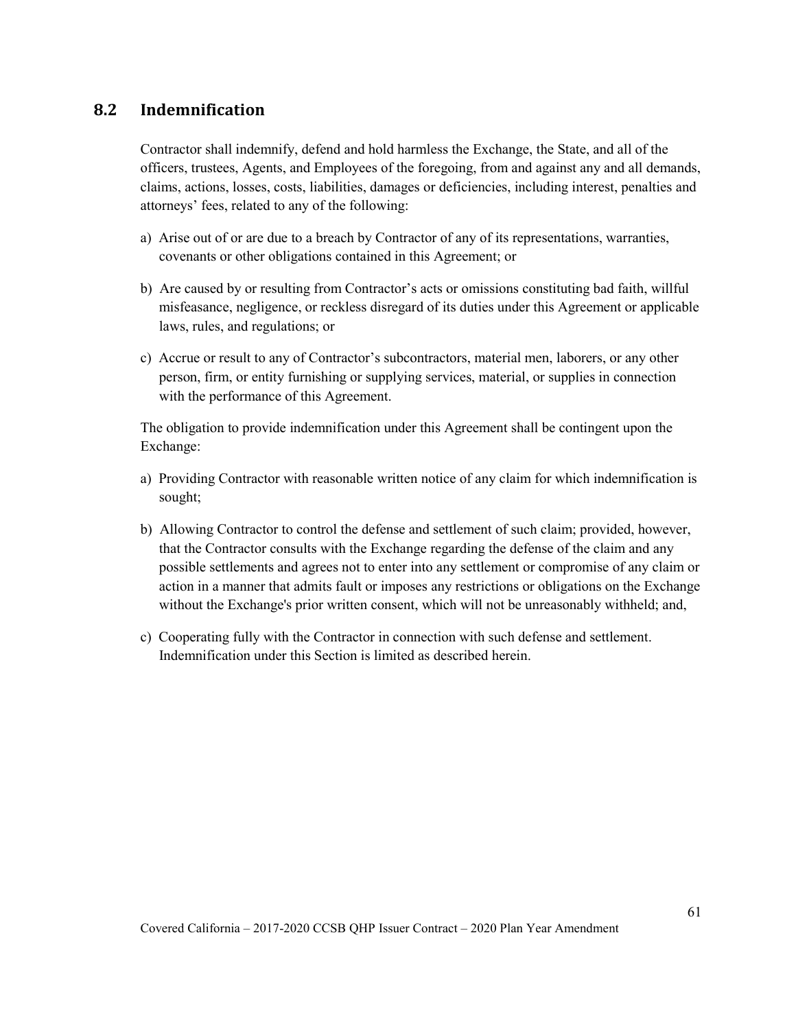## 8.2 Indemnification

Contractor shall indemnify, defend and hold harmless the Exchange, the State, and all of the officers, trustees, Agents, and Employees of the foregoing, from and against any and all demands, claims, actions, losses, costs, liabilities, damages or deficiencies, including interest, penalties and attorneys' fees, related to any of the following:

a) Arise out of or are due to a breach by Contractor of any of its representations, warranties, covenants or other obligations contained in this Agreement; or

b) Are caused by or resulting from Contractor's acts or omissions constituting bad faith, willful misfeasance, negligence, or reckless disregard of its duties under this Agreement or applicable laws, rules, and regulations; or

c) Accrue or result to any of Contractor's subcontractors, material men, laborers, or any other person, firm, or entity furnishing or supplying services, material, or supplies in connection with the performance of this Agreement.

The obligation to provide indemnification under this Agreement shall be contingent upon the Exchange:

a) Providing Contractor with reasonable written notice of any claim for which indemnification is sought;

b) Allowing Contractor to control the defense and settlement of such claim; provided, however, that the Contractor consults with the Exchange regarding the defense of the claim and any possible settlements and agrees not to enter into any settlement or compromise of any claim or action in a manner that admits fault or imposes any restrictions or obligations on the Exchange without the Exchange's prior written consent, which will not be unreasonably withheld; and,

c) Cooperating fully with the Contractor in connection with such defense and settlement. Indemnification under this Section is limited as described herein.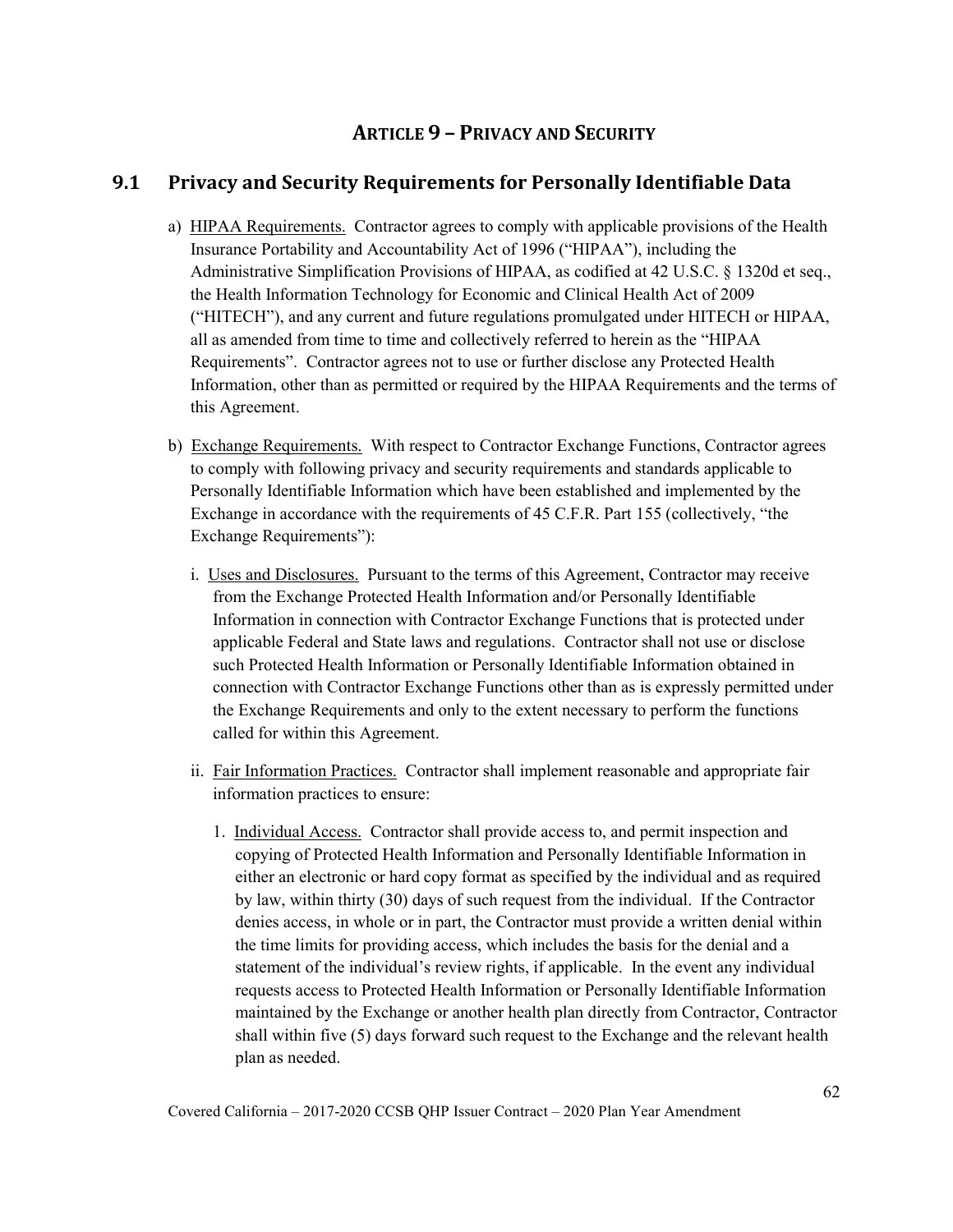# ARTICLE 9 – PRIVACY AND SECURITY

## 9.1 Privacy and Security Requirements for Personally Identifiable Data

a) <u>HIPAA Requirements.</u> Contractor agrees to comply with applicable provisions of the Health Insurance Portability and Accountability Act of 1996 ("HIPAA"), including the Administrative Simplification Provisions of HIPAA, as codified at 42 U.S.C. § 1320d et seq., the Health Information Technology for Economic and Clinical Health Act of 2009 ("HITECH"), and any current and future regulations promulgated under HITECH or HIPAA, all as amended from time to time and collectively referred to herein as the "HIPAA Requirements". Contractor agrees not to use or further disclose any Protected Health Information, other than as permitted or required by the HIPAA Requirements and the terms of this Agreement.

b) <u>Exchange Requirements.</u> With respect to Contractor Exchange Functions, Contractor agrees to comply with following privacy and security requirements and standards applicable to Personally Identifiable Information which have been established and implemented by the Exchange in accordance with the requirements of 45 C.F.R. Part 155 (collectively, "the Exchange Requirements"):

   i. <u>Uses and Disclosures.</u> Pursuant to the terms of this Agreement, Contractor may receive from the Exchange Protected Health Information and/or Personally Identifiable Information in connection with Contractor Exchange Functions that is protected under applicable Federal and State laws and regulations. Contractor shall not use or disclose such Protected Health Information or Personally Identifiable Information obtained in connection with Contractor Exchange Functions other than as is expressly permitted under the Exchange Requirements and only to the extent necessary to perform the functions called for within this Agreement.

   ii. <u>Fair Information Practices.</u> Contractor shall implement reasonable and appropriate fair information practices to ensure:

      1. <u>Individual Access.</u> Contractor shall provide access to, and permit inspection and copying of Protected Health Information and Personally Identifiable Information in either an electronic or hard copy format as specified by the individual and as required by law, within thirty (30) days of such request from the individual. If the Contractor denies access, in whole or in part, the Contractor must provide a written denial within the time limits for providing access, which includes the basis for the denial and a statement of the individual's review rights, if applicable. In the event any individual requests access to Protected Health Information or Personally Identifiable Information maintained by the Exchange or another health plan directly from Contractor, Contractor shall within five (5) days forward such request to the Exchange and the relevant health plan as needed.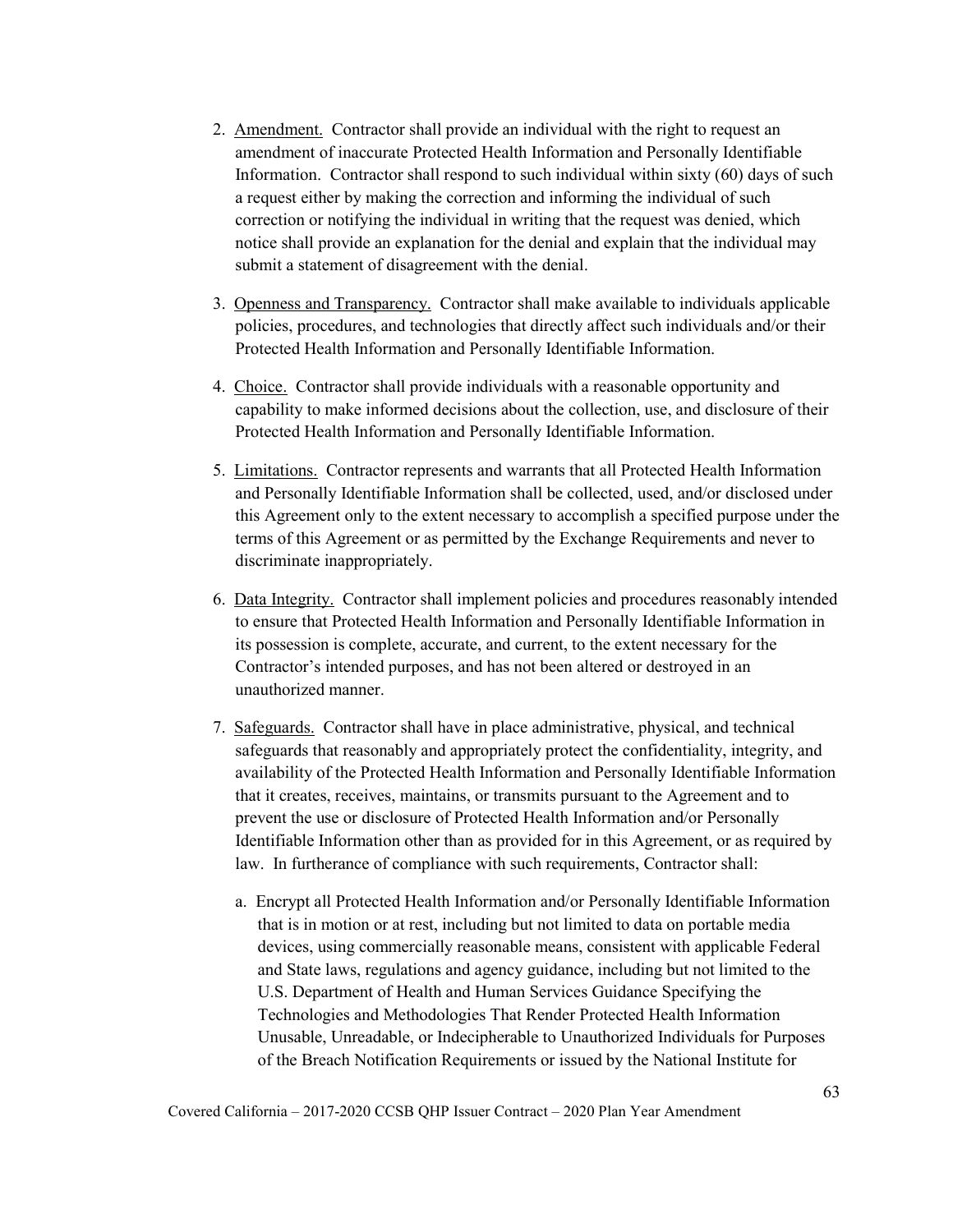2. Amendment. Contractor shall provide an individual with the right to request an amendment of inaccurate Protected Health Information and Personally Identifiable Information. Contractor shall respond to such individual within sixty (60) days of such a request either by making the correction and informing the individual of such correction or notifying the individual in writing that the request was denied, which notice shall provide an explanation for the denial and explain that the individual may submit a statement of disagreement with the denial.

3. Openness and Transparency. Contractor shall make available to individuals applicable policies, procedures, and technologies that directly affect such individuals and/or their Protected Health Information and Personally Identifiable Information.

4. Choice. Contractor shall provide individuals with a reasonable opportunity and capability to make informed decisions about the collection, use, and disclosure of their Protected Health Information and Personally Identifiable Information.

5. Limitations. Contractor represents and warrants that all Protected Health Information and Personally Identifiable Information shall be collected, used, and/or disclosed under this Agreement only to the extent necessary to accomplish a specified purpose under the terms of this Agreement or as permitted by the Exchange Requirements and never to discriminate inappropriately.

6. Data Integrity. Contractor shall implement policies and procedures reasonably intended to ensure that Protected Health Information and Personally Identifiable Information in its possession is complete, accurate, and current, to the extent necessary for the Contractor's intended purposes, and has not been altered or destroyed in an unauthorized manner.

7. Safeguards. Contractor shall have in place administrative, physical, and technical safeguards that reasonably and appropriately protect the confidentiality, integrity, and availability of the Protected Health Information and Personally Identifiable Information that it creates, receives, maintains, or transmits pursuant to the Agreement and to prevent the use or disclosure of Protected Health Information and/or Personally Identifiable Information other than as provided for in this Agreement, or as required by law. In furtherance of compliance with such requirements, Contractor shall:

   a. Encrypt all Protected Health Information and/or Personally Identifiable Information that is in motion or at rest, including but not limited to data on portable media devices, using commercially reasonable means, consistent with applicable Federal and State laws, regulations and agency guidance, including but not limited to the U.S. Department of Health and Human Services Guidance Specifying the Technologies and Methodologies That Render Protected Health Information Unusable, Unreadable, or Indecipherable to Unauthorized Individuals for Purposes of the Breach Notification Requirements or issued by the National Institute for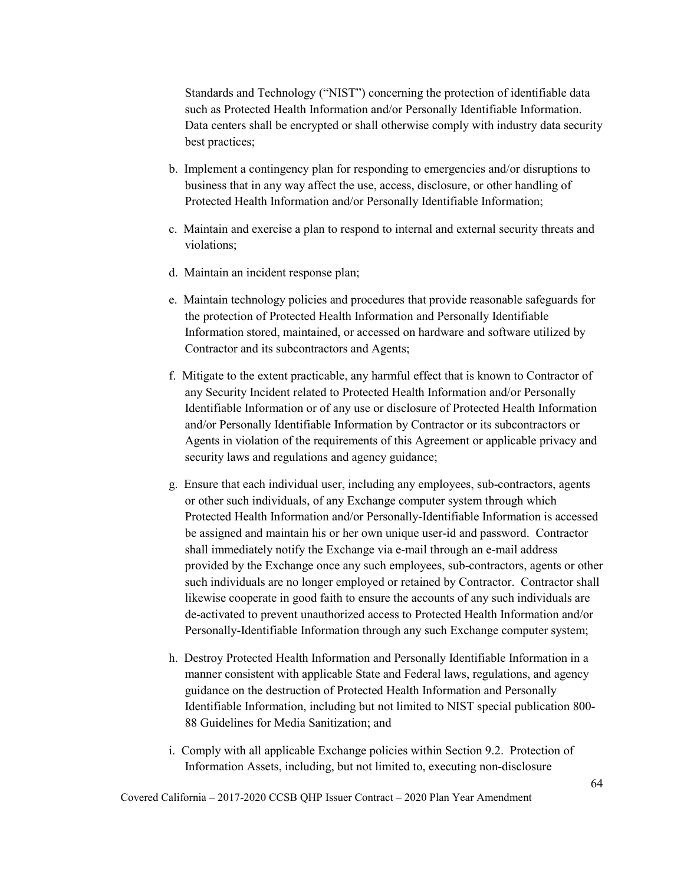Standards and Technology ("NIST") concerning the protection of identifiable data such as Protected Health Information and/or Personally Identifiable Information. Data centers shall be encrypted or shall otherwise comply with industry data security best practices;

b. Implement a contingency plan for responding to emergencies and/or disruptions to business that in any way affect the use, access, disclosure, or other handling of Protected Health Information and/or Personally Identifiable Information;

c. Maintain and exercise a plan to respond to internal and external security threats and violations;

d. Maintain an incident response plan;

e. Maintain technology policies and procedures that provide reasonable safeguards for the protection of Protected Health Information and Personally Identifiable Information stored, maintained, or accessed on hardware and software utilized by Contractor and its subcontractors and Agents;

f. Mitigate to the extent practicable, any harmful effect that is known to Contractor of any Security Incident related to Protected Health Information and/or Personally Identifiable Information or of any use or disclosure of Protected Health Information and/or Personally Identifiable Information by Contractor or its subcontractors or Agents in violation of the requirements of this Agreement or applicable privacy and security laws and regulations and agency guidance;

g. Ensure that each individual user, including any employees, sub-contractors, agents or other such individuals, of any Exchange computer system through which Protected Health Information and/or Personally-Identifiable Information is accessed be assigned and maintain his or her own unique user-id and password. Contractor shall immediately notify the Exchange via e-mail through an e-mail address provided by the Exchange once any such employees, sub-contractors, agents or other such individuals are no longer employed or retained by Contractor. Contractor shall likewise cooperate in good faith to ensure the accounts of any such individuals are de-activated to prevent unauthorized access to Protected Health Information and/or Personally-Identifiable Information through any such Exchange computer system;

h. Destroy Protected Health Information and Personally Identifiable Information in a manner consistent with applicable State and Federal laws, regulations, and agency guidance on the destruction of Protected Health Information and Personally Identifiable Information, including but not limited to NIST special publication 800-88 Guidelines for Media Sanitization; and

i. Comply with all applicable Exchange policies within Section 9.2. Protection of Information Assets, including, but not limited to, executing non-disclosure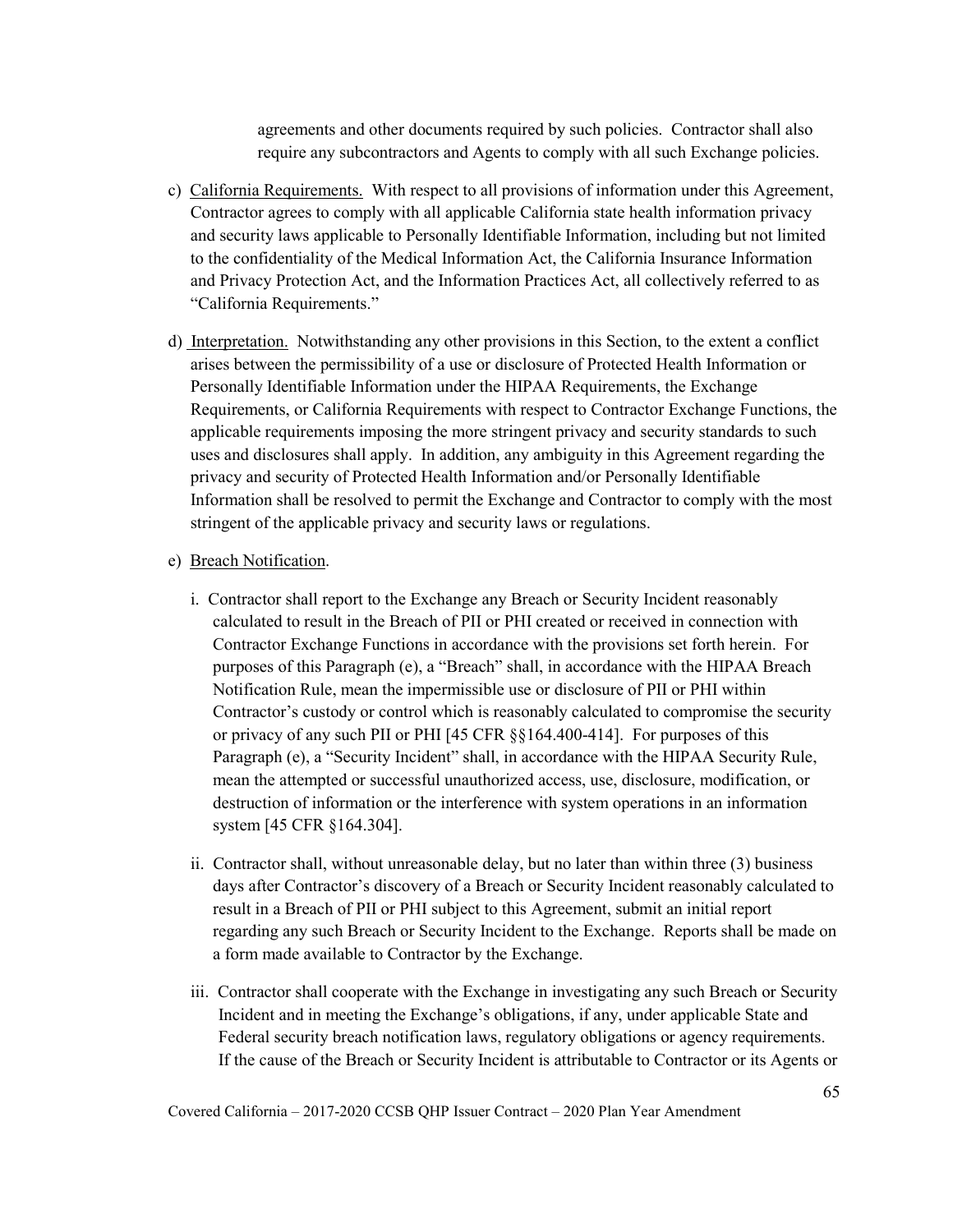agreements and other documents required by such policies. Contractor shall also require any subcontractors and Agents to comply with all such Exchange policies.

c) <u>California Requirements.</u> With respect to all provisions of information under this Agreement, Contractor agrees to comply with all applicable California state health information privacy and security laws applicable to Personally Identifiable Information, including but not limited to the confidentiality of the Medical Information Act, the California Insurance Information and Privacy Protection Act, and the Information Practices Act, all collectively referred to as "California Requirements."

d) <u>Interpretation.</u> Notwithstanding any other provisions in this Section, to the extent a conflict arises between the permissibility of a use or disclosure of Protected Health Information or Personally Identifiable Information under the HIPAA Requirements, the Exchange Requirements, or California Requirements with respect to Contractor Exchange Functions, the applicable requirements imposing the more stringent privacy and security standards to such uses and disclosures shall apply. In addition, any ambiguity in this Agreement regarding the privacy and security of Protected Health Information and/or Personally Identifiable Information shall be resolved to permit the Exchange and Contractor to comply with the most stringent of the applicable privacy and security laws or regulations.

e) <u>Breach Notification</u>.

i. Contractor shall report to the Exchange any Breach or Security Incident reasonably calculated to result in the Breach of PII or PHI created or received in connection with Contractor Exchange Functions in accordance with the provisions set forth herein. For purposes of this Paragraph (e), a "Breach" shall, in accordance with the HIPAA Breach Notification Rule, mean the impermissible use or disclosure of PII or PHI within Contractor's custody or control which is reasonably calculated to compromise the security or privacy of any such PII or PHI [45 CFR §§164.400-414]. For purposes of this Paragraph (e), a "Security Incident" shall, in accordance with the HIPAA Security Rule, mean the attempted or successful unauthorized access, use, disclosure, modification, or destruction of information or the interference with system operations in an information system [45 CFR §164.304].

ii. Contractor shall, without unreasonable delay, but no later than within three (3) business days after Contractor's discovery of a Breach or Security Incident reasonably calculated to result in a Breach of PII or PHI subject to this Agreement, submit an initial report regarding any such Breach or Security Incident to the Exchange. Reports shall be made on a form made available to Contractor by the Exchange.

iii. Contractor shall cooperate with the Exchange in investigating any such Breach or Security Incident and in meeting the Exchange's obligations, if any, under applicable State and Federal security breach notification laws, regulatory obligations or agency requirements. If the cause of the Breach or Security Incident is attributable to Contractor or its Agents or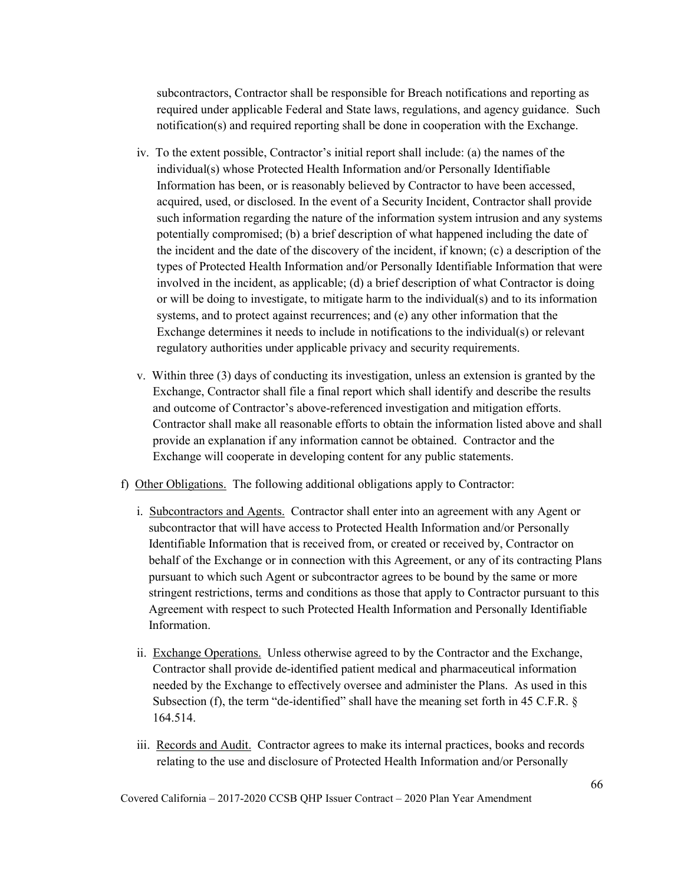subcontractors, Contractor shall be responsible for Breach notifications and reporting as required under applicable Federal and State laws, regulations, and agency guidance. Such notification(s) and required reporting shall be done in cooperation with the Exchange.

iv. To the extent possible, Contractor's initial report shall include: (a) the names of the individual(s) whose Protected Health Information and/or Personally Identifiable Information has been, or is reasonably believed by Contractor to have been accessed, acquired, used, or disclosed. In the event of a Security Incident, Contractor shall provide such information regarding the nature of the information system intrusion and any systems potentially compromised; (b) a brief description of what happened including the date of the incident and the date of the discovery of the incident, if known; (c) a description of the types of Protected Health Information and/or Personally Identifiable Information that were involved in the incident, as applicable; (d) a brief description of what Contractor is doing or will be doing to investigate, to mitigate harm to the individual(s) and to its information systems, and to protect against recurrences; and (e) any other information that the Exchange determines it needs to include in notifications to the individual(s) or relevant regulatory authorities under applicable privacy and security requirements.

v. Within three (3) days of conducting its investigation, unless an extension is granted by the Exchange, Contractor shall file a final report which shall identify and describe the results and outcome of Contractor's above-referenced investigation and mitigation efforts. Contractor shall make all reasonable efforts to obtain the information listed above and shall provide an explanation if any information cannot be obtained. Contractor and the Exchange will cooperate in developing content for any public statements.

f) Other Obligations. The following additional obligations apply to Contractor:

i. Subcontractors and Agents. Contractor shall enter into an agreement with any Agent or subcontractor that will have access to Protected Health Information and/or Personally Identifiable Information that is received from, or created or received by, Contractor on behalf of the Exchange or in connection with this Agreement, or any of its contracting Plans pursuant to which such Agent or subcontractor agrees to be bound by the same or more stringent restrictions, terms and conditions as those that apply to Contractor pursuant to this Agreement with respect to such Protected Health Information and Personally Identifiable Information.

ii. Exchange Operations. Unless otherwise agreed to by the Contractor and the Exchange, Contractor shall provide de-identified patient medical and pharmaceutical information needed by the Exchange to effectively oversee and administer the Plans. As used in this Subsection (f), the term "de-identified" shall have the meaning set forth in 45 C.F.R. § 164.514.

iii. Records and Audit. Contractor agrees to make its internal practices, books and records relating to the use and disclosure of Protected Health Information and/or Personally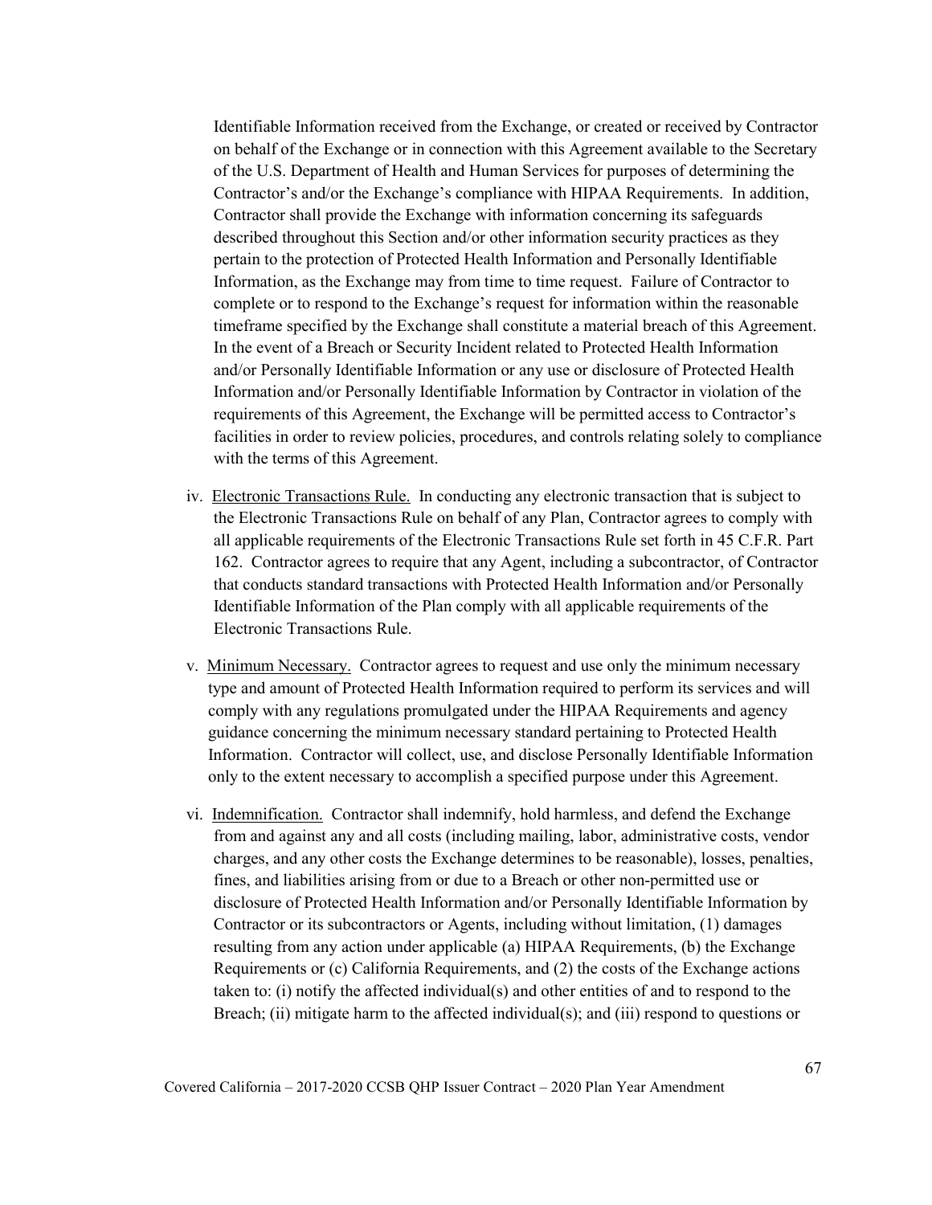Identifiable Information received from the Exchange, or created or received by Contractor on behalf of the Exchange or in connection with this Agreement available to the Secretary of the U.S. Department of Health and Human Services for purposes of determining the Contractor's and/or the Exchange's compliance with HIPAA Requirements. In addition, Contractor shall provide the Exchange with information concerning its safeguards described throughout this Section and/or other information security practices as they pertain to the protection of Protected Health Information and Personally Identifiable Information, as the Exchange may from time to time request. Failure of Contractor to complete or to respond to the Exchange's request for information within the reasonable timeframe specified by the Exchange shall constitute a material breach of this Agreement. In the event of a Breach or Security Incident related to Protected Health Information and/or Personally Identifiable Information or any use or disclosure of Protected Health Information and/or Personally Identifiable Information by Contractor in violation of the requirements of this Agreement, the Exchange will be permitted access to Contractor's facilities in order to review policies, procedures, and controls relating solely to compliance with the terms of this Agreement.

iv. Electronic Transactions Rule. In conducting any electronic transaction that is subject to the Electronic Transactions Rule on behalf of any Plan, Contractor agrees to comply with all applicable requirements of the Electronic Transactions Rule set forth in 45 C.F.R. Part 162. Contractor agrees to require that any Agent, including a subcontractor, of Contractor that conducts standard transactions with Protected Health Information and/or Personally Identifiable Information of the Plan comply with all applicable requirements of the Electronic Transactions Rule.

v. Minimum Necessary. Contractor agrees to request and use only the minimum necessary type and amount of Protected Health Information required to perform its services and will comply with any regulations promulgated under the HIPAA Requirements and agency guidance concerning the minimum necessary standard pertaining to Protected Health Information. Contractor will collect, use, and disclose Personally Identifiable Information only to the extent necessary to accomplish a specified purpose under this Agreement.

vi. Indemnification. Contractor shall indemnify, hold harmless, and defend the Exchange from and against any and all costs (including mailing, labor, administrative costs, vendor charges, and any other costs the Exchange determines to be reasonable), losses, penalties, fines, and liabilities arising from or due to a Breach or other non-permitted use or disclosure of Protected Health Information and/or Personally Identifiable Information by Contractor or its subcontractors or Agents, including without limitation, (1) damages resulting from any action under applicable (a) HIPAA Requirements, (b) the Exchange Requirements or (c) California Requirements, and (2) the costs of the Exchange actions taken to: (i) notify the affected individual(s) and other entities of and to respond to the Breach; (ii) mitigate harm to the affected individual(s); and (iii) respond to questions or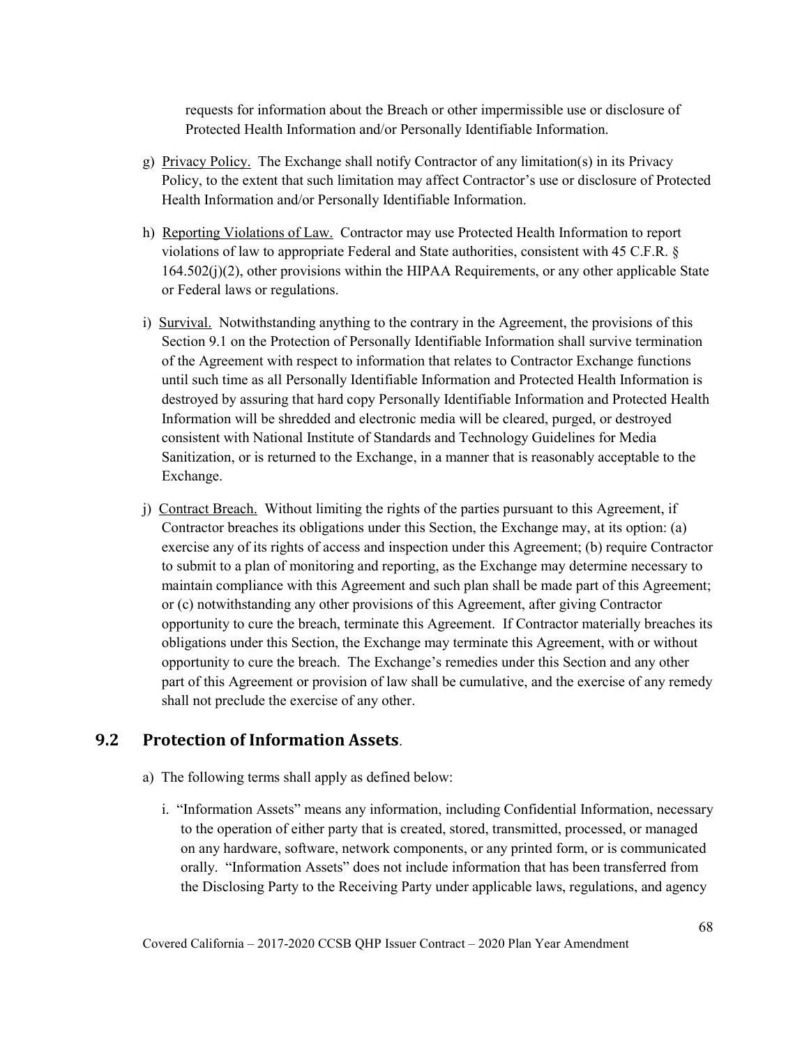requests for information about the Breach or other impermissible use or disclosure of Protected Health Information and/or Personally Identifiable Information.

g) Privacy Policy. The Exchange shall notify Contractor of any limitation(s) in its Privacy Policy, to the extent that such limitation may affect Contractor's use or disclosure of Protected Health Information and/or Personally Identifiable Information.

h) Reporting Violations of Law. Contractor may use Protected Health Information to report violations of law to appropriate Federal and State authorities, consistent with 45 C.F.R. § 164.502(j)(2), other provisions within the HIPAA Requirements, or any other applicable State or Federal laws or regulations.

i) Survival. Notwithstanding anything to the contrary in the Agreement, the provisions of this Section 9.1 on the Protection of Personally Identifiable Information shall survive termination of the Agreement with respect to information that relates to Contractor Exchange functions until such time as all Personally Identifiable Information and Protected Health Information is destroyed by assuring that hard copy Personally Identifiable Information and Protected Health Information will be shredded and electronic media will be cleared, purged, or destroyed consistent with National Institute of Standards and Technology Guidelines for Media Sanitization, or is returned to the Exchange, in a manner that is reasonably acceptable to the Exchange.

j) Contract Breach. Without limiting the rights of the parties pursuant to this Agreement, if Contractor breaches its obligations under this Section, the Exchange may, at its option: (a) exercise any of its rights of access and inspection under this Agreement; (b) require Contractor to submit to a plan of monitoring and reporting, as the Exchange may determine necessary to maintain compliance with this Agreement and such plan shall be made part of this Agreement; or (c) notwithstanding any other provisions of this Agreement, after giving Contractor opportunity to cure the breach, terminate this Agreement. If Contractor materially breaches its obligations under this Section, the Exchange may terminate this Agreement, with or without opportunity to cure the breach. The Exchange's remedies under this Section and any other part of this Agreement or provision of law shall be cumulative, and the exercise of any remedy shall not preclude the exercise of any other.

## 9.2 Protection of Information Assets.

a) The following terms shall apply as defined below:

i. "Information Assets" means any information, including Confidential Information, necessary to the operation of either party that is created, stored, transmitted, processed, or managed on any hardware, software, network components, or any printed form, or is communicated orally. "Information Assets" does not include information that has been transferred from the Disclosing Party to the Receiving Party under applicable laws, regulations, and agency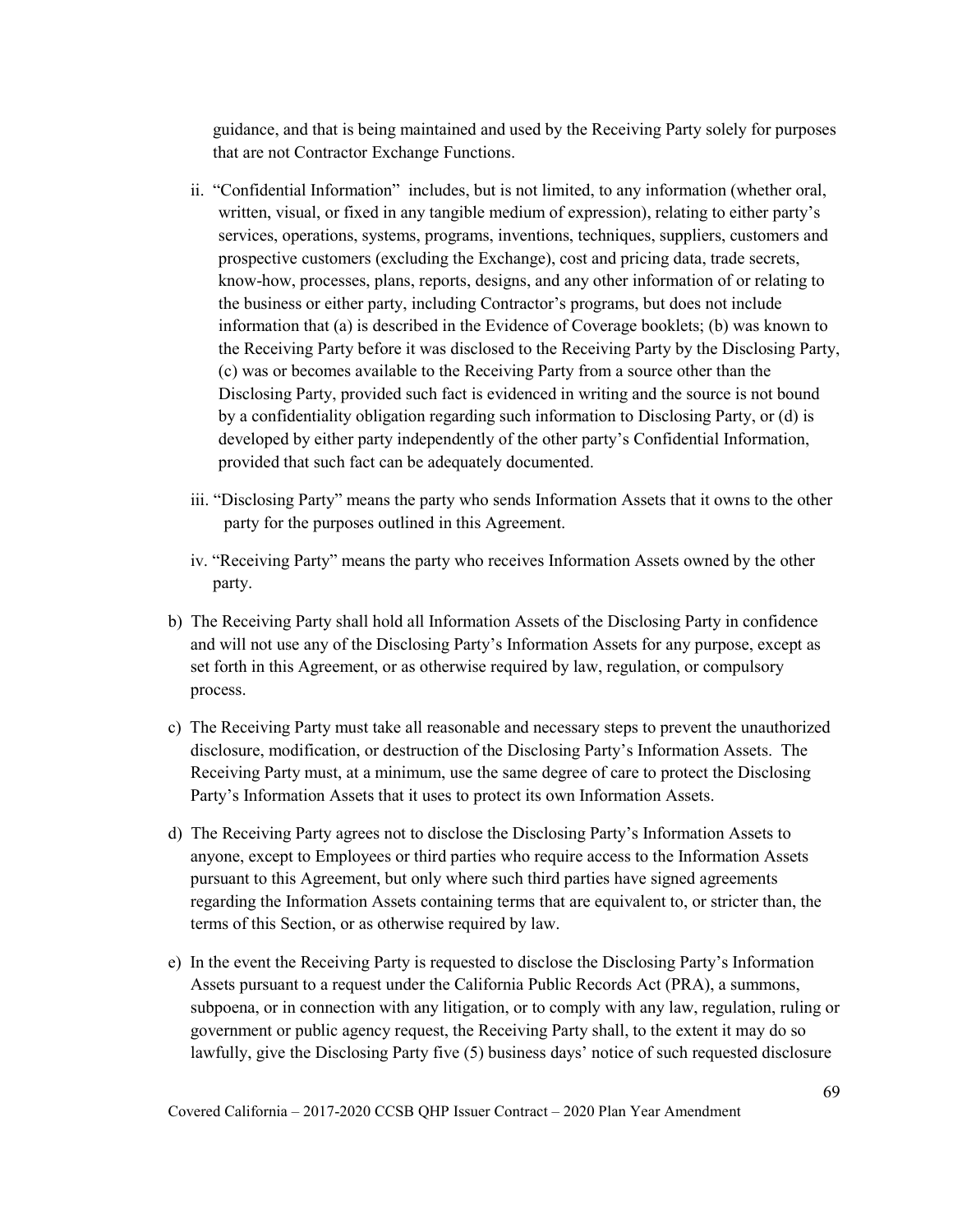guidance, and that is being maintained and used by the Receiving Party solely for purposes that are not Contractor Exchange Functions.

ii. "Confidential Information" includes, but is not limited, to any information (whether oral, written, visual, or fixed in any tangible medium of expression), relating to either party's services, operations, systems, programs, inventions, techniques, suppliers, customers and prospective customers (excluding the Exchange), cost and pricing data, trade secrets, know-how, processes, plans, reports, designs, and any other information of or relating to the business or either party, including Contractor's programs, but does not include information that (a) is described in the Evidence of Coverage booklets; (b) was known to the Receiving Party before it was disclosed to the Receiving Party by the Disclosing Party, (c) was or becomes available to the Receiving Party from a source other than the Disclosing Party, provided such fact is evidenced in writing and the source is not bound by a confidentiality obligation regarding such information to Disclosing Party, or (d) is developed by either party independently of the other party's Confidential Information, provided that such fact can be adequately documented.

iii. "Disclosing Party" means the party who sends Information Assets that it owns to the other party for the purposes outlined in this Agreement.

iv. "Receiving Party" means the party who receives Information Assets owned by the other party.

b) The Receiving Party shall hold all Information Assets of the Disclosing Party in confidence and will not use any of the Disclosing Party's Information Assets for any purpose, except as set forth in this Agreement, or as otherwise required by law, regulation, or compulsory process.

c) The Receiving Party must take all reasonable and necessary steps to prevent the unauthorized disclosure, modification, or destruction of the Disclosing Party's Information Assets. The Receiving Party must, at a minimum, use the same degree of care to protect the Disclosing Party's Information Assets that it uses to protect its own Information Assets.

d) The Receiving Party agrees not to disclose the Disclosing Party's Information Assets to anyone, except to Employees or third parties who require access to the Information Assets pursuant to this Agreement, but only where such third parties have signed agreements regarding the Information Assets containing terms that are equivalent to, or stricter than, the terms of this Section, or as otherwise required by law.

e) In the event the Receiving Party is requested to disclose the Disclosing Party's Information Assets pursuant to a request under the California Public Records Act (PRA), a summons, subpoena, or in connection with any litigation, or to comply with any law, regulation, ruling or government or public agency request, the Receiving Party shall, to the extent it may do so lawfully, give the Disclosing Party five (5) business days' notice of such requested disclosure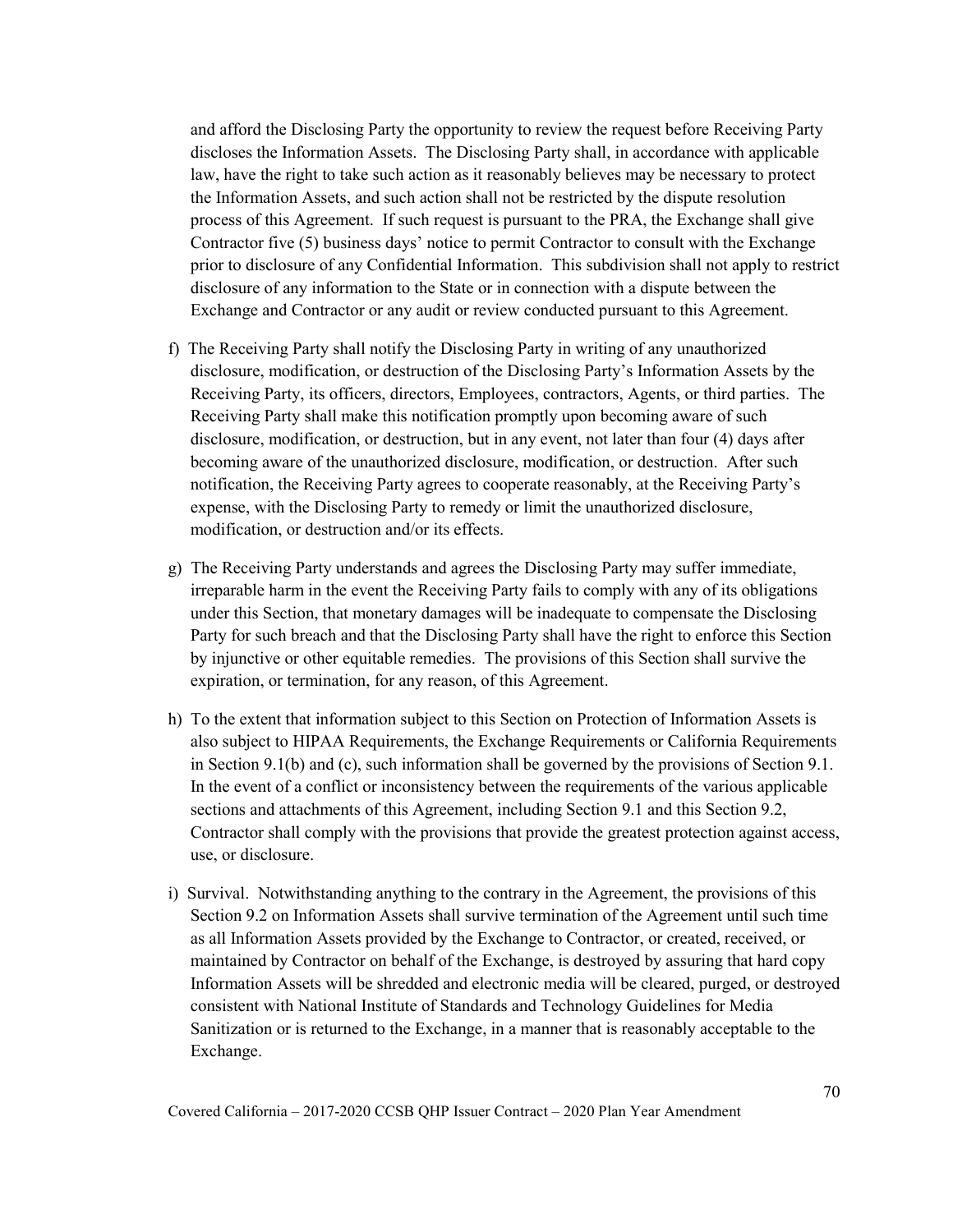and afford the Disclosing Party the opportunity to review the request before Receiving Party discloses the Information Assets. The Disclosing Party shall, in accordance with applicable law, have the right to take such action as it reasonably believes may be necessary to protect the Information Assets, and such action shall not be restricted by the dispute resolution process of this Agreement. If such request is pursuant to the PRA, the Exchange shall give Contractor five (5) business days' notice to permit Contractor to consult with the Exchange prior to disclosure of any Confidential Information. This subdivision shall not apply to restrict disclosure of any information to the State or in connection with a dispute between the Exchange and Contractor or any audit or review conducted pursuant to this Agreement.

f) The Receiving Party shall notify the Disclosing Party in writing of any unauthorized disclosure, modification, or destruction of the Disclosing Party's Information Assets by the Receiving Party, its officers, directors, Employees, contractors, Agents, or third parties. The Receiving Party shall make this notification promptly upon becoming aware of such disclosure, modification, or destruction, but in any event, not later than four (4) days after becoming aware of the unauthorized disclosure, modification, or destruction. After such notification, the Receiving Party agrees to cooperate reasonably, at the Receiving Party's expense, with the Disclosing Party to remedy or limit the unauthorized disclosure, modification, or destruction and/or its effects.

g) The Receiving Party understands and agrees the Disclosing Party may suffer immediate, irreparable harm in the event the Receiving Party fails to comply with any of its obligations under this Section, that monetary damages will be inadequate to compensate the Disclosing Party for such breach and that the Disclosing Party shall have the right to enforce this Section by injunctive or other equitable remedies. The provisions of this Section shall survive the expiration, or termination, for any reason, of this Agreement.

h) To the extent that information subject to this Section on Protection of Information Assets is also subject to HIPAA Requirements, the Exchange Requirements or California Requirements in Section 9.1(b) and (c), such information shall be governed by the provisions of Section 9.1. In the event of a conflict or inconsistency between the requirements of the various applicable sections and attachments of this Agreement, including Section 9.1 and this Section 9.2, Contractor shall comply with the provisions that provide the greatest protection against access, use, or disclosure.

i) Survival. Notwithstanding anything to the contrary in the Agreement, the provisions of this Section 9.2 on Information Assets shall survive termination of the Agreement until such time as all Information Assets provided by the Exchange to Contractor, or created, received, or maintained by Contractor on behalf of the Exchange, is destroyed by assuring that hard copy Information Assets will be shredded and electronic media will be cleared, purged, or destroyed consistent with National Institute of Standards and Technology Guidelines for Media Sanitization or is returned to the Exchange, in a manner that is reasonably acceptable to the Exchange.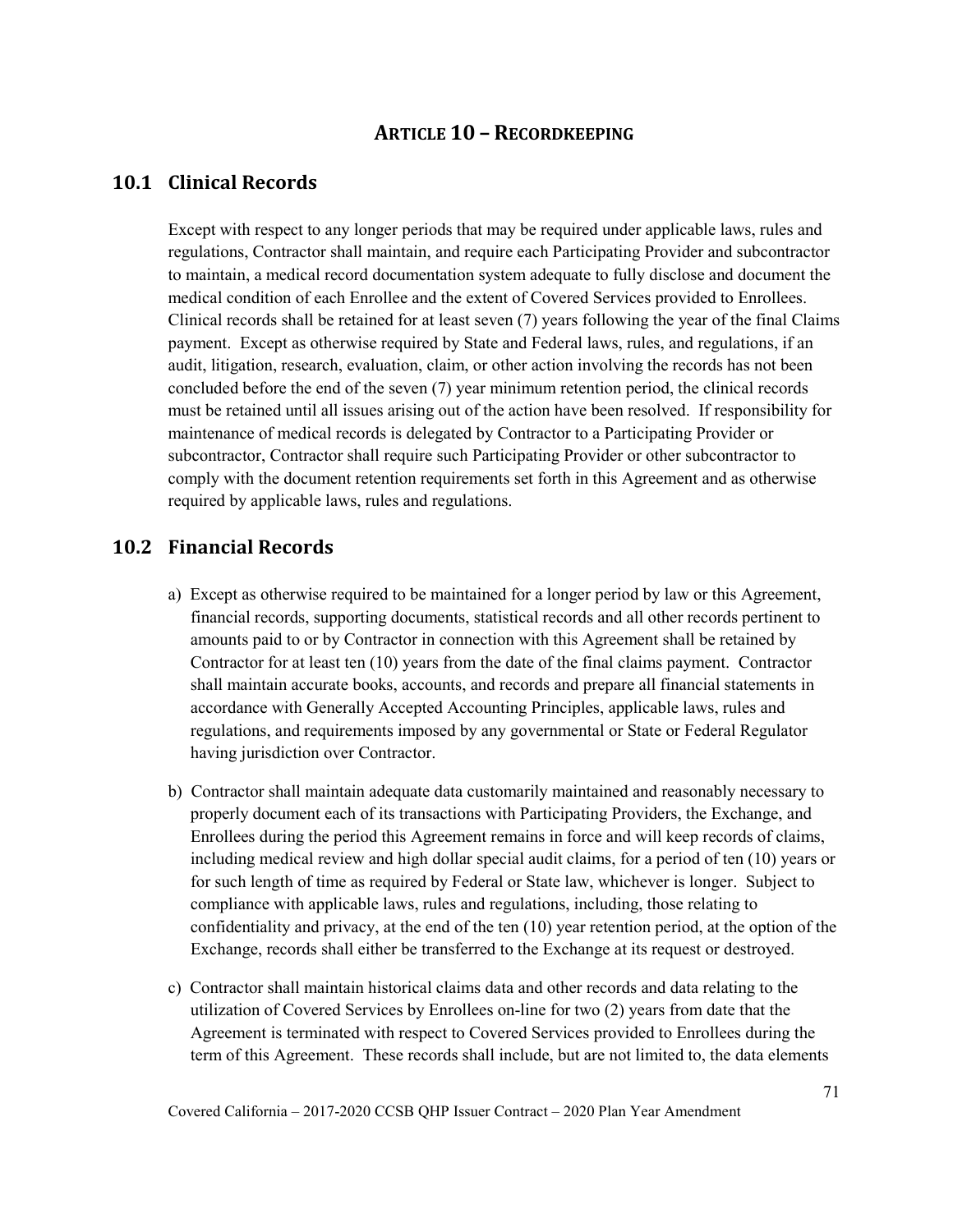## ARTICLE 10 – RECORDKEEPING

### 10.1 Clinical Records

Except with respect to any longer periods that may be required under applicable laws, rules and regulations, Contractor shall maintain, and require each Participating Provider and subcontractor to maintain, a medical record documentation system adequate to fully disclose and document the medical condition of each Enrollee and the extent of Covered Services provided to Enrollees. Clinical records shall be retained for at least seven (7) years following the year of the final Claims payment. Except as otherwise required by State and Federal laws, rules, and regulations, if an audit, litigation, research, evaluation, claim, or other action involving the records has not been concluded before the end of the seven (7) year minimum retention period, the clinical records must be retained until all issues arising out of the action have been resolved. If responsibility for maintenance of medical records is delegated by Contractor to a Participating Provider or subcontractor, Contractor shall require such Participating Provider or other subcontractor to comply with the document retention requirements set forth in this Agreement and as otherwise required by applicable laws, rules and regulations.

### 10.2 Financial Records

a) Except as otherwise required to be maintained for a longer period by law or this Agreement, financial records, supporting documents, statistical records and all other records pertinent to amounts paid to or by Contractor in connection with this Agreement shall be retained by Contractor for at least ten (10) years from the date of the final claims payment. Contractor shall maintain accurate books, accounts, and records and prepare all financial statements in accordance with Generally Accepted Accounting Principles, applicable laws, rules and regulations, and requirements imposed by any governmental or State or Federal Regulator having jurisdiction over Contractor.

b) Contractor shall maintain adequate data customarily maintained and reasonably necessary to properly document each of its transactions with Participating Providers, the Exchange, and Enrollees during the period this Agreement remains in force and will keep records of claims, including medical review and high dollar special audit claims, for a period of ten (10) years or for such length of time as required by Federal or State law, whichever is longer. Subject to compliance with applicable laws, rules and regulations, including, those relating to confidentiality and privacy, at the end of the ten (10) year retention period, at the option of the Exchange, records shall either be transferred to the Exchange at its request or destroyed.

c) Contractor shall maintain historical claims data and other records and data relating to the utilization of Covered Services by Enrollees on-line for two (2) years from date that the Agreement is terminated with respect to Covered Services provided to Enrollees during the term of this Agreement. These records shall include, but are not limited to, the data elements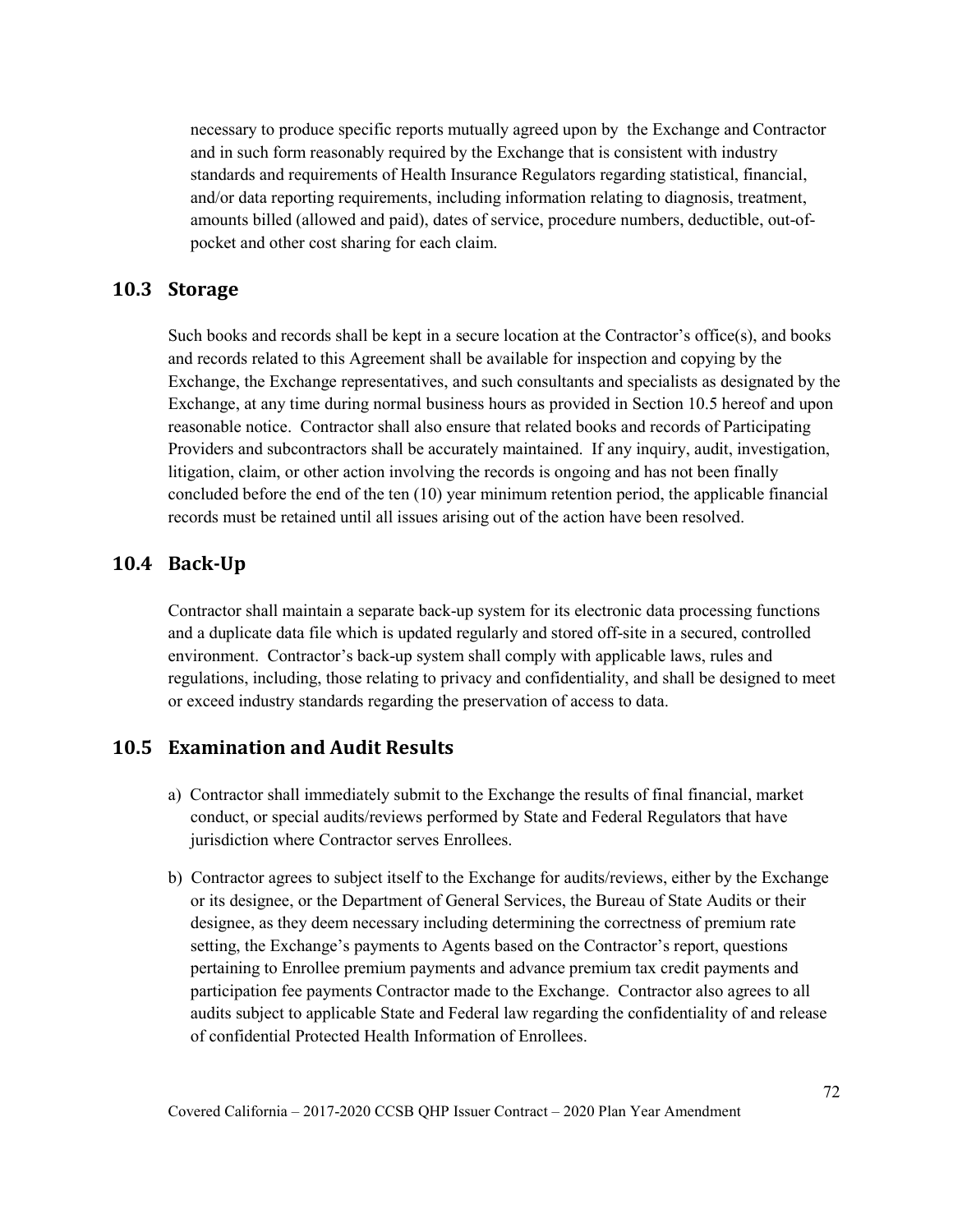necessary to produce specific reports mutually agreed upon by the Exchange and Contractor and in such form reasonably required by the Exchange that is consistent with industry standards and requirements of Health Insurance Regulators regarding statistical, financial, and/or data reporting requirements, including information relating to diagnosis, treatment, amounts billed (allowed and paid), dates of service, procedure numbers, deductible, out-of-pocket and other cost sharing for each claim.

## 10.3 Storage

Such books and records shall be kept in a secure location at the Contractor's office(s), and books and records related to this Agreement shall be available for inspection and copying by the Exchange, the Exchange representatives, and such consultants and specialists as designated by the Exchange, at any time during normal business hours as provided in Section 10.5 hereof and upon reasonable notice. Contractor shall also ensure that related books and records of Participating Providers and subcontractors shall be accurately maintained. If any inquiry, audit, investigation, litigation, claim, or other action involving the records is ongoing and has not been finally concluded before the end of the ten (10) year minimum retention period, the applicable financial records must be retained until all issues arising out of the action have been resolved.

## 10.4 Back-Up

Contractor shall maintain a separate back-up system for its electronic data processing functions and a duplicate data file which is updated regularly and stored off-site in a secured, controlled environment. Contractor's back-up system shall comply with applicable laws, rules and regulations, including, those relating to privacy and confidentiality, and shall be designed to meet or exceed industry standards regarding the preservation of access to data.

## 10.5 Examination and Audit Results

a) Contractor shall immediately submit to the Exchange the results of final financial, market conduct, or special audits/reviews performed by State and Federal Regulators that have jurisdiction where Contractor serves Enrollees.

b) Contractor agrees to subject itself to the Exchange for audits/reviews, either by the Exchange or its designee, or the Department of General Services, the Bureau of State Audits or their designee, as they deem necessary including determining the correctness of premium rate setting, the Exchange's payments to Agents based on the Contractor's report, questions pertaining to Enrollee premium payments and advance premium tax credit payments and participation fee payments Contractor made to the Exchange. Contractor also agrees to all audits subject to applicable State and Federal law regarding the confidentiality of and release of confidential Protected Health Information of Enrollees.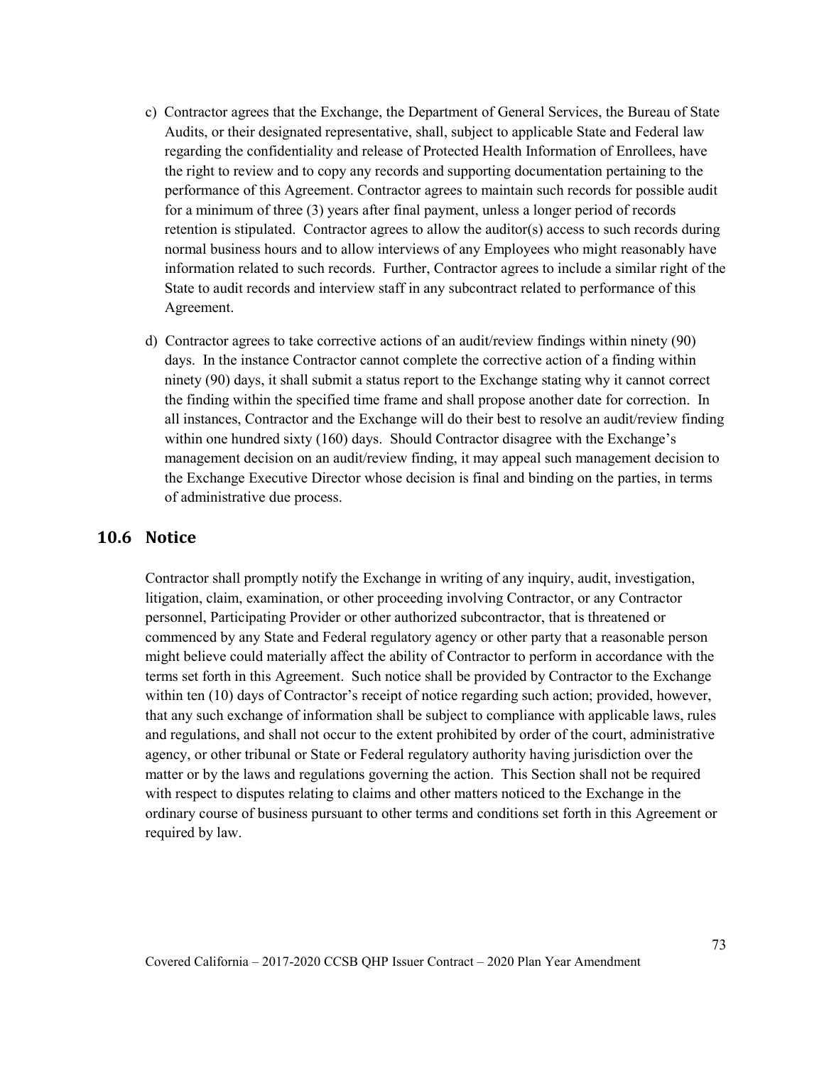c) Contractor agrees that the Exchange, the Department of General Services, the Bureau of State Audits, or their designated representative, shall, subject to applicable State and Federal law regarding the confidentiality and release of Protected Health Information of Enrollees, have the right to review and to copy any records and supporting documentation pertaining to the performance of this Agreement. Contractor agrees to maintain such records for possible audit for a minimum of three (3) years after final payment, unless a longer period of records retention is stipulated. Contractor agrees to allow the auditor(s) access to such records during normal business hours and to allow interviews of any Employees who might reasonably have information related to such records. Further, Contractor agrees to include a similar right of the State to audit records and interview staff in any subcontract related to performance of this Agreement.

d) Contractor agrees to take corrective actions of an audit/review findings within ninety (90) days. In the instance Contractor cannot complete the corrective action of a finding within ninety (90) days, it shall submit a status report to the Exchange stating why it cannot correct the finding within the specified time frame and shall propose another date for correction. In all instances, Contractor and the Exchange will do their best to resolve an audit/review finding within one hundred sixty (160) days. Should Contractor disagree with the Exchange's management decision on an audit/review finding, it may appeal such management decision to the Exchange Executive Director whose decision is final and binding on the parties, in terms of administrative due process.

## 10.6 Notice

Contractor shall promptly notify the Exchange in writing of any inquiry, audit, investigation, litigation, claim, examination, or other proceeding involving Contractor, or any Contractor personnel, Participating Provider or other authorized subcontractor, that is threatened or commenced by any State and Federal regulatory agency or other party that a reasonable person might believe could materially affect the ability of Contractor to perform in accordance with the terms set forth in this Agreement. Such notice shall be provided by Contractor to the Exchange within ten (10) days of Contractor's receipt of notice regarding such action; provided, however, that any such exchange of information shall be subject to compliance with applicable laws, rules and regulations, and shall not occur to the extent prohibited by order of the court, administrative agency, or other tribunal or State or Federal regulatory authority having jurisdiction over the matter or by the laws and regulations governing the action. This Section shall not be required with respect to disputes relating to claims and other matters noticed to the Exchange in the ordinary course of business pursuant to other terms and conditions set forth in this Agreement or required by law.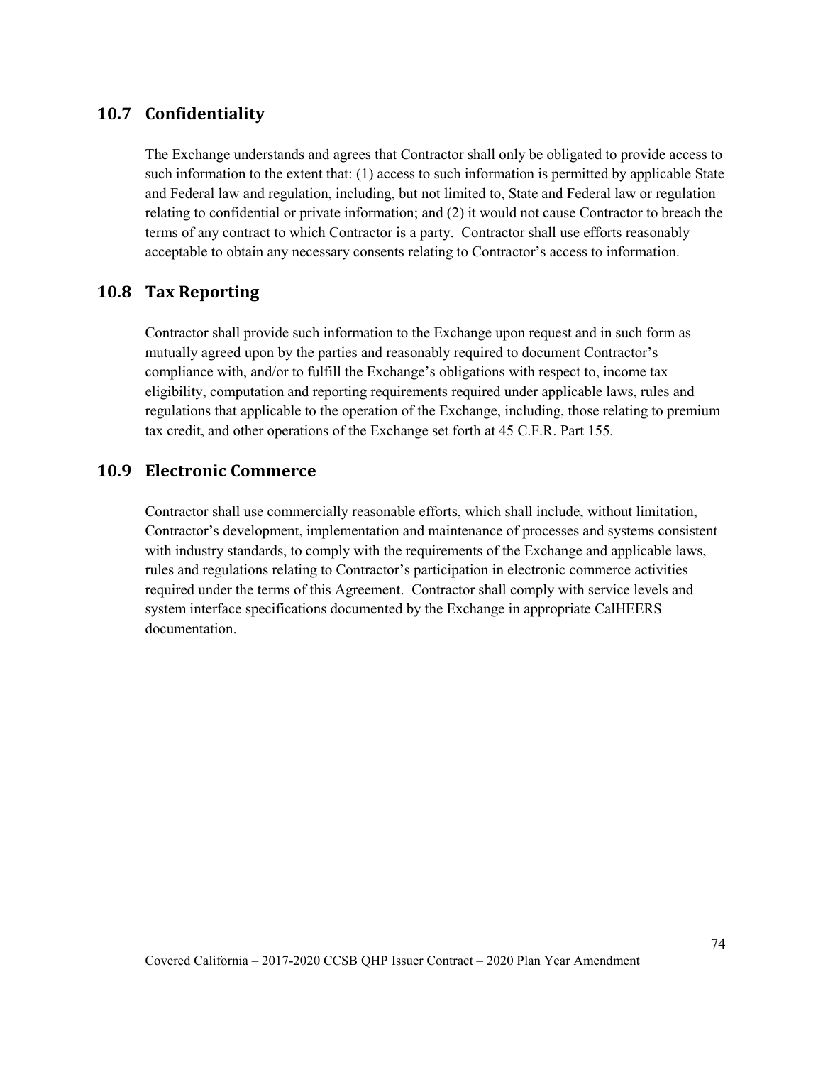## 10.7 Confidentiality

The Exchange understands and agrees that Contractor shall only be obligated to provide access to such information to the extent that: (1) access to such information is permitted by applicable State and Federal law and regulation, including, but not limited to, State and Federal law or regulation relating to confidential or private information; and (2) it would not cause Contractor to breach the terms of any contract to which Contractor is a party. Contractor shall use efforts reasonably acceptable to obtain any necessary consents relating to Contractor's access to information.

## 10.8 Tax Reporting

Contractor shall provide such information to the Exchange upon request and in such form as mutually agreed upon by the parties and reasonably required to document Contractor's compliance with, and/or to fulfill the Exchange's obligations with respect to, income tax eligibility, computation and reporting requirements required under applicable laws, rules and regulations that applicable to the operation of the Exchange, including, those relating to premium tax credit, and other operations of the Exchange set forth at 45 C.F.R. Part 155.

## 10.9 Electronic Commerce

Contractor shall use commercially reasonable efforts, which shall include, without limitation, Contractor's development, implementation and maintenance of processes and systems consistent with industry standards, to comply with the requirements of the Exchange and applicable laws, rules and regulations relating to Contractor's participation in electronic commerce activities required under the terms of this Agreement. Contractor shall comply with service levels and system interface specifications documented by the Exchange in appropriate CalHEERS documentation.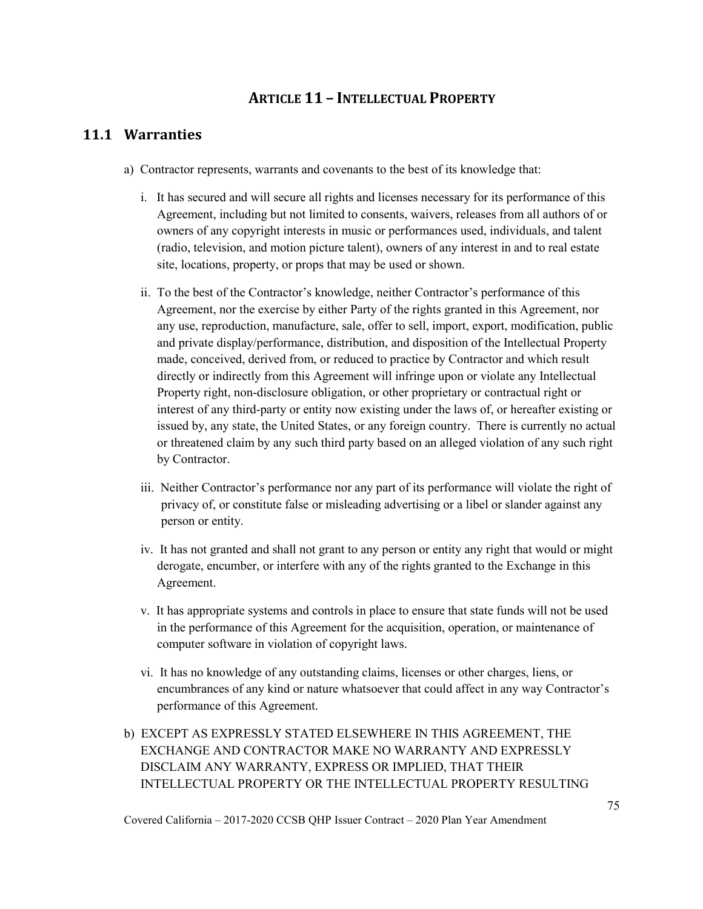# ARTICLE 11 – INTELLECTUAL PROPERTY

## 11.1 Warranties

a) Contractor represents, warrants and covenants to the best of its knowledge that:

   i. It has secured and will secure all rights and licenses necessary for its performance of this Agreement, including but not limited to consents, waivers, releases from all authors of or owners of any copyright interests in music or performances used, individuals, and talent (radio, television, and motion picture talent), owners of any interest in and to real estate site, locations, property, or props that may be used or shown.

   ii. To the best of the Contractor's knowledge, neither Contractor's performance of this Agreement, nor the exercise by either Party of the rights granted in this Agreement, nor any use, reproduction, manufacture, sale, offer to sell, import, export, modification, public and private display/performance, distribution, and disposition of the Intellectual Property made, conceived, derived from, or reduced to practice by Contractor and which result directly or indirectly from this Agreement will infringe upon or violate any Intellectual Property right, non-disclosure obligation, or other proprietary or contractual right or interest of any third-party or entity now existing under the laws of, or hereafter existing or issued by, any state, the United States, or any foreign country. There is currently no actual or threatened claim by any such third party based on an alleged violation of any such right by Contractor.

   iii. Neither Contractor's performance nor any part of its performance will violate the right of privacy of, or constitute false or misleading advertising or a libel or slander against any person or entity.

   iv. It has not granted and shall not grant to any person or entity any right that would or might derogate, encumber, or interfere with any of the rights granted to the Exchange in this Agreement.

   v. It has appropriate systems and controls in place to ensure that state funds will not be used in the performance of this Agreement for the acquisition, operation, or maintenance of computer software in violation of copyright laws.

   vi. It has no knowledge of any outstanding claims, licenses or other charges, liens, or encumbrances of any kind or nature whatsoever that could affect in any way Contractor's performance of this Agreement.

b) EXCEPT AS EXPRESSLY STATED ELSEWHERE IN THIS AGREEMENT, THE EXCHANGE AND CONTRACTOR MAKE NO WARRANTY AND EXPRESSLY DISCLAIM ANY WARRANTY, EXPRESS OR IMPLIED, THAT THEIR INTELLECTUAL PROPERTY OR THE INTELLECTUAL PROPERTY RESULTING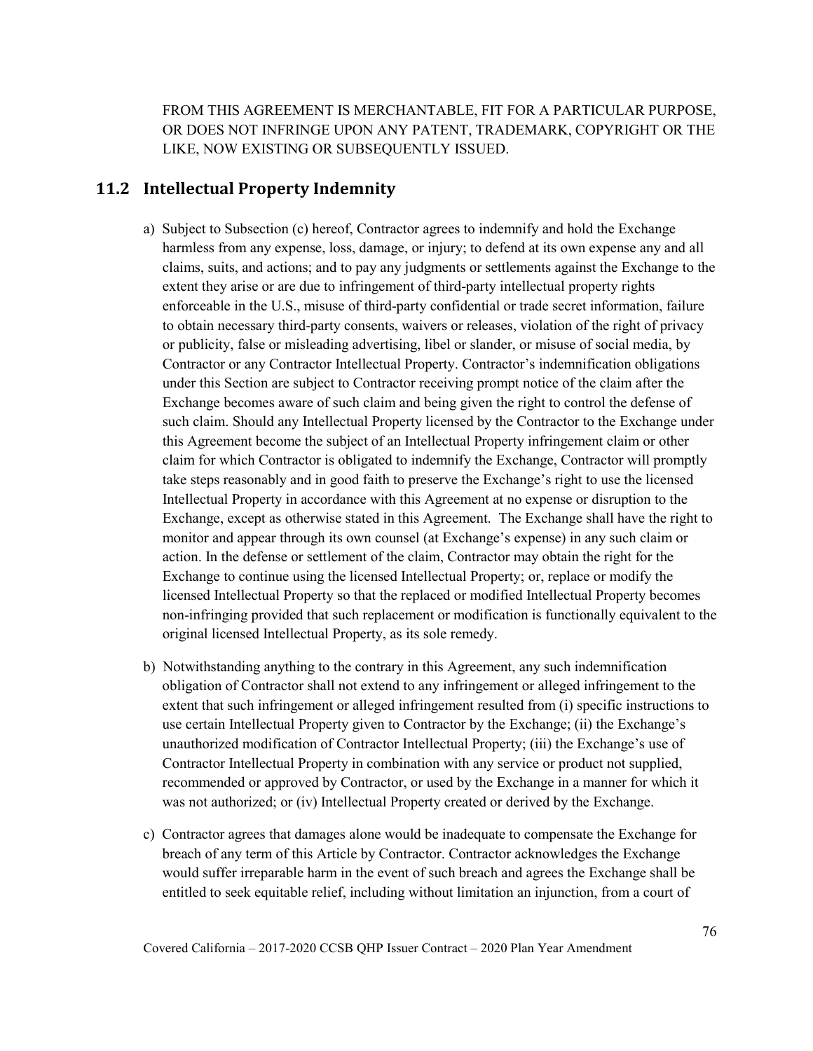FROM THIS AGREEMENT IS MERCHANTABLE, FIT FOR A PARTICULAR PURPOSE, OR DOES NOT INFRINGE UPON ANY PATENT, TRADEMARK, COPYRIGHT OR THE LIKE, NOW EXISTING OR SUBSEQUENTLY ISSUED.

## 11.2 Intellectual Property Indemnity

a) Subject to Subsection (c) hereof, Contractor agrees to indemnify and hold the Exchange harmless from any expense, loss, damage, or injury; to defend at its own expense any and all claims, suits, and actions; and to pay any judgments or settlements against the Exchange to the extent they arise or are due to infringement of third-party intellectual property rights enforceable in the U.S., misuse of third-party confidential or trade secret information, failure to obtain necessary third-party consents, waivers or releases, violation of the right of privacy or publicity, false or misleading advertising, libel or slander, or misuse of social media, by Contractor or any Contractor Intellectual Property. Contractor's indemnification obligations under this Section are subject to Contractor receiving prompt notice of the claim after the Exchange becomes aware of such claim and being given the right to control the defense of such claim. Should any Intellectual Property licensed by the Contractor to the Exchange under this Agreement become the subject of an Intellectual Property infringement claim or other claim for which Contractor is obligated to indemnify the Exchange, Contractor will promptly take steps reasonably and in good faith to preserve the Exchange's right to use the licensed Intellectual Property in accordance with this Agreement at no expense or disruption to the Exchange, except as otherwise stated in this Agreement. The Exchange shall have the right to monitor and appear through its own counsel (at Exchange's expense) in any such claim or action. In the defense or settlement of the claim, Contractor may obtain the right for the Exchange to continue using the licensed Intellectual Property; or, replace or modify the licensed Intellectual Property so that the replaced or modified Intellectual Property becomes non-infringing provided that such replacement or modification is functionally equivalent to the original licensed Intellectual Property, as its sole remedy.

b) Notwithstanding anything to the contrary in this Agreement, any such indemnification obligation of Contractor shall not extend to any infringement or alleged infringement to the extent that such infringement or alleged infringement resulted from (i) specific instructions to use certain Intellectual Property given to Contractor by the Exchange; (ii) the Exchange's unauthorized modification of Contractor Intellectual Property; (iii) the Exchange's use of Contractor Intellectual Property in combination with any service or product not supplied, recommended or approved by Contractor, or used by the Exchange in a manner for which it was not authorized; or (iv) Intellectual Property created or derived by the Exchange.

c) Contractor agrees that damages alone would be inadequate to compensate the Exchange for breach of any term of this Article by Contractor. Contractor acknowledges the Exchange would suffer irreparable harm in the event of such breach and agrees the Exchange shall be entitled to seek equitable relief, including without limitation an injunction, from a court of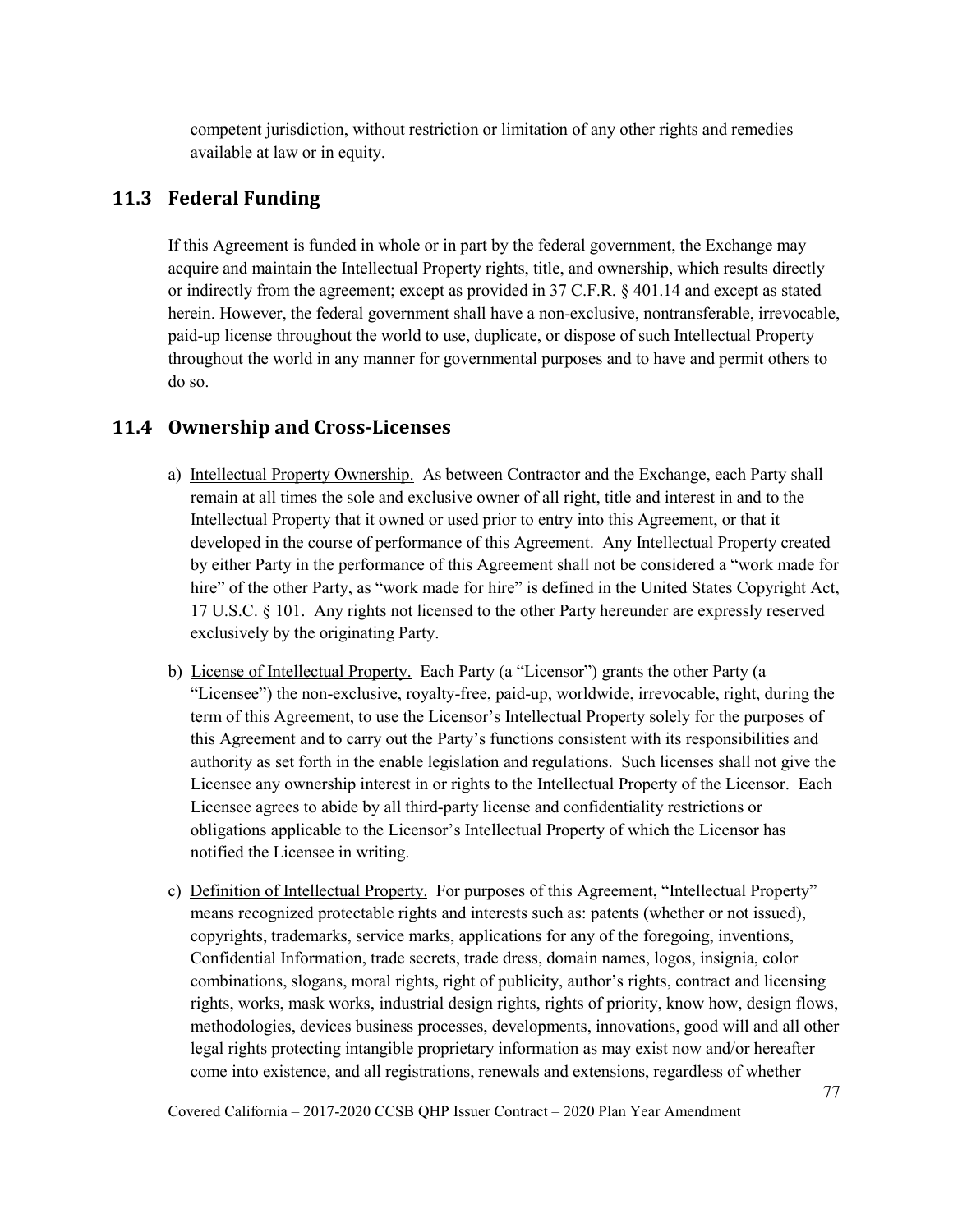competent jurisdiction, without restriction or limitation of any other rights and remedies available at law or in equity.

## 11.3 Federal Funding

If this Agreement is funded in whole or in part by the federal government, the Exchange may acquire and maintain the Intellectual Property rights, title, and ownership, which results directly or indirectly from the agreement; except as provided in 37 C.F.R. § 401.14 and except as stated herein. However, the federal government shall have a non-exclusive, nontransferable, irrevocable, paid-up license throughout the world to use, duplicate, or dispose of such Intellectual Property throughout the world in any manner for governmental purposes and to have and permit others to do so.

## 11.4 Ownership and Cross-Licenses

a) Intellectual Property Ownership. As between Contractor and the Exchange, each Party shall remain at all times the sole and exclusive owner of all right, title and interest in and to the Intellectual Property that it owned or used prior to entry into this Agreement, or that it developed in the course of performance of this Agreement. Any Intellectual Property created by either Party in the performance of this Agreement shall not be considered a "work made for hire" of the other Party, as "work made for hire" is defined in the United States Copyright Act, 17 U.S.C. § 101. Any rights not licensed to the other Party hereunder are expressly reserved exclusively by the originating Party.

b) License of Intellectual Property. Each Party (a "Licensor") grants the other Party (a "Licensee") the non-exclusive, royalty-free, paid-up, worldwide, irrevocable, right, during the term of this Agreement, to use the Licensor's Intellectual Property solely for the purposes of this Agreement and to carry out the Party's functions consistent with its responsibilities and authority as set forth in the enable legislation and regulations. Such licenses shall not give the Licensee any ownership interest in or rights to the Intellectual Property of the Licensor. Each Licensee agrees to abide by all third-party license and confidentiality restrictions or obligations applicable to the Licensor's Intellectual Property of which the Licensor has notified the Licensee in writing.

c) Definition of Intellectual Property. For purposes of this Agreement, "Intellectual Property" means recognized protectable rights and interests such as: patents (whether or not issued), copyrights, trademarks, service marks, applications for any of the foregoing, inventions, Confidential Information, trade secrets, trade dress, domain names, logos, insignia, color combinations, slogans, moral rights, right of publicity, author's rights, contract and licensing rights, works, mask works, industrial design rights, rights of priority, know how, design flows, methodologies, devices business processes, developments, innovations, good will and all other legal rights protecting intangible proprietary information as may exist now and/or hereafter come into existence, and all registrations, renewals and extensions, regardless of whether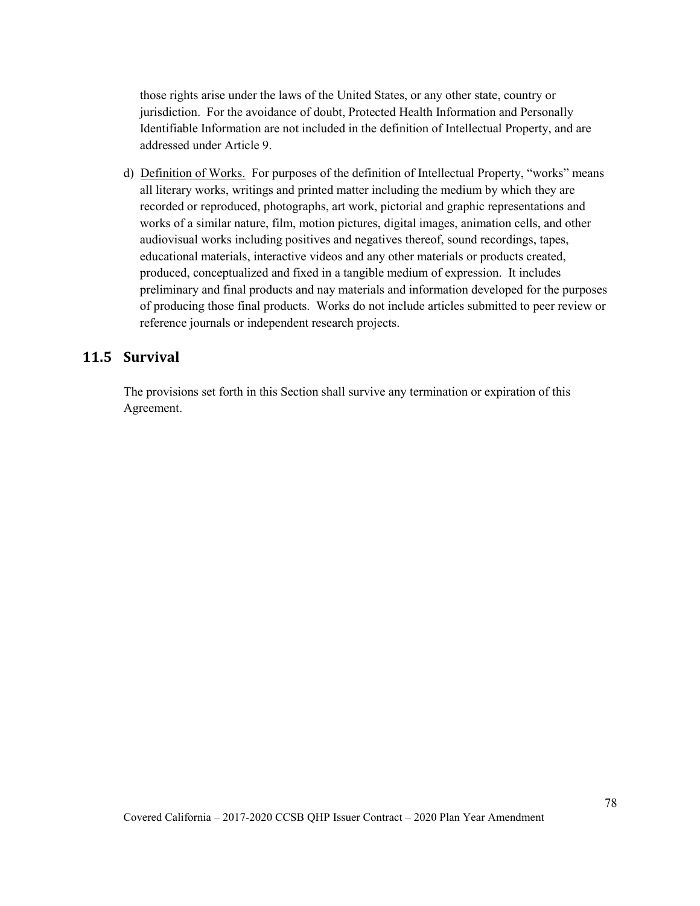those rights arise under the laws of the United States, or any other state, country or jurisdiction. For the avoidance of doubt, Protected Health Information and Personally Identifiable Information are not included in the definition of Intellectual Property, and are addressed under Article 9.

d) Definition of Works. For purposes of the definition of Intellectual Property, "works" means all literary works, writings and printed matter including the medium by which they are recorded or reproduced, photographs, art work, pictorial and graphic representations and works of a similar nature, film, motion pictures, digital images, animation cells, and other audiovisual works including positives and negatives thereof, sound recordings, tapes, educational materials, interactive videos and any other materials or products created, produced, conceptualized and fixed in a tangible medium of expression. It includes preliminary and final products and nay materials and information developed for the purposes of producing those final products. Works do not include articles submitted to peer review or reference journals or independent research projects.

## 11.5 Survival

The provisions set forth in this Section shall survive any termination or expiration of this Agreement.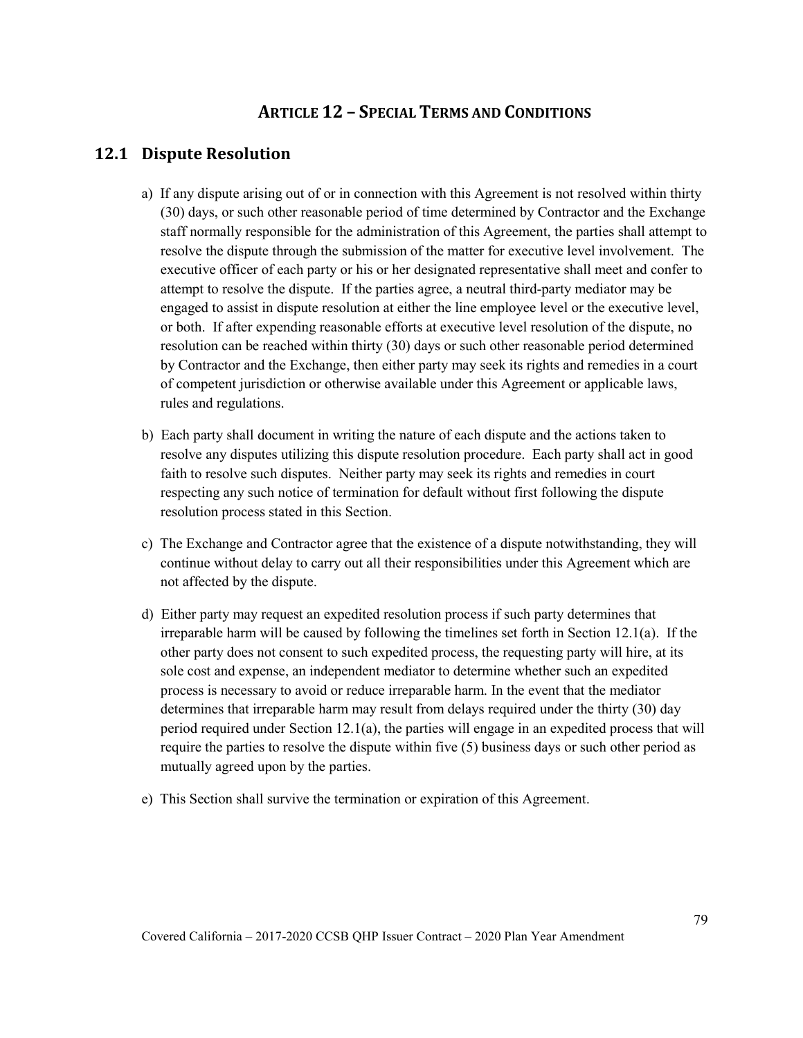# ARTICLE 12 – SPECIAL TERMS AND CONDITIONS

## 12.1 Dispute Resolution

a) If any dispute arising out of or in connection with this Agreement is not resolved within thirty (30) days, or such other reasonable period of time determined by Contractor and the Exchange staff normally responsible for the administration of this Agreement, the parties shall attempt to resolve the dispute through the submission of the matter for executive level involvement. The executive officer of each party or his or her designated representative shall meet and confer to attempt to resolve the dispute. If the parties agree, a neutral third-party mediator may be engaged to assist in dispute resolution at either the line employee level or the executive level, or both. If after expending reasonable efforts at executive level resolution of the dispute, no resolution can be reached within thirty (30) days or such other reasonable period determined by Contractor and the Exchange, then either party may seek its rights and remedies in a court of competent jurisdiction or otherwise available under this Agreement or applicable laws, rules and regulations.

b) Each party shall document in writing the nature of each dispute and the actions taken to resolve any disputes utilizing this dispute resolution procedure. Each party shall act in good faith to resolve such disputes. Neither party may seek its rights and remedies in court respecting any such notice of termination for default without first following the dispute resolution process stated in this Section.

c) The Exchange and Contractor agree that the existence of a dispute notwithstanding, they will continue without delay to carry out all their responsibilities under this Agreement which are not affected by the dispute.

d) Either party may request an expedited resolution process if such party determines that irreparable harm will be caused by following the timelines set forth in Section 12.1(a). If the other party does not consent to such expedited process, the requesting party will hire, at its sole cost and expense, an independent mediator to determine whether such an expedited process is necessary to avoid or reduce irreparable harm. In the event that the mediator determines that irreparable harm may result from delays required under the thirty (30) day period required under Section 12.1(a), the parties will engage in an expedited process that will require the parties to resolve the dispute within five (5) business days or such other period as mutually agreed upon by the parties.

e) This Section shall survive the termination or expiration of this Agreement.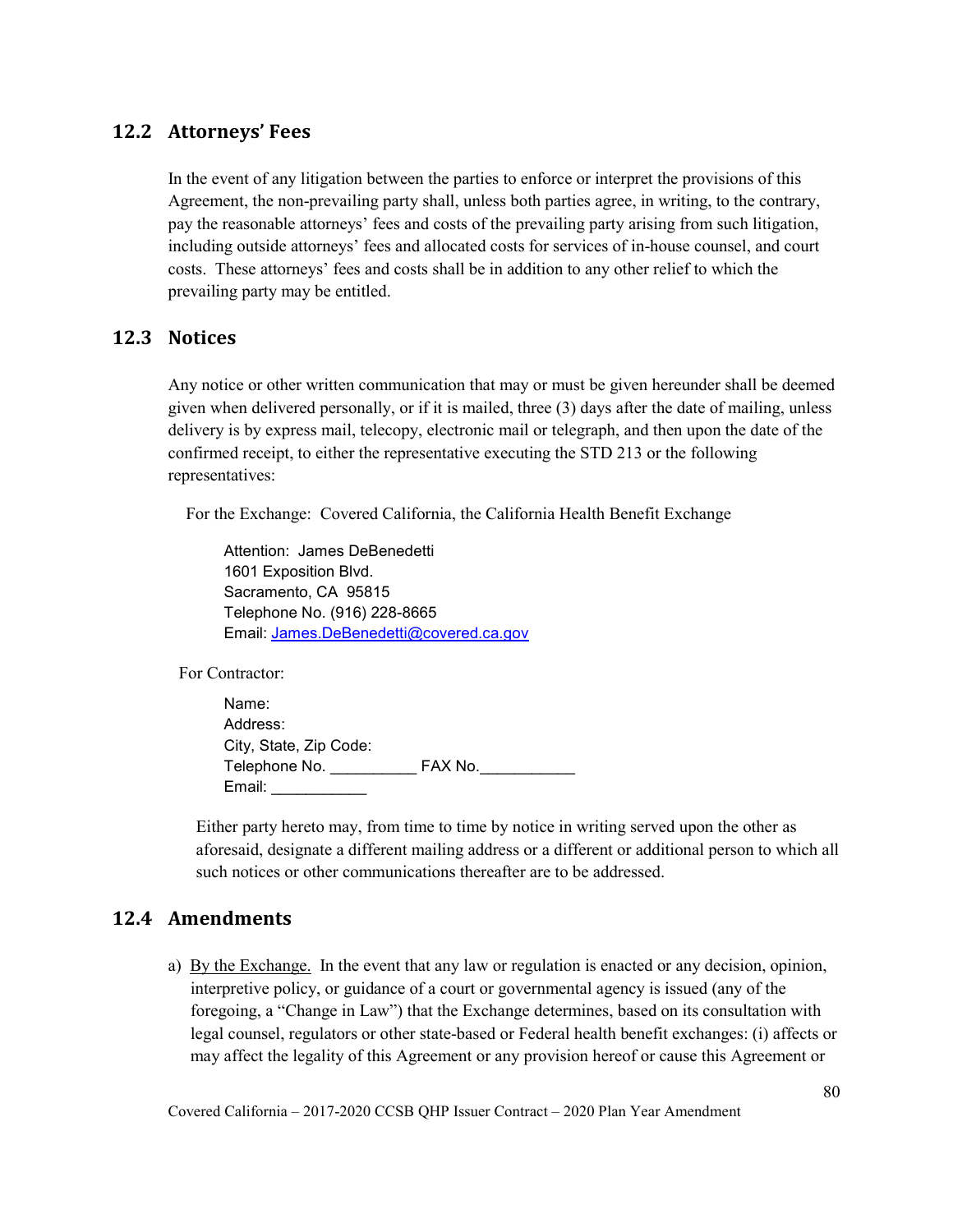## 12.2 Attorneys' Fees

In the event of any litigation between the parties to enforce or interpret the provisions of this Agreement, the non-prevailing party shall, unless both parties agree, in writing, to the contrary, pay the reasonable attorneys' fees and costs of the prevailing party arising from such litigation, including outside attorneys' fees and allocated costs for services of in-house counsel, and court costs. These attorneys' fees and costs shall be in addition to any other relief to which the prevailing party may be entitled.

## 12.3 Notices

Any notice or other written communication that may or must be given hereunder shall be deemed given when delivered personally, or if it is mailed, three (3) days after the date of mailing, unless delivery is by express mail, telecopy, electronic mail or telegraph, and then upon the date of the confirmed receipt, to either the representative executing the STD 213 or the following representatives:

For the Exchange: Covered California, the California Health Benefit Exchange

Attention: James DeBenedetti
1601 Exposition Blvd.
Sacramento, CA 95815
Telephone No. (916) 228-8665
Email: James.DeBenedetti@covered.ca.gov

For Contractor:

Name:
Address:
City, State, Zip Code:
Telephone No. __________ FAX No.___________
Email: ___________

Either party hereto may, from time to time by notice in writing served upon the other as aforesaid, designate a different mailing address or a different or additional person to which all such notices or other communications thereafter are to be addressed.

## 12.4 Amendments

a) By the Exchange. In the event that any law or regulation is enacted or any decision, opinion, interpretive policy, or guidance of a court or governmental agency is issued (any of the foregoing, a "Change in Law") that the Exchange determines, based on its consultation with legal counsel, regulators or other state-based or Federal health benefit exchanges: (i) affects or may affect the legality of this Agreement or any provision hereof or cause this Agreement or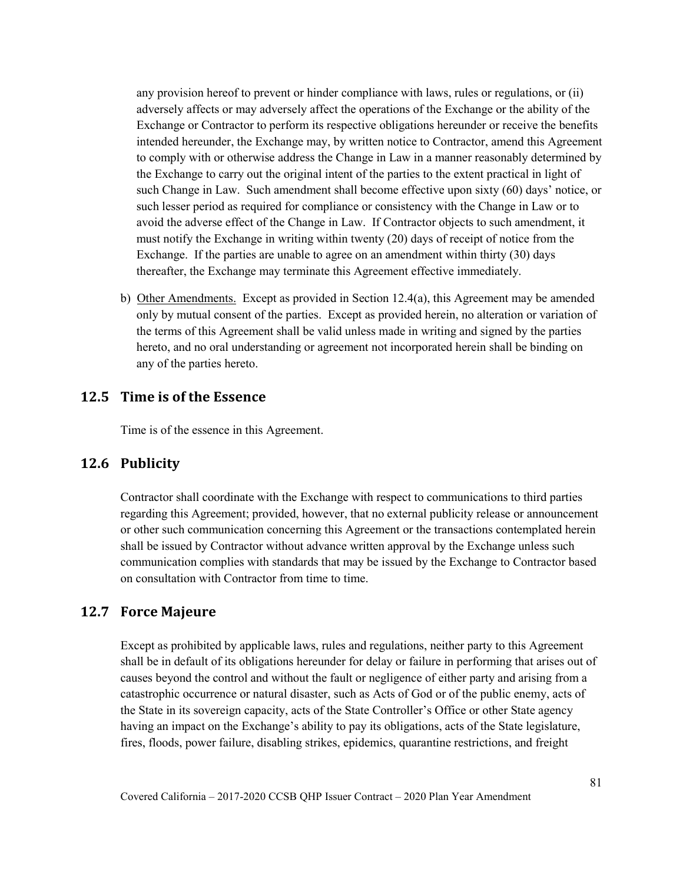any provision hereof to prevent or hinder compliance with laws, rules or regulations, or (ii) adversely affects or may adversely affect the operations of the Exchange or the ability of the Exchange or Contractor to perform its respective obligations hereunder or receive the benefits intended hereunder, the Exchange may, by written notice to Contractor, amend this Agreement to comply with or otherwise address the Change in Law in a manner reasonably determined by the Exchange to carry out the original intent of the parties to the extent practical in light of such Change in Law. Such amendment shall become effective upon sixty (60) days' notice, or such lesser period as required for compliance or consistency with the Change in Law or to avoid the adverse effect of the Change in Law. If Contractor objects to such amendment, it must notify the Exchange in writing within twenty (20) days of receipt of notice from the Exchange. If the parties are unable to agree on an amendment within thirty (30) days thereafter, the Exchange may terminate this Agreement effective immediately.

b) Other Amendments. Except as provided in Section 12.4(a), this Agreement may be amended only by mutual consent of the parties. Except as provided herein, no alteration or variation of the terms of this Agreement shall be valid unless made in writing and signed by the parties hereto, and no oral understanding or agreement not incorporated herein shall be binding on any of the parties hereto.

## 12.5 Time is of the Essence

Time is of the essence in this Agreement.

## 12.6 Publicity

Contractor shall coordinate with the Exchange with respect to communications to third parties regarding this Agreement; provided, however, that no external publicity release or announcement or other such communication concerning this Agreement or the transactions contemplated herein shall be issued by Contractor without advance written approval by the Exchange unless such communication complies with standards that may be issued by the Exchange to Contractor based on consultation with Contractor from time to time.

## 12.7 Force Majeure

Except as prohibited by applicable laws, rules and regulations, neither party to this Agreement shall be in default of its obligations hereunder for delay or failure in performing that arises out of causes beyond the control and without the fault or negligence of either party and arising from a catastrophic occurrence or natural disaster, such as Acts of God or of the public enemy, acts of the State in its sovereign capacity, acts of the State Controller's Office or other State agency having an impact on the Exchange's ability to pay its obligations, acts of the State legislature, fires, floods, power failure, disabling strikes, epidemics, quarantine restrictions, and freight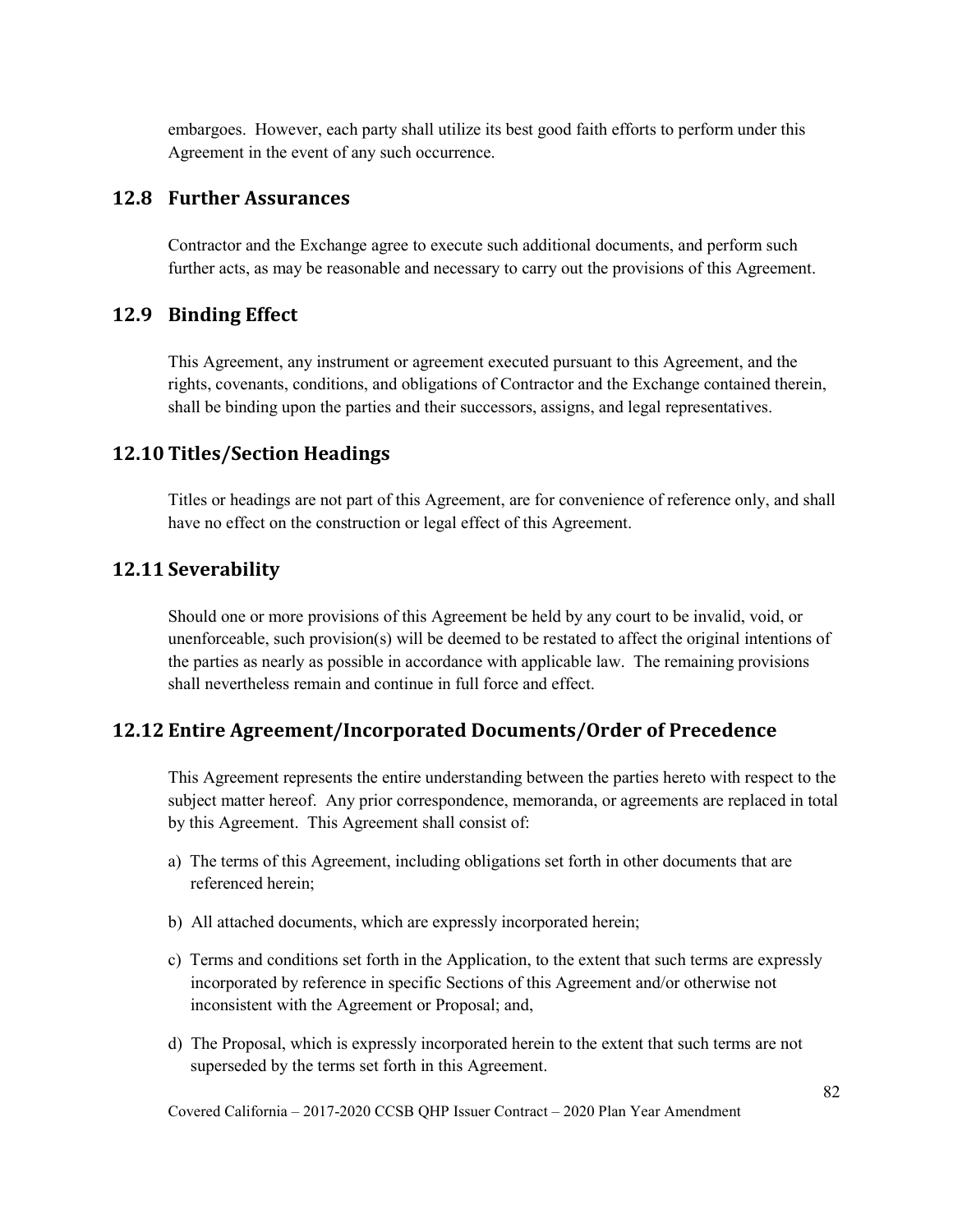embargoes. However, each party shall utilize its best good faith efforts to perform under this Agreement in the event of any such occurrence.

## 12.8 Further Assurances

Contractor and the Exchange agree to execute such additional documents, and perform such further acts, as may be reasonable and necessary to carry out the provisions of this Agreement.

## 12.9 Binding Effect

This Agreement, any instrument or agreement executed pursuant to this Agreement, and the rights, covenants, conditions, and obligations of Contractor and the Exchange contained therein, shall be binding upon the parties and their successors, assigns, and legal representatives.

## 12.10 Titles/Section Headings

Titles or headings are not part of this Agreement, are for convenience of reference only, and shall have no effect on the construction or legal effect of this Agreement.

## 12.11 Severability

Should one or more provisions of this Agreement be held by any court to be invalid, void, or unenforceable, such provision(s) will be deemed to be restated to affect the original intentions of the parties as nearly as possible in accordance with applicable law. The remaining provisions shall nevertheless remain and continue in full force and effect.

## 12.12 Entire Agreement/Incorporated Documents/Order of Precedence

This Agreement represents the entire understanding between the parties hereto with respect to the subject matter hereof. Any prior correspondence, memoranda, or agreements are replaced in total by this Agreement. This Agreement shall consist of:

a) The terms of this Agreement, including obligations set forth in other documents that are referenced herein;

b) All attached documents, which are expressly incorporated herein;

c) Terms and conditions set forth in the Application, to the extent that such terms are expressly incorporated by reference in specific Sections of this Agreement and/or otherwise not inconsistent with the Agreement or Proposal; and,

d) The Proposal, which is expressly incorporated herein to the extent that such terms are not superseded by the terms set forth in this Agreement.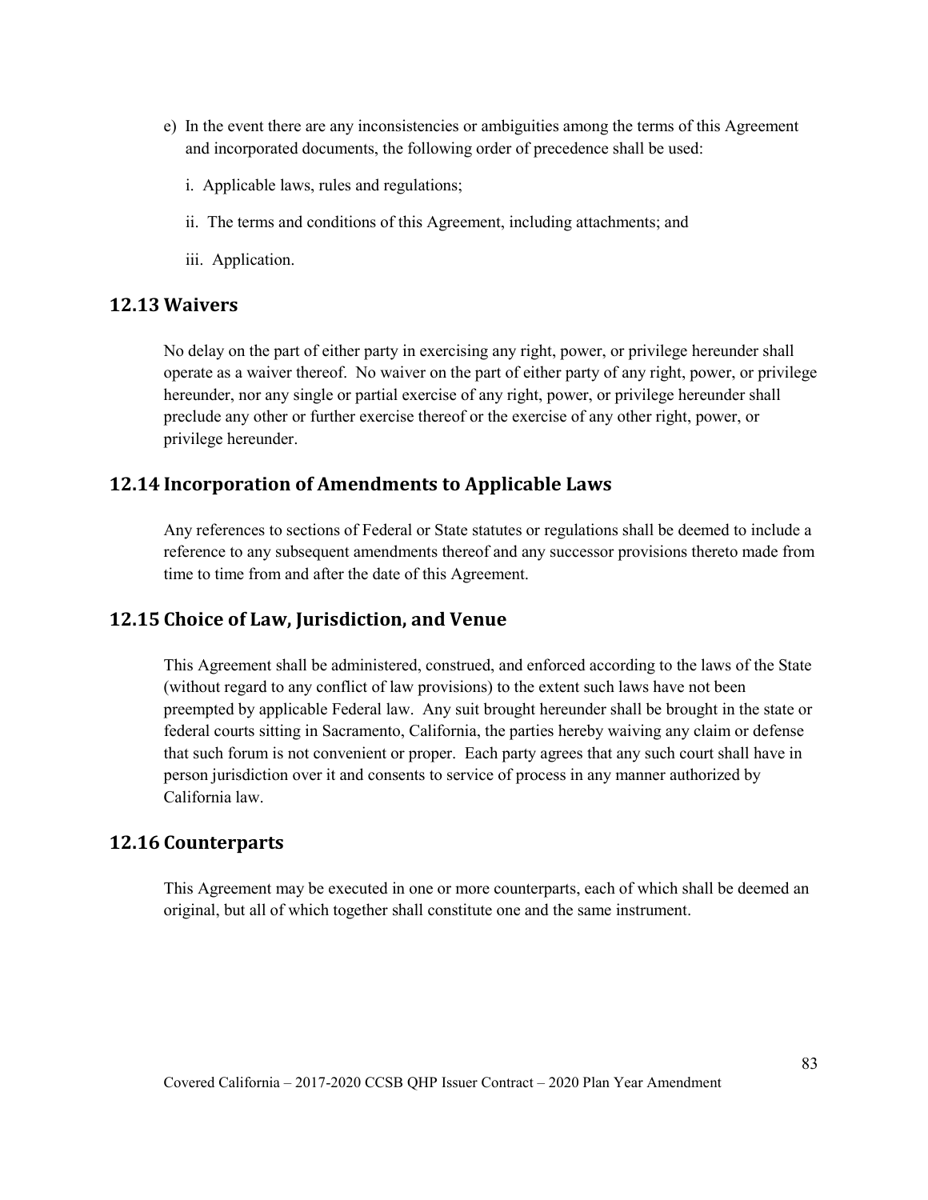e) In the event there are any inconsistencies or ambiguities among the terms of this Agreement and incorporated documents, the following order of precedence shall be used:

   i. Applicable laws, rules and regulations;

   ii. The terms and conditions of this Agreement, including attachments; and

   iii. Application.

## 12.13 Waivers

No delay on the part of either party in exercising any right, power, or privilege hereunder shall operate as a waiver thereof. No waiver on the part of either party of any right, power, or privilege hereunder, nor any single or partial exercise of any right, power, or privilege hereunder shall preclude any other or further exercise thereof or the exercise of any other right, power, or privilege hereunder.

## 12.14 Incorporation of Amendments to Applicable Laws

Any references to sections of Federal or State statutes or regulations shall be deemed to include a reference to any subsequent amendments thereof and any successor provisions thereto made from time to time from and after the date of this Agreement.

## 12.15 Choice of Law, Jurisdiction, and Venue

This Agreement shall be administered, construed, and enforced according to the laws of the State (without regard to any conflict of law provisions) to the extent such laws have not been preempted by applicable Federal law. Any suit brought hereunder shall be brought in the state or federal courts sitting in Sacramento, California, the parties hereby waiving any claim or defense that such forum is not convenient or proper. Each party agrees that any such court shall have in person jurisdiction over it and consents to service of process in any manner authorized by California law.

## 12.16 Counterparts

This Agreement may be executed in one or more counterparts, each of which shall be deemed an original, but all of which together shall constitute one and the same instrument.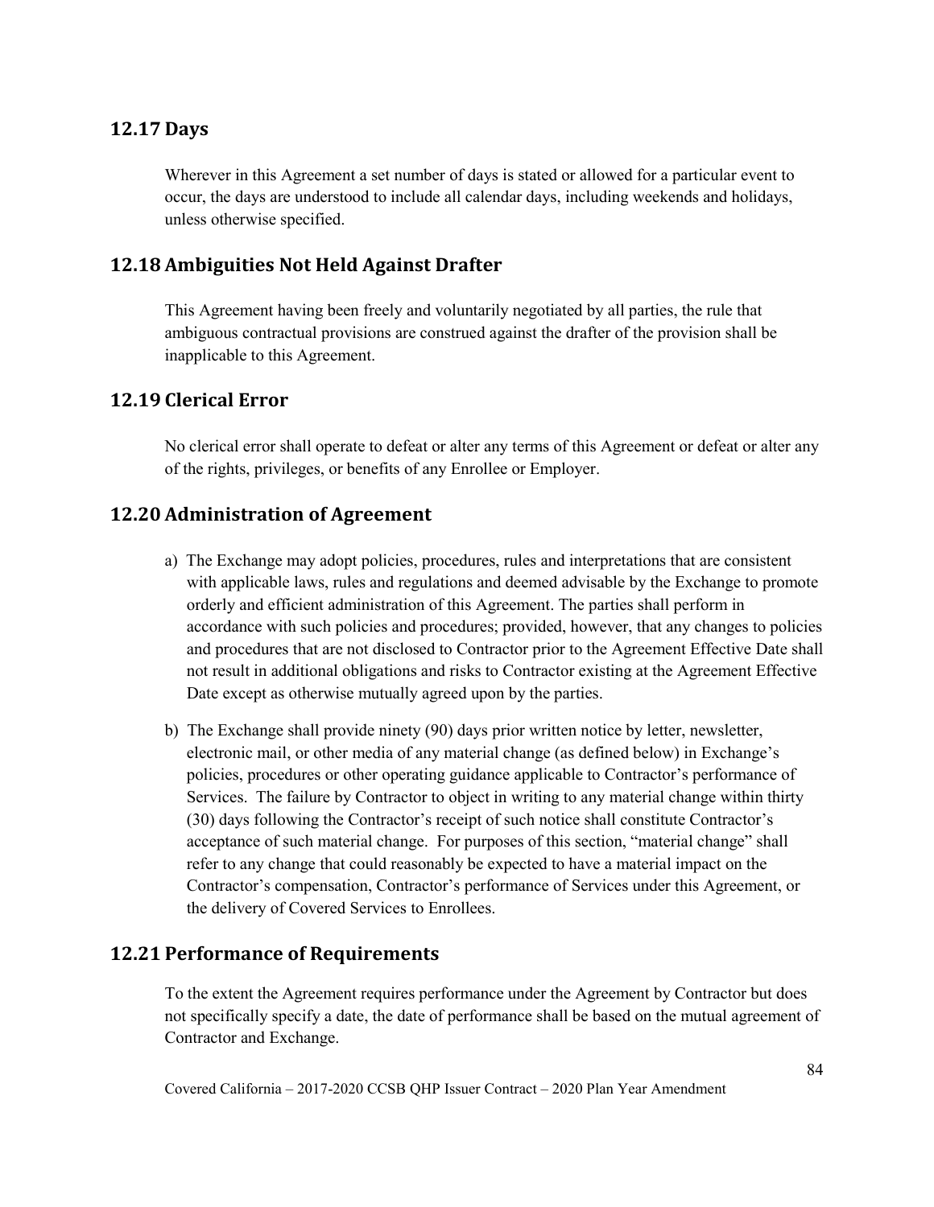## 12.17 Days

Wherever in this Agreement a set number of days is stated or allowed for a particular event to occur, the days are understood to include all calendar days, including weekends and holidays, unless otherwise specified.

## 12.18 Ambiguities Not Held Against Drafter

This Agreement having been freely and voluntarily negotiated by all parties, the rule that ambiguous contractual provisions are construed against the drafter of the provision shall be inapplicable to this Agreement.

## 12.19 Clerical Error

No clerical error shall operate to defeat or alter any terms of this Agreement or defeat or alter any of the rights, privileges, or benefits of any Enrollee or Employer.

## 12.20 Administration of Agreement

a) The Exchange may adopt policies, procedures, rules and interpretations that are consistent with applicable laws, rules and regulations and deemed advisable by the Exchange to promote orderly and efficient administration of this Agreement. The parties shall perform in accordance with such policies and procedures; provided, however, that any changes to policies and procedures that are not disclosed to Contractor prior to the Agreement Effective Date shall not result in additional obligations and risks to Contractor existing at the Agreement Effective Date except as otherwise mutually agreed upon by the parties.

b) The Exchange shall provide ninety (90) days prior written notice by letter, newsletter, electronic mail, or other media of any material change (as defined below) in Exchange's policies, procedures or other operating guidance applicable to Contractor's performance of Services. The failure by Contractor to object in writing to any material change within thirty (30) days following the Contractor's receipt of such notice shall constitute Contractor's acceptance of such material change. For purposes of this section, "material change" shall refer to any change that could reasonably be expected to have a material impact on the Contractor's compensation, Contractor's performance of Services under this Agreement, or the delivery of Covered Services to Enrollees.

## 12.21 Performance of Requirements

To the extent the Agreement requires performance under the Agreement by Contractor but does not specifically specify a date, the date of performance shall be based on the mutual agreement of Contractor and Exchange.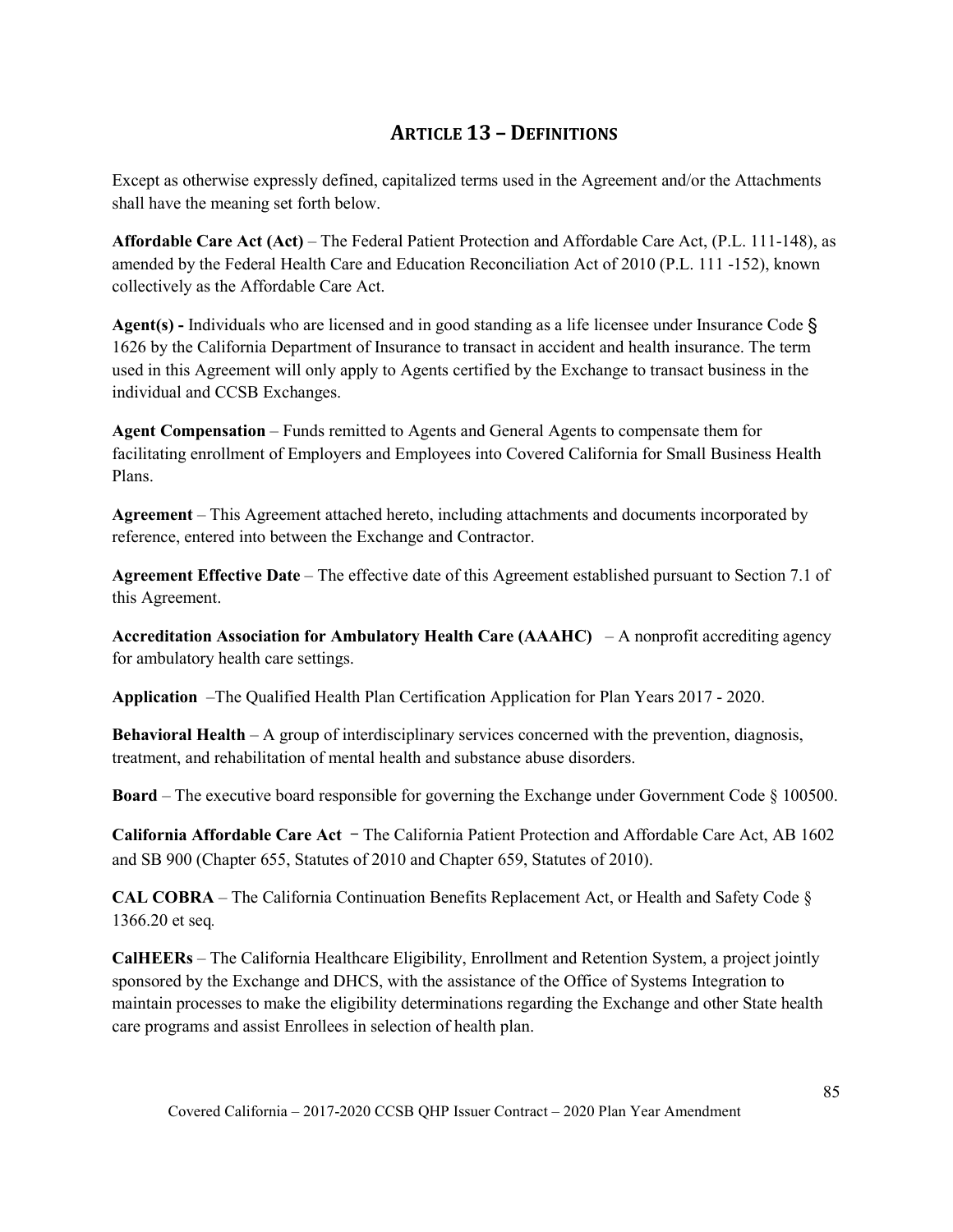# ARTICLE 13 – DEFINITIONS

Except as otherwise expressly defined, capitalized terms used in the Agreement and/or the Attachments shall have the meaning set forth below.

**Affordable Care Act (Act)** – The Federal Patient Protection and Affordable Care Act, (P.L. 111-148), as amended by the Federal Health Care and Education Reconciliation Act of 2010 (P.L. 111 -152), known collectively as the Affordable Care Act.

**Agent(s) -** Individuals who are licensed and in good standing as a life licensee under Insurance Code § 1626 by the California Department of Insurance to transact in accident and health insurance. The term used in this Agreement will only apply to Agents certified by the Exchange to transact business in the individual and CCSB Exchanges.

**Agent Compensation** – Funds remitted to Agents and General Agents to compensate them for facilitating enrollment of Employers and Employees into Covered California for Small Business Health Plans.

**Agreement** – This Agreement attached hereto, including attachments and documents incorporated by reference, entered into between the Exchange and Contractor.

**Agreement Effective Date** – The effective date of this Agreement established pursuant to Section 7.1 of this Agreement.

**Accreditation Association for Ambulatory Health Care (AAAHC)** – A nonprofit accrediting agency for ambulatory health care settings.

**Application** –The Qualified Health Plan Certification Application for Plan Years 2017 - 2020.

**Behavioral Health** – A group of interdisciplinary services concerned with the prevention, diagnosis, treatment, and rehabilitation of mental health and substance abuse disorders.

**Board** – The executive board responsible for governing the Exchange under Government Code § 100500.

**California Affordable Care Act** – The California Patient Protection and Affordable Care Act, AB 1602 and SB 900 (Chapter 655, Statutes of 2010 and Chapter 659, Statutes of 2010).

**CAL COBRA** – The California Continuation Benefits Replacement Act, or Health and Safety Code § 1366.20 et seq.

**CalHEERs** – The California Healthcare Eligibility, Enrollment and Retention System, a project jointly sponsored by the Exchange and DHCS, with the assistance of the Office of Systems Integration to maintain processes to make the eligibility determinations regarding the Exchange and other State health care programs and assist Enrollees in selection of health plan.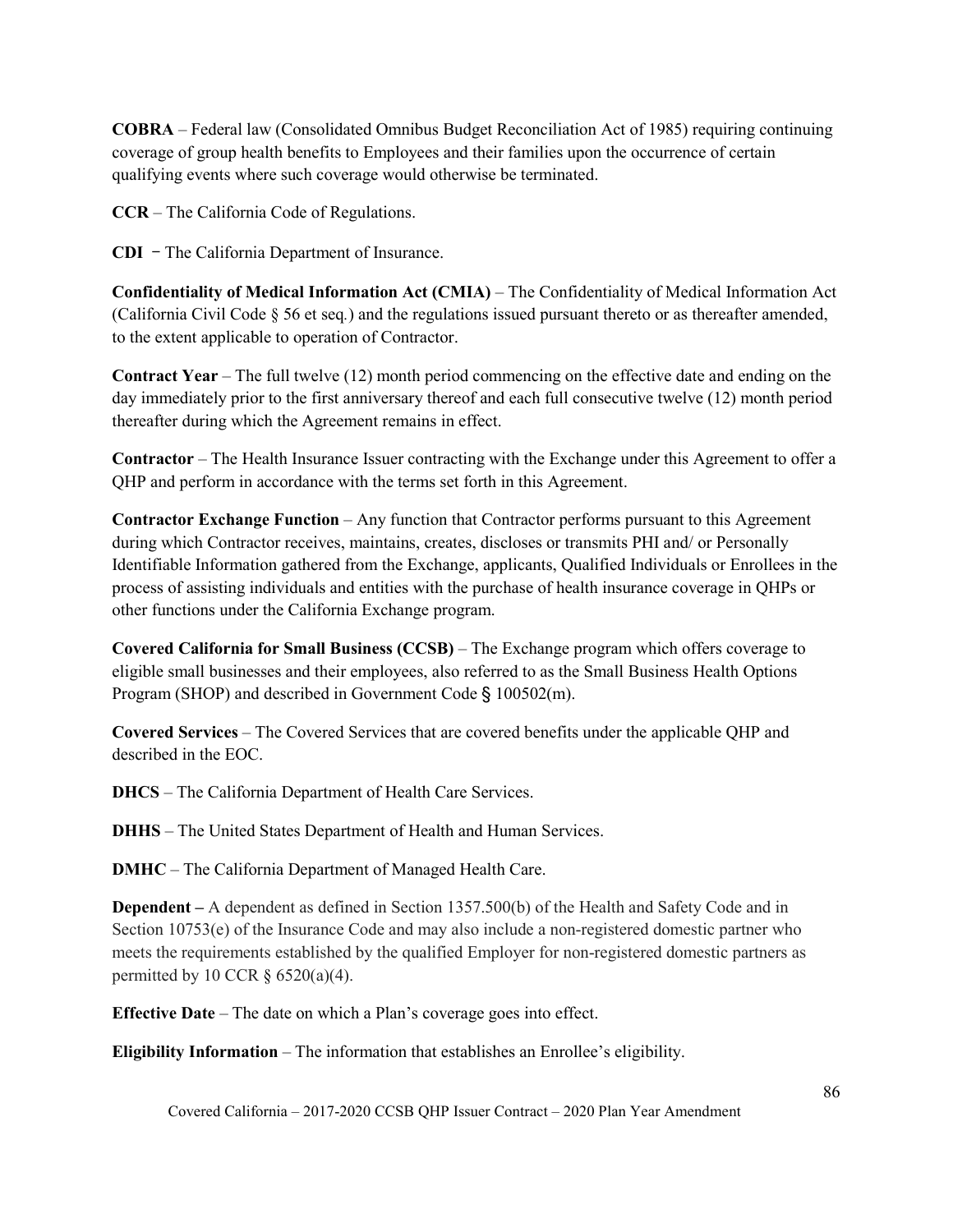**COBRA** – Federal law (Consolidated Omnibus Budget Reconciliation Act of 1985) requiring continuing coverage of group health benefits to Employees and their families upon the occurrence of certain qualifying events where such coverage would otherwise be terminated.

**CCR** – The California Code of Regulations.

**CDI** – The California Department of Insurance.

**Confidentiality of Medical Information Act (CMIA)** – The Confidentiality of Medical Information Act (California Civil Code § 56 et seq.) and the regulations issued pursuant thereto or as thereafter amended, to the extent applicable to operation of Contractor.

**Contract Year** – The full twelve (12) month period commencing on the effective date and ending on the day immediately prior to the first anniversary thereof and each full consecutive twelve (12) month period thereafter during which the Agreement remains in effect.

**Contractor** – The Health Insurance Issuer contracting with the Exchange under this Agreement to offer a QHP and perform in accordance with the terms set forth in this Agreement.

**Contractor Exchange Function** – Any function that Contractor performs pursuant to this Agreement during which Contractor receives, maintains, creates, discloses or transmits PHI and/ or Personally Identifiable Information gathered from the Exchange, applicants, Qualified Individuals or Enrollees in the process of assisting individuals and entities with the purchase of health insurance coverage in QHPs or other functions under the California Exchange program.

**Covered California for Small Business (CCSB)** – The Exchange program which offers coverage to eligible small businesses and their employees, also referred to as the Small Business Health Options Program (SHOP) and described in Government Code § 100502(m).

**Covered Services** – The Covered Services that are covered benefits under the applicable QHP and described in the EOC.

**DHCS** – The California Department of Health Care Services.

**DHHS** – The United States Department of Health and Human Services.

**DMHC** – The California Department of Managed Health Care.

**Dependent –** A dependent as defined in Section 1357.500(b) of the Health and Safety Code and in Section 10753(e) of the Insurance Code and may also include a non-registered domestic partner who meets the requirements established by the qualified Employer for non-registered domestic partners as permitted by 10 CCR § 6520(a)(4).

**Effective Date** – The date on which a Plan's coverage goes into effect.

**Eligibility Information** – The information that establishes an Enrollee's eligibility.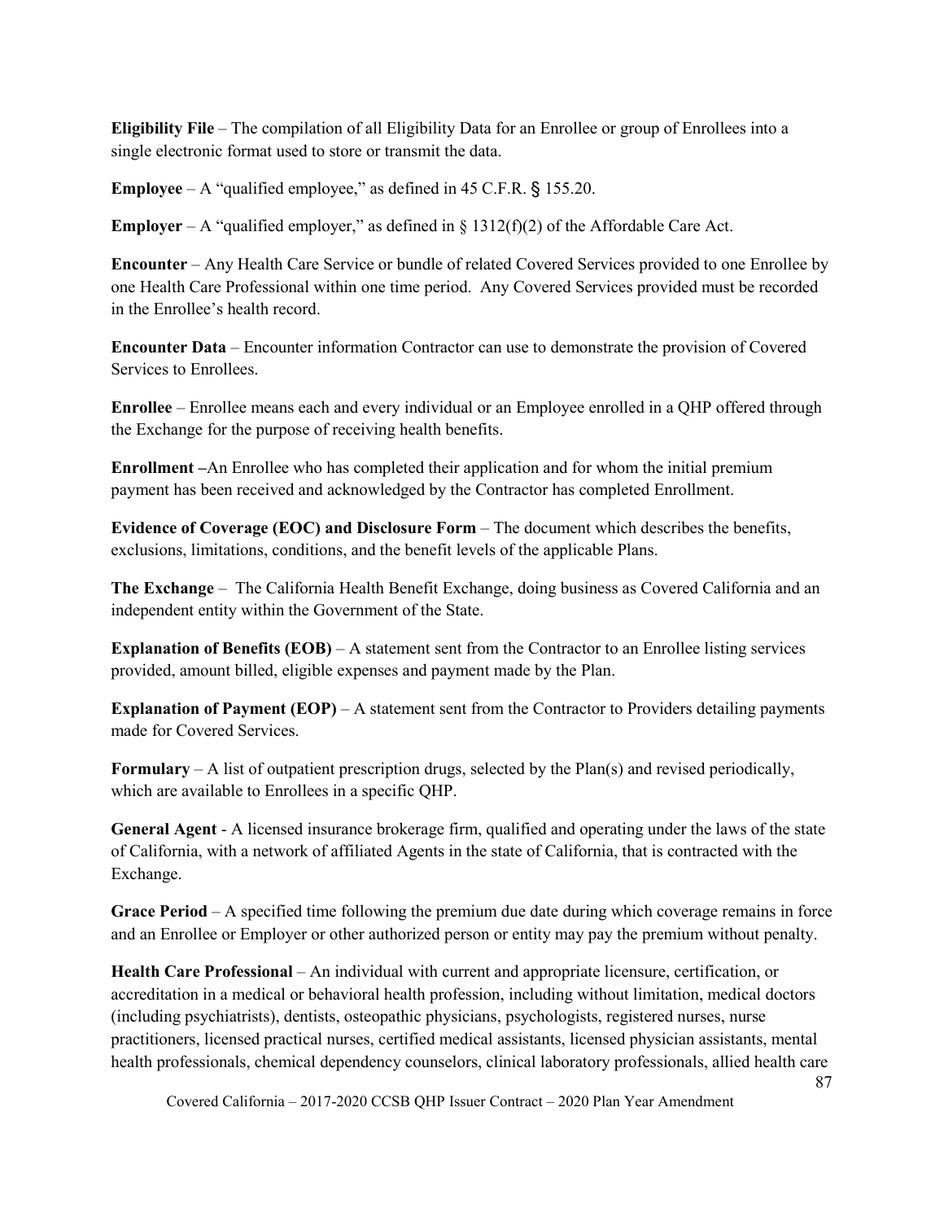**Eligibility File** – The compilation of all Eligibility Data for an Enrollee or group of Enrollees into a single electronic format used to store or transmit the data.

**Employee** – A "qualified employee," as defined in 45 C.F.R. § 155.20.

**Employer** – A "qualified employer," as defined in § 1312(f)(2) of the Affordable Care Act.

**Encounter** – Any Health Care Service or bundle of related Covered Services provided to one Enrollee by one Health Care Professional within one time period. Any Covered Services provided must be recorded in the Enrollee's health record.

**Encounter Data** – Encounter information Contractor can use to demonstrate the provision of Covered Services to Enrollees.

**Enrollee** – Enrollee means each and every individual or an Employee enrolled in a QHP offered through the Exchange for the purpose of receiving health benefits.

**Enrollment –**An Enrollee who has completed their application and for whom the initial premium payment has been received and acknowledged by the Contractor has completed Enrollment.

**Evidence of Coverage (EOC) and Disclosure Form** – The document which describes the benefits, exclusions, limitations, conditions, and the benefit levels of the applicable Plans.

**The Exchange** – The California Health Benefit Exchange, doing business as Covered California and an independent entity within the Government of the State.

**Explanation of Benefits (EOB)** – A statement sent from the Contractor to an Enrollee listing services provided, amount billed, eligible expenses and payment made by the Plan.

**Explanation of Payment (EOP)** – A statement sent from the Contractor to Providers detailing payments made for Covered Services.

**Formulary** – A list of outpatient prescription drugs, selected by the Plan(s) and revised periodically, which are available to Enrollees in a specific QHP.

**General Agent** - A licensed insurance brokerage firm, qualified and operating under the laws of the state of California, with a network of affiliated Agents in the state of California, that is contracted with the Exchange.

**Grace Period** – A specified time following the premium due date during which coverage remains in force and an Enrollee or Employer or other authorized person or entity may pay the premium without penalty.

**Health Care Professional** – An individual with current and appropriate licensure, certification, or accreditation in a medical or behavioral health profession, including without limitation, medical doctors (including psychiatrists), dentists, osteopathic physicians, psychologists, registered nurses, nurse practitioners, licensed practical nurses, certified medical assistants, licensed physician assistants, mental health professionals, chemical dependency counselors, clinical laboratory professionals, allied health care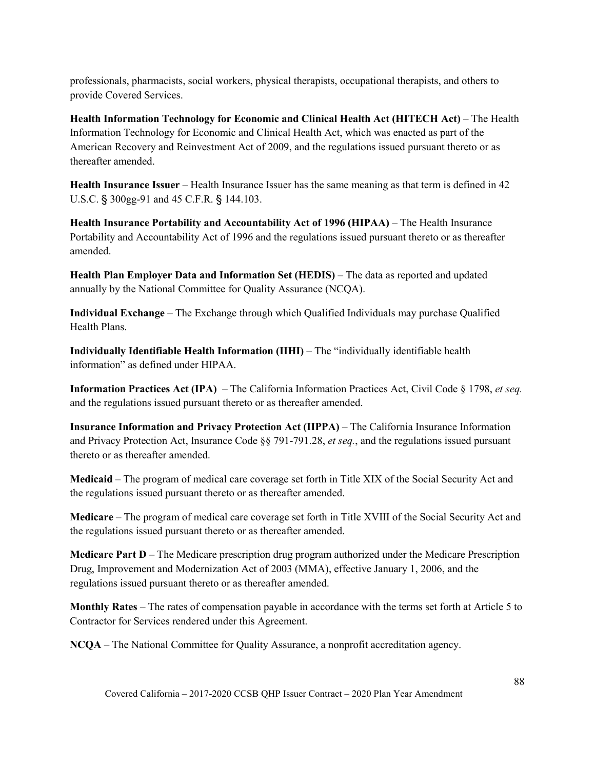professionals, pharmacists, social workers, physical therapists, occupational therapists, and others to provide Covered Services.

**Health Information Technology for Economic and Clinical Health Act (HITECH Act)** – The Health Information Technology for Economic and Clinical Health Act, which was enacted as part of the American Recovery and Reinvestment Act of 2009, and the regulations issued pursuant thereto or as thereafter amended.

**Health Insurance Issuer** – Health Insurance Issuer has the same meaning as that term is defined in 42 U.S.C. § 300gg-91 and 45 C.F.R. § 144.103.

**Health Insurance Portability and Accountability Act of 1996 (HIPAA)** – The Health Insurance Portability and Accountability Act of 1996 and the regulations issued pursuant thereto or as thereafter amended.

**Health Plan Employer Data and Information Set (HEDIS)** – The data as reported and updated annually by the National Committee for Quality Assurance (NCQA).

**Individual Exchange** – The Exchange through which Qualified Individuals may purchase Qualified Health Plans.

**Individually Identifiable Health Information (IIHI)** – The "individually identifiable health information" as defined under HIPAA.

**Information Practices Act (IPA)** – The California Information Practices Act, Civil Code § 1798, *et seq.* and the regulations issued pursuant thereto or as thereafter amended.

**Insurance Information and Privacy Protection Act (IIPPA)** – The California Insurance Information and Privacy Protection Act, Insurance Code §§ 791-791.28, *et seq.*, and the regulations issued pursuant thereto or as thereafter amended.

**Medicaid** – The program of medical care coverage set forth in Title XIX of the Social Security Act and the regulations issued pursuant thereto or as thereafter amended.

**Medicare** – The program of medical care coverage set forth in Title XVIII of the Social Security Act and the regulations issued pursuant thereto or as thereafter amended.

**Medicare Part D** – The Medicare prescription drug program authorized under the Medicare Prescription Drug, Improvement and Modernization Act of 2003 (MMA), effective January 1, 2006, and the regulations issued pursuant thereto or as thereafter amended.

**Monthly Rates** – The rates of compensation payable in accordance with the terms set forth at Article 5 to Contractor for Services rendered under this Agreement.

**NCQA** – The National Committee for Quality Assurance, a nonprofit accreditation agency.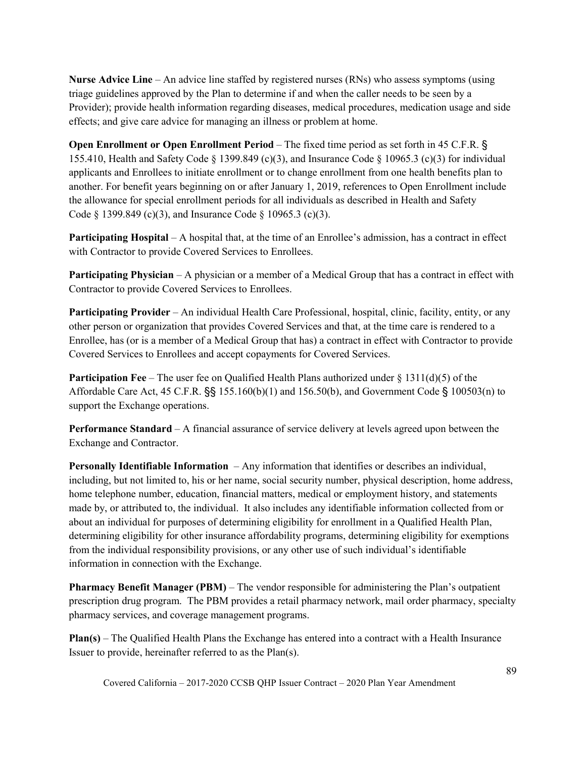**Nurse Advice Line** – An advice line staffed by registered nurses (RNs) who assess symptoms (using triage guidelines approved by the Plan to determine if and when the caller needs to be seen by a Provider); provide health information regarding diseases, medical procedures, medication usage and side effects; and give care advice for managing an illness or problem at home.

**Open Enrollment or Open Enrollment Period** – The fixed time period as set forth in 45 C.F.R. § 155.410, Health and Safety Code § 1399.849 (c)(3), and Insurance Code § 10965.3 (c)(3) for individual applicants and Enrollees to initiate enrollment or to change enrollment from one health benefits plan to another. For benefit years beginning on or after January 1, 2019, references to Open Enrollment include the allowance for special enrollment periods for all individuals as described in Health and Safety Code § 1399.849 (c)(3), and Insurance Code § 10965.3 (c)(3).

**Participating Hospital** – A hospital that, at the time of an Enrollee's admission, has a contract in effect with Contractor to provide Covered Services to Enrollees.

**Participating Physician** – A physician or a member of a Medical Group that has a contract in effect with Contractor to provide Covered Services to Enrollees.

**Participating Provider** – An individual Health Care Professional, hospital, clinic, facility, entity, or any other person or organization that provides Covered Services and that, at the time care is rendered to a Enrollee, has (or is a member of a Medical Group that has) a contract in effect with Contractor to provide Covered Services to Enrollees and accept copayments for Covered Services.

**Participation Fee** – The user fee on Qualified Health Plans authorized under § 1311(d)(5) of the Affordable Care Act, 45 C.F.R. §§ 155.160(b)(1) and 156.50(b), and Government Code § 100503(n) to support the Exchange operations.

**Performance Standard** – A financial assurance of service delivery at levels agreed upon between the Exchange and Contractor.

**Personally Identifiable Information** – Any information that identifies or describes an individual, including, but not limited to, his or her name, social security number, physical description, home address, home telephone number, education, financial matters, medical or employment history, and statements made by, or attributed to, the individual. It also includes any identifiable information collected from or about an individual for purposes of determining eligibility for enrollment in a Qualified Health Plan, determining eligibility for other insurance affordability programs, determining eligibility for exemptions from the individual responsibility provisions, or any other use of such individual's identifiable information in connection with the Exchange.

**Pharmacy Benefit Manager (PBM)** – The vendor responsible for administering the Plan's outpatient prescription drug program. The PBM provides a retail pharmacy network, mail order pharmacy, specialty pharmacy services, and coverage management programs.

**Plan(s)** – The Qualified Health Plans the Exchange has entered into a contract with a Health Insurance Issuer to provide, hereinafter referred to as the Plan(s).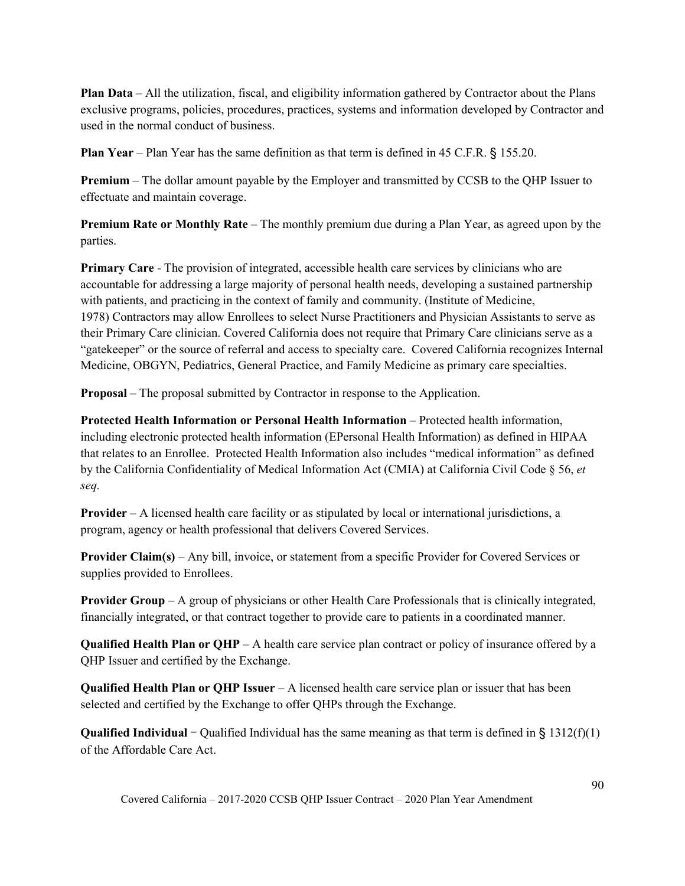**Plan Data** – All the utilization, fiscal, and eligibility information gathered by Contractor about the Plans exclusive programs, policies, procedures, practices, systems and information developed by Contractor and used in the normal conduct of business.

**Plan Year** – Plan Year has the same definition as that term is defined in 45 C.F.R. § 155.20.

**Premium** – The dollar amount payable by the Employer and transmitted by CCSB to the QHP Issuer to effectuate and maintain coverage.

**Premium Rate or Monthly Rate** – The monthly premium due during a Plan Year, as agreed upon by the parties.

**Primary Care** - The provision of integrated, accessible health care services by clinicians who are accountable for addressing a large majority of personal health needs, developing a sustained partnership with patients, and practicing in the context of family and community. (Institute of Medicine, 1978) Contractors may allow Enrollees to select Nurse Practitioners and Physician Assistants to serve as their Primary Care clinician. Covered California does not require that Primary Care clinicians serve as a "gatekeeper" or the source of referral and access to specialty care. Covered California recognizes Internal Medicine, OBGYN, Pediatrics, General Practice, and Family Medicine as primary care specialties.

**Proposal** – The proposal submitted by Contractor in response to the Application.

**Protected Health Information or Personal Health Information** – Protected health information, including electronic protected health information (EPersonal Health Information) as defined in HIPAA that relates to an Enrollee. Protected Health Information also includes "medical information" as defined by the California Confidentiality of Medical Information Act (CMIA) at California Civil Code § 56, *et seq.*

**Provider** – A licensed health care facility or as stipulated by local or international jurisdictions, a program, agency or health professional that delivers Covered Services.

**Provider Claim(s)** – Any bill, invoice, or statement from a specific Provider for Covered Services or supplies provided to Enrollees.

**Provider Group** – A group of physicians or other Health Care Professionals that is clinically integrated, financially integrated, or that contract together to provide care to patients in a coordinated manner.

**Qualified Health Plan or QHP** – A health care service plan contract or policy of insurance offered by a QHP Issuer and certified by the Exchange.

**Qualified Health Plan or QHP Issuer** – A licensed health care service plan or issuer that has been selected and certified by the Exchange to offer QHPs through the Exchange.

**Qualified Individual** − Qualified Individual has the same meaning as that term is defined in § 1312(f)(1) of the Affordable Care Act.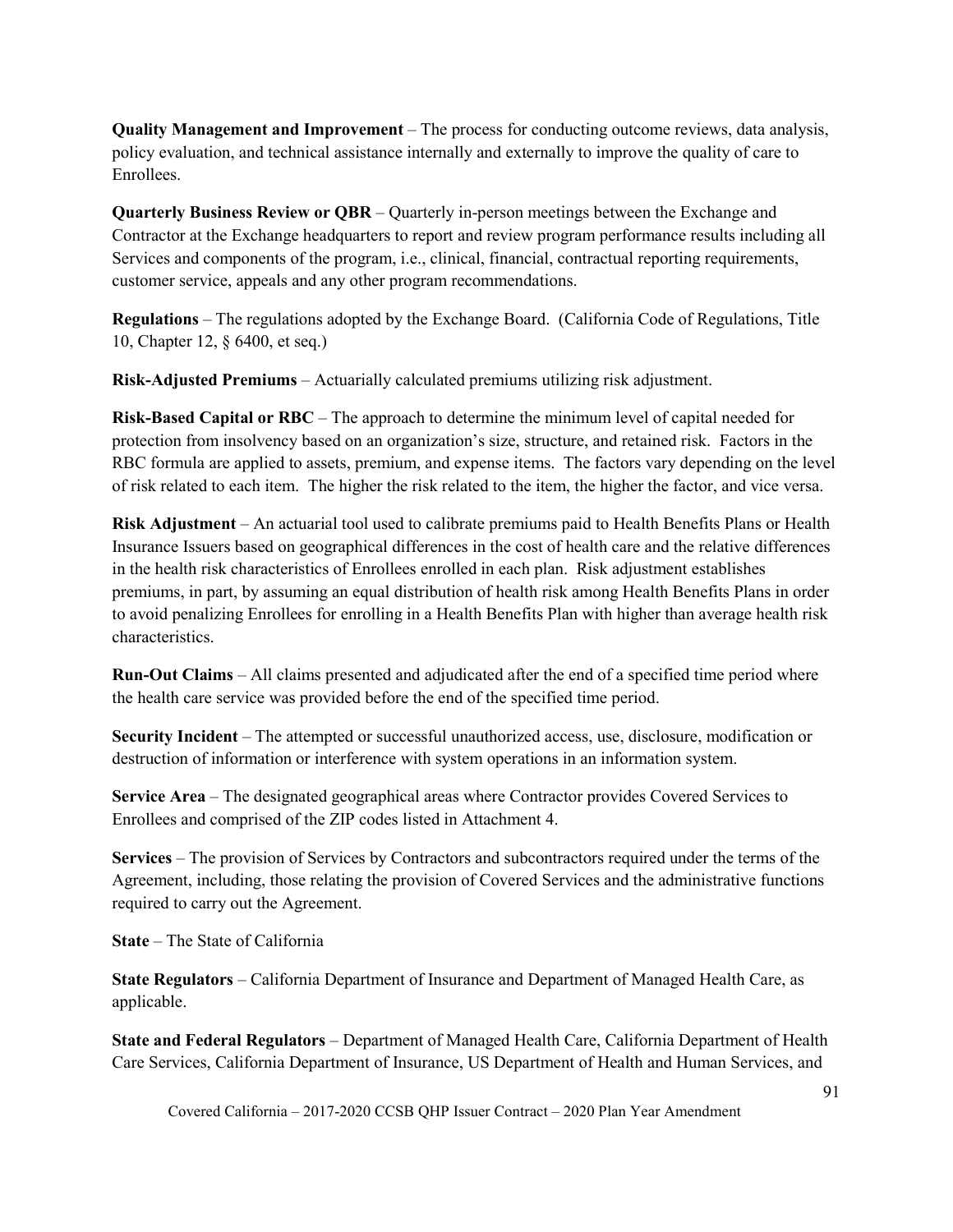**Quality Management and Improvement** – The process for conducting outcome reviews, data analysis, policy evaluation, and technical assistance internally and externally to improve the quality of care to Enrollees.

**Quarterly Business Review or QBR** – Quarterly in-person meetings between the Exchange and Contractor at the Exchange headquarters to report and review program performance results including all Services and components of the program, i.e., clinical, financial, contractual reporting requirements, customer service, appeals and any other program recommendations.

**Regulations** – The regulations adopted by the Exchange Board. (California Code of Regulations, Title 10, Chapter 12, § 6400, et seq.)

**Risk-Adjusted Premiums** – Actuarially calculated premiums utilizing risk adjustment.

**Risk-Based Capital or RBC** – The approach to determine the minimum level of capital needed for protection from insolvency based on an organization's size, structure, and retained risk. Factors in the RBC formula are applied to assets, premium, and expense items. The factors vary depending on the level of risk related to each item. The higher the risk related to the item, the higher the factor, and vice versa.

**Risk Adjustment** – An actuarial tool used to calibrate premiums paid to Health Benefits Plans or Health Insurance Issuers based on geographical differences in the cost of health care and the relative differences in the health risk characteristics of Enrollees enrolled in each plan. Risk adjustment establishes premiums, in part, by assuming an equal distribution of health risk among Health Benefits Plans in order to avoid penalizing Enrollees for enrolling in a Health Benefits Plan with higher than average health risk characteristics.

**Run-Out Claims** – All claims presented and adjudicated after the end of a specified time period where the health care service was provided before the end of the specified time period.

**Security Incident** – The attempted or successful unauthorized access, use, disclosure, modification or destruction of information or interference with system operations in an information system.

**Service Area** – The designated geographical areas where Contractor provides Covered Services to Enrollees and comprised of the ZIP codes listed in Attachment 4.

**Services** – The provision of Services by Contractors and subcontractors required under the terms of the Agreement, including, those relating the provision of Covered Services and the administrative functions required to carry out the Agreement.

**State** – The State of California

**State Regulators** – California Department of Insurance and Department of Managed Health Care, as applicable.

**State and Federal Regulators** – Department of Managed Health Care, California Department of Health Care Services, California Department of Insurance, US Department of Health and Human Services, and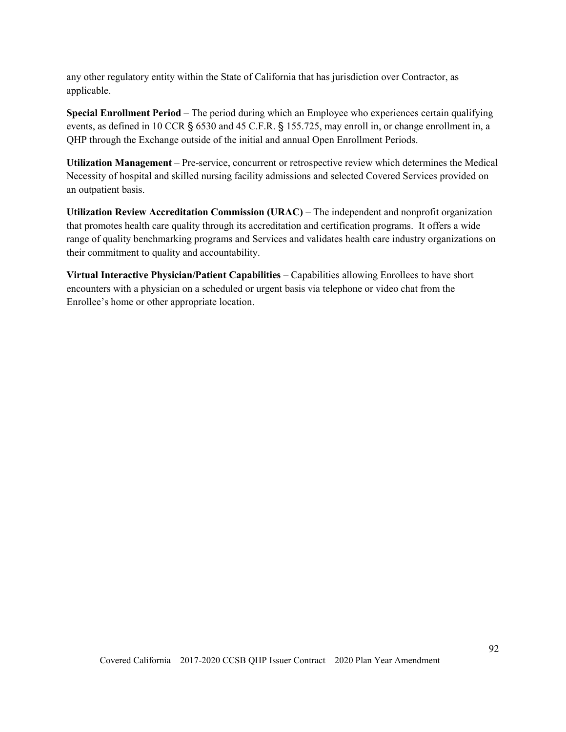any other regulatory entity within the State of California that has jurisdiction over Contractor, as applicable.

**Special Enrollment Period** – The period during which an Employee who experiences certain qualifying events, as defined in 10 CCR § 6530 and 45 C.F.R. § 155.725, may enroll in, or change enrollment in, a QHP through the Exchange outside of the initial and annual Open Enrollment Periods.

**Utilization Management** – Pre-service, concurrent or retrospective review which determines the Medical Necessity of hospital and skilled nursing facility admissions and selected Covered Services provided on an outpatient basis.

**Utilization Review Accreditation Commission (URAC)** – The independent and nonprofit organization that promotes health care quality through its accreditation and certification programs. It offers a wide range of quality benchmarking programs and Services and validates health care industry organizations on their commitment to quality and accountability.

**Virtual Interactive Physician/Patient Capabilities** – Capabilities allowing Enrollees to have short encounters with a physician on a scheduled or urgent basis via telephone or video chat from the Enrollee's home or other appropriate location.